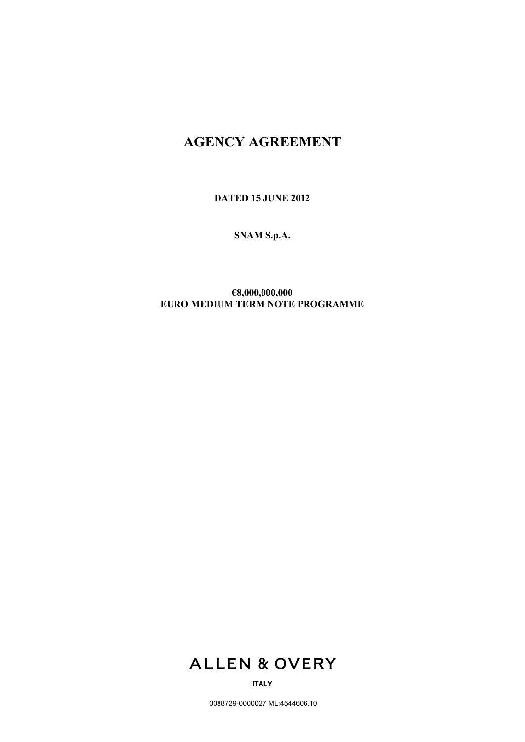# AGENCY AGREEMENT

**DATED 15 JUNE 2012**

**SNAM S.p.A.**

**€8,000,000,000**
**EURO MEDIUM TERM NOTE PROGRAMME**

ALLEN & OVERY

**ITALY**

0088729-0000027 ML:4544606.10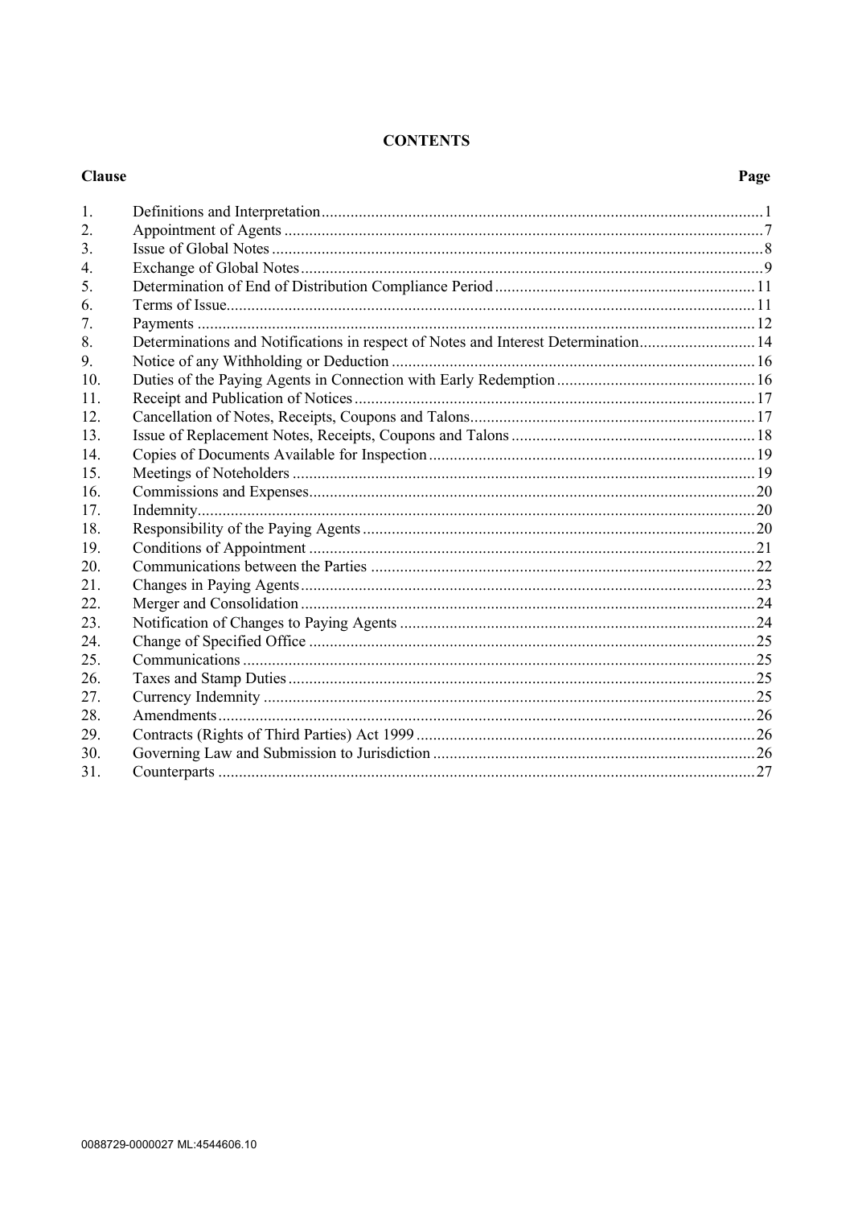# CONTENTS

| Clause | | Page |
|---|---|---|
| 1. | Definitions and Interpretation | 1 |
| 2. | Appointment of Agents | 7 |
| 3. | Issue of Global Notes | 8 |
| 4. | Exchange of Global Notes | 9 |
| 5. | Determination of End of Distribution Compliance Period | 11 |
| 6. | Terms of Issue | 11 |
| 7. | Payments | 12 |
| 8. | Determinations and Notifications in respect of Notes and Interest Determination | 14 |
| 9. | Notice of any Withholding or Deduction | 16 |
| 10. | Duties of the Paying Agents in Connection with Early Redemption | 16 |
| 11. | Receipt and Publication of Notices | 17 |
| 12. | Cancellation of Notes, Receipts, Coupons and Talons | 17 |
| 13. | Issue of Replacement Notes, Receipts, Coupons and Talons | 18 |
| 14. | Copies of Documents Available for Inspection | 19 |
| 15. | Meetings of Noteholders | 19 |
| 16. | Commissions and Expenses | 20 |
| 17. | Indemnity | 20 |
| 18. | Responsibility of the Paying Agents | 20 |
| 19. | Conditions of Appointment | 21 |
| 20. | Communications between the Parties | 22 |
| 21. | Changes in Paying Agents | 23 |
| 22. | Merger and Consolidation | 24 |
| 23. | Notification of Changes to Paying Agents | 24 |
| 24. | Change of Specified Office | 25 |
| 25. | Communications | 25 |
| 26. | Taxes and Stamp Duties | 25 |
| 27. | Currency Indemnity | 25 |
| 28. | Amendments | 26 |
| 29. | Contracts (Rights of Third Parties) Act 1999 | 26 |
| 30. | Governing Law and Submission to Jurisdiction | 26 |
| 31. | Counterparts | 27 |

0088729-0000027 ML:4544606.10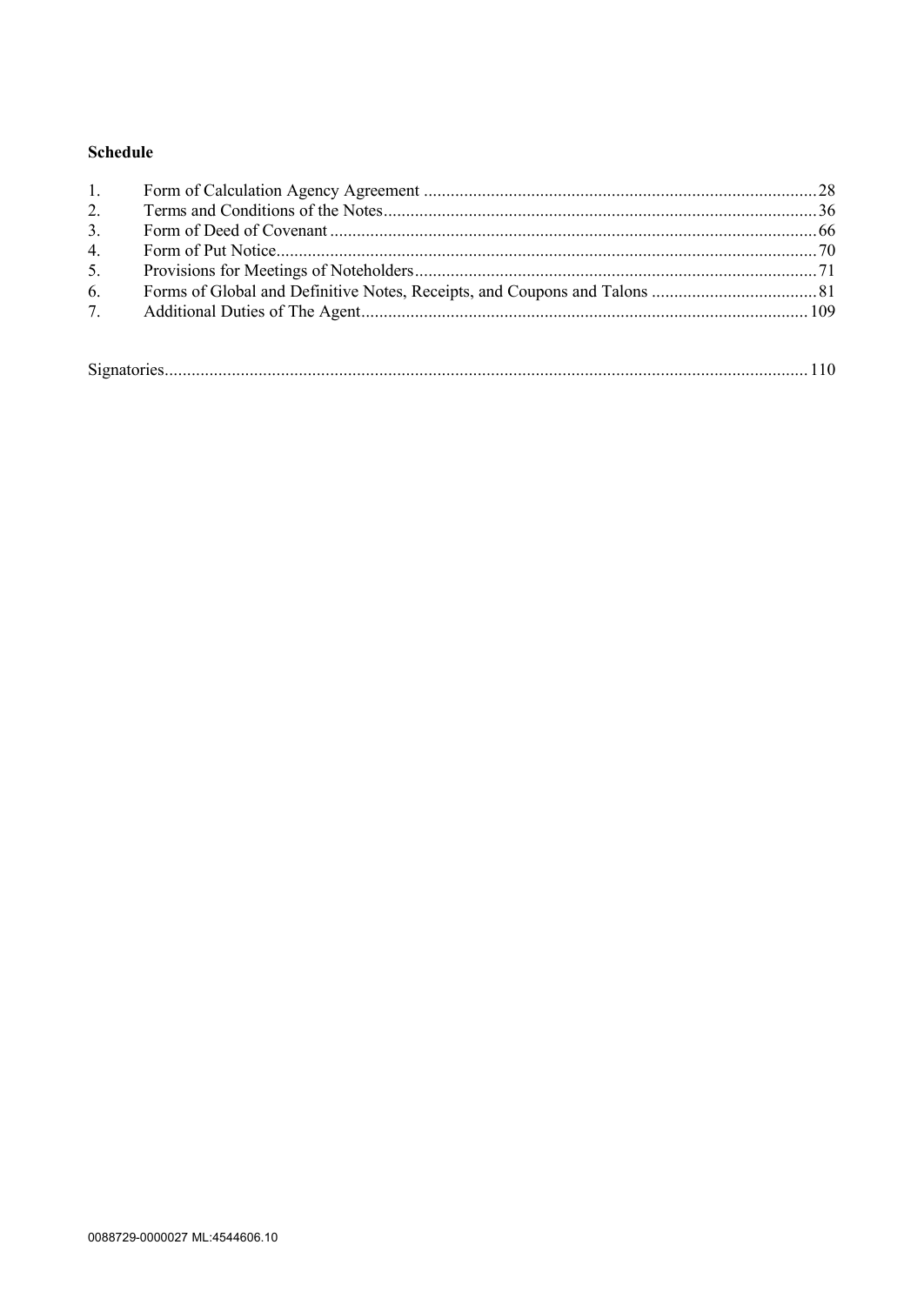**Schedule**

| | | |
|---|---|---|
| 1. | Form of Calculation Agency Agreement | 28 |
| 2. | Terms and Conditions of the Notes | 36 |
| 3. | Form of Deed of Covenant | 66 |
| 4. | Form of Put Notice | 70 |
| 5. | Provisions for Meetings of Noteholders | 71 |
| 6. | Forms of Global and Definitive Notes, Receipts, and Coupons and Talons | 81 |
| 7. | Additional Duties of The Agent | 109 |

Signatories .......... 110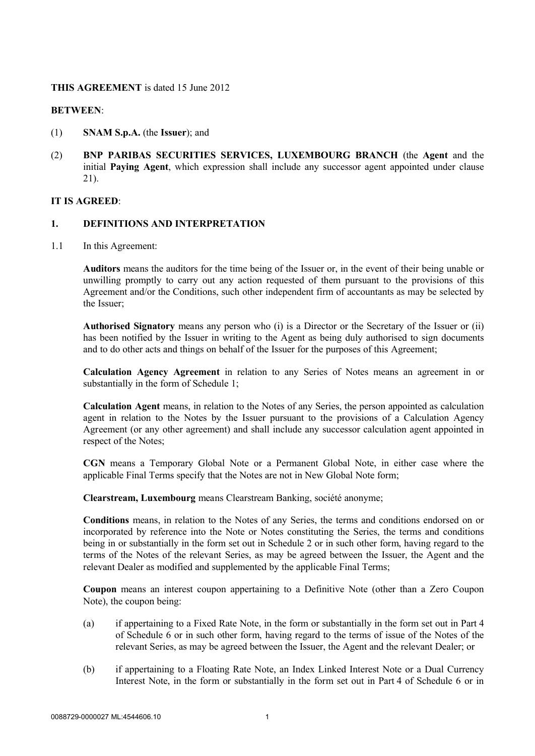**THIS AGREEMENT** is dated 15 June 2012

**BETWEEN**:

(1) **SNAM S.p.A.** (the **Issuer**); and

(2) **BNP PARIBAS SECURITIES SERVICES, LUXEMBOURG BRANCH** (the **Agent** and the initial **Paying Agent**, which expression shall include any successor agent appointed under clause 21).

**IT IS AGREED**:

## 1. DEFINITIONS AND INTERPRETATION

1.1 In this Agreement:

**Auditors** means the auditors for the time being of the Issuer or, in the event of their being unable or unwilling promptly to carry out any action requested of them pursuant to the provisions of this Agreement and/or the Conditions, such other independent firm of accountants as may be selected by the Issuer;

**Authorised Signatory** means any person who (i) is a Director or the Secretary of the Issuer or (ii) has been notified by the Issuer in writing to the Agent as being duly authorised to sign documents and to do other acts and things on behalf of the Issuer for the purposes of this Agreement;

**Calculation Agency Agreement** in relation to any Series of Notes means an agreement in or substantially in the form of Schedule 1;

**Calculation Agent** means, in relation to the Notes of any Series, the person appointed as calculation agent in relation to the Notes by the Issuer pursuant to the provisions of a Calculation Agency Agreement (or any other agreement) and shall include any successor calculation agent appointed in respect of the Notes;

**CGN** means a Temporary Global Note or a Permanent Global Note, in either case where the applicable Final Terms specify that the Notes are not in New Global Note form;

**Clearstream, Luxembourg** means Clearstream Banking, société anonyme;

**Conditions** means, in relation to the Notes of any Series, the terms and conditions endorsed on or incorporated by reference into the Note or Notes constituting the Series, the terms and conditions being in or substantially in the form set out in Schedule 2 or in such other form, having regard to the terms of the Notes of the relevant Series, as may be agreed between the Issuer, the Agent and the relevant Dealer as modified and supplemented by the applicable Final Terms;

**Coupon** means an interest coupon appertaining to a Definitive Note (other than a Zero Coupon Note), the coupon being:

(a) if appertaining to a Fixed Rate Note, in the form or substantially in the form set out in Part 4 of Schedule 6 or in such other form, having regard to the terms of issue of the Notes of the relevant Series, as may be agreed between the Issuer, the Agent and the relevant Dealer; or

(b) if appertaining to a Floating Rate Note, an Index Linked Interest Note or a Dual Currency Interest Note, in the form or substantially in the form set out in Part 4 of Schedule 6 or in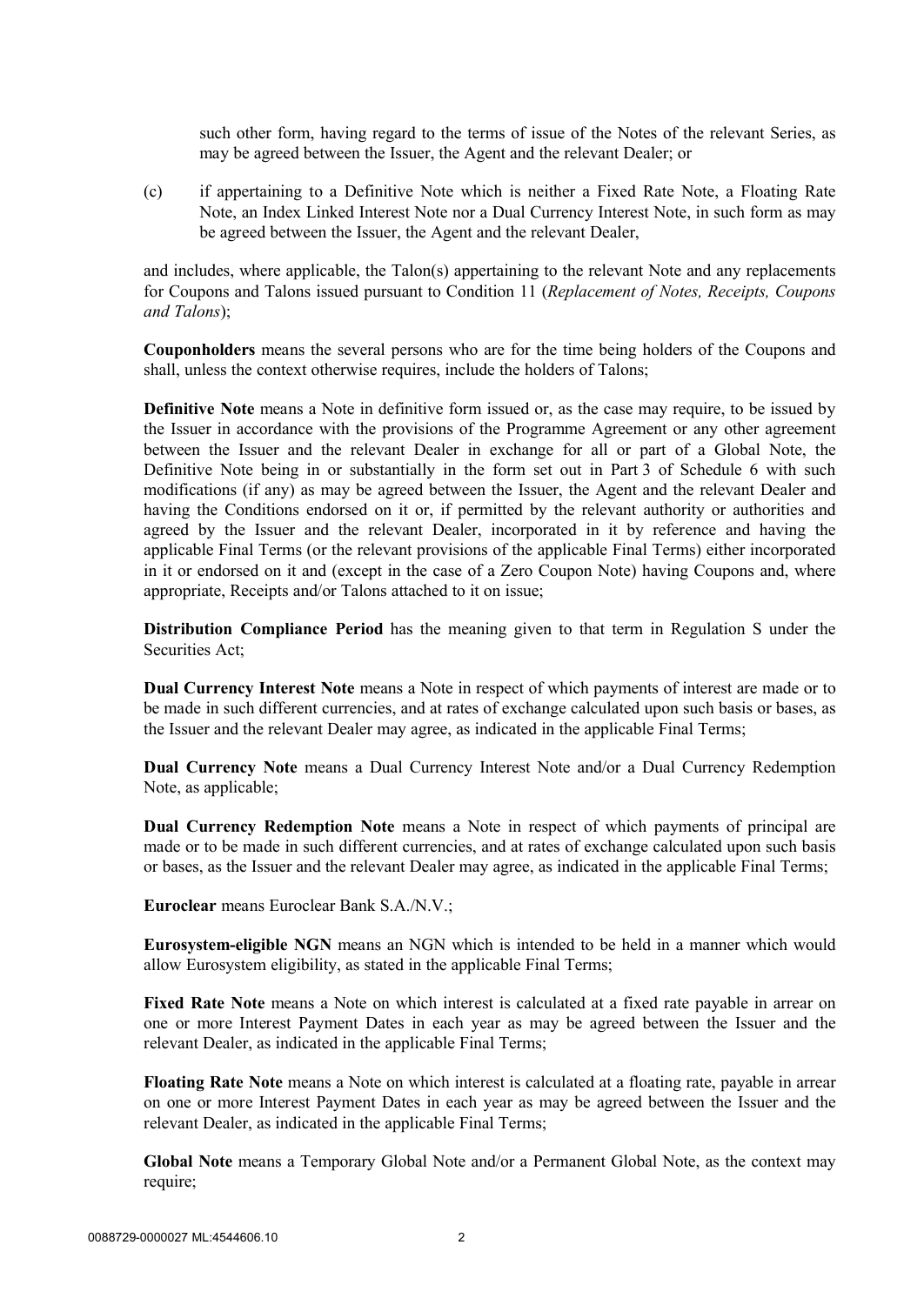such other form, having regard to the terms of issue of the Notes of the relevant Series, as may be agreed between the Issuer, the Agent and the relevant Dealer; or

(c) if appertaining to a Definitive Note which is neither a Fixed Rate Note, a Floating Rate Note, an Index Linked Interest Note nor a Dual Currency Interest Note, in such form as may be agreed between the Issuer, the Agent and the relevant Dealer,

and includes, where applicable, the Talon(s) appertaining to the relevant Note and any replacements for Coupons and Talons issued pursuant to Condition 11 (*Replacement of Notes, Receipts, Coupons and Talons*);

**Couponholders** means the several persons who are for the time being holders of the Coupons and shall, unless the context otherwise requires, include the holders of Talons;

**Definitive Note** means a Note in definitive form issued or, as the case may require, to be issued by the Issuer in accordance with the provisions of the Programme Agreement or any other agreement between the Issuer and the relevant Dealer in exchange for all or part of a Global Note, the Definitive Note being in or substantially in the form set out in Part 3 of Schedule 6 with such modifications (if any) as may be agreed between the Issuer, the Agent and the relevant Dealer and having the Conditions endorsed on it or, if permitted by the relevant authority or authorities and agreed by the Issuer and the relevant Dealer, incorporated in it by reference and having the applicable Final Terms (or the relevant provisions of the applicable Final Terms) either incorporated in it or endorsed on it and (except in the case of a Zero Coupon Note) having Coupons and, where appropriate, Receipts and/or Talons attached to it on issue;

**Distribution Compliance Period** has the meaning given to that term in Regulation S under the Securities Act;

**Dual Currency Interest Note** means a Note in respect of which payments of interest are made or to be made in such different currencies, and at rates of exchange calculated upon such basis or bases, as the Issuer and the relevant Dealer may agree, as indicated in the applicable Final Terms;

**Dual Currency Note** means a Dual Currency Interest Note and/or a Dual Currency Redemption Note, as applicable;

**Dual Currency Redemption Note** means a Note in respect of which payments of principal are made or to be made in such different currencies, and at rates of exchange calculated upon such basis or bases, as the Issuer and the relevant Dealer may agree, as indicated in the applicable Final Terms;

**Euroclear** means Euroclear Bank S.A./N.V.;

**Eurosystem-eligible NGN** means an NGN which is intended to be held in a manner which would allow Eurosystem eligibility, as stated in the applicable Final Terms;

**Fixed Rate Note** means a Note on which interest is calculated at a fixed rate payable in arrear on one or more Interest Payment Dates in each year as may be agreed between the Issuer and the relevant Dealer, as indicated in the applicable Final Terms;

**Floating Rate Note** means a Note on which interest is calculated at a floating rate, payable in arrear on one or more Interest Payment Dates in each year as may be agreed between the Issuer and the relevant Dealer, as indicated in the applicable Final Terms;

**Global Note** means a Temporary Global Note and/or a Permanent Global Note, as the context may require;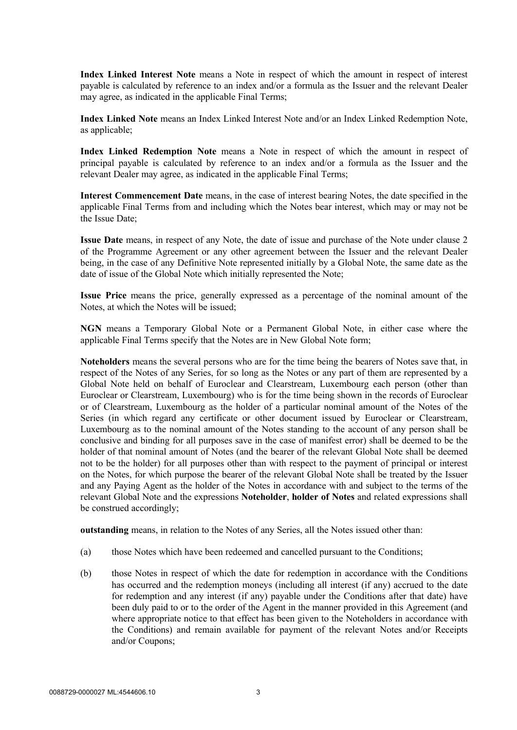**Index Linked Interest Note** means a Note in respect of which the amount in respect of interest payable is calculated by reference to an index and/or a formula as the Issuer and the relevant Dealer may agree, as indicated in the applicable Final Terms;

**Index Linked Note** means an Index Linked Interest Note and/or an Index Linked Redemption Note, as applicable;

**Index Linked Redemption Note** means a Note in respect of which the amount in respect of principal payable is calculated by reference to an index and/or a formula as the Issuer and the relevant Dealer may agree, as indicated in the applicable Final Terms;

**Interest Commencement Date** means, in the case of interest bearing Notes, the date specified in the applicable Final Terms from and including which the Notes bear interest, which may or may not be the Issue Date;

**Issue Date** means, in respect of any Note, the date of issue and purchase of the Note under clause 2 of the Programme Agreement or any other agreement between the Issuer and the relevant Dealer being, in the case of any Definitive Note represented initially by a Global Note, the same date as the date of issue of the Global Note which initially represented the Note;

**Issue Price** means the price, generally expressed as a percentage of the nominal amount of the Notes, at which the Notes will be issued;

**NGN** means a Temporary Global Note or a Permanent Global Note, in either case where the applicable Final Terms specify that the Notes are in New Global Note form;

**Noteholders** means the several persons who are for the time being the bearers of Notes save that, in respect of the Notes of any Series, for so long as the Notes or any part of them are represented by a Global Note held on behalf of Euroclear and Clearstream, Luxembourg each person (other than Euroclear or Clearstream, Luxembourg) who is for the time being shown in the records of Euroclear or of Clearstream, Luxembourg as the holder of a particular nominal amount of the Notes of the Series (in which regard any certificate or other document issued by Euroclear or Clearstream, Luxembourg as to the nominal amount of the Notes standing to the account of any person shall be conclusive and binding for all purposes save in the case of manifest error) shall be deemed to be the holder of that nominal amount of Notes (and the bearer of the relevant Global Note shall be deemed not to be the holder) for all purposes other than with respect to the payment of principal or interest on the Notes, for which purpose the bearer of the relevant Global Note shall be treated by the Issuer and any Paying Agent as the holder of the Notes in accordance with and subject to the terms of the relevant Global Note and the expressions **Noteholder**, **holder of Notes** and related expressions shall be construed accordingly;

**outstanding** means, in relation to the Notes of any Series, all the Notes issued other than:

(a) those Notes which have been redeemed and cancelled pursuant to the Conditions;

(b) those Notes in respect of which the date for redemption in accordance with the Conditions has occurred and the redemption moneys (including all interest (if any) accrued to the date for redemption and any interest (if any) payable under the Conditions after that date) have been duly paid to or to the order of the Agent in the manner provided in this Agreement (and where appropriate notice to that effect has been given to the Noteholders in accordance with the Conditions) and remain available for payment of the relevant Notes and/or Receipts and/or Coupons;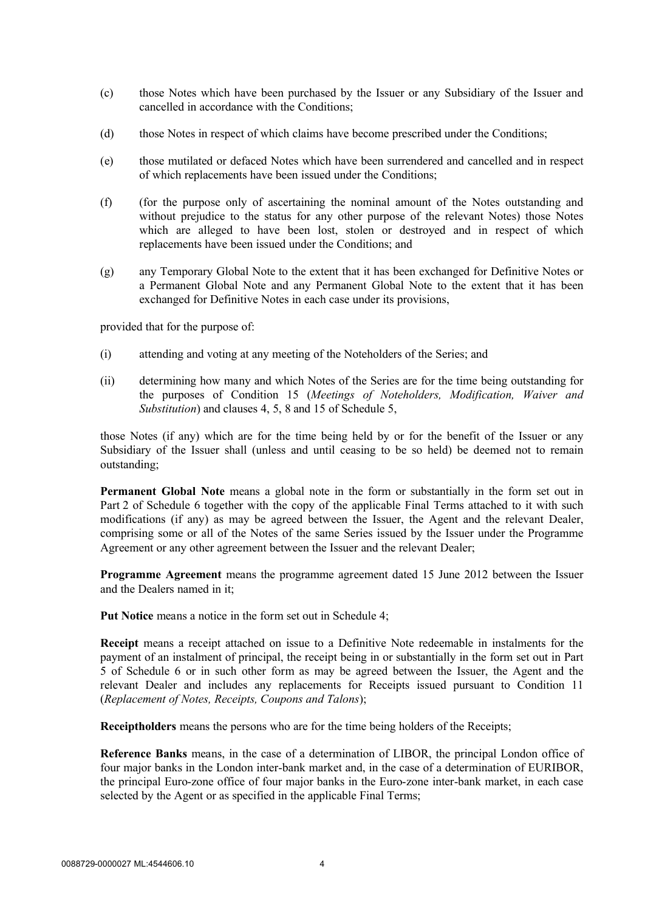(c) those Notes which have been purchased by the Issuer or any Subsidiary of the Issuer and cancelled in accordance with the Conditions;

(d) those Notes in respect of which claims have become prescribed under the Conditions;

(e) those mutilated or defaced Notes which have been surrendered and cancelled and in respect of which replacements have been issued under the Conditions;

(f) (for the purpose only of ascertaining the nominal amount of the Notes outstanding and without prejudice to the status for any other purpose of the relevant Notes) those Notes which are alleged to have been lost, stolen or destroyed and in respect of which replacements have been issued under the Conditions; and

(g) any Temporary Global Note to the extent that it has been exchanged for Definitive Notes or a Permanent Global Note and any Permanent Global Note to the extent that it has been exchanged for Definitive Notes in each case under its provisions,

provided that for the purpose of:

(i) attending and voting at any meeting of the Noteholders of the Series; and

(ii) determining how many and which Notes of the Series are for the time being outstanding for the purposes of Condition 15 (*Meetings of Noteholders, Modification, Waiver and Substitution*) and clauses 4, 5, 8 and 15 of Schedule 5,

those Notes (if any) which are for the time being held by or for the benefit of the Issuer or any Subsidiary of the Issuer shall (unless and until ceasing to be so held) be deemed not to remain outstanding;

**Permanent Global Note** means a global note in the form or substantially in the form set out in Part 2 of Schedule 6 together with the copy of the applicable Final Terms attached to it with such modifications (if any) as may be agreed between the Issuer, the Agent and the relevant Dealer, comprising some or all of the Notes of the same Series issued by the Issuer under the Programme Agreement or any other agreement between the Issuer and the relevant Dealer;

**Programme Agreement** means the programme agreement dated 15 June 2012 between the Issuer and the Dealers named in it;

**Put Notice** means a notice in the form set out in Schedule 4;

**Receipt** means a receipt attached on issue to a Definitive Note redeemable in instalments for the payment of an instalment of principal, the receipt being in or substantially in the form set out in Part 5 of Schedule 6 or in such other form as may be agreed between the Issuer, the Agent and the relevant Dealer and includes any replacements for Receipts issued pursuant to Condition 11 (*Replacement of Notes, Receipts, Coupons and Talons*);

**Receiptholders** means the persons who are for the time being holders of the Receipts;

**Reference Banks** means, in the case of a determination of LIBOR, the principal London office of four major banks in the London inter-bank market and, in the case of a determination of EURIBOR, the principal Euro-zone office of four major banks in the Euro-zone inter-bank market, in each case selected by the Agent or as specified in the applicable Final Terms;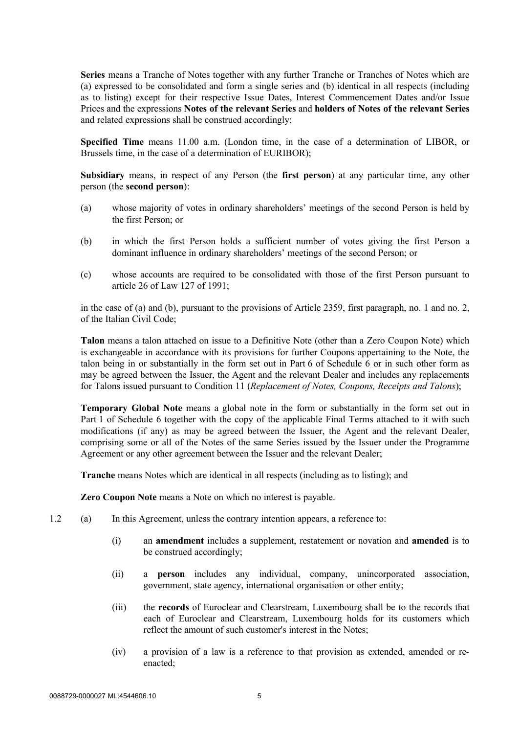**Series** means a Tranche of Notes together with any further Tranche or Tranches of Notes which are (a) expressed to be consolidated and form a single series and (b) identical in all respects (including as to listing) except for their respective Issue Dates, Interest Commencement Dates and/or Issue Prices and the expressions **Notes of the relevant Series** and **holders of Notes of the relevant Series** and related expressions shall be construed accordingly;

**Specified Time** means 11.00 a.m. (London time, in the case of a determination of LIBOR, or Brussels time, in the case of a determination of EURIBOR);

**Subsidiary** means, in respect of any Person (the **first person**) at any particular time, any other person (the **second person**):

(a) whose majority of votes in ordinary shareholders' meetings of the second Person is held by the first Person; or

(b) in which the first Person holds a sufficient number of votes giving the first Person a dominant influence in ordinary shareholders' meetings of the second Person; or

(c) whose accounts are required to be consolidated with those of the first Person pursuant to article 26 of Law 127 of 1991;

in the case of (a) and (b), pursuant to the provisions of Article 2359, first paragraph, no. 1 and no. 2, of the Italian Civil Code;

**Talon** means a talon attached on issue to a Definitive Note (other than a Zero Coupon Note) which is exchangeable in accordance with its provisions for further Coupons appertaining to the Note, the talon being in or substantially in the form set out in Part 6 of Schedule 6 or in such other form as may be agreed between the Issuer, the Agent and the relevant Dealer and includes any replacements for Talons issued pursuant to Condition 11 (*Replacement of Notes, Coupons, Receipts and Talons*);

**Temporary Global Note** means a global note in the form or substantially in the form set out in Part 1 of Schedule 6 together with the copy of the applicable Final Terms attached to it with such modifications (if any) as may be agreed between the Issuer, the Agent and the relevant Dealer, comprising some or all of the Notes of the same Series issued by the Issuer under the Programme Agreement or any other agreement between the Issuer and the relevant Dealer;

**Tranche** means Notes which are identical in all respects (including as to listing); and

**Zero Coupon Note** means a Note on which no interest is payable.

1.2 (a) In this Agreement, unless the contrary intention appears, a reference to:

(i) an **amendment** includes a supplement, restatement or novation and **amended** is to be construed accordingly;

(ii) a **person** includes any individual, company, unincorporated association, government, state agency, international organisation or other entity;

(iii) the **records** of Euroclear and Clearstream, Luxembourg shall be to the records that each of Euroclear and Clearstream, Luxembourg holds for its customers which reflect the amount of such customer's interest in the Notes;

(iv) a provision of a law is a reference to that provision as extended, amended or re-enacted;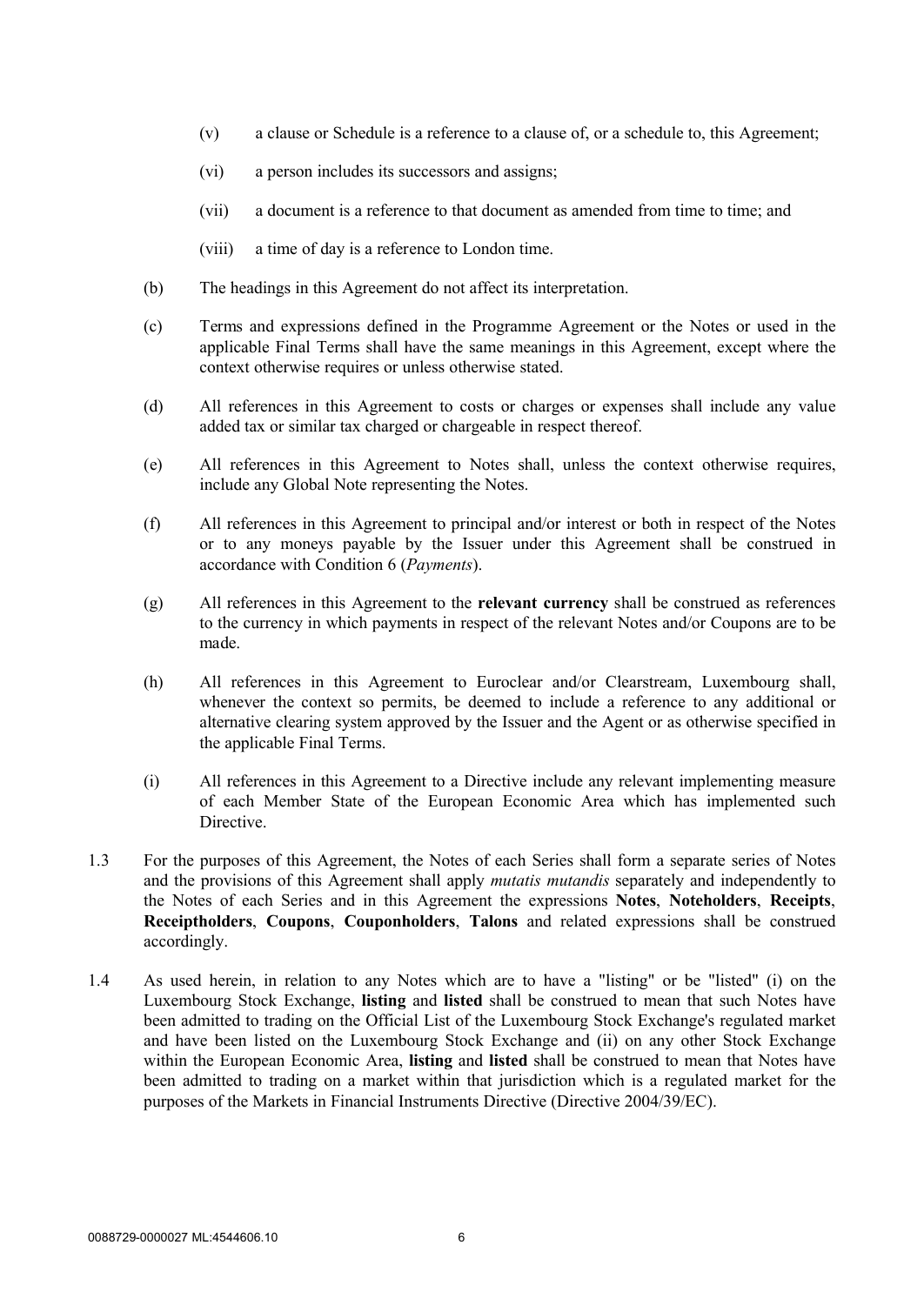(v) a clause or Schedule is a reference to a clause of, or a schedule to, this Agreement;

(vi) a person includes its successors and assigns;

(vii) a document is a reference to that document as amended from time to time; and

(viii) a time of day is a reference to London time.

(b) The headings in this Agreement do not affect its interpretation.

(c) Terms and expressions defined in the Programme Agreement or the Notes or used in the applicable Final Terms shall have the same meanings in this Agreement, except where the context otherwise requires or unless otherwise stated.

(d) All references in this Agreement to costs or charges or expenses shall include any value added tax or similar tax charged or chargeable in respect thereof.

(e) All references in this Agreement to Notes shall, unless the context otherwise requires, include any Global Note representing the Notes.

(f) All references in this Agreement to principal and/or interest or both in respect of the Notes or to any moneys payable by the Issuer under this Agreement shall be construed in accordance with Condition 6 (*Payments*).

(g) All references in this Agreement to the **relevant currency** shall be construed as references to the currency in which payments in respect of the relevant Notes and/or Coupons are to be made.

(h) All references in this Agreement to Euroclear and/or Clearstream, Luxembourg shall, whenever the context so permits, be deemed to include a reference to any additional or alternative clearing system approved by the Issuer and the Agent or as otherwise specified in the applicable Final Terms.

(i) All references in this Agreement to a Directive include any relevant implementing measure of each Member State of the European Economic Area which has implemented such Directive.

1.3 For the purposes of this Agreement, the Notes of each Series shall form a separate series of Notes and the provisions of this Agreement shall apply *mutatis mutandis* separately and independently to the Notes of each Series and in this Agreement the expressions **Notes**, **Noteholders**, **Receipts**, **Receiptholders**, **Coupons**, **Couponholders**, **Talons** and related expressions shall be construed accordingly.

1.4 As used herein, in relation to any Notes which are to have a "listing" or be "listed" (i) on the Luxembourg Stock Exchange, **listing** and **listed** shall be construed to mean that such Notes have been admitted to trading on the Official List of the Luxembourg Stock Exchange's regulated market and have been listed on the Luxembourg Stock Exchange and (ii) on any other Stock Exchange within the European Economic Area, **listing** and **listed** shall be construed to mean that Notes have been admitted to trading on a market within that jurisdiction which is a regulated market for the purposes of the Markets in Financial Instruments Directive (Directive 2004/39/EC).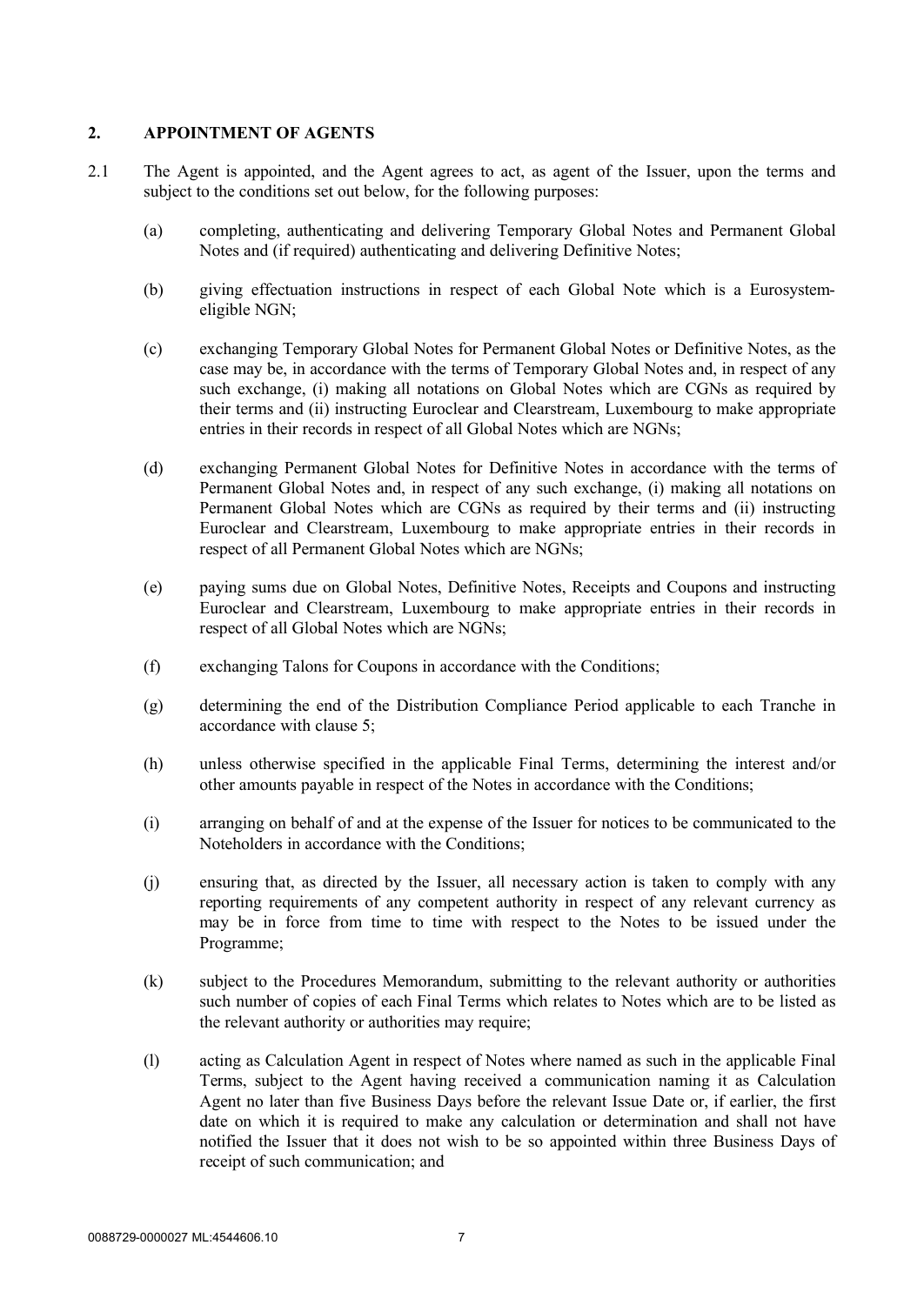## 2. APPOINTMENT OF AGENTS

2.1 The Agent is appointed, and the Agent agrees to act, as agent of the Issuer, upon the terms and subject to the conditions set out below, for the following purposes:

(a) completing, authenticating and delivering Temporary Global Notes and Permanent Global Notes and (if required) authenticating and delivering Definitive Notes;

(b) giving effectuation instructions in respect of each Global Note which is a Eurosystem-eligible NGN;

(c) exchanging Temporary Global Notes for Permanent Global Notes or Definitive Notes, as the case may be, in accordance with the terms of Temporary Global Notes and, in respect of any such exchange, (i) making all notations on Global Notes which are CGNs as required by their terms and (ii) instructing Euroclear and Clearstream, Luxembourg to make appropriate entries in their records in respect of all Global Notes which are NGNs;

(d) exchanging Permanent Global Notes for Definitive Notes in accordance with the terms of Permanent Global Notes and, in respect of any such exchange, (i) making all notations on Permanent Global Notes which are CGNs as required by their terms and (ii) instructing Euroclear and Clearstream, Luxembourg to make appropriate entries in their records in respect of all Permanent Global Notes which are NGNs;

(e) paying sums due on Global Notes, Definitive Notes, Receipts and Coupons and instructing Euroclear and Clearstream, Luxembourg to make appropriate entries in their records in respect of all Global Notes which are NGNs;

(f) exchanging Talons for Coupons in accordance with the Conditions;

(g) determining the end of the Distribution Compliance Period applicable to each Tranche in accordance with clause 5;

(h) unless otherwise specified in the applicable Final Terms, determining the interest and/or other amounts payable in respect of the Notes in accordance with the Conditions;

(i) arranging on behalf of and at the expense of the Issuer for notices to be communicated to the Noteholders in accordance with the Conditions;

(j) ensuring that, as directed by the Issuer, all necessary action is taken to comply with any reporting requirements of any competent authority in respect of any relevant currency as may be in force from time to time with respect to the Notes to be issued under the Programme;

(k) subject to the Procedures Memorandum, submitting to the relevant authority or authorities such number of copies of each Final Terms which relates to Notes which are to be listed as the relevant authority or authorities may require;

(l) acting as Calculation Agent in respect of Notes where named as such in the applicable Final Terms, subject to the Agent having received a communication naming it as Calculation Agent no later than five Business Days before the relevant Issue Date or, if earlier, the first date on which it is required to make any calculation or determination and shall not have notified the Issuer that it does not wish to be so appointed within three Business Days of receipt of such communication; and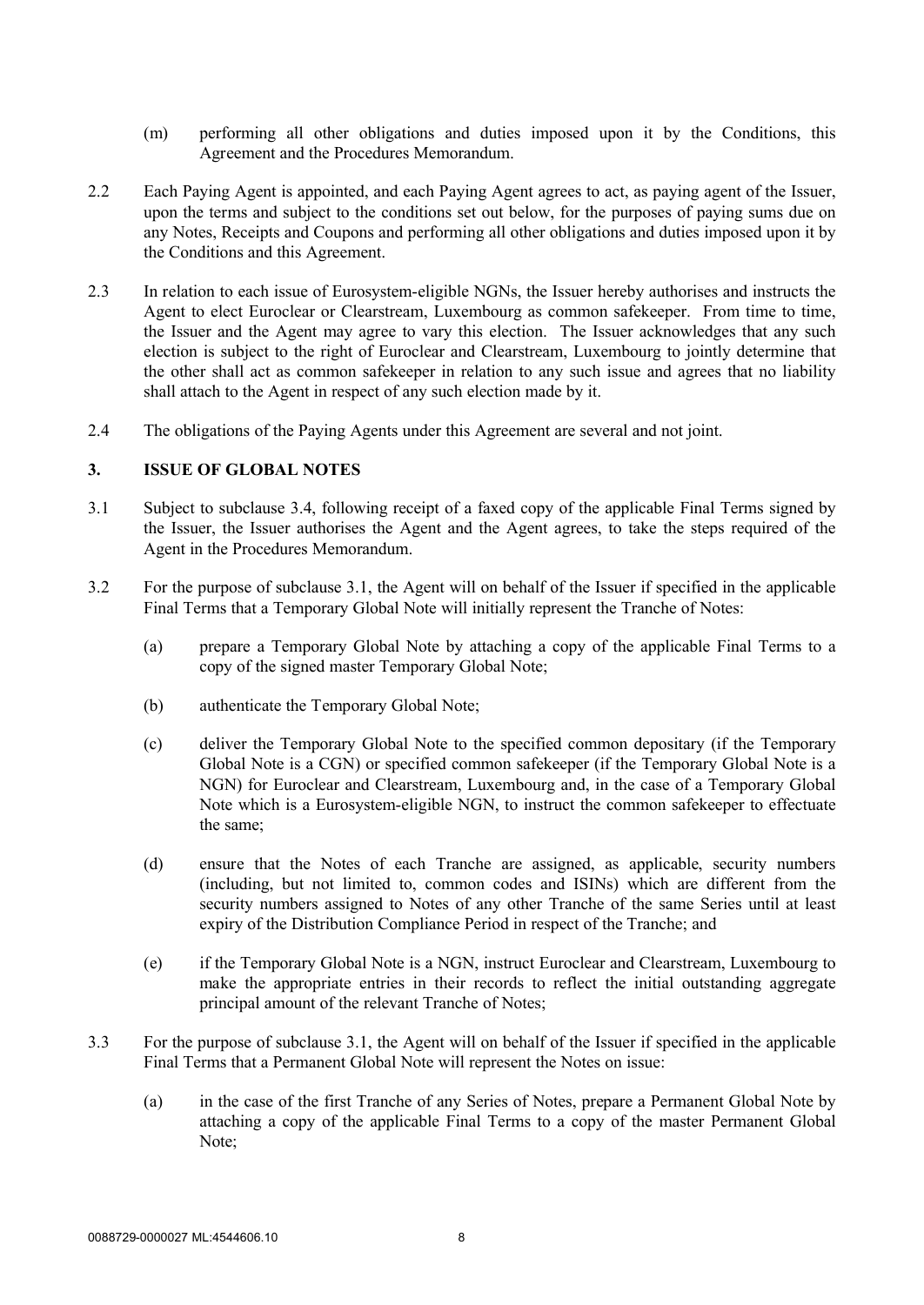(m) performing all other obligations and duties imposed upon it by the Conditions, this Agreement and the Procedures Memorandum.

2.2 Each Paying Agent is appointed, and each Paying Agent agrees to act, as paying agent of the Issuer, upon the terms and subject to the conditions set out below, for the purposes of paying sums due on any Notes, Receipts and Coupons and performing all other obligations and duties imposed upon it by the Conditions and this Agreement.

2.3 In relation to each issue of Eurosystem-eligible NGNs, the Issuer hereby authorises and instructs the Agent to elect Euroclear or Clearstream, Luxembourg as common safekeeper. From time to time, the Issuer and the Agent may agree to vary this election. The Issuer acknowledges that any such election is subject to the right of Euroclear and Clearstream, Luxembourg to jointly determine that the other shall act as common safekeeper in relation to any such issue and agrees that no liability shall attach to the Agent in respect of any such election made by it.

2.4 The obligations of the Paying Agents under this Agreement are several and not joint.

## 3. ISSUE OF GLOBAL NOTES

3.1 Subject to subclause 3.4, following receipt of a faxed copy of the applicable Final Terms signed by the Issuer, the Issuer authorises the Agent and the Agent agrees, to take the steps required of the Agent in the Procedures Memorandum.

3.2 For the purpose of subclause 3.1, the Agent will on behalf of the Issuer if specified in the applicable Final Terms that a Temporary Global Note will initially represent the Tranche of Notes:

(a) prepare a Temporary Global Note by attaching a copy of the applicable Final Terms to a copy of the signed master Temporary Global Note;

(b) authenticate the Temporary Global Note;

(c) deliver the Temporary Global Note to the specified common depositary (if the Temporary Global Note is a CGN) or specified common safekeeper (if the Temporary Global Note is a NGN) for Euroclear and Clearstream, Luxembourg and, in the case of a Temporary Global Note which is a Eurosystem-eligible NGN, to instruct the common safekeeper to effectuate the same;

(d) ensure that the Notes of each Tranche are assigned, as applicable, security numbers (including, but not limited to, common codes and ISINs) which are different from the security numbers assigned to Notes of any other Tranche of the same Series until at least expiry of the Distribution Compliance Period in respect of the Tranche; and

(e) if the Temporary Global Note is a NGN, instruct Euroclear and Clearstream, Luxembourg to make the appropriate entries in their records to reflect the initial outstanding aggregate principal amount of the relevant Tranche of Notes;

3.3 For the purpose of subclause 3.1, the Agent will on behalf of the Issuer if specified in the applicable Final Terms that a Permanent Global Note will represent the Notes on issue:

(a) in the case of the first Tranche of any Series of Notes, prepare a Permanent Global Note by attaching a copy of the applicable Final Terms to a copy of the master Permanent Global Note;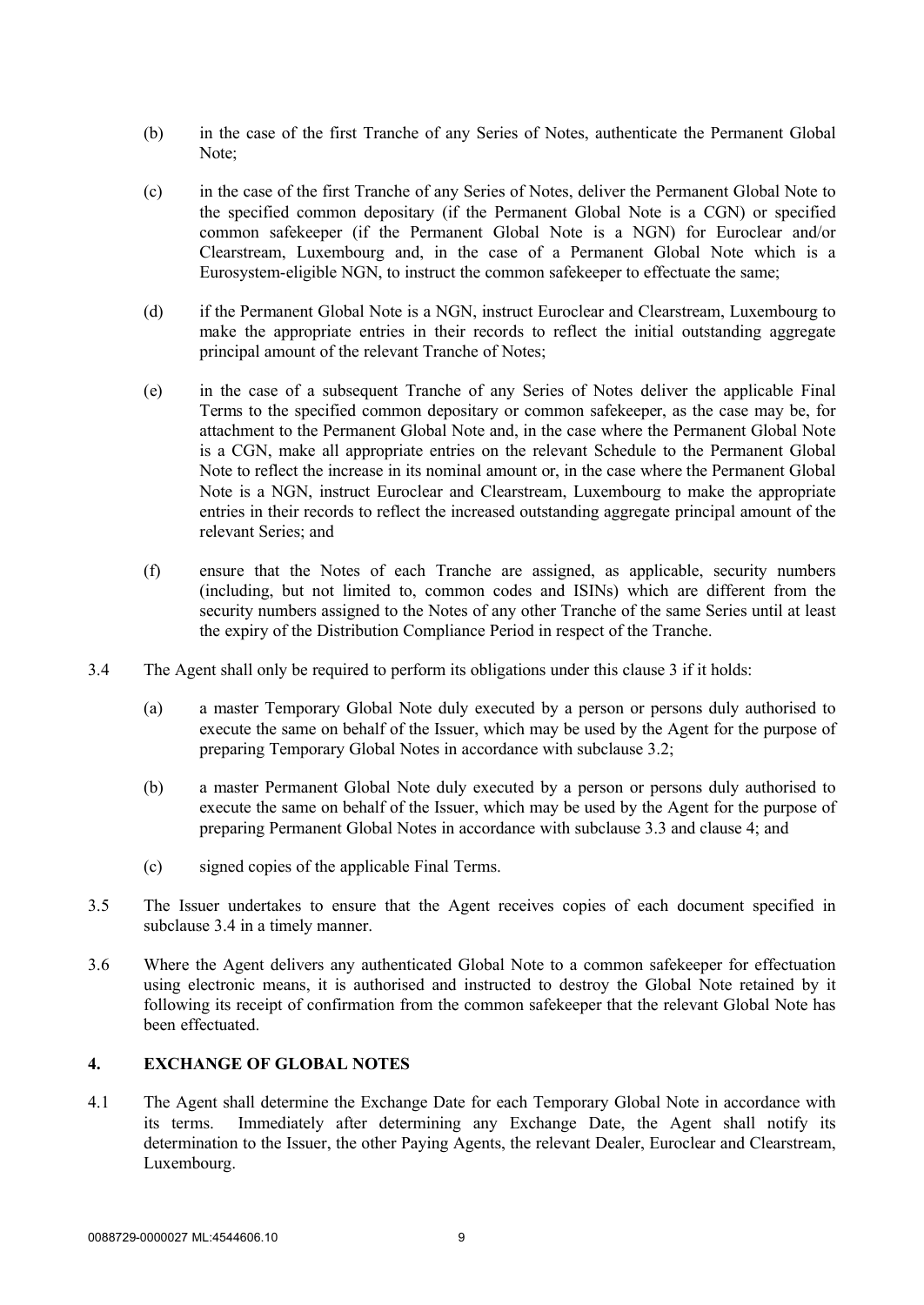(b) in the case of the first Tranche of any Series of Notes, authenticate the Permanent Global Note;

(c) in the case of the first Tranche of any Series of Notes, deliver the Permanent Global Note to the specified common depositary (if the Permanent Global Note is a CGN) or specified common safekeeper (if the Permanent Global Note is a NGN) for Euroclear and/or Clearstream, Luxembourg and, in the case of a Permanent Global Note which is a Eurosystem-eligible NGN, to instruct the common safekeeper to effectuate the same;

(d) if the Permanent Global Note is a NGN, instruct Euroclear and Clearstream, Luxembourg to make the appropriate entries in their records to reflect the initial outstanding aggregate principal amount of the relevant Tranche of Notes;

(e) in the case of a subsequent Tranche of any Series of Notes deliver the applicable Final Terms to the specified common depositary or common safekeeper, as the case may be, for attachment to the Permanent Global Note and, in the case where the Permanent Global Note is a CGN, make all appropriate entries on the relevant Schedule to the Permanent Global Note to reflect the increase in its nominal amount or, in the case where the Permanent Global Note is a NGN, instruct Euroclear and Clearstream, Luxembourg to make the appropriate entries in their records to reflect the increased outstanding aggregate principal amount of the relevant Series; and

(f) ensure that the Notes of each Tranche are assigned, as applicable, security numbers (including, but not limited to, common codes and ISINs) which are different from the security numbers assigned to the Notes of any other Tranche of the same Series until at least the expiry of the Distribution Compliance Period in respect of the Tranche.

3.4 The Agent shall only be required to perform its obligations under this clause 3 if it holds:

(a) a master Temporary Global Note duly executed by a person or persons duly authorised to execute the same on behalf of the Issuer, which may be used by the Agent for the purpose of preparing Temporary Global Notes in accordance with subclause 3.2;

(b) a master Permanent Global Note duly executed by a person or persons duly authorised to execute the same on behalf of the Issuer, which may be used by the Agent for the purpose of preparing Permanent Global Notes in accordance with subclause 3.3 and clause 4; and

(c) signed copies of the applicable Final Terms.

3.5 The Issuer undertakes to ensure that the Agent receives copies of each document specified in subclause 3.4 in a timely manner.

3.6 Where the Agent delivers any authenticated Global Note to a common safekeeper for effectuation using electronic means, it is authorised and instructed to destroy the Global Note retained by it following its receipt of confirmation from the common safekeeper that the relevant Global Note has been effectuated.

## 4. EXCHANGE OF GLOBAL NOTES

4.1 The Agent shall determine the Exchange Date for each Temporary Global Note in accordance with its terms. Immediately after determining any Exchange Date, the Agent shall notify its determination to the Issuer, the other Paying Agents, the relevant Dealer, Euroclear and Clearstream, Luxembourg.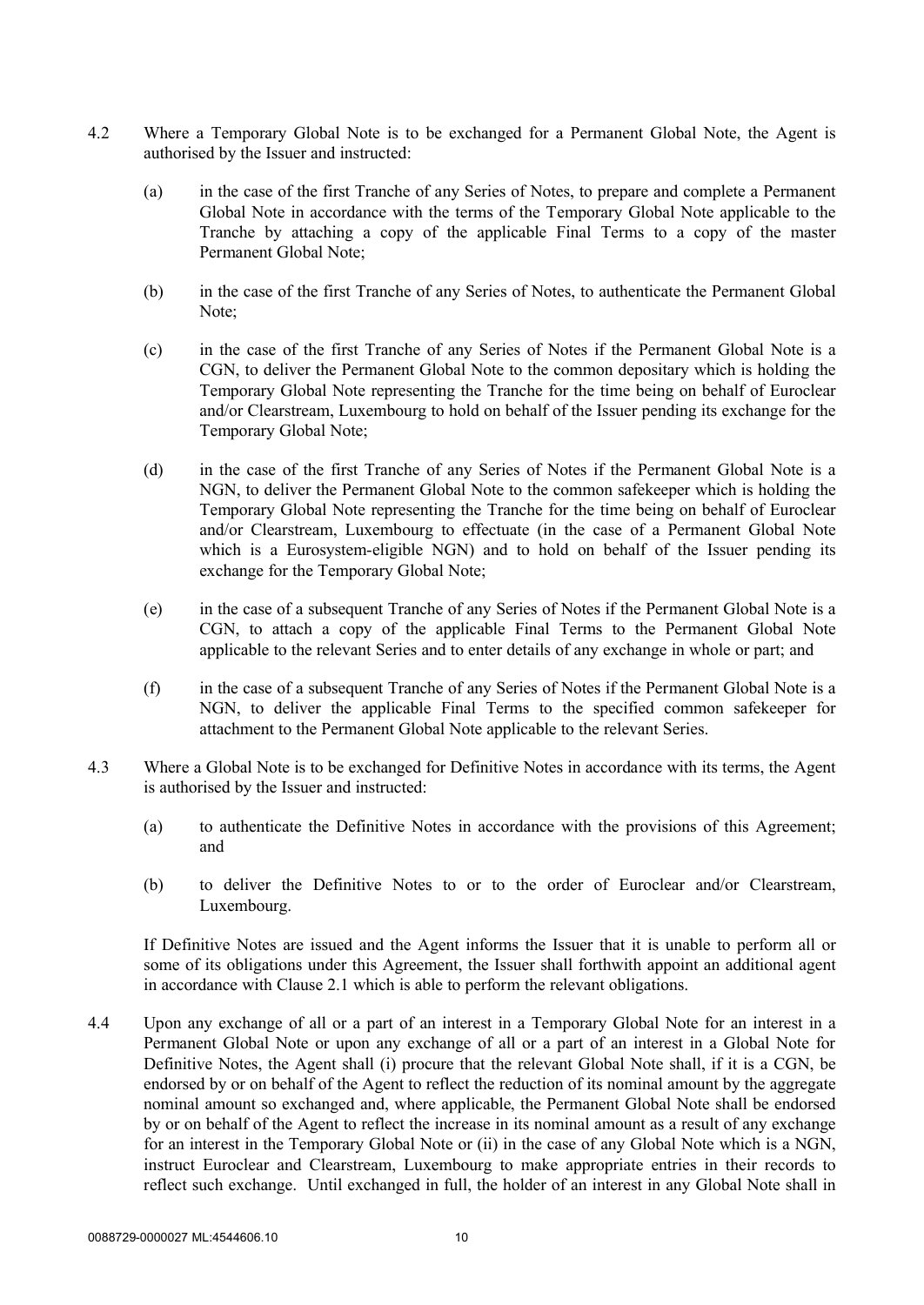4.2 Where a Temporary Global Note is to be exchanged for a Permanent Global Note, the Agent is authorised by the Issuer and instructed:

(a) in the case of the first Tranche of any Series of Notes, to prepare and complete a Permanent Global Note in accordance with the terms of the Temporary Global Note applicable to the Tranche by attaching a copy of the applicable Final Terms to a copy of the master Permanent Global Note;

(b) in the case of the first Tranche of any Series of Notes, to authenticate the Permanent Global Note;

(c) in the case of the first Tranche of any Series of Notes if the Permanent Global Note is a CGN, to deliver the Permanent Global Note to the common depositary which is holding the Temporary Global Note representing the Tranche for the time being on behalf of Euroclear and/or Clearstream, Luxembourg to hold on behalf of the Issuer pending its exchange for the Temporary Global Note;

(d) in the case of the first Tranche of any Series of Notes if the Permanent Global Note is a NGN, to deliver the Permanent Global Note to the common safekeeper which is holding the Temporary Global Note representing the Tranche for the time being on behalf of Euroclear and/or Clearstream, Luxembourg to effectuate (in the case of a Permanent Global Note which is a Eurosystem-eligible NGN) and to hold on behalf of the Issuer pending its exchange for the Temporary Global Note;

(e) in the case of a subsequent Tranche of any Series of Notes if the Permanent Global Note is a CGN, to attach a copy of the applicable Final Terms to the Permanent Global Note applicable to the relevant Series and to enter details of any exchange in whole or part; and

(f) in the case of a subsequent Tranche of any Series of Notes if the Permanent Global Note is a NGN, to deliver the applicable Final Terms to the specified common safekeeper for attachment to the Permanent Global Note applicable to the relevant Series.

4.3 Where a Global Note is to be exchanged for Definitive Notes in accordance with its terms, the Agent is authorised by the Issuer and instructed:

(a) to authenticate the Definitive Notes in accordance with the provisions of this Agreement; and

(b) to deliver the Definitive Notes to or to the order of Euroclear and/or Clearstream, Luxembourg.

If Definitive Notes are issued and the Agent informs the Issuer that it is unable to perform all or some of its obligations under this Agreement, the Issuer shall forthwith appoint an additional agent in accordance with Clause 2.1 which is able to perform the relevant obligations.

4.4 Upon any exchange of all or a part of an interest in a Temporary Global Note for an interest in a Permanent Global Note or upon any exchange of all or a part of an interest in a Global Note for Definitive Notes, the Agent shall (i) procure that the relevant Global Note shall, if it is a CGN, be endorsed by or on behalf of the Agent to reflect the reduction of its nominal amount by the aggregate nominal amount so exchanged and, where applicable, the Permanent Global Note shall be endorsed by or on behalf of the Agent to reflect the increase in its nominal amount as a result of any exchange for an interest in the Temporary Global Note or (ii) in the case of any Global Note which is a NGN, instruct Euroclear and Clearstream, Luxembourg to make appropriate entries in their records to reflect such exchange. Until exchanged in full, the holder of an interest in any Global Note shall in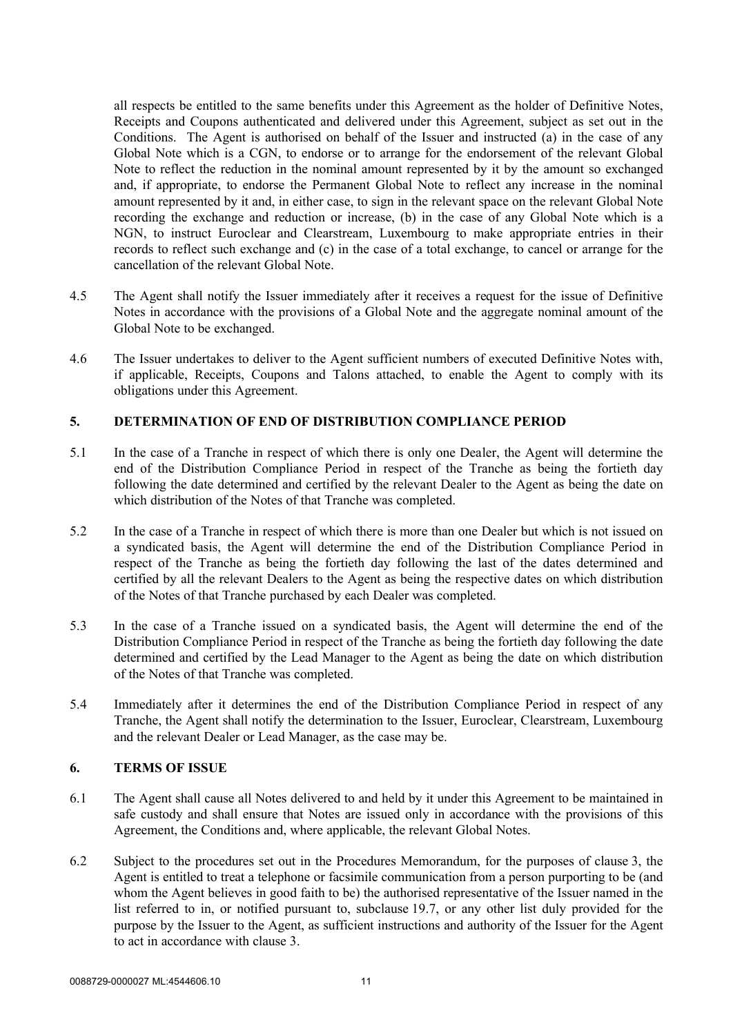all respects be entitled to the same benefits under this Agreement as the holder of Definitive Notes, Receipts and Coupons authenticated and delivered under this Agreement, subject as set out in the Conditions. The Agent is authorised on behalf of the Issuer and instructed (a) in the case of any Global Note which is a CGN, to endorse or to arrange for the endorsement of the relevant Global Note to reflect the reduction in the nominal amount represented by it by the amount so exchanged and, if appropriate, to endorse the Permanent Global Note to reflect any increase in the nominal amount represented by it and, in either case, to sign in the relevant space on the relevant Global Note recording the exchange and reduction or increase, (b) in the case of any Global Note which is a NGN, to instruct Euroclear and Clearstream, Luxembourg to make appropriate entries in their records to reflect such exchange and (c) in the case of a total exchange, to cancel or arrange for the cancellation of the relevant Global Note.

4.5 The Agent shall notify the Issuer immediately after it receives a request for the issue of Definitive Notes in accordance with the provisions of a Global Note and the aggregate nominal amount of the Global Note to be exchanged.

4.6 The Issuer undertakes to deliver to the Agent sufficient numbers of executed Definitive Notes with, if applicable, Receipts, Coupons and Talons attached, to enable the Agent to comply with its obligations under this Agreement.

## 5. DETERMINATION OF END OF DISTRIBUTION COMPLIANCE PERIOD

5.1 In the case of a Tranche in respect of which there is only one Dealer, the Agent will determine the end of the Distribution Compliance Period in respect of the Tranche as being the fortieth day following the date determined and certified by the relevant Dealer to the Agent as being the date on which distribution of the Notes of that Tranche was completed.

5.2 In the case of a Tranche in respect of which there is more than one Dealer but which is not issued on a syndicated basis, the Agent will determine the end of the Distribution Compliance Period in respect of the Tranche as being the fortieth day following the last of the dates determined and certified by all the relevant Dealers to the Agent as being the respective dates on which distribution of the Notes of that Tranche purchased by each Dealer was completed.

5.3 In the case of a Tranche issued on a syndicated basis, the Agent will determine the end of the Distribution Compliance Period in respect of the Tranche as being the fortieth day following the date determined and certified by the Lead Manager to the Agent as being the date on which distribution of the Notes of that Tranche was completed.

5.4 Immediately after it determines the end of the Distribution Compliance Period in respect of any Tranche, the Agent shall notify the determination to the Issuer, Euroclear, Clearstream, Luxembourg and the relevant Dealer or Lead Manager, as the case may be.

## 6. TERMS OF ISSUE

6.1 The Agent shall cause all Notes delivered to and held by it under this Agreement to be maintained in safe custody and shall ensure that Notes are issued only in accordance with the provisions of this Agreement, the Conditions and, where applicable, the relevant Global Notes.

6.2 Subject to the procedures set out in the Procedures Memorandum, for the purposes of clause 3, the Agent is entitled to treat a telephone or facsimile communication from a person purporting to be (and whom the Agent believes in good faith to be) the authorised representative of the Issuer named in the list referred to in, or notified pursuant to, subclause 19.7, or any other list duly provided for the purpose by the Issuer to the Agent, as sufficient instructions and authority of the Issuer for the Agent to act in accordance with clause 3.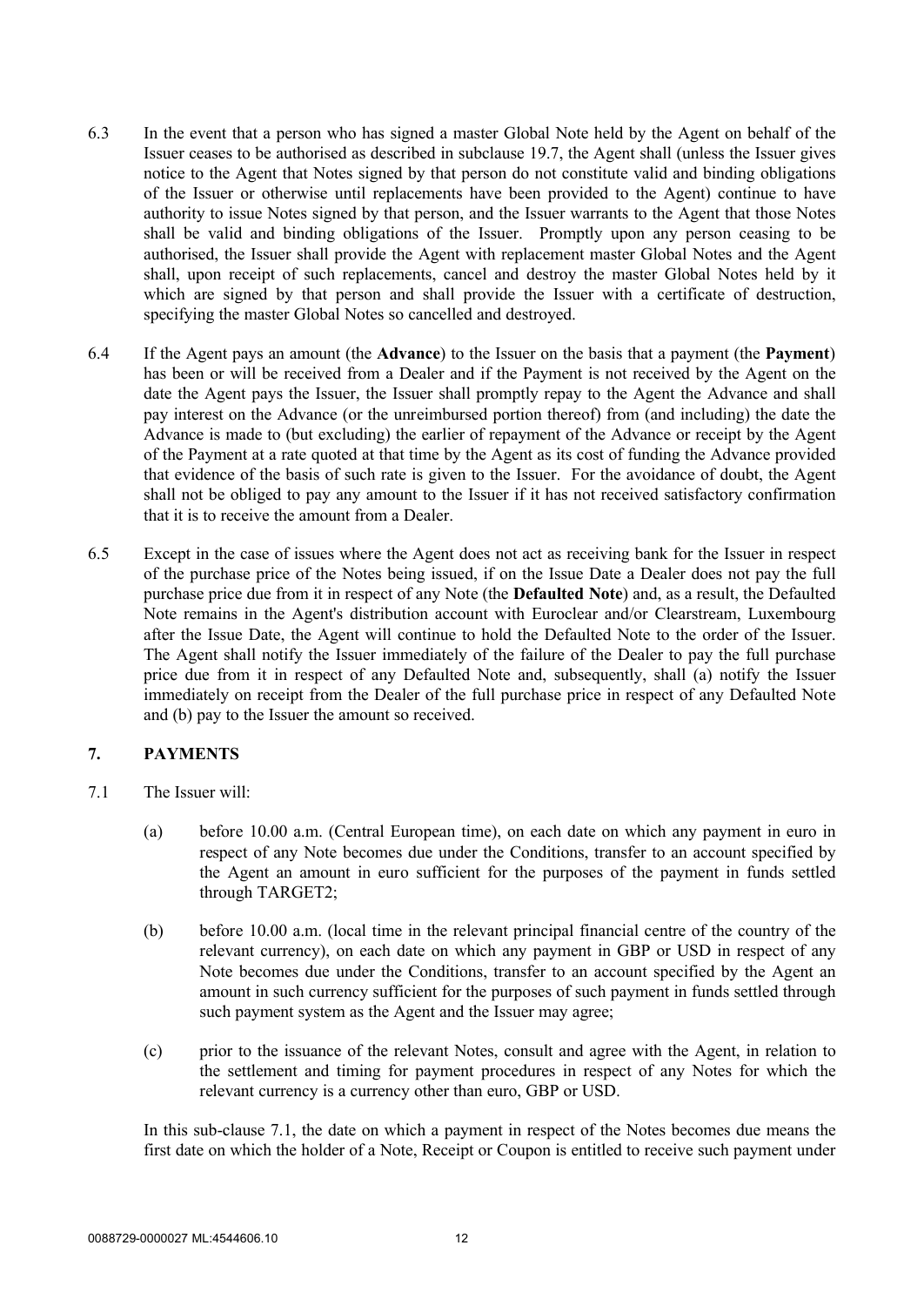6.3 In the event that a person who has signed a master Global Note held by the Agent on behalf of the Issuer ceases to be authorised as described in subclause 19.7, the Agent shall (unless the Issuer gives notice to the Agent that Notes signed by that person do not constitute valid and binding obligations of the Issuer or otherwise until replacements have been provided to the Agent) continue to have authority to issue Notes signed by that person, and the Issuer warrants to the Agent that those Notes shall be valid and binding obligations of the Issuer. Promptly upon any person ceasing to be authorised, the Issuer shall provide the Agent with replacement master Global Notes and the Agent shall, upon receipt of such replacements, cancel and destroy the master Global Notes held by it which are signed by that person and shall provide the Issuer with a certificate of destruction, specifying the master Global Notes so cancelled and destroyed.

6.4 If the Agent pays an amount (the **Advance**) to the Issuer on the basis that a payment (the **Payment**) has been or will be received from a Dealer and if the Payment is not received by the Agent on the date the Agent pays the Issuer, the Issuer shall promptly repay to the Agent the Advance and shall pay interest on the Advance (or the unreimbursed portion thereof) from (and including) the date the Advance is made to (but excluding) the earlier of repayment of the Advance or receipt by the Agent of the Payment at a rate quoted at that time by the Agent as its cost of funding the Advance provided that evidence of the basis of such rate is given to the Issuer. For the avoidance of doubt, the Agent shall not be obliged to pay any amount to the Issuer if it has not received satisfactory confirmation that it is to receive the amount from a Dealer.

6.5 Except in the case of issues where the Agent does not act as receiving bank for the Issuer in respect of the purchase price of the Notes being issued, if on the Issue Date a Dealer does not pay the full purchase price due from it in respect of any Note (the **Defaulted Note**) and, as a result, the Defaulted Note remains in the Agent's distribution account with Euroclear and/or Clearstream, Luxembourg after the Issue Date, the Agent will continue to hold the Defaulted Note to the order of the Issuer. The Agent shall notify the Issuer immediately of the failure of the Dealer to pay the full purchase price due from it in respect of any Defaulted Note and, subsequently, shall (a) notify the Issuer immediately on receipt from the Dealer of the full purchase price in respect of any Defaulted Note and (b) pay to the Issuer the amount so received.

## 7. PAYMENTS

7.1 The Issuer will:

(a) before 10.00 a.m. (Central European time), on each date on which any payment in euro in respect of any Note becomes due under the Conditions, transfer to an account specified by the Agent an amount in euro sufficient for the purposes of the payment in funds settled through TARGET2;

(b) before 10.00 a.m. (local time in the relevant principal financial centre of the country of the relevant currency), on each date on which any payment in GBP or USD in respect of any Note becomes due under the Conditions, transfer to an account specified by the Agent an amount in such currency sufficient for the purposes of such payment in funds settled through such payment system as the Agent and the Issuer may agree;

(c) prior to the issuance of the relevant Notes, consult and agree with the Agent, in relation to the settlement and timing for payment procedures in respect of any Notes for which the relevant currency is a currency other than euro, GBP or USD.

In this sub-clause 7.1, the date on which a payment in respect of the Notes becomes due means the first date on which the holder of a Note, Receipt or Coupon is entitled to receive such payment under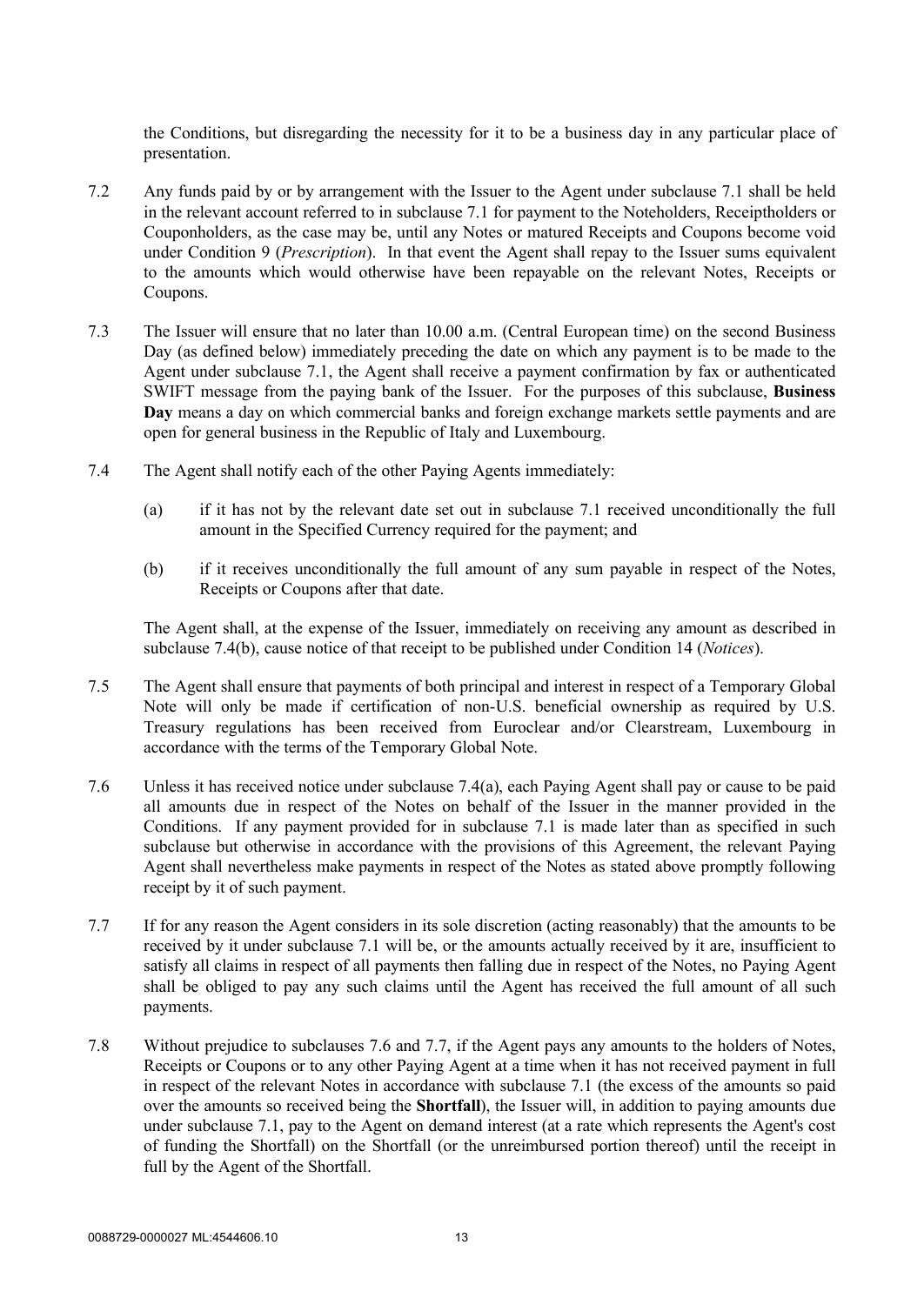the Conditions, but disregarding the necessity for it to be a business day in any particular place of presentation.

7.2 Any funds paid by or by arrangement with the Issuer to the Agent under subclause 7.1 shall be held in the relevant account referred to in subclause 7.1 for payment to the Noteholders, Receiptholders or Couponholders, as the case may be, until any Notes or matured Receipts and Coupons become void under Condition 9 (*Prescription*). In that event the Agent shall repay to the Issuer sums equivalent to the amounts which would otherwise have been repayable on the relevant Notes, Receipts or Coupons.

7.3 The Issuer will ensure that no later than 10.00 a.m. (Central European time) on the second Business Day (as defined below) immediately preceding the date on which any payment is to be made to the Agent under subclause 7.1, the Agent shall receive a payment confirmation by fax or authenticated SWIFT message from the paying bank of the Issuer. For the purposes of this subclause, **Business Day** means a day on which commercial banks and foreign exchange markets settle payments and are open for general business in the Republic of Italy and Luxembourg.

7.4 The Agent shall notify each of the other Paying Agents immediately:

(a) if it has not by the relevant date set out in subclause 7.1 received unconditionally the full amount in the Specified Currency required for the payment; and

(b) if it receives unconditionally the full amount of any sum payable in respect of the Notes, Receipts or Coupons after that date.

The Agent shall, at the expense of the Issuer, immediately on receiving any amount as described in subclause 7.4(b), cause notice of that receipt to be published under Condition 14 (*Notices*).

7.5 The Agent shall ensure that payments of both principal and interest in respect of a Temporary Global Note will only be made if certification of non-U.S. beneficial ownership as required by U.S. Treasury regulations has been received from Euroclear and/or Clearstream, Luxembourg in accordance with the terms of the Temporary Global Note.

7.6 Unless it has received notice under subclause 7.4(a), each Paying Agent shall pay or cause to be paid all amounts due in respect of the Notes on behalf of the Issuer in the manner provided in the Conditions. If any payment provided for in subclause 7.1 is made later than as specified in such subclause but otherwise in accordance with the provisions of this Agreement, the relevant Paying Agent shall nevertheless make payments in respect of the Notes as stated above promptly following receipt by it of such payment.

7.7 If for any reason the Agent considers in its sole discretion (acting reasonably) that the amounts to be received by it under subclause 7.1 will be, or the amounts actually received by it are, insufficient to satisfy all claims in respect of all payments then falling due in respect of the Notes, no Paying Agent shall be obliged to pay any such claims until the Agent has received the full amount of all such payments.

7.8 Without prejudice to subclauses 7.6 and 7.7, if the Agent pays any amounts to the holders of Notes, Receipts or Coupons or to any other Paying Agent at a time when it has not received payment in full in respect of the relevant Notes in accordance with subclause 7.1 (the excess of the amounts so paid over the amounts so received being the **Shortfall**), the Issuer will, in addition to paying amounts due under subclause 7.1, pay to the Agent on demand interest (at a rate which represents the Agent's cost of funding the Shortfall) on the Shortfall (or the unreimbursed portion thereof) until the receipt in full by the Agent of the Shortfall.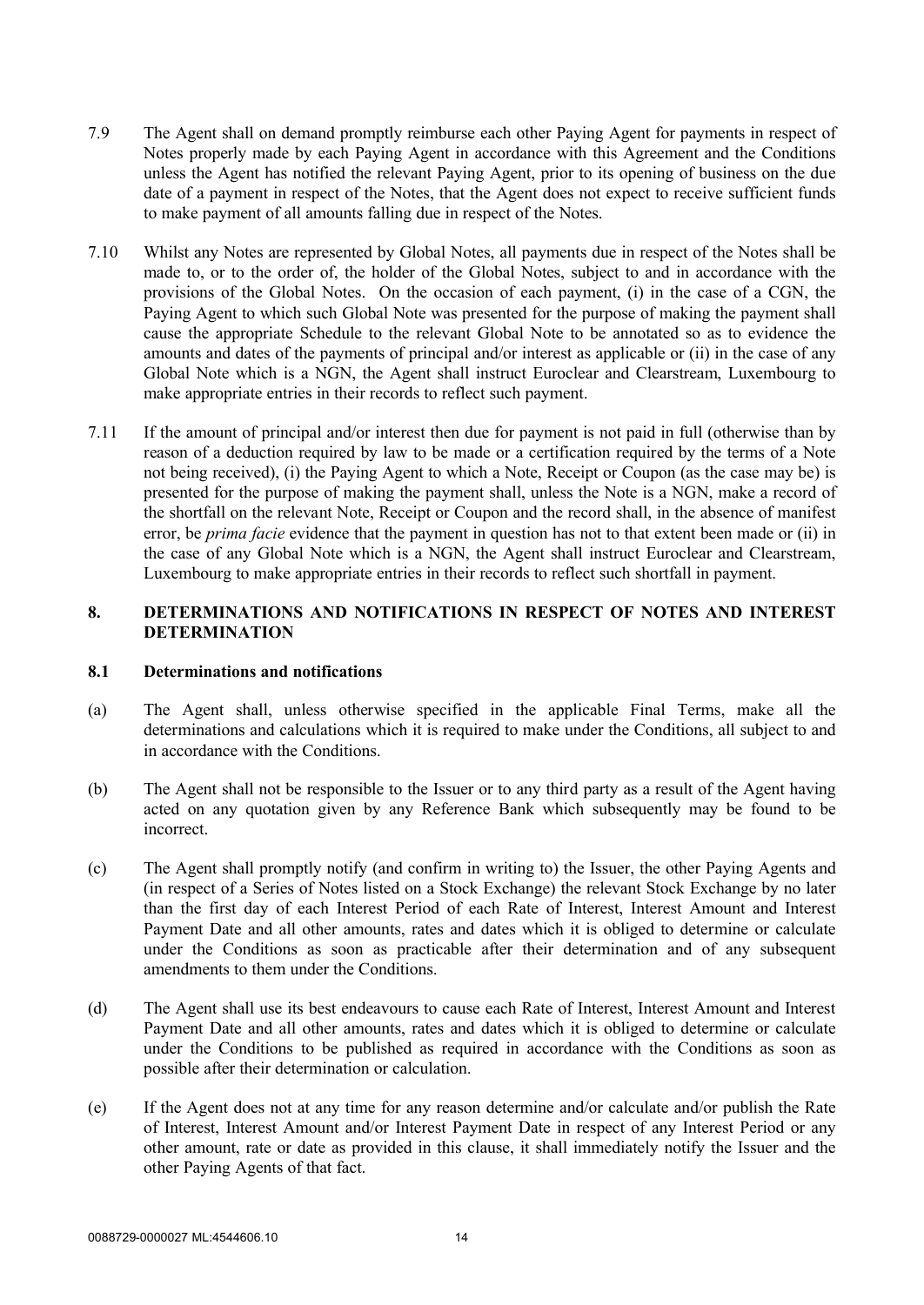7.9 The Agent shall on demand promptly reimburse each other Paying Agent for payments in respect of Notes properly made by each Paying Agent in accordance with this Agreement and the Conditions unless the Agent has notified the relevant Paying Agent, prior to its opening of business on the due date of a payment in respect of the Notes, that the Agent does not expect to receive sufficient funds to make payment of all amounts falling due in respect of the Notes.

7.10 Whilst any Notes are represented by Global Notes, all payments due in respect of the Notes shall be made to, or to the order of, the holder of the Global Notes, subject to and in accordance with the provisions of the Global Notes. On the occasion of each payment, (i) in the case of a CGN, the Paying Agent to which such Global Note was presented for the purpose of making the payment shall cause the appropriate Schedule to the relevant Global Note to be annotated so as to evidence the amounts and dates of the payments of principal and/or interest as applicable or (ii) in the case of any Global Note which is a NGN, the Agent shall instruct Euroclear and Clearstream, Luxembourg to make appropriate entries in their records to reflect such payment.

7.11 If the amount of principal and/or interest then due for payment is not paid in full (otherwise than by reason of a deduction required by law to be made or a certification required by the terms of a Note not being received), (i) the Paying Agent to which a Note, Receipt or Coupon (as the case may be) is presented for the purpose of making the payment shall, unless the Note is a NGN, make a record of the shortfall on the relevant Note, Receipt or Coupon and the record shall, in the absence of manifest error, be *prima facie* evidence that the payment in question has not to that extent been made or (ii) in the case of any Global Note which is a NGN, the Agent shall instruct Euroclear and Clearstream, Luxembourg to make appropriate entries in their records to reflect such shortfall in payment.

## 8. DETERMINATIONS AND NOTIFICATIONS IN RESPECT OF NOTES AND INTEREST DETERMINATION

### 8.1 Determinations and notifications

(a) The Agent shall, unless otherwise specified in the applicable Final Terms, make all the determinations and calculations which it is required to make under the Conditions, all subject to and in accordance with the Conditions.

(b) The Agent shall not be responsible to the Issuer or to any third party as a result of the Agent having acted on any quotation given by any Reference Bank which subsequently may be found to be incorrect.

(c) The Agent shall promptly notify (and confirm in writing to) the Issuer, the other Paying Agents and (in respect of a Series of Notes listed on a Stock Exchange) the relevant Stock Exchange by no later than the first day of each Interest Period of each Rate of Interest, Interest Amount and Interest Payment Date and all other amounts, rates and dates which it is obliged to determine or calculate under the Conditions as soon as practicable after their determination and of any subsequent amendments to them under the Conditions.

(d) The Agent shall use its best endeavours to cause each Rate of Interest, Interest Amount and Interest Payment Date and all other amounts, rates and dates which it is obliged to determine or calculate under the Conditions to be published as required in accordance with the Conditions as soon as possible after their determination or calculation.

(e) If the Agent does not at any time for any reason determine and/or calculate and/or publish the Rate of Interest, Interest Amount and/or Interest Payment Date in respect of any Interest Period or any other amount, rate or date as provided in this clause, it shall immediately notify the Issuer and the other Paying Agents of that fact.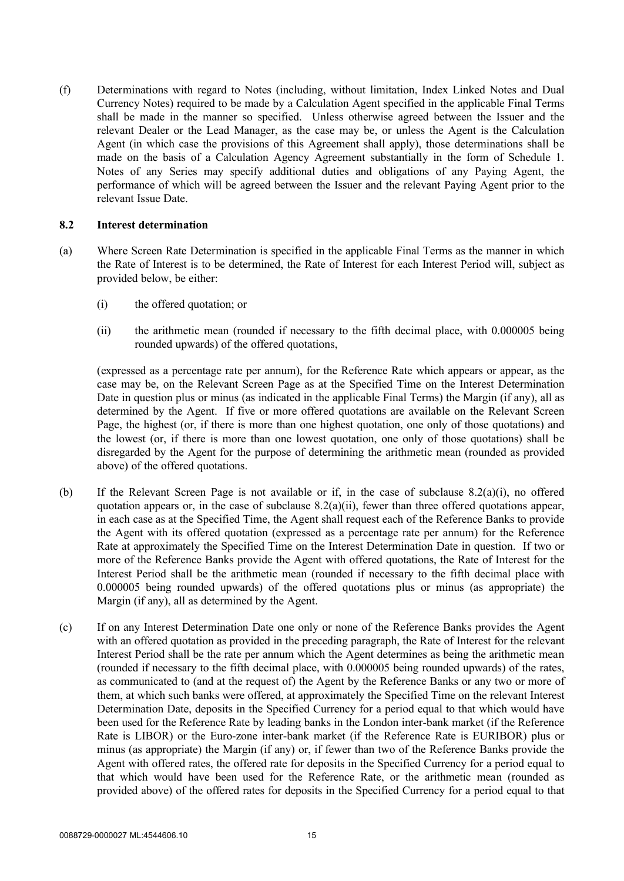(f) Determinations with regard to Notes (including, without limitation, Index Linked Notes and Dual Currency Notes) required to be made by a Calculation Agent specified in the applicable Final Terms shall be made in the manner so specified. Unless otherwise agreed between the Issuer and the relevant Dealer or the Lead Manager, as the case may be, or unless the Agent is the Calculation Agent (in which case the provisions of this Agreement shall apply), those determinations shall be made on the basis of a Calculation Agency Agreement substantially in the form of Schedule 1. Notes of any Series may specify additional duties and obligations of any Paying Agent, the performance of which will be agreed between the Issuer and the relevant Paying Agent prior to the relevant Issue Date.

### 8.2 Interest determination

(a) Where Screen Rate Determination is specified in the applicable Final Terms as the manner in which the Rate of Interest is to be determined, the Rate of Interest for each Interest Period will, subject as provided below, be either:

   (i) the offered quotation; or

   (ii) the arithmetic mean (rounded if necessary to the fifth decimal place, with 0.000005 being rounded upwards) of the offered quotations,

   (expressed as a percentage rate per annum), for the Reference Rate which appears or appear, as the case may be, on the Relevant Screen Page as at the Specified Time on the Interest Determination Date in question plus or minus (as indicated in the applicable Final Terms) the Margin (if any), all as determined by the Agent. If five or more offered quotations are available on the Relevant Screen Page, the highest (or, if there is more than one highest quotation, one only of those quotations) and the lowest (or, if there is more than one lowest quotation, one only of those quotations) shall be disregarded by the Agent for the purpose of determining the arithmetic mean (rounded as provided above) of the offered quotations.

(b) If the Relevant Screen Page is not available or if, in the case of subclause 8.2(a)(i), no offered quotation appears or, in the case of subclause 8.2(a)(ii), fewer than three offered quotations appear, in each case as at the Specified Time, the Agent shall request each of the Reference Banks to provide the Agent with its offered quotation (expressed as a percentage rate per annum) for the Reference Rate at approximately the Specified Time on the Interest Determination Date in question. If two or more of the Reference Banks provide the Agent with offered quotations, the Rate of Interest for the Interest Period shall be the arithmetic mean (rounded if necessary to the fifth decimal place with 0.000005 being rounded upwards) of the offered quotations plus or minus (as appropriate) the Margin (if any), all as determined by the Agent.

(c) If on any Interest Determination Date one only or none of the Reference Banks provides the Agent with an offered quotation as provided in the preceding paragraph, the Rate of Interest for the relevant Interest Period shall be the rate per annum which the Agent determines as being the arithmetic mean (rounded if necessary to the fifth decimal place, with 0.000005 being rounded upwards) of the rates, as communicated to (and at the request of) the Agent by the Reference Banks or any two or more of them, at which such banks were offered, at approximately the Specified Time on the relevant Interest Determination Date, deposits in the Specified Currency for a period equal to that which would have been used for the Reference Rate by leading banks in the London inter-bank market (if the Reference Rate is LIBOR) or the Euro-zone inter-bank market (if the Reference Rate is EURIBOR) plus or minus (as appropriate) the Margin (if any) or, if fewer than two of the Reference Banks provide the Agent with offered rates, the offered rate for deposits in the Specified Currency for a period equal to that which would have been used for the Reference Rate, or the arithmetic mean (rounded as provided above) of the offered rates for deposits in the Specified Currency for a period equal to that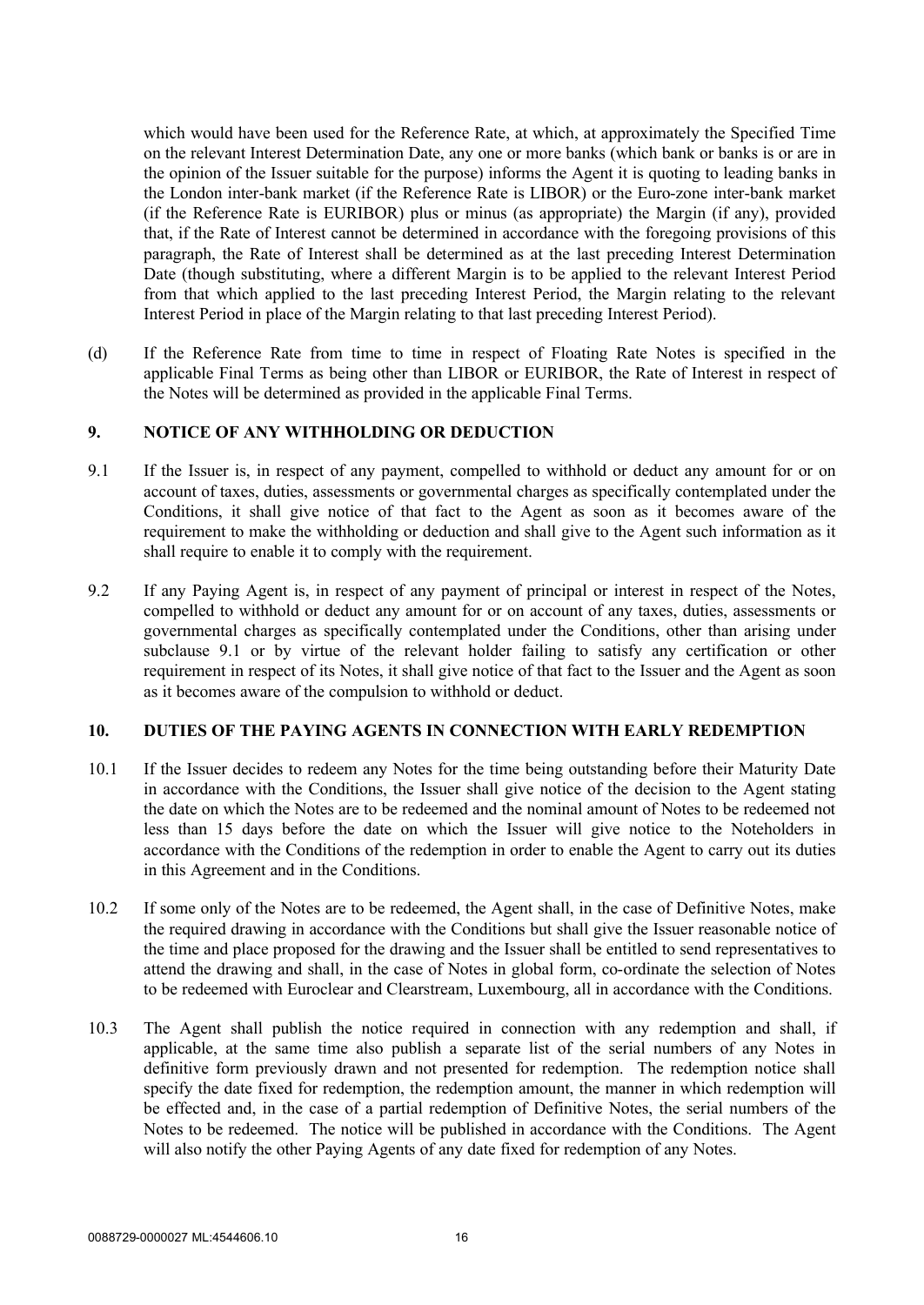which would have been used for the Reference Rate, at which, at approximately the Specified Time on the relevant Interest Determination Date, any one or more banks (which bank or banks is or are in the opinion of the Issuer suitable for the purpose) informs the Agent it is quoting to leading banks in the London inter-bank market (if the Reference Rate is LIBOR) or the Euro-zone inter-bank market (if the Reference Rate is EURIBOR) plus or minus (as appropriate) the Margin (if any), provided that, if the Rate of Interest cannot be determined in accordance with the foregoing provisions of this paragraph, the Rate of Interest shall be determined as at the last preceding Interest Determination Date (though substituting, where a different Margin is to be applied to the relevant Interest Period from that which applied to the last preceding Interest Period, the Margin relating to the relevant Interest Period in place of the Margin relating to that last preceding Interest Period).

(d) If the Reference Rate from time to time in respect of Floating Rate Notes is specified in the applicable Final Terms as being other than LIBOR or EURIBOR, the Rate of Interest in respect of the Notes will be determined as provided in the applicable Final Terms.

## 9. NOTICE OF ANY WITHHOLDING OR DEDUCTION

9.1 If the Issuer is, in respect of any payment, compelled to withhold or deduct any amount for or on account of taxes, duties, assessments or governmental charges as specifically contemplated under the Conditions, it shall give notice of that fact to the Agent as soon as it becomes aware of the requirement to make the withholding or deduction and shall give to the Agent such information as it shall require to enable it to comply with the requirement.

9.2 If any Paying Agent is, in respect of any payment of principal or interest in respect of the Notes, compelled to withhold or deduct any amount for or on account of any taxes, duties, assessments or governmental charges as specifically contemplated under the Conditions, other than arising under subclause 9.1 or by virtue of the relevant holder failing to satisfy any certification or other requirement in respect of its Notes, it shall give notice of that fact to the Issuer and the Agent as soon as it becomes aware of the compulsion to withhold or deduct.

## 10. DUTIES OF THE PAYING AGENTS IN CONNECTION WITH EARLY REDEMPTION

10.1 If the Issuer decides to redeem any Notes for the time being outstanding before their Maturity Date in accordance with the Conditions, the Issuer shall give notice of the decision to the Agent stating the date on which the Notes are to be redeemed and the nominal amount of Notes to be redeemed not less than 15 days before the date on which the Issuer will give notice to the Noteholders in accordance with the Conditions of the redemption in order to enable the Agent to carry out its duties in this Agreement and in the Conditions.

10.2 If some only of the Notes are to be redeemed, the Agent shall, in the case of Definitive Notes, make the required drawing in accordance with the Conditions but shall give the Issuer reasonable notice of the time and place proposed for the drawing and the Issuer shall be entitled to send representatives to attend the drawing and shall, in the case of Notes in global form, co-ordinate the selection of Notes to be redeemed with Euroclear and Clearstream, Luxembourg, all in accordance with the Conditions.

10.3 The Agent shall publish the notice required in connection with any redemption and shall, if applicable, at the same time also publish a separate list of the serial numbers of any Notes in definitive form previously drawn and not presented for redemption. The redemption notice shall specify the date fixed for redemption, the redemption amount, the manner in which redemption will be effected and, in the case of a partial redemption of Definitive Notes, the serial numbers of the Notes to be redeemed. The notice will be published in accordance with the Conditions. The Agent will also notify the other Paying Agents of any date fixed for redemption of any Notes.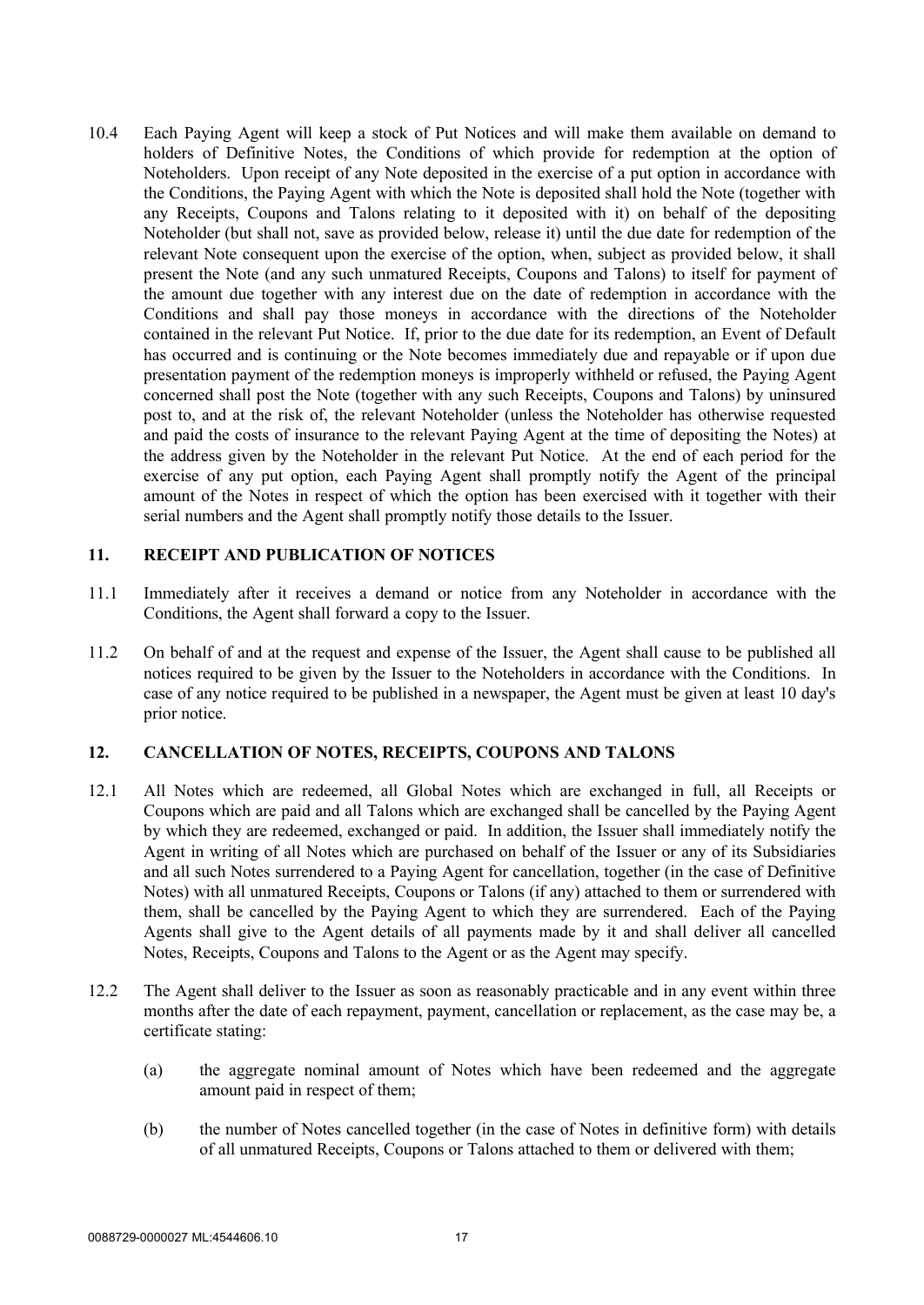10.4 Each Paying Agent will keep a stock of Put Notices and will make them available on demand to holders of Definitive Notes, the Conditions of which provide for redemption at the option of Noteholders. Upon receipt of any Note deposited in the exercise of a put option in accordance with the Conditions, the Paying Agent with which the Note is deposited shall hold the Note (together with any Receipts, Coupons and Talons relating to it deposited with it) on behalf of the depositing Noteholder (but shall not, save as provided below, release it) until the due date for redemption of the relevant Note consequent upon the exercise of the option, when, subject as provided below, it shall present the Note (and any such unmatured Receipts, Coupons and Talons) to itself for payment of the amount due together with any interest due on the date of redemption in accordance with the Conditions and shall pay those moneys in accordance with the directions of the Noteholder contained in the relevant Put Notice. If, prior to the due date for its redemption, an Event of Default has occurred and is continuing or the Note becomes immediately due and repayable or if upon due presentation payment of the redemption moneys is improperly withheld or refused, the Paying Agent concerned shall post the Note (together with any such Receipts, Coupons and Talons) by uninsured post to, and at the risk of, the relevant Noteholder (unless the Noteholder has otherwise requested and paid the costs of insurance to the relevant Paying Agent at the time of depositing the Notes) at the address given by the Noteholder in the relevant Put Notice. At the end of each period for the exercise of any put option, each Paying Agent shall promptly notify the Agent of the principal amount of the Notes in respect of which the option has been exercised with it together with their serial numbers and the Agent shall promptly notify those details to the Issuer.

## 11. RECEIPT AND PUBLICATION OF NOTICES

11.1 Immediately after it receives a demand or notice from any Noteholder in accordance with the Conditions, the Agent shall forward a copy to the Issuer.

11.2 On behalf of and at the request and expense of the Issuer, the Agent shall cause to be published all notices required to be given by the Issuer to the Noteholders in accordance with the Conditions. In case of any notice required to be published in a newspaper, the Agent must be given at least 10 day's prior notice.

## 12. CANCELLATION OF NOTES, RECEIPTS, COUPONS AND TALONS

12.1 All Notes which are redeemed, all Global Notes which are exchanged in full, all Receipts or Coupons which are paid and all Talons which are exchanged shall be cancelled by the Paying Agent by which they are redeemed, exchanged or paid. In addition, the Issuer shall immediately notify the Agent in writing of all Notes which are purchased on behalf of the Issuer or any of its Subsidiaries and all such Notes surrendered to a Paying Agent for cancellation, together (in the case of Definitive Notes) with all unmatured Receipts, Coupons or Talons (if any) attached to them or surrendered with them, shall be cancelled by the Paying Agent to which they are surrendered. Each of the Paying Agents shall give to the Agent details of all payments made by it and shall deliver all cancelled Notes, Receipts, Coupons and Talons to the Agent or as the Agent may specify.

12.2 The Agent shall deliver to the Issuer as soon as reasonably practicable and in any event within three months after the date of each repayment, payment, cancellation or replacement, as the case may be, a certificate stating:

(a) the aggregate nominal amount of Notes which have been redeemed and the aggregate amount paid in respect of them;

(b) the number of Notes cancelled together (in the case of Notes in definitive form) with details of all unmatured Receipts, Coupons or Talons attached to them or delivered with them;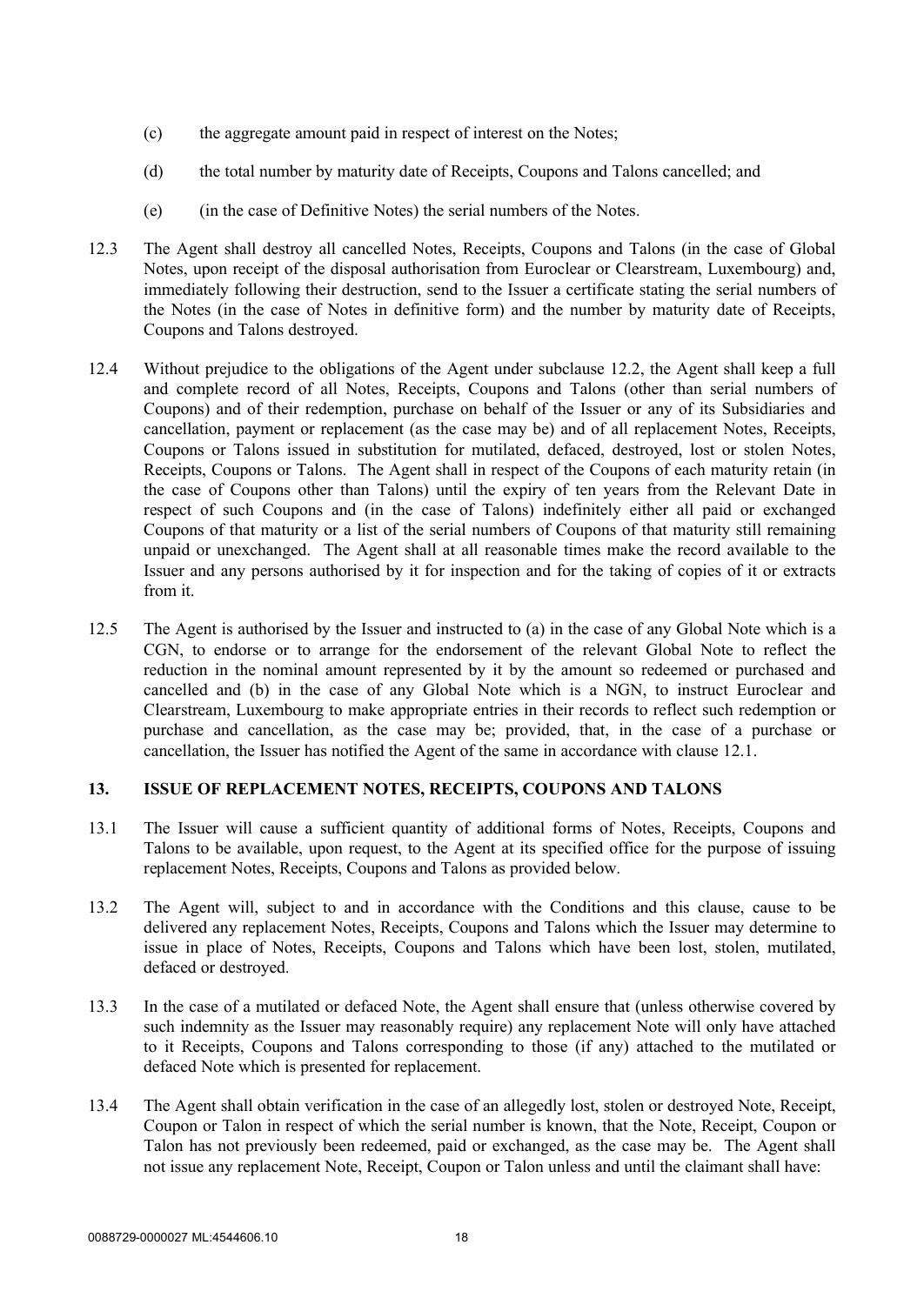(c) the aggregate amount paid in respect of interest on the Notes;

(d) the total number by maturity date of Receipts, Coupons and Talons cancelled; and

(e) (in the case of Definitive Notes) the serial numbers of the Notes.

12.3 The Agent shall destroy all cancelled Notes, Receipts, Coupons and Talons (in the case of Global Notes, upon receipt of the disposal authorisation from Euroclear or Clearstream, Luxembourg) and, immediately following their destruction, send to the Issuer a certificate stating the serial numbers of the Notes (in the case of Notes in definitive form) and the number by maturity date of Receipts, Coupons and Talons destroyed.

12.4 Without prejudice to the obligations of the Agent under subclause 12.2, the Agent shall keep a full and complete record of all Notes, Receipts, Coupons and Talons (other than serial numbers of Coupons) and of their redemption, purchase on behalf of the Issuer or any of its Subsidiaries and cancellation, payment or replacement (as the case may be) and of all replacement Notes, Receipts, Coupons or Talons issued in substitution for mutilated, defaced, destroyed, lost or stolen Notes, Receipts, Coupons or Talons. The Agent shall in respect of the Coupons of each maturity retain (in the case of Coupons other than Talons) until the expiry of ten years from the Relevant Date in respect of such Coupons and (in the case of Talons) indefinitely either all paid or exchanged Coupons of that maturity or a list of the serial numbers of Coupons of that maturity still remaining unpaid or unexchanged. The Agent shall at all reasonable times make the record available to the Issuer and any persons authorised by it for inspection and for the taking of copies of it or extracts from it.

12.5 The Agent is authorised by the Issuer and instructed to (a) in the case of any Global Note which is a CGN, to endorse or to arrange for the endorsement of the relevant Global Note to reflect the reduction in the nominal amount represented by it by the amount so redeemed or purchased and cancelled and (b) in the case of any Global Note which is a NGN, to instruct Euroclear and Clearstream, Luxembourg to make appropriate entries in their records to reflect such redemption or purchase and cancellation, as the case may be; provided, that, in the case of a purchase or cancellation, the Issuer has notified the Agent of the same in accordance with clause 12.1.

## 13. ISSUE OF REPLACEMENT NOTES, RECEIPTS, COUPONS AND TALONS

13.1 The Issuer will cause a sufficient quantity of additional forms of Notes, Receipts, Coupons and Talons to be available, upon request, to the Agent at its specified office for the purpose of issuing replacement Notes, Receipts, Coupons and Talons as provided below.

13.2 The Agent will, subject to and in accordance with the Conditions and this clause, cause to be delivered any replacement Notes, Receipts, Coupons and Talons which the Issuer may determine to issue in place of Notes, Receipts, Coupons and Talons which have been lost, stolen, mutilated, defaced or destroyed.

13.3 In the case of a mutilated or defaced Note, the Agent shall ensure that (unless otherwise covered by such indemnity as the Issuer may reasonably require) any replacement Note will only have attached to it Receipts, Coupons and Talons corresponding to those (if any) attached to the mutilated or defaced Note which is presented for replacement.

13.4 The Agent shall obtain verification in the case of an allegedly lost, stolen or destroyed Note, Receipt, Coupon or Talon in respect of which the serial number is known, that the Note, Receipt, Coupon or Talon has not previously been redeemed, paid or exchanged, as the case may be. The Agent shall not issue any replacement Note, Receipt, Coupon or Talon unless and until the claimant shall have: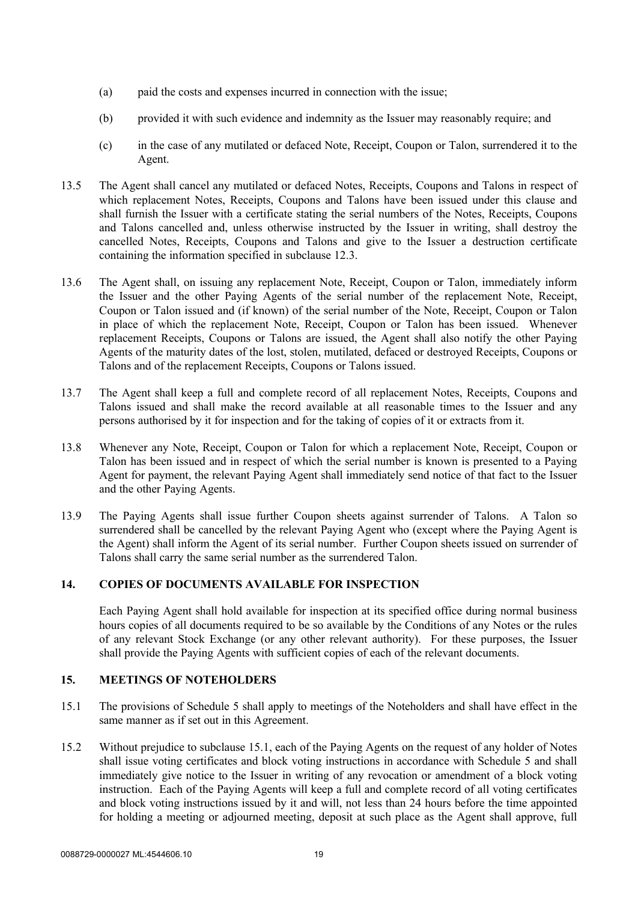(a) paid the costs and expenses incurred in connection with the issue;

(b) provided it with such evidence and indemnity as the Issuer may reasonably require; and

(c) in the case of any mutilated or defaced Note, Receipt, Coupon or Talon, surrendered it to the Agent.

13.5 The Agent shall cancel any mutilated or defaced Notes, Receipts, Coupons and Talons in respect of which replacement Notes, Receipts, Coupons and Talons have been issued under this clause and shall furnish the Issuer with a certificate stating the serial numbers of the Notes, Receipts, Coupons and Talons cancelled and, unless otherwise instructed by the Issuer in writing, shall destroy the cancelled Notes, Receipts, Coupons and Talons and give to the Issuer a destruction certificate containing the information specified in subclause 12.3.

13.6 The Agent shall, on issuing any replacement Note, Receipt, Coupon or Talon, immediately inform the Issuer and the other Paying Agents of the serial number of the replacement Note, Receipt, Coupon or Talon issued and (if known) of the serial number of the Note, Receipt, Coupon or Talon in place of which the replacement Note, Receipt, Coupon or Talon has been issued. Whenever replacement Receipts, Coupons or Talons are issued, the Agent shall also notify the other Paying Agents of the maturity dates of the lost, stolen, mutilated, defaced or destroyed Receipts, Coupons or Talons and of the replacement Receipts, Coupons or Talons issued.

13.7 The Agent shall keep a full and complete record of all replacement Notes, Receipts, Coupons and Talons issued and shall make the record available at all reasonable times to the Issuer and any persons authorised by it for inspection and for the taking of copies of it or extracts from it.

13.8 Whenever any Note, Receipt, Coupon or Talon for which a replacement Note, Receipt, Coupon or Talon has been issued and in respect of which the serial number is known is presented to a Paying Agent for payment, the relevant Paying Agent shall immediately send notice of that fact to the Issuer and the other Paying Agents.

13.9 The Paying Agents shall issue further Coupon sheets against surrender of Talons. A Talon so surrendered shall be cancelled by the relevant Paying Agent who (except where the Paying Agent is the Agent) shall inform the Agent of its serial number. Further Coupon sheets issued on surrender of Talons shall carry the same serial number as the surrendered Talon.

## 14. COPIES OF DOCUMENTS AVAILABLE FOR INSPECTION

Each Paying Agent shall hold available for inspection at its specified office during normal business hours copies of all documents required to be so available by the Conditions of any Notes or the rules of any relevant Stock Exchange (or any other relevant authority). For these purposes, the Issuer shall provide the Paying Agents with sufficient copies of each of the relevant documents.

## 15. MEETINGS OF NOTEHOLDERS

15.1 The provisions of Schedule 5 shall apply to meetings of the Noteholders and shall have effect in the same manner as if set out in this Agreement.

15.2 Without prejudice to subclause 15.1, each of the Paying Agents on the request of any holder of Notes shall issue voting certificates and block voting instructions in accordance with Schedule 5 and shall immediately give notice to the Issuer in writing of any revocation or amendment of a block voting instruction. Each of the Paying Agents will keep a full and complete record of all voting certificates and block voting instructions issued by it and will, not less than 24 hours before the time appointed for holding a meeting or adjourned meeting, deposit at such place as the Agent shall approve, full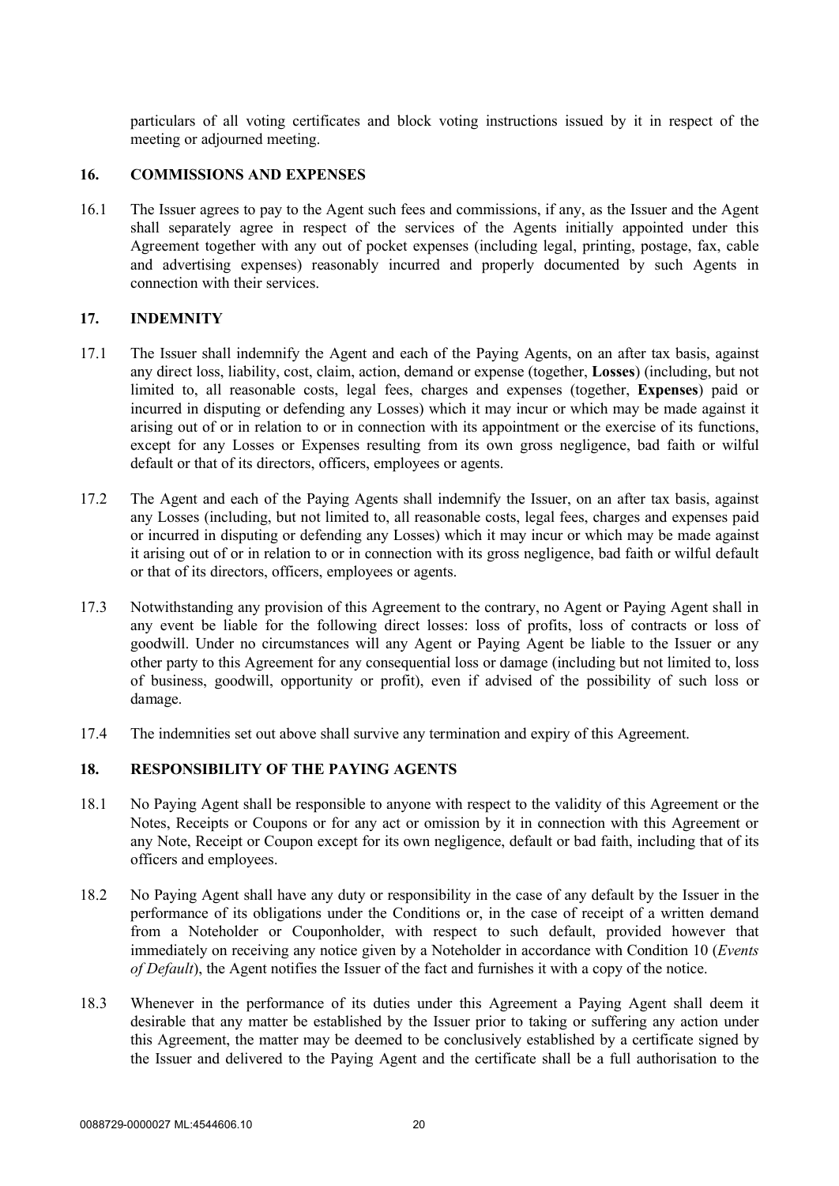particulars of all voting certificates and block voting instructions issued by it in respect of the meeting or adjourned meeting.

## 16. COMMISSIONS AND EXPENSES

16.1 The Issuer agrees to pay to the Agent such fees and commissions, if any, as the Issuer and the Agent shall separately agree in respect of the services of the Agents initially appointed under this Agreement together with any out of pocket expenses (including legal, printing, postage, fax, cable and advertising expenses) reasonably incurred and properly documented by such Agents in connection with their services.

## 17. INDEMNITY

17.1 The Issuer shall indemnify the Agent and each of the Paying Agents, on an after tax basis, against any direct loss, liability, cost, claim, action, demand or expense (together, **Losses**) (including, but not limited to, all reasonable costs, legal fees, charges and expenses (together, **Expenses**) paid or incurred in disputing or defending any Losses) which it may incur or which may be made against it arising out of or in relation to or in connection with its appointment or the exercise of its functions, except for any Losses or Expenses resulting from its own gross negligence, bad faith or wilful default or that of its directors, officers, employees or agents.

17.2 The Agent and each of the Paying Agents shall indemnify the Issuer, on an after tax basis, against any Losses (including, but not limited to, all reasonable costs, legal fees, charges and expenses paid or incurred in disputing or defending any Losses) which it may incur or which may be made against it arising out of or in relation to or in connection with its gross negligence, bad faith or wilful default or that of its directors, officers, employees or agents.

17.3 Notwithstanding any provision of this Agreement to the contrary, no Agent or Paying Agent shall in any event be liable for the following direct losses: loss of profits, loss of contracts or loss of goodwill. Under no circumstances will any Agent or Paying Agent be liable to the Issuer or any other party to this Agreement for any consequential loss or damage (including but not limited to, loss of business, goodwill, opportunity or profit), even if advised of the possibility of such loss or damage.

17.4 The indemnities set out above shall survive any termination and expiry of this Agreement.

## 18. RESPONSIBILITY OF THE PAYING AGENTS

18.1 No Paying Agent shall be responsible to anyone with respect to the validity of this Agreement or the Notes, Receipts or Coupons or for any act or omission by it in connection with this Agreement or any Note, Receipt or Coupon except for its own negligence, default or bad faith, including that of its officers and employees.

18.2 No Paying Agent shall have any duty or responsibility in the case of any default by the Issuer in the performance of its obligations under the Conditions or, in the case of receipt of a written demand from a Noteholder or Couponholder, with respect to such default, provided however that immediately on receiving any notice given by a Noteholder in accordance with Condition 10 (*Events of Default*), the Agent notifies the Issuer of the fact and furnishes it with a copy of the notice.

18.3 Whenever in the performance of its duties under this Agreement a Paying Agent shall deem it desirable that any matter be established by the Issuer prior to taking or suffering any action under this Agreement, the matter may be deemed to be conclusively established by a certificate signed by the Issuer and delivered to the Paying Agent and the certificate shall be a full authorisation to the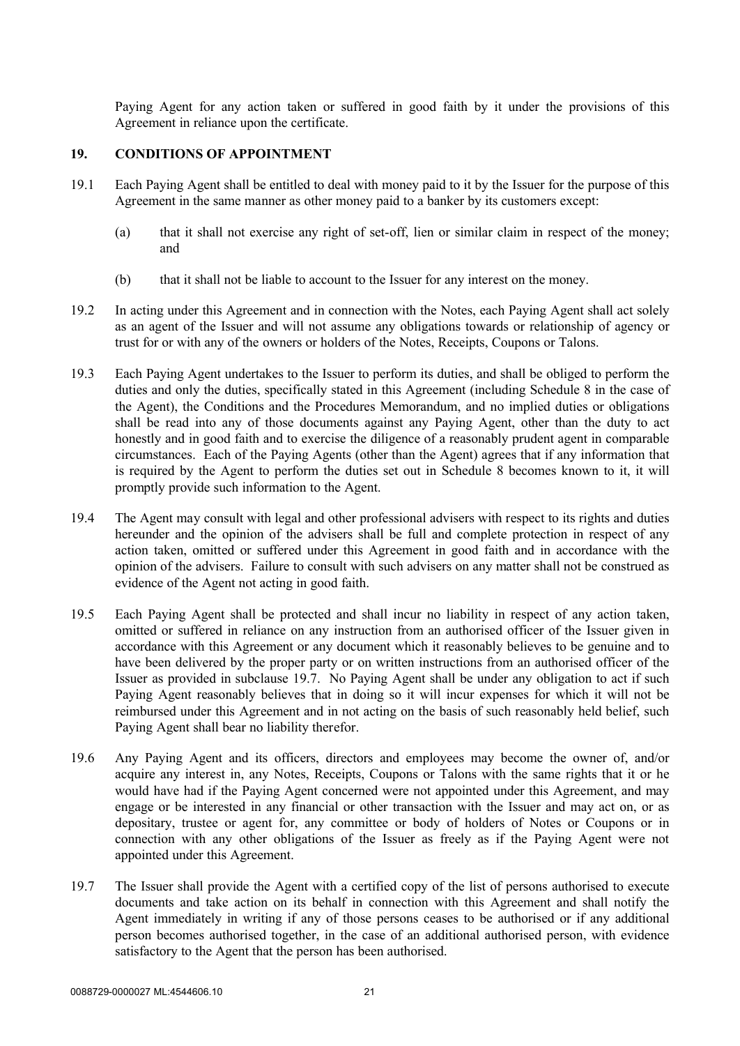Paying Agent for any action taken or suffered in good faith by it under the provisions of this Agreement in reliance upon the certificate.

## 19. CONDITIONS OF APPOINTMENT

19.1 Each Paying Agent shall be entitled to deal with money paid to it by the Issuer for the purpose of this Agreement in the same manner as other money paid to a banker by its customers except:

(a) that it shall not exercise any right of set-off, lien or similar claim in respect of the money; and

(b) that it shall not be liable to account to the Issuer for any interest on the money.

19.2 In acting under this Agreement and in connection with the Notes, each Paying Agent shall act solely as an agent of the Issuer and will not assume any obligations towards or relationship of agency or trust for or with any of the owners or holders of the Notes, Receipts, Coupons or Talons.

19.3 Each Paying Agent undertakes to the Issuer to perform its duties, and shall be obliged to perform the duties and only the duties, specifically stated in this Agreement (including Schedule 8 in the case of the Agent), the Conditions and the Procedures Memorandum, and no implied duties or obligations shall be read into any of those documents against any Paying Agent, other than the duty to act honestly and in good faith and to exercise the diligence of a reasonably prudent agent in comparable circumstances. Each of the Paying Agents (other than the Agent) agrees that if any information that is required by the Agent to perform the duties set out in Schedule 8 becomes known to it, it will promptly provide such information to the Agent.

19.4 The Agent may consult with legal and other professional advisers with respect to its rights and duties hereunder and the opinion of the advisers shall be full and complete protection in respect of any action taken, omitted or suffered under this Agreement in good faith and in accordance with the opinion of the advisers. Failure to consult with such advisers on any matter shall not be construed as evidence of the Agent not acting in good faith.

19.5 Each Paying Agent shall be protected and shall incur no liability in respect of any action taken, omitted or suffered in reliance on any instruction from an authorised officer of the Issuer given in accordance with this Agreement or any document which it reasonably believes to be genuine and to have been delivered by the proper party or on written instructions from an authorised officer of the Issuer as provided in subclause 19.7. No Paying Agent shall be under any obligation to act if such Paying Agent reasonably believes that in doing so it will incur expenses for which it will not be reimbursed under this Agreement and in not acting on the basis of such reasonably held belief, such Paying Agent shall bear no liability therefor.

19.6 Any Paying Agent and its officers, directors and employees may become the owner of, and/or acquire any interest in, any Notes, Receipts, Coupons or Talons with the same rights that it or he would have had if the Paying Agent concerned were not appointed under this Agreement, and may engage or be interested in any financial or other transaction with the Issuer and may act on, or as depositary, trustee or agent for, any committee or body of holders of Notes or Coupons or in connection with any other obligations of the Issuer as freely as if the Paying Agent were not appointed under this Agreement.

19.7 The Issuer shall provide the Agent with a certified copy of the list of persons authorised to execute documents and take action on its behalf in connection with this Agreement and shall notify the Agent immediately in writing if any of those persons ceases to be authorised or if any additional person becomes authorised together, in the case of an additional authorised person, with evidence satisfactory to the Agent that the person has been authorised.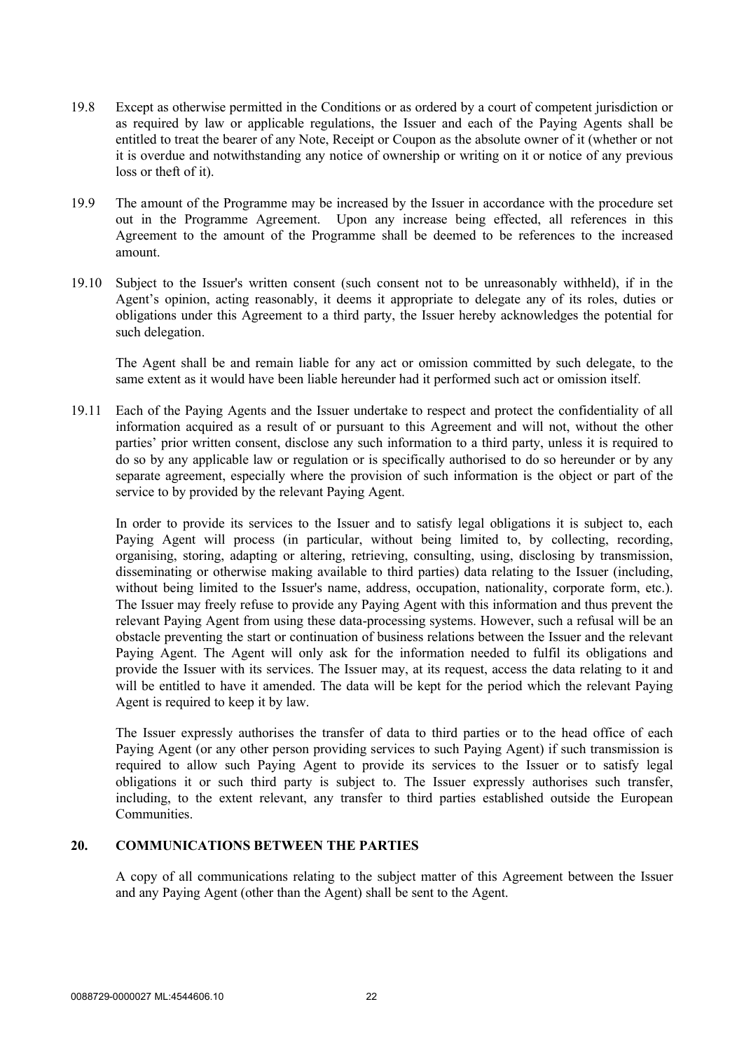19.8 Except as otherwise permitted in the Conditions or as ordered by a court of competent jurisdiction or as required by law or applicable regulations, the Issuer and each of the Paying Agents shall be entitled to treat the bearer of any Note, Receipt or Coupon as the absolute owner of it (whether or not it is overdue and notwithstanding any notice of ownership or writing on it or notice of any previous loss or theft of it).

19.9 The amount of the Programme may be increased by the Issuer in accordance with the procedure set out in the Programme Agreement. Upon any increase being effected, all references in this Agreement to the amount of the Programme shall be deemed to be references to the increased amount.

19.10 Subject to the Issuer's written consent (such consent not to be unreasonably withheld), if in the Agent's opinion, acting reasonably, it deems it appropriate to delegate any of its roles, duties or obligations under this Agreement to a third party, the Issuer hereby acknowledges the potential for such delegation.

The Agent shall be and remain liable for any act or omission committed by such delegate, to the same extent as it would have been liable hereunder had it performed such act or omission itself.

19.11 Each of the Paying Agents and the Issuer undertake to respect and protect the confidentiality of all information acquired as a result of or pursuant to this Agreement and will not, without the other parties' prior written consent, disclose any such information to a third party, unless it is required to do so by any applicable law or regulation or is specifically authorised to do so hereunder or by any separate agreement, especially where the provision of such information is the object or part of the service to by provided by the relevant Paying Agent.

In order to provide its services to the Issuer and to satisfy legal obligations it is subject to, each Paying Agent will process (in particular, without being limited to, by collecting, recording, organising, storing, adapting or altering, retrieving, consulting, using, disclosing by transmission, disseminating or otherwise making available to third parties) data relating to the Issuer (including, without being limited to the Issuer's name, address, occupation, nationality, corporate form, etc.). The Issuer may freely refuse to provide any Paying Agent with this information and thus prevent the relevant Paying Agent from using these data-processing systems. However, such a refusal will be an obstacle preventing the start or continuation of business relations between the Issuer and the relevant Paying Agent. The Agent will only ask for the information needed to fulfil its obligations and provide the Issuer with its services. The Issuer may, at its request, access the data relating to it and will be entitled to have it amended. The data will be kept for the period which the relevant Paying Agent is required to keep it by law.

The Issuer expressly authorises the transfer of data to third parties or to the head office of each Paying Agent (or any other person providing services to such Paying Agent) if such transmission is required to allow such Paying Agent to provide its services to the Issuer or to satisfy legal obligations it or such third party is subject to. The Issuer expressly authorises such transfer, including, to the extent relevant, any transfer to third parties established outside the European Communities.

## 20. COMMUNICATIONS BETWEEN THE PARTIES

A copy of all communications relating to the subject matter of this Agreement between the Issuer and any Paying Agent (other than the Agent) shall be sent to the Agent.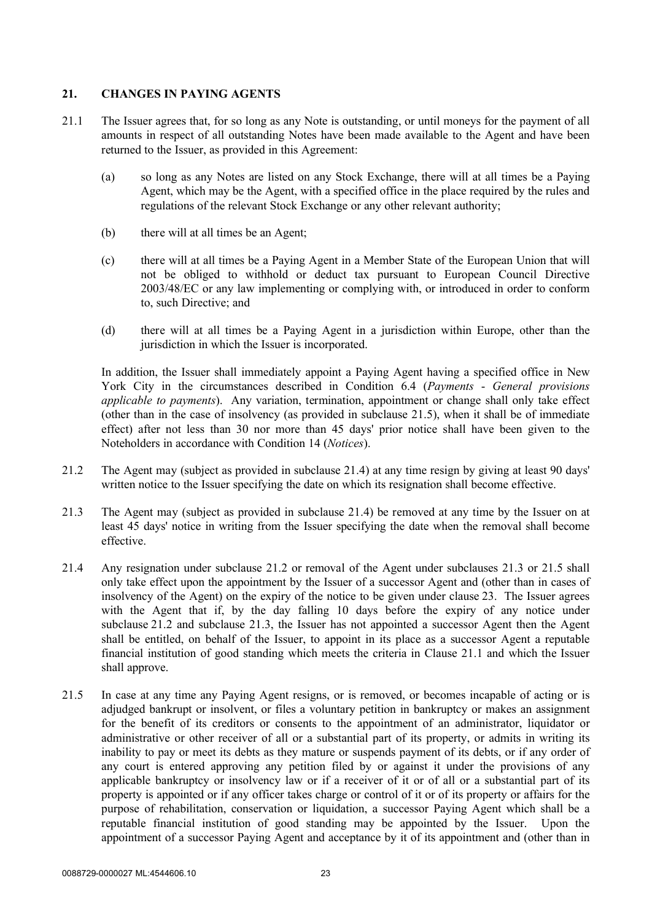## 21. CHANGES IN PAYING AGENTS

21.1 The Issuer agrees that, for so long as any Note is outstanding, or until moneys for the payment of all amounts in respect of all outstanding Notes have been made available to the Agent and have been returned to the Issuer, as provided in this Agreement:

(a) so long as any Notes are listed on any Stock Exchange, there will at all times be a Paying Agent, which may be the Agent, with a specified office in the place required by the rules and regulations of the relevant Stock Exchange or any other relevant authority;

(b) there will at all times be an Agent;

(c) there will at all times be a Paying Agent in a Member State of the European Union that will not be obliged to withhold or deduct tax pursuant to European Council Directive 2003/48/EC or any law implementing or complying with, or introduced in order to conform to, such Directive; and

(d) there will at all times be a Paying Agent in a jurisdiction within Europe, other than the jurisdiction in which the Issuer is incorporated.

In addition, the Issuer shall immediately appoint a Paying Agent having a specified office in New York City in the circumstances described in Condition 6.4 (*Payments - General provisions applicable to payments*). Any variation, termination, appointment or change shall only take effect (other than in the case of insolvency (as provided in subclause 21.5), when it shall be of immediate effect) after not less than 30 nor more than 45 days' prior notice shall have been given to the Noteholders in accordance with Condition 14 (*Notices*).

21.2 The Agent may (subject as provided in subclause 21.4) at any time resign by giving at least 90 days' written notice to the Issuer specifying the date on which its resignation shall become effective.

21.3 The Agent may (subject as provided in subclause 21.4) be removed at any time by the Issuer on at least 45 days' notice in writing from the Issuer specifying the date when the removal shall become effective.

21.4 Any resignation under subclause 21.2 or removal of the Agent under subclauses 21.3 or 21.5 shall only take effect upon the appointment by the Issuer of a successor Agent and (other than in cases of insolvency of the Agent) on the expiry of the notice to be given under clause 23. The Issuer agrees with the Agent that if, by the day falling 10 days before the expiry of any notice under subclause 21.2 and subclause 21.3, the Issuer has not appointed a successor Agent then the Agent shall be entitled, on behalf of the Issuer, to appoint in its place as a successor Agent a reputable financial institution of good standing which meets the criteria in Clause 21.1 and which the Issuer shall approve.

21.5 In case at any time any Paying Agent resigns, or is removed, or becomes incapable of acting or is adjudged bankrupt or insolvent, or files a voluntary petition in bankruptcy or makes an assignment for the benefit of its creditors or consents to the appointment of an administrator, liquidator or administrative or other receiver of all or a substantial part of its property, or admits in writing its inability to pay or meet its debts as they mature or suspends payment of its debts, or if any order of any court is entered approving any petition filed by or against it under the provisions of any applicable bankruptcy or insolvency law or if a receiver of it or of all or a substantial part of its property is appointed or if any officer takes charge or control of it or of its property or affairs for the purpose of rehabilitation, conservation or liquidation, a successor Paying Agent which shall be a reputable financial institution of good standing may be appointed by the Issuer. Upon the appointment of a successor Paying Agent and acceptance by it of its appointment and (other than in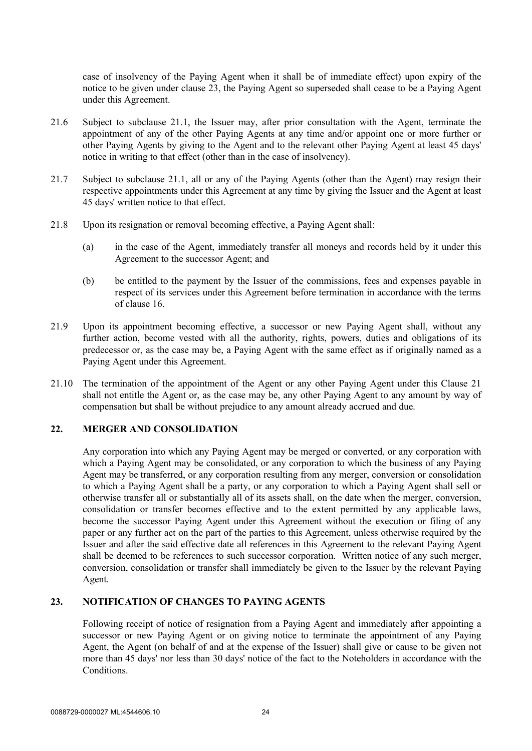case of insolvency of the Paying Agent when it shall be of immediate effect) upon expiry of the notice to be given under clause 23, the Paying Agent so superseded shall cease to be a Paying Agent under this Agreement.

21.6 Subject to subclause 21.1, the Issuer may, after prior consultation with the Agent, terminate the appointment of any of the other Paying Agents at any time and/or appoint one or more further or other Paying Agents by giving to the Agent and to the relevant other Paying Agent at least 45 days' notice in writing to that effect (other than in the case of insolvency).

21.7 Subject to subclause 21.1, all or any of the Paying Agents (other than the Agent) may resign their respective appointments under this Agreement at any time by giving the Issuer and the Agent at least 45 days' written notice to that effect.

21.8 Upon its resignation or removal becoming effective, a Paying Agent shall:

(a) in the case of the Agent, immediately transfer all moneys and records held by it under this Agreement to the successor Agent; and

(b) be entitled to the payment by the Issuer of the commissions, fees and expenses payable in respect of its services under this Agreement before termination in accordance with the terms of clause 16.

21.9 Upon its appointment becoming effective, a successor or new Paying Agent shall, without any further action, become vested with all the authority, rights, powers, duties and obligations of its predecessor or, as the case may be, a Paying Agent with the same effect as if originally named as a Paying Agent under this Agreement.

21.10 The termination of the appointment of the Agent or any other Paying Agent under this Clause 21 shall not entitle the Agent or, as the case may be, any other Paying Agent to any amount by way of compensation but shall be without prejudice to any amount already accrued and due.

## 22. MERGER AND CONSOLIDATION

Any corporation into which any Paying Agent may be merged or converted, or any corporation with which a Paying Agent may be consolidated, or any corporation to which the business of any Paying Agent may be transferred, or any corporation resulting from any merger, conversion or consolidation to which a Paying Agent shall be a party, or any corporation to which a Paying Agent shall sell or otherwise transfer all or substantially all of its assets shall, on the date when the merger, conversion, consolidation or transfer becomes effective and to the extent permitted by any applicable laws, become the successor Paying Agent under this Agreement without the execution or filing of any paper or any further act on the part of the parties to this Agreement, unless otherwise required by the Issuer and after the said effective date all references in this Agreement to the relevant Paying Agent shall be deemed to be references to such successor corporation. Written notice of any such merger, conversion, consolidation or transfer shall immediately be given to the Issuer by the relevant Paying Agent.

## 23. NOTIFICATION OF CHANGES TO PAYING AGENTS

Following receipt of notice of resignation from a Paying Agent and immediately after appointing a successor or new Paying Agent or on giving notice to terminate the appointment of any Paying Agent, the Agent (on behalf of and at the expense of the Issuer) shall give or cause to be given not more than 45 days' nor less than 30 days' notice of the fact to the Noteholders in accordance with the Conditions.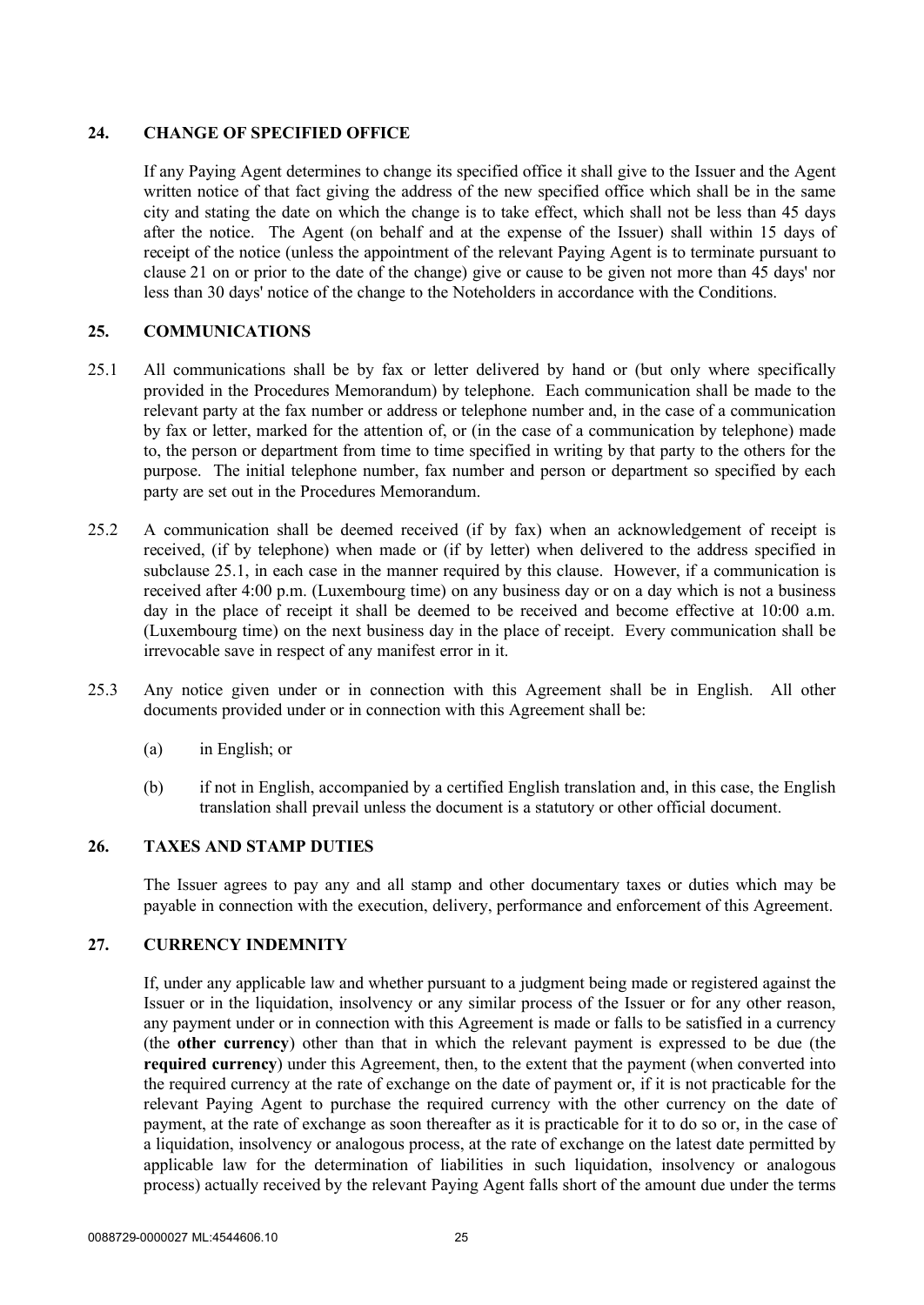## 24. CHANGE OF SPECIFIED OFFICE

If any Paying Agent determines to change its specified office it shall give to the Issuer and the Agent written notice of that fact giving the address of the new specified office which shall be in the same city and stating the date on which the change is to take effect, which shall not be less than 45 days after the notice. The Agent (on behalf and at the expense of the Issuer) shall within 15 days of receipt of the notice (unless the appointment of the relevant Paying Agent is to terminate pursuant to clause 21 on or prior to the date of the change) give or cause to be given not more than 45 days' nor less than 30 days' notice of the change to the Noteholders in accordance with the Conditions.

## 25. COMMUNICATIONS

25.1 All communications shall be by fax or letter delivered by hand or (but only where specifically provided in the Procedures Memorandum) by telephone. Each communication shall be made to the relevant party at the fax number or address or telephone number and, in the case of a communication by fax or letter, marked for the attention of, or (in the case of a communication by telephone) made to, the person or department from time to time specified in writing by that party to the others for the purpose. The initial telephone number, fax number and person or department so specified by each party are set out in the Procedures Memorandum.

25.2 A communication shall be deemed received (if by fax) when an acknowledgement of receipt is received, (if by telephone) when made or (if by letter) when delivered to the address specified in subclause 25.1, in each case in the manner required by this clause. However, if a communication is received after 4:00 p.m. (Luxembourg time) on any business day or on a day which is not a business day in the place of receipt it shall be deemed to be received and become effective at 10:00 a.m. (Luxembourg time) on the next business day in the place of receipt. Every communication shall be irrevocable save in respect of any manifest error in it.

25.3 Any notice given under or in connection with this Agreement shall be in English. All other documents provided under or in connection with this Agreement shall be:

(a) in English; or

(b) if not in English, accompanied by a certified English translation and, in this case, the English translation shall prevail unless the document is a statutory or other official document.

## 26. TAXES AND STAMP DUTIES

The Issuer agrees to pay any and all stamp and other documentary taxes or duties which may be payable in connection with the execution, delivery, performance and enforcement of this Agreement.

## 27. CURRENCY INDEMNITY

If, under any applicable law and whether pursuant to a judgment being made or registered against the Issuer or in the liquidation, insolvency or any similar process of the Issuer or for any other reason, any payment under or in connection with this Agreement is made or falls to be satisfied in a currency (the **other currency**) other than that in which the relevant payment is expressed to be due (the **required currency**) under this Agreement, then, to the extent that the payment (when converted into the required currency at the rate of exchange on the date of payment or, if it is not practicable for the relevant Paying Agent to purchase the required currency with the other currency on the date of payment, at the rate of exchange as soon thereafter as it is practicable for it to do so or, in the case of a liquidation, insolvency or analogous process, at the rate of exchange on the latest date permitted by applicable law for the determination of liabilities in such liquidation, insolvency or analogous process) actually received by the relevant Paying Agent falls short of the amount due under the terms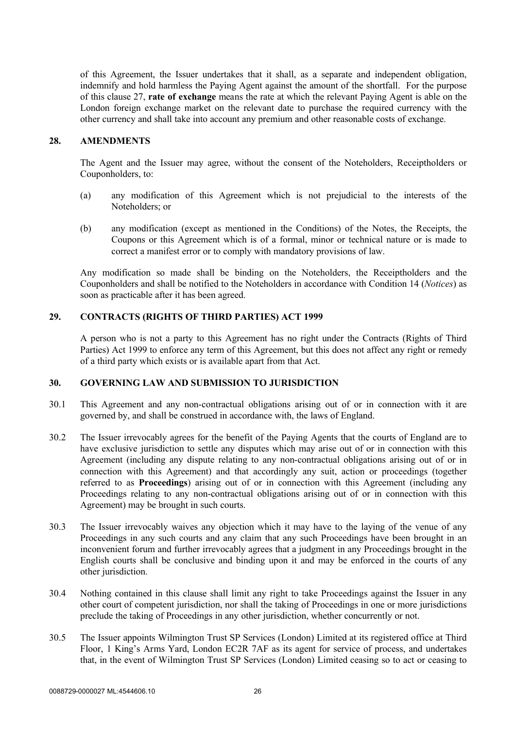of this Agreement, the Issuer undertakes that it shall, as a separate and independent obligation, indemnify and hold harmless the Paying Agent against the amount of the shortfall. For the purpose of this clause 27, **rate of exchange** means the rate at which the relevant Paying Agent is able on the London foreign exchange market on the relevant date to purchase the required currency with the other currency and shall take into account any premium and other reasonable costs of exchange.

## 28. AMENDMENTS

The Agent and the Issuer may agree, without the consent of the Noteholders, Receiptholders or Couponholders, to:

(a) any modification of this Agreement which is not prejudicial to the interests of the Noteholders; or

(b) any modification (except as mentioned in the Conditions) of the Notes, the Receipts, the Coupons or this Agreement which is of a formal, minor or technical nature or is made to correct a manifest error or to comply with mandatory provisions of law.

Any modification so made shall be binding on the Noteholders, the Receiptholders and the Couponholders and shall be notified to the Noteholders in accordance with Condition 14 (*Notices*) as soon as practicable after it has been agreed.

## 29. CONTRACTS (RIGHTS OF THIRD PARTIES) ACT 1999

A person who is not a party to this Agreement has no right under the Contracts (Rights of Third Parties) Act 1999 to enforce any term of this Agreement, but this does not affect any right or remedy of a third party which exists or is available apart from that Act.

## 30. GOVERNING LAW AND SUBMISSION TO JURISDICTION

30.1 This Agreement and any non-contractual obligations arising out of or in connection with it are governed by, and shall be construed in accordance with, the laws of England.

30.2 The Issuer irrevocably agrees for the benefit of the Paying Agents that the courts of England are to have exclusive jurisdiction to settle any disputes which may arise out of or in connection with this Agreement (including any dispute relating to any non-contractual obligations arising out of or in connection with this Agreement) and that accordingly any suit, action or proceedings (together referred to as **Proceedings**) arising out of or in connection with this Agreement (including any Proceedings relating to any non-contractual obligations arising out of or in connection with this Agreement) may be brought in such courts.

30.3 The Issuer irrevocably waives any objection which it may have to the laying of the venue of any Proceedings in any such courts and any claim that any such Proceedings have been brought in an inconvenient forum and further irrevocably agrees that a judgment in any Proceedings brought in the English courts shall be conclusive and binding upon it and may be enforced in the courts of any other jurisdiction.

30.4 Nothing contained in this clause shall limit any right to take Proceedings against the Issuer in any other court of competent jurisdiction, nor shall the taking of Proceedings in one or more jurisdictions preclude the taking of Proceedings in any other jurisdiction, whether concurrently or not.

30.5 The Issuer appoints Wilmington Trust SP Services (London) Limited at its registered office at Third Floor, 1 King's Arms Yard, London EC2R 7AF as its agent for service of process, and undertakes that, in the event of Wilmington Trust SP Services (London) Limited ceasing so to act or ceasing to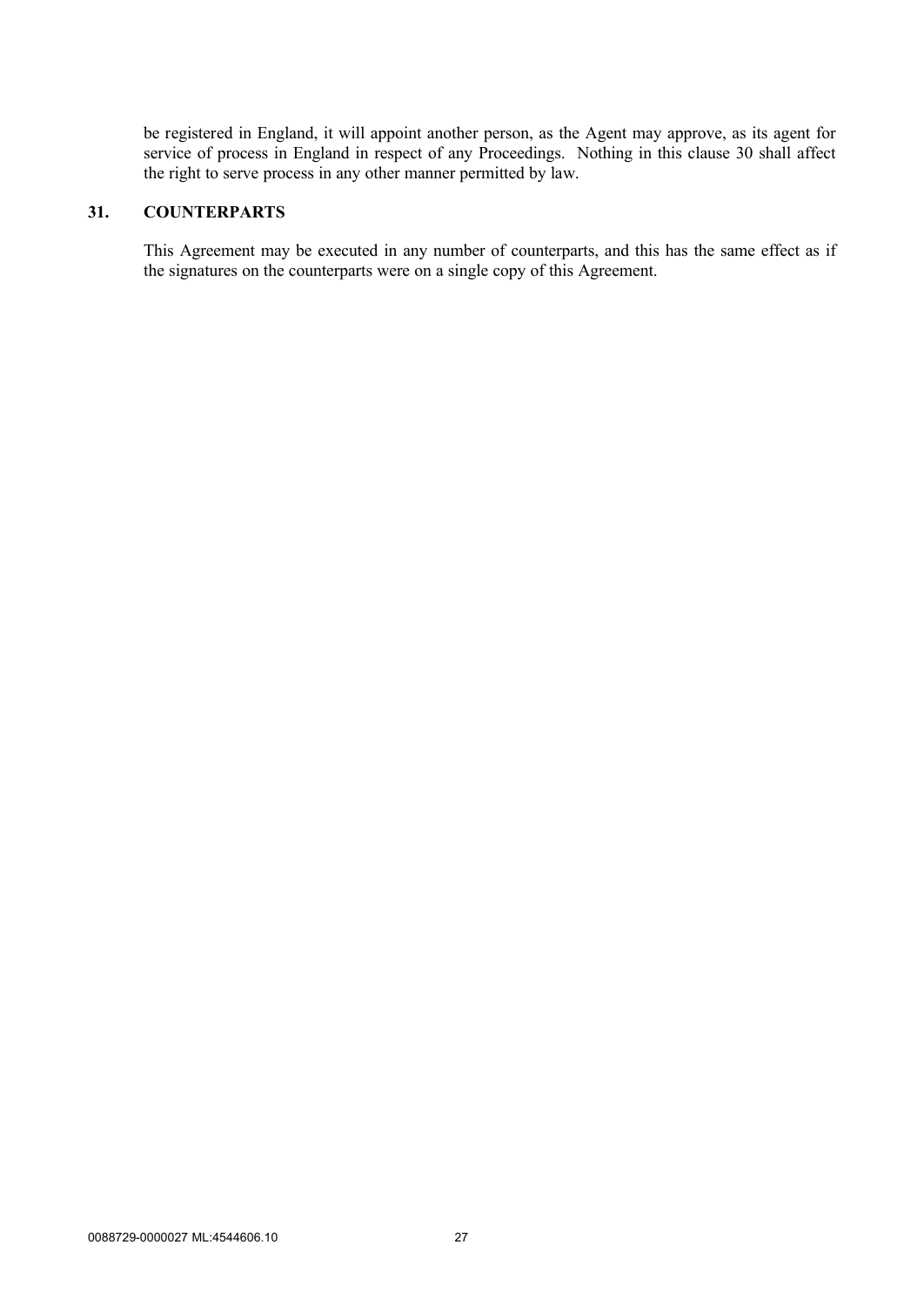be registered in England, it will appoint another person, as the Agent may approve, as its agent for service of process in England in respect of any Proceedings. Nothing in this clause 30 shall affect the right to serve process in any other manner permitted by law.

## 31. COUNTERPARTS

This Agreement may be executed in any number of counterparts, and this has the same effect as if the signatures on the counterparts were on a single copy of this Agreement.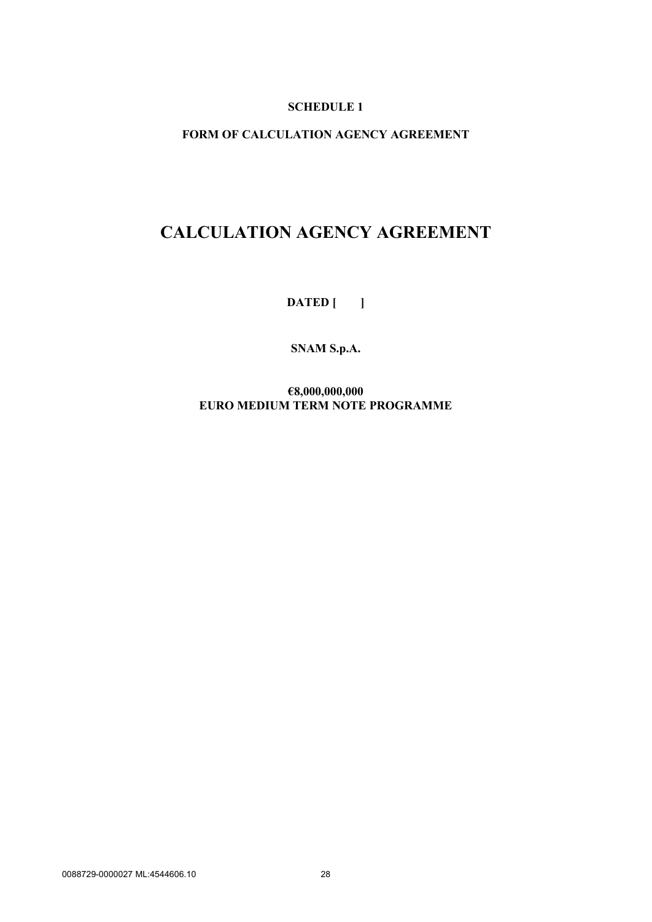**SCHEDULE 1**

**FORM OF CALCULATION AGENCY AGREEMENT**

# CALCULATION AGENCY AGREEMENT

**DATED [ ]**

**SNAM S.p.A.**

**€8,000,000,000**
**EURO MEDIUM TERM NOTE PROGRAMME**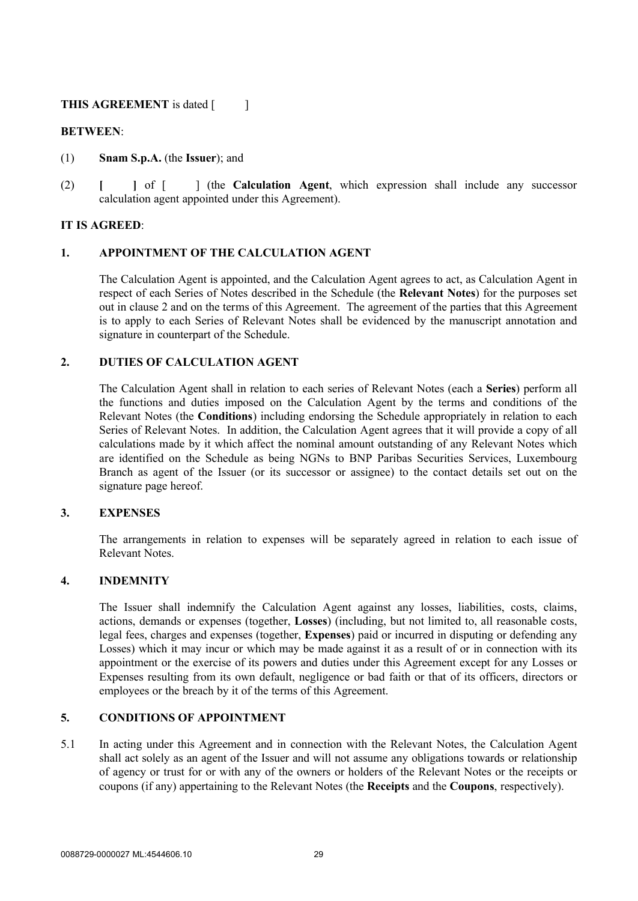**THIS AGREEMENT** is dated [ ]

**BETWEEN**:

(1) **Snam S.p.A.** (the **Issuer**); and

(2) **[ ]** of [ ] (the **Calculation Agent**, which expression shall include any successor calculation agent appointed under this Agreement).

**IT IS AGREED**:

## 1. APPOINTMENT OF THE CALCULATION AGENT

The Calculation Agent is appointed, and the Calculation Agent agrees to act, as Calculation Agent in respect of each Series of Notes described in the Schedule (the **Relevant Notes**) for the purposes set out in clause 2 and on the terms of this Agreement. The agreement of the parties that this Agreement is to apply to each Series of Relevant Notes shall be evidenced by the manuscript annotation and signature in counterpart of the Schedule.

## 2. DUTIES OF CALCULATION AGENT

The Calculation Agent shall in relation to each series of Relevant Notes (each a **Series**) perform all the functions and duties imposed on the Calculation Agent by the terms and conditions of the Relevant Notes (the **Conditions**) including endorsing the Schedule appropriately in relation to each Series of Relevant Notes. In addition, the Calculation Agent agrees that it will provide a copy of all calculations made by it which affect the nominal amount outstanding of any Relevant Notes which are identified on the Schedule as being NGNs to BNP Paribas Securities Services, Luxembourg Branch as agent of the Issuer (or its successor or assignee) to the contact details set out on the signature page hereof.

## 3. EXPENSES

The arrangements in relation to expenses will be separately agreed in relation to each issue of Relevant Notes.

## 4. INDEMNITY

The Issuer shall indemnify the Calculation Agent against any losses, liabilities, costs, claims, actions, demands or expenses (together, **Losses**) (including, but not limited to, all reasonable costs, legal fees, charges and expenses (together, **Expenses**) paid or incurred in disputing or defending any Losses) which it may incur or which may be made against it as a result of or in connection with its appointment or the exercise of its powers and duties under this Agreement except for any Losses or Expenses resulting from its own default, negligence or bad faith or that of its officers, directors or employees or the breach by it of the terms of this Agreement.

## 5. CONDITIONS OF APPOINTMENT

5.1 In acting under this Agreement and in connection with the Relevant Notes, the Calculation Agent shall act solely as an agent of the Issuer and will not assume any obligations towards or relationship of agency or trust for or with any of the owners or holders of the Relevant Notes or the receipts or coupons (if any) appertaining to the Relevant Notes (the **Receipts** and the **Coupons**, respectively).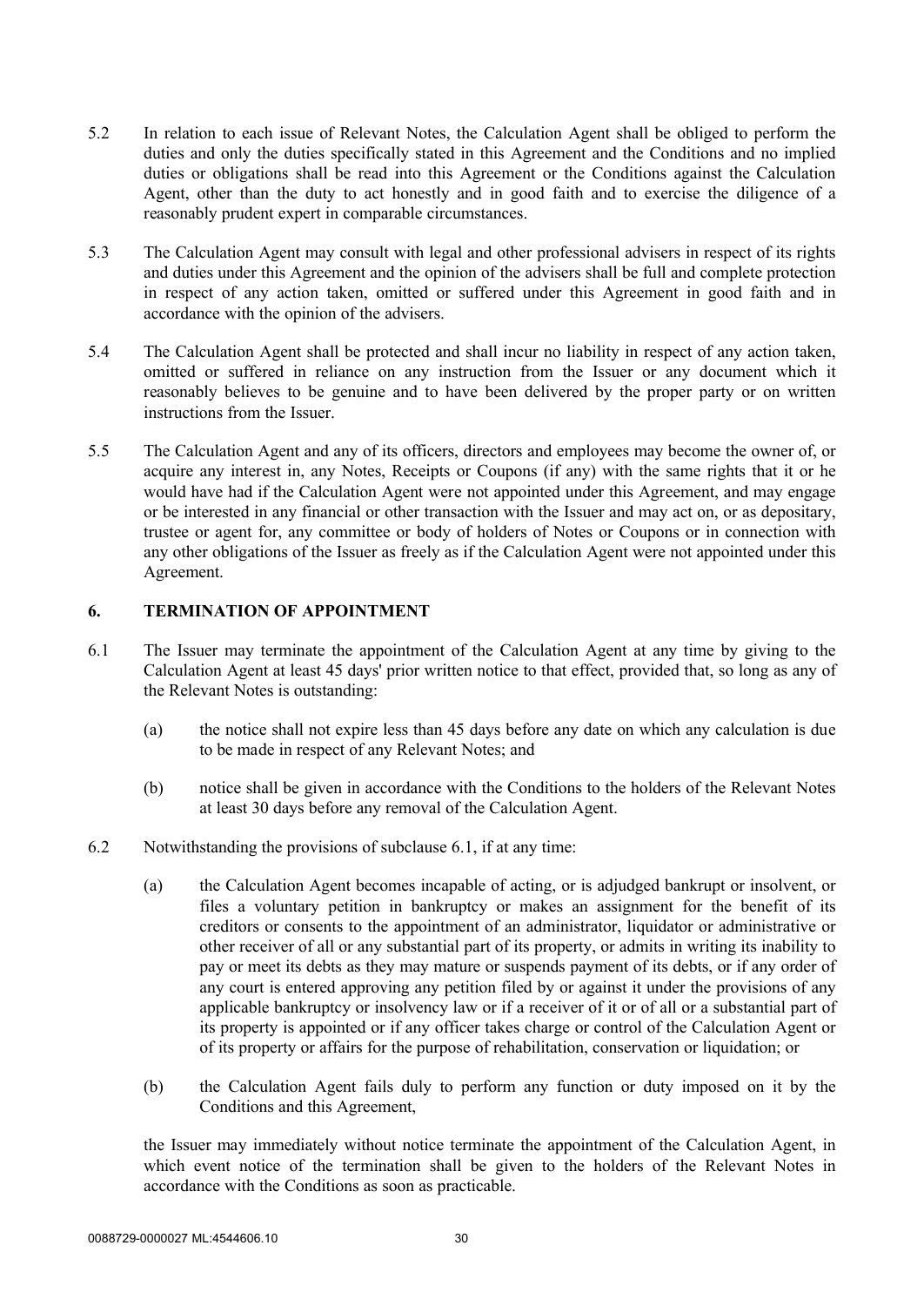5.2 In relation to each issue of Relevant Notes, the Calculation Agent shall be obliged to perform the duties and only the duties specifically stated in this Agreement and the Conditions and no implied duties or obligations shall be read into this Agreement or the Conditions against the Calculation Agent, other than the duty to act honestly and in good faith and to exercise the diligence of a reasonably prudent expert in comparable circumstances.

5.3 The Calculation Agent may consult with legal and other professional advisers in respect of its rights and duties under this Agreement and the opinion of the advisers shall be full and complete protection in respect of any action taken, omitted or suffered under this Agreement in good faith and in accordance with the opinion of the advisers.

5.4 The Calculation Agent shall be protected and shall incur no liability in respect of any action taken, omitted or suffered in reliance on any instruction from the Issuer or any document which it reasonably believes to be genuine and to have been delivered by the proper party or on written instructions from the Issuer.

5.5 The Calculation Agent and any of its officers, directors and employees may become the owner of, or acquire any interest in, any Notes, Receipts or Coupons (if any) with the same rights that it or he would have had if the Calculation Agent were not appointed under this Agreement, and may engage or be interested in any financial or other transaction with the Issuer and may act on, or as depositary, trustee or agent for, any committee or body of holders of Notes or Coupons or in connection with any other obligations of the Issuer as freely as if the Calculation Agent were not appointed under this Agreement.

## 6. TERMINATION OF APPOINTMENT

6.1 The Issuer may terminate the appointment of the Calculation Agent at any time by giving to the Calculation Agent at least 45 days' prior written notice to that effect, provided that, so long as any of the Relevant Notes is outstanding:

(a) the notice shall not expire less than 45 days before any date on which any calculation is due to be made in respect of any Relevant Notes; and

(b) notice shall be given in accordance with the Conditions to the holders of the Relevant Notes at least 30 days before any removal of the Calculation Agent.

6.2 Notwithstanding the provisions of subclause 6.1, if at any time:

(a) the Calculation Agent becomes incapable of acting, or is adjudged bankrupt or insolvent, or files a voluntary petition in bankruptcy or makes an assignment for the benefit of its creditors or consents to the appointment of an administrator, liquidator or administrative or other receiver of all or any substantial part of its property, or admits in writing its inability to pay or meet its debts as they may mature or suspends payment of its debts, or if any order of any court is entered approving any petition filed by or against it under the provisions of any applicable bankruptcy or insolvency law or if a receiver of it or of all or a substantial part of its property is appointed or if any officer takes charge or control of the Calculation Agent or of its property or affairs for the purpose of rehabilitation, conservation or liquidation; or

(b) the Calculation Agent fails duly to perform any function or duty imposed on it by the Conditions and this Agreement,

the Issuer may immediately without notice terminate the appointment of the Calculation Agent, in which event notice of the termination shall be given to the holders of the Relevant Notes in accordance with the Conditions as soon as practicable.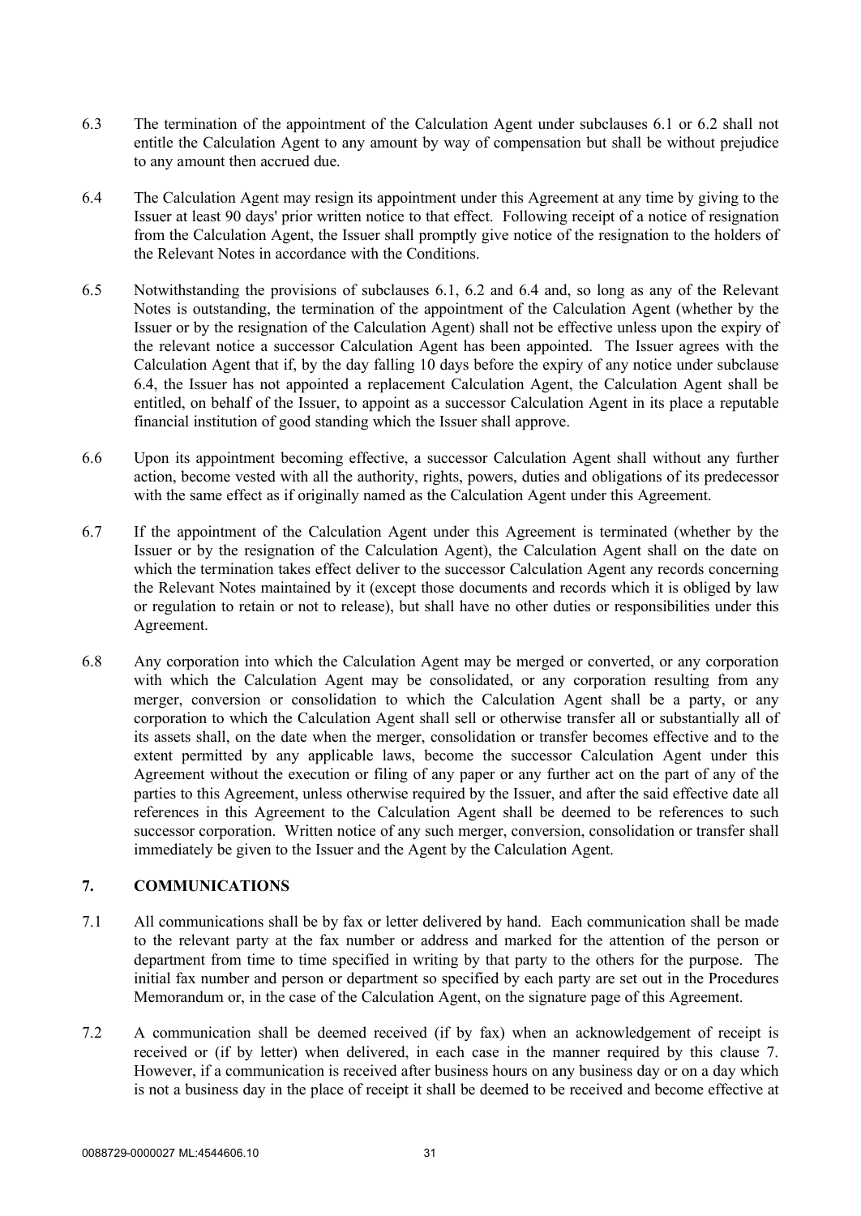6.3 The termination of the appointment of the Calculation Agent under subclauses 6.1 or 6.2 shall not entitle the Calculation Agent to any amount by way of compensation but shall be without prejudice to any amount then accrued due.

6.4 The Calculation Agent may resign its appointment under this Agreement at any time by giving to the Issuer at least 90 days' prior written notice to that effect. Following receipt of a notice of resignation from the Calculation Agent, the Issuer shall promptly give notice of the resignation to the holders of the Relevant Notes in accordance with the Conditions.

6.5 Notwithstanding the provisions of subclauses 6.1, 6.2 and 6.4 and, so long as any of the Relevant Notes is outstanding, the termination of the appointment of the Calculation Agent (whether by the Issuer or by the resignation of the Calculation Agent) shall not be effective unless upon the expiry of the relevant notice a successor Calculation Agent has been appointed. The Issuer agrees with the Calculation Agent that if, by the day falling 10 days before the expiry of any notice under subclause 6.4, the Issuer has not appointed a replacement Calculation Agent, the Calculation Agent shall be entitled, on behalf of the Issuer, to appoint as a successor Calculation Agent in its place a reputable financial institution of good standing which the Issuer shall approve.

6.6 Upon its appointment becoming effective, a successor Calculation Agent shall without any further action, become vested with all the authority, rights, powers, duties and obligations of its predecessor with the same effect as if originally named as the Calculation Agent under this Agreement.

6.7 If the appointment of the Calculation Agent under this Agreement is terminated (whether by the Issuer or by the resignation of the Calculation Agent), the Calculation Agent shall on the date on which the termination takes effect deliver to the successor Calculation Agent any records concerning the Relevant Notes maintained by it (except those documents and records which it is obliged by law or regulation to retain or not to release), but shall have no other duties or responsibilities under this Agreement.

6.8 Any corporation into which the Calculation Agent may be merged or converted, or any corporation with which the Calculation Agent may be consolidated, or any corporation resulting from any merger, conversion or consolidation to which the Calculation Agent shall be a party, or any corporation to which the Calculation Agent shall sell or otherwise transfer all or substantially all of its assets shall, on the date when the merger, consolidation or transfer becomes effective and to the extent permitted by any applicable laws, become the successor Calculation Agent under this Agreement without the execution or filing of any paper or any further act on the part of any of the parties to this Agreement, unless otherwise required by the Issuer, and after the said effective date all references in this Agreement to the Calculation Agent shall be deemed to be references to such successor corporation. Written notice of any such merger, conversion, consolidation or transfer shall immediately be given to the Issuer and the Agent by the Calculation Agent.

## 7. COMMUNICATIONS

7.1 All communications shall be by fax or letter delivered by hand. Each communication shall be made to the relevant party at the fax number or address and marked for the attention of the person or department from time to time specified in writing by that party to the others for the purpose. The initial fax number and person or department so specified by each party are set out in the Procedures Memorandum or, in the case of the Calculation Agent, on the signature page of this Agreement.

7.2 A communication shall be deemed received (if by fax) when an acknowledgement of receipt is received or (if by letter) when delivered, in each case in the manner required by this clause 7. However, if a communication is received after business hours on any business day or on a day which is not a business day in the place of receipt it shall be deemed to be received and become effective at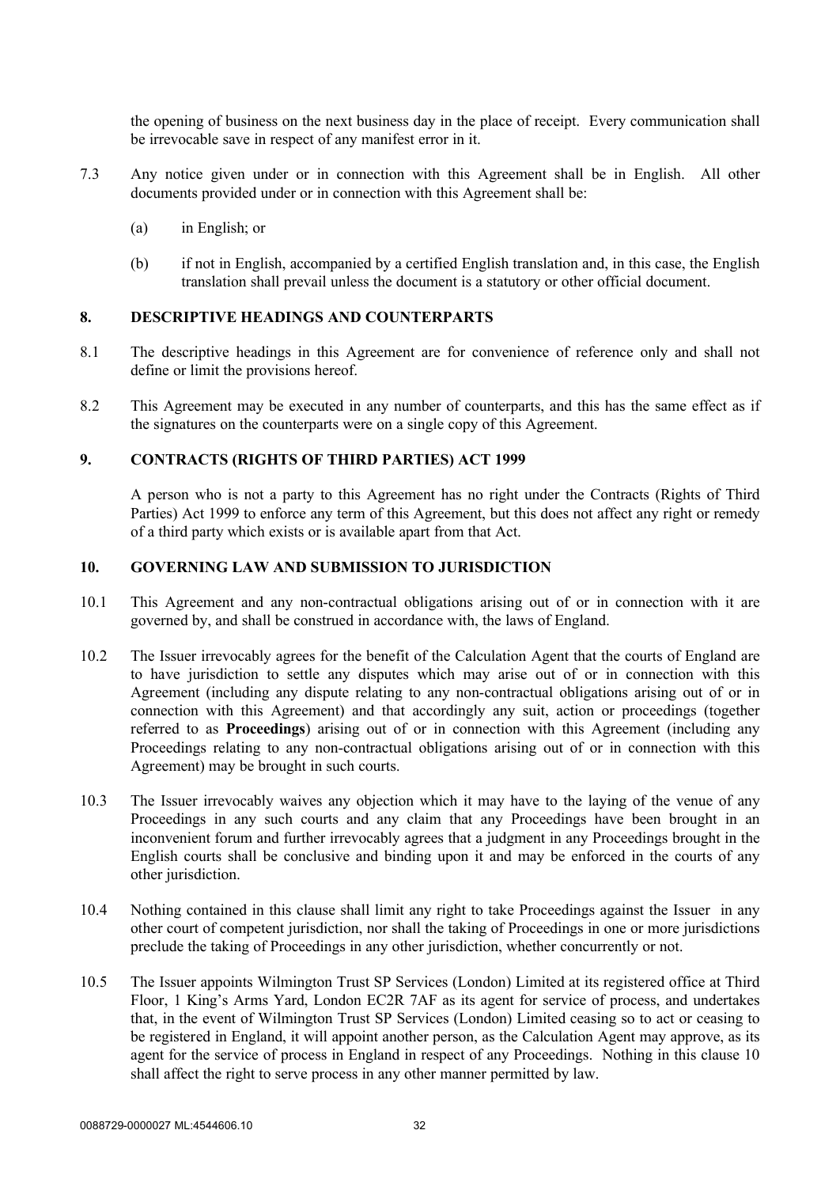the opening of business on the next business day in the place of receipt. Every communication shall be irrevocable save in respect of any manifest error in it.

7.3 Any notice given under or in connection with this Agreement shall be in English. All other documents provided under or in connection with this Agreement shall be:

(a) in English; or

(b) if not in English, accompanied by a certified English translation and, in this case, the English translation shall prevail unless the document is a statutory or other official document.

## 8. DESCRIPTIVE HEADINGS AND COUNTERPARTS

8.1 The descriptive headings in this Agreement are for convenience of reference only and shall not define or limit the provisions hereof.

8.2 This Agreement may be executed in any number of counterparts, and this has the same effect as if the signatures on the counterparts were on a single copy of this Agreement.

## 9. CONTRACTS (RIGHTS OF THIRD PARTIES) ACT 1999

A person who is not a party to this Agreement has no right under the Contracts (Rights of Third Parties) Act 1999 to enforce any term of this Agreement, but this does not affect any right or remedy of a third party which exists or is available apart from that Act.

## 10. GOVERNING LAW AND SUBMISSION TO JURISDICTION

10.1 This Agreement and any non-contractual obligations arising out of or in connection with it are governed by, and shall be construed in accordance with, the laws of England.

10.2 The Issuer irrevocably agrees for the benefit of the Calculation Agent that the courts of England are to have jurisdiction to settle any disputes which may arise out of or in connection with this Agreement (including any dispute relating to any non-contractual obligations arising out of or in connection with this Agreement) and that accordingly any suit, action or proceedings (together referred to as **Proceedings**) arising out of or in connection with this Agreement (including any Proceedings relating to any non-contractual obligations arising out of or in connection with this Agreement) may be brought in such courts.

10.3 The Issuer irrevocably waives any objection which it may have to the laying of the venue of any Proceedings in any such courts and any claim that any Proceedings have been brought in an inconvenient forum and further irrevocably agrees that a judgment in any Proceedings brought in the English courts shall be conclusive and binding upon it and may be enforced in the courts of any other jurisdiction.

10.4 Nothing contained in this clause shall limit any right to take Proceedings against the Issuer in any other court of competent jurisdiction, nor shall the taking of Proceedings in one or more jurisdictions preclude the taking of Proceedings in any other jurisdiction, whether concurrently or not.

10.5 The Issuer appoints Wilmington Trust SP Services (London) Limited at its registered office at Third Floor, 1 King's Arms Yard, London EC2R 7AF as its agent for service of process, and undertakes that, in the event of Wilmington Trust SP Services (London) Limited ceasing so to act or ceasing to be registered in England, it will appoint another person, as the Calculation Agent may approve, as its agent for the service of process in England in respect of any Proceedings. Nothing in this clause 10 shall affect the right to serve process in any other manner permitted by law.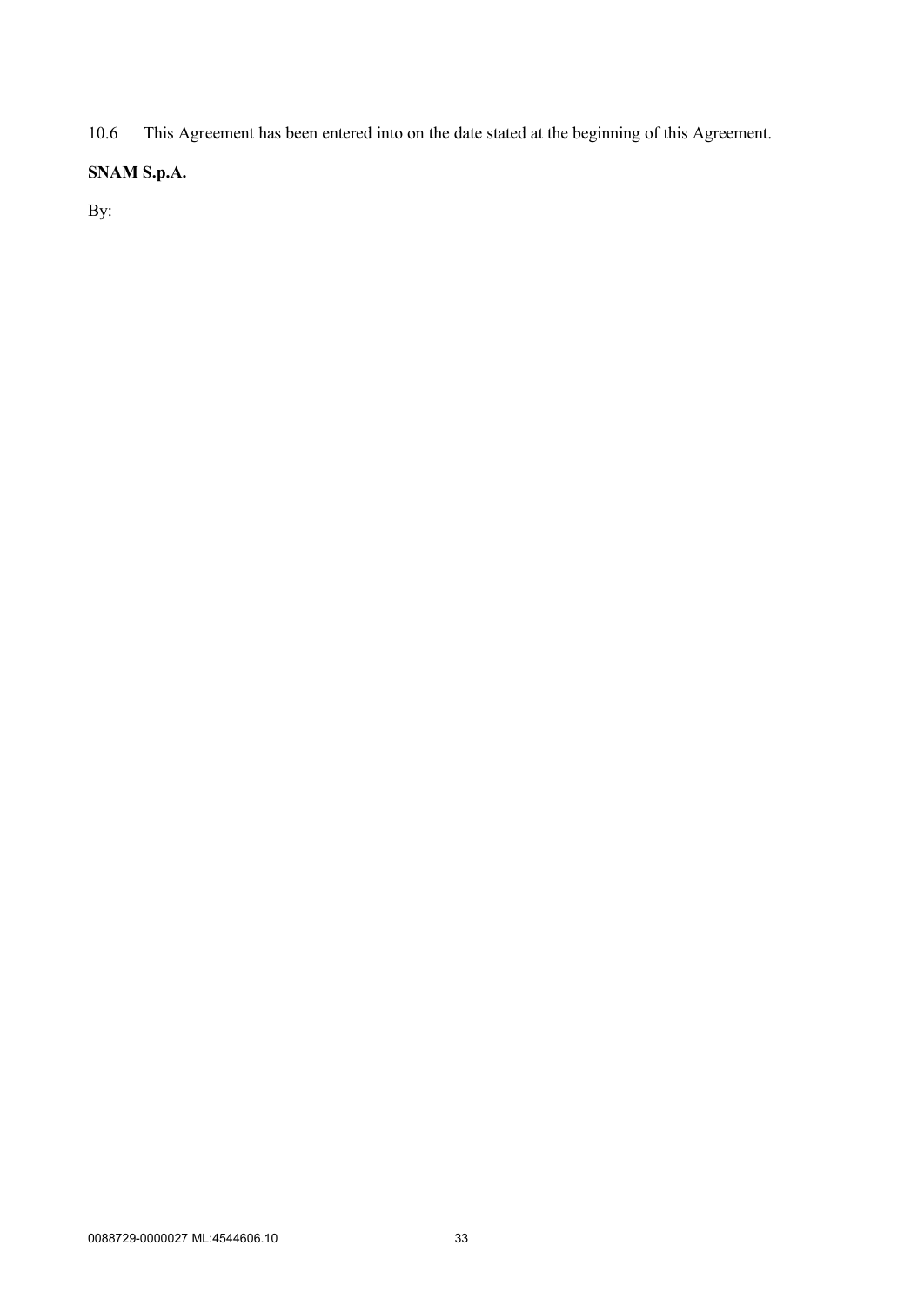10.6 This Agreement has been entered into on the date stated at the beginning of this Agreement.

**SNAM S.p.A.**

By: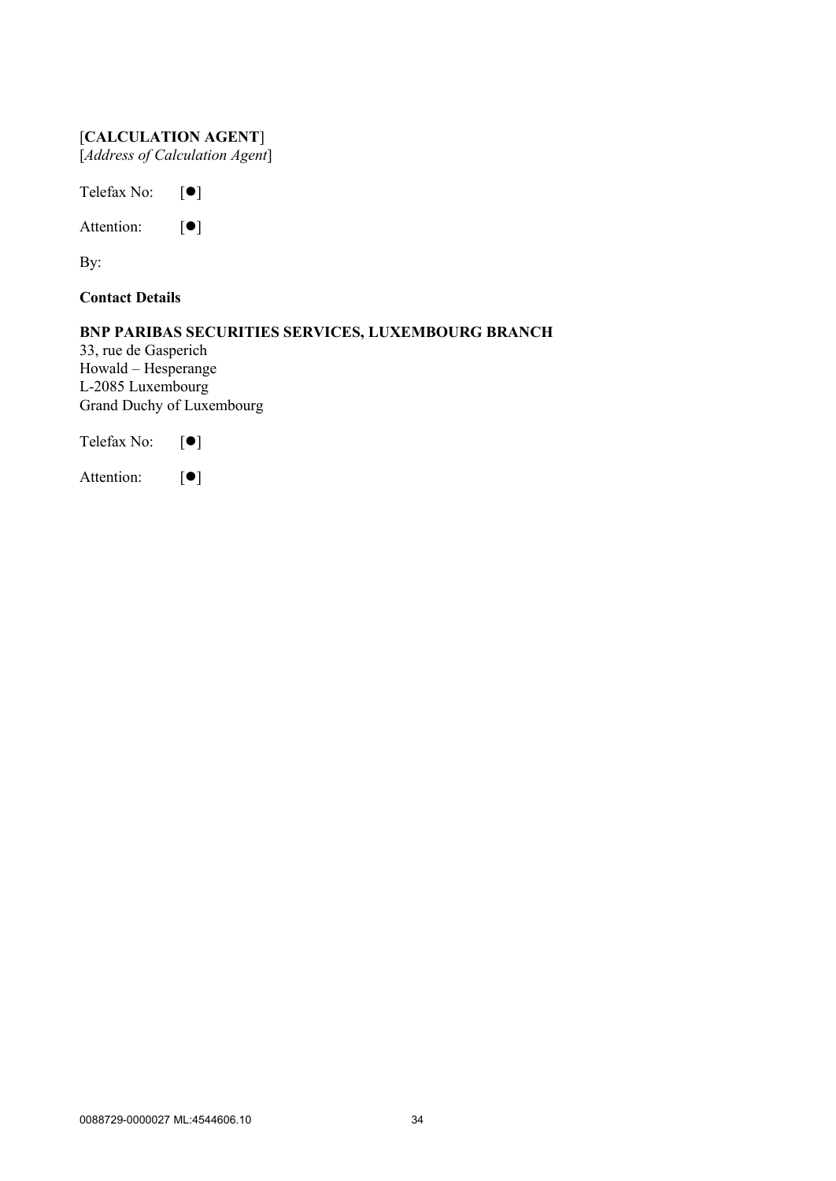[**CALCULATION AGENT**]
[*Address of Calculation Agent*]

Telefax No: [●]

Attention: [●]

By:

**Contact Details**

**BNP PARIBAS SECURITIES SERVICES, LUXEMBOURG BRANCH**
33, rue de Gasperich
Howald – Hesperange
L-2085 Luxembourg
Grand Duchy of Luxembourg

Telefax No: [●]

Attention: [●]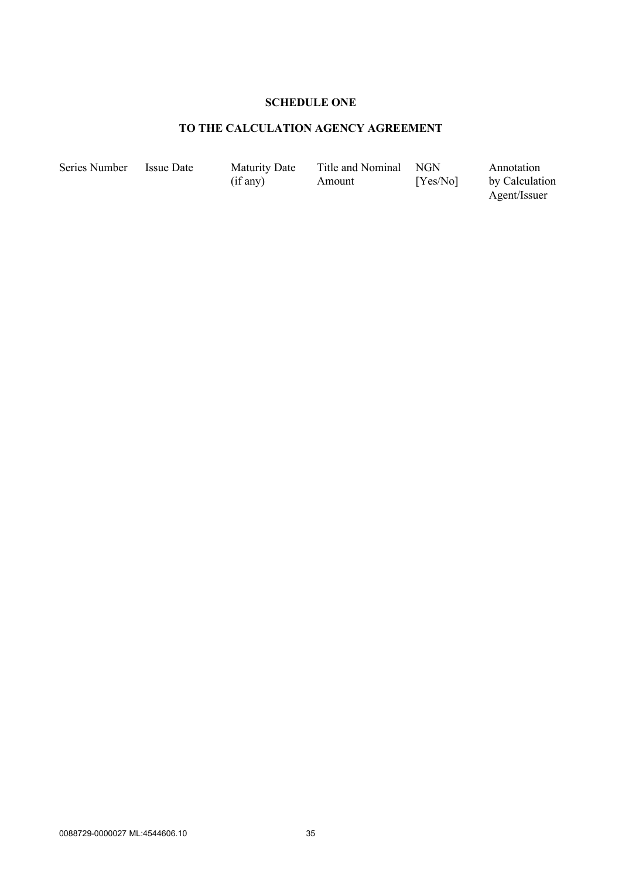**SCHEDULE ONE**

**TO THE CALCULATION AGENCY AGREEMENT**

| Series Number | Issue Date | Maturity Date (if any) | Title and Nominal Amount | NGN [Yes/No] | Annotation by Calculation Agent/Issuer |
|---|---|---|---|---|---|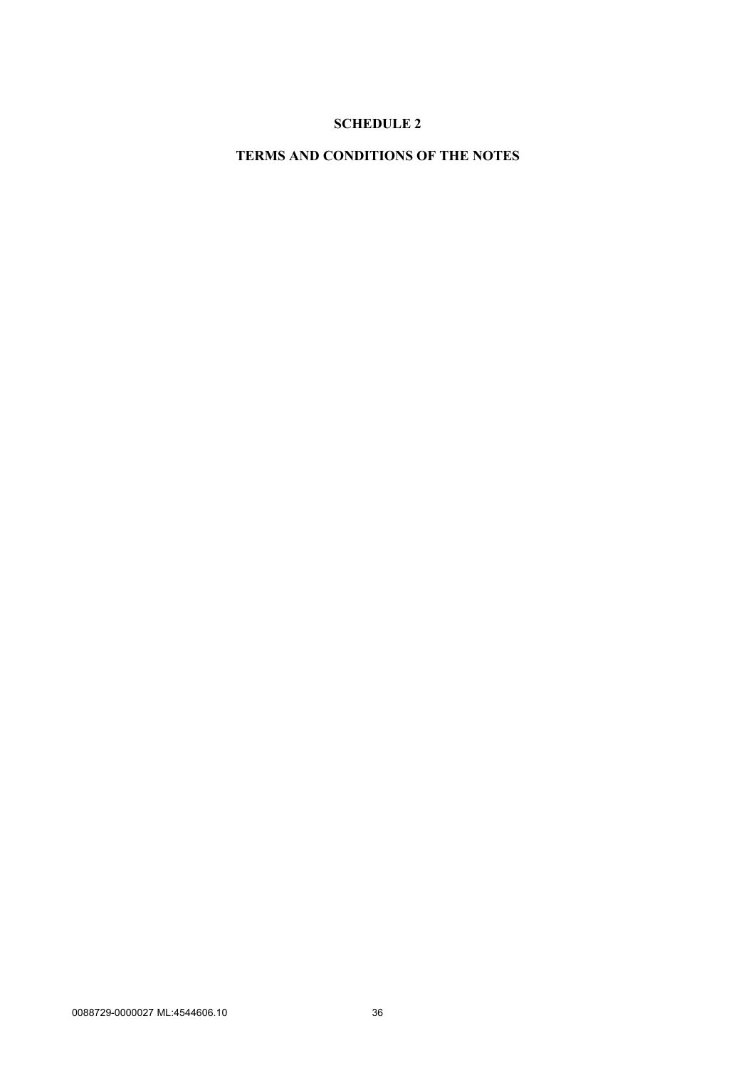# SCHEDULE 2

# TERMS AND CONDITIONS OF THE NOTES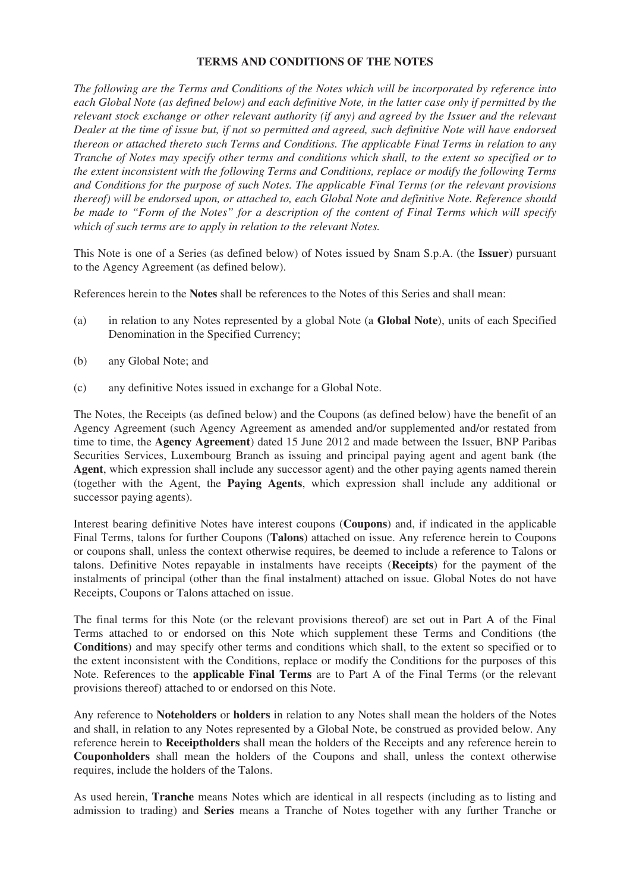## TERMS AND CONDITIONS OF THE NOTES

*The following are the Terms and Conditions of the Notes which will be incorporated by reference into each Global Note (as defined below) and each definitive Note, in the latter case only if permitted by the relevant stock exchange or other relevant authority (if any) and agreed by the Issuer and the relevant Dealer at the time of issue but, if not so permitted and agreed, such definitive Note will have endorsed thereon or attached thereto such Terms and Conditions. The applicable Final Terms in relation to any Tranche of Notes may specify other terms and conditions which shall, to the extent so specified or to the extent inconsistent with the following Terms and Conditions, replace or modify the following Terms and Conditions for the purpose of such Notes. The applicable Final Terms (or the relevant provisions thereof) will be endorsed upon, or attached to, each Global Note and definitive Note. Reference should be made to "Form of the Notes" for a description of the content of Final Terms which will specify which of such terms are to apply in relation to the relevant Notes.*

This Note is one of a Series (as defined below) of Notes issued by Snam S.p.A. (the **Issuer**) pursuant to the Agency Agreement (as defined below).

References herein to the **Notes** shall be references to the Notes of this Series and shall mean:

(a) in relation to any Notes represented by a global Note (a **Global Note**), units of each Specified Denomination in the Specified Currency;

(b) any Global Note; and

(c) any definitive Notes issued in exchange for a Global Note.

The Notes, the Receipts (as defined below) and the Coupons (as defined below) have the benefit of an Agency Agreement (such Agency Agreement as amended and/or supplemented and/or restated from time to time, the **Agency Agreement**) dated 15 June 2012 and made between the Issuer, BNP Paribas Securities Services, Luxembourg Branch as issuing and principal paying agent and agent bank (the **Agent**, which expression shall include any successor agent) and the other paying agents named therein (together with the Agent, the **Paying Agents**, which expression shall include any additional or successor paying agents).

Interest bearing definitive Notes have interest coupons (**Coupons**) and, if indicated in the applicable Final Terms, talons for further Coupons (**Talons**) attached on issue. Any reference herein to Coupons or coupons shall, unless the context otherwise requires, be deemed to include a reference to Talons or talons. Definitive Notes repayable in instalments have receipts (**Receipts**) for the payment of the instalments of principal (other than the final instalment) attached on issue. Global Notes do not have Receipts, Coupons or Talons attached on issue.

The final terms for this Note (or the relevant provisions thereof) are set out in Part A of the Final Terms attached to or endorsed on this Note which supplement these Terms and Conditions (the **Conditions**) and may specify other terms and conditions which shall, to the extent so specified or to the extent inconsistent with the Conditions, replace or modify the Conditions for the purposes of this Note. References to the **applicable Final Terms** are to Part A of the Final Terms (or the relevant provisions thereof) attached to or endorsed on this Note.

Any reference to **Noteholders** or **holders** in relation to any Notes shall mean the holders of the Notes and shall, in relation to any Notes represented by a Global Note, be construed as provided below. Any reference herein to **Receiptholders** shall mean the holders of the Receipts and any reference herein to **Couponholders** shall mean the holders of the Coupons and shall, unless the context otherwise requires, include the holders of the Talons.

As used herein, **Tranche** means Notes which are identical in all respects (including as to listing and admission to trading) and **Series** means a Tranche of Notes together with any further Tranche or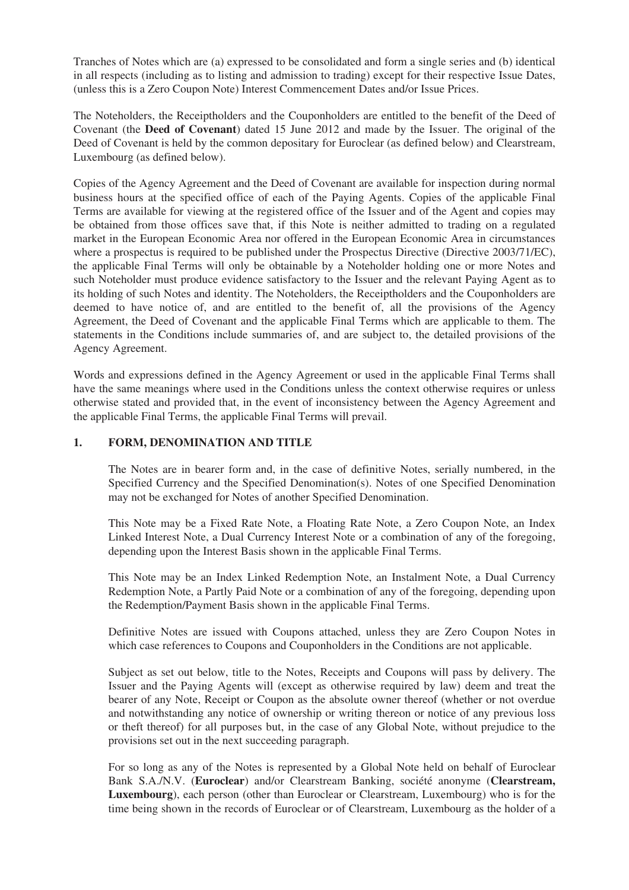Tranches of Notes which are (a) expressed to be consolidated and form a single series and (b) identical in all respects (including as to listing and admission to trading) except for their respective Issue Dates, (unless this is a Zero Coupon Note) Interest Commencement Dates and/or Issue Prices.

The Noteholders, the Receiptholders and the Couponholders are entitled to the benefit of the Deed of Covenant (the **Deed of Covenant**) dated 15 June 2012 and made by the Issuer. The original of the Deed of Covenant is held by the common depositary for Euroclear (as defined below) and Clearstream, Luxembourg (as defined below).

Copies of the Agency Agreement and the Deed of Covenant are available for inspection during normal business hours at the specified office of each of the Paying Agents. Copies of the applicable Final Terms are available for viewing at the registered office of the Issuer and of the Agent and copies may be obtained from those offices save that, if this Note is neither admitted to trading on a regulated market in the European Economic Area nor offered in the European Economic Area in circumstances where a prospectus is required to be published under the Prospectus Directive (Directive 2003/71/EC), the applicable Final Terms will only be obtainable by a Noteholder holding one or more Notes and such Noteholder must produce evidence satisfactory to the Issuer and the relevant Paying Agent as to its holding of such Notes and identity. The Noteholders, the Receiptholders and the Couponholders are deemed to have notice of, and are entitled to the benefit of, all the provisions of the Agency Agreement, the Deed of Covenant and the applicable Final Terms which are applicable to them. The statements in the Conditions include summaries of, and are subject to, the detailed provisions of the Agency Agreement.

Words and expressions defined in the Agency Agreement or used in the applicable Final Terms shall have the same meanings where used in the Conditions unless the context otherwise requires or unless otherwise stated and provided that, in the event of inconsistency between the Agency Agreement and the applicable Final Terms, the applicable Final Terms will prevail.

## 1. FORM, DENOMINATION AND TITLE

The Notes are in bearer form and, in the case of definitive Notes, serially numbered, in the Specified Currency and the Specified Denomination(s). Notes of one Specified Denomination may not be exchanged for Notes of another Specified Denomination.

This Note may be a Fixed Rate Note, a Floating Rate Note, a Zero Coupon Note, an Index Linked Interest Note, a Dual Currency Interest Note or a combination of any of the foregoing, depending upon the Interest Basis shown in the applicable Final Terms.

This Note may be an Index Linked Redemption Note, an Instalment Note, a Dual Currency Redemption Note, a Partly Paid Note or a combination of any of the foregoing, depending upon the Redemption/Payment Basis shown in the applicable Final Terms.

Definitive Notes are issued with Coupons attached, unless they are Zero Coupon Notes in which case references to Coupons and Couponholders in the Conditions are not applicable.

Subject as set out below, title to the Notes, Receipts and Coupons will pass by delivery. The Issuer and the Paying Agents will (except as otherwise required by law) deem and treat the bearer of any Note, Receipt or Coupon as the absolute owner thereof (whether or not overdue and notwithstanding any notice of ownership or writing thereon or notice of any previous loss or theft thereof) for all purposes but, in the case of any Global Note, without prejudice to the provisions set out in the next succeeding paragraph.

For so long as any of the Notes is represented by a Global Note held on behalf of Euroclear Bank S.A./N.V. (**Euroclear**) and/or Clearstream Banking, société anonyme (**Clearstream, Luxembourg**), each person (other than Euroclear or Clearstream, Luxembourg) who is for the time being shown in the records of Euroclear or of Clearstream, Luxembourg as the holder of a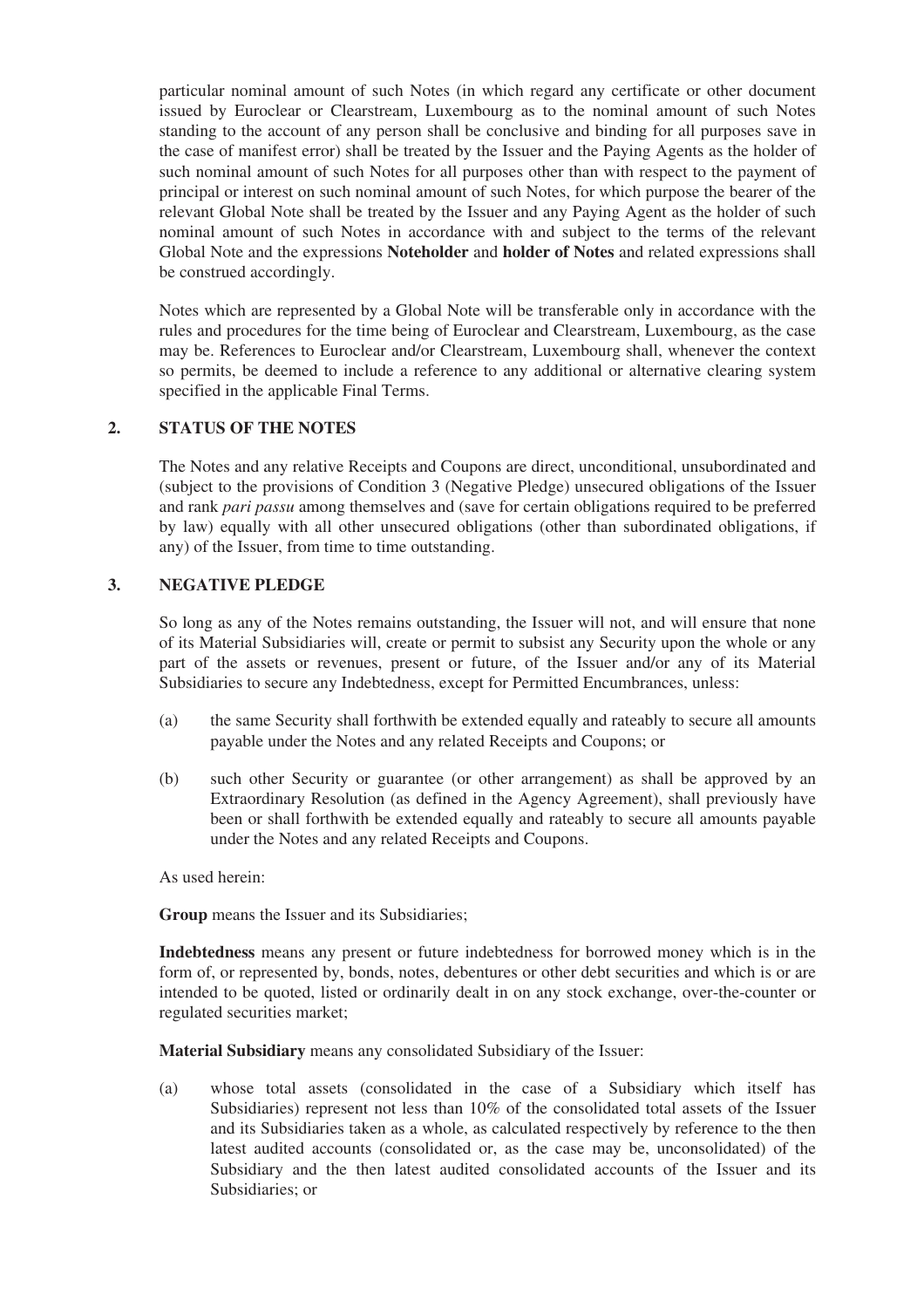particular nominal amount of such Notes (in which regard any certificate or other document issued by Euroclear or Clearstream, Luxembourg as to the nominal amount of such Notes standing to the account of any person shall be conclusive and binding for all purposes save in the case of manifest error) shall be treated by the Issuer and the Paying Agents as the holder of such nominal amount of such Notes for all purposes other than with respect to the payment of principal or interest on such nominal amount of such Notes, for which purpose the bearer of the relevant Global Note shall be treated by the Issuer and any Paying Agent as the holder of such nominal amount of such Notes in accordance with and subject to the terms of the relevant Global Note and the expressions **Noteholder** and **holder of Notes** and related expressions shall be construed accordingly.

Notes which are represented by a Global Note will be transferable only in accordance with the rules and procedures for the time being of Euroclear and Clearstream, Luxembourg, as the case may be. References to Euroclear and/or Clearstream, Luxembourg shall, whenever the context so permits, be deemed to include a reference to any additional or alternative clearing system specified in the applicable Final Terms.

## 2. STATUS OF THE NOTES

The Notes and any relative Receipts and Coupons are direct, unconditional, unsubordinated and (subject to the provisions of Condition 3 (Negative Pledge) unsecured obligations of the Issuer and rank *pari passu* among themselves and (save for certain obligations required to be preferred by law) equally with all other unsecured obligations (other than subordinated obligations, if any) of the Issuer, from time to time outstanding.

## 3. NEGATIVE PLEDGE

So long as any of the Notes remains outstanding, the Issuer will not, and will ensure that none of its Material Subsidiaries will, create or permit to subsist any Security upon the whole or any part of the assets or revenues, present or future, of the Issuer and/or any of its Material Subsidiaries to secure any Indebtedness, except for Permitted Encumbrances, unless:

(a) the same Security shall forthwith be extended equally and rateably to secure all amounts payable under the Notes and any related Receipts and Coupons; or

(b) such other Security or guarantee (or other arrangement) as shall be approved by an Extraordinary Resolution (as defined in the Agency Agreement), shall previously have been or shall forthwith be extended equally and rateably to secure all amounts payable under the Notes and any related Receipts and Coupons.

As used herein:

**Group** means the Issuer and its Subsidiaries;

**Indebtedness** means any present or future indebtedness for borrowed money which is in the form of, or represented by, bonds, notes, debentures or other debt securities and which is or are intended to be quoted, listed or ordinarily dealt in on any stock exchange, over-the-counter or regulated securities market;

**Material Subsidiary** means any consolidated Subsidiary of the Issuer:

(a) whose total assets (consolidated in the case of a Subsidiary which itself has Subsidiaries) represent not less than 10% of the consolidated total assets of the Issuer and its Subsidiaries taken as a whole, as calculated respectively by reference to the then latest audited accounts (consolidated or, as the case may be, unconsolidated) of the Subsidiary and the then latest audited consolidated accounts of the Issuer and its Subsidiaries; or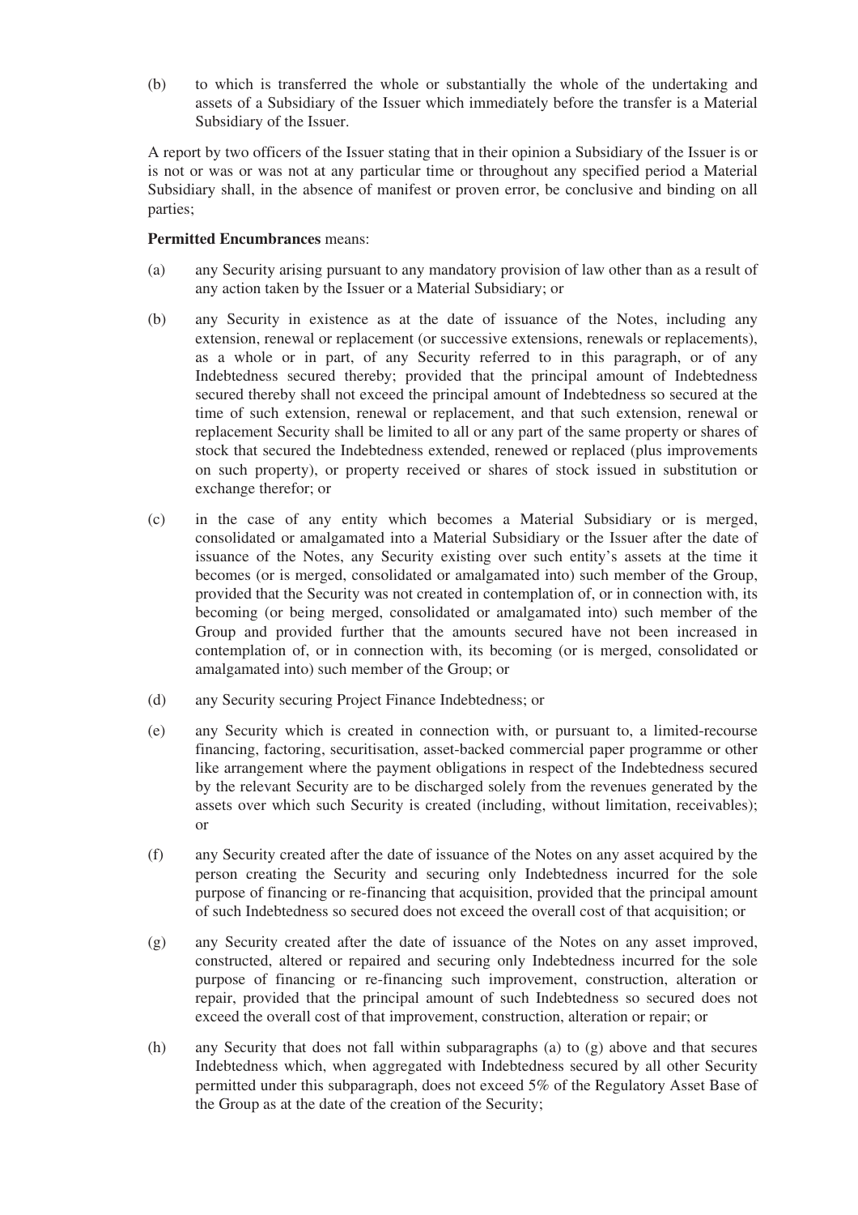(b) to which is transferred the whole or substantially the whole of the undertaking and assets of a Subsidiary of the Issuer which immediately before the transfer is a Material Subsidiary of the Issuer.

A report by two officers of the Issuer stating that in their opinion a Subsidiary of the Issuer is or is not or was or was not at any particular time or throughout any specified period a Material Subsidiary shall, in the absence of manifest or proven error, be conclusive and binding on all parties;

**Permitted Encumbrances** means:

(a) any Security arising pursuant to any mandatory provision of law other than as a result of any action taken by the Issuer or a Material Subsidiary; or

(b) any Security in existence as at the date of issuance of the Notes, including any extension, renewal or replacement (or successive extensions, renewals or replacements), as a whole or in part, of any Security referred to in this paragraph, or of any Indebtedness secured thereby; provided that the principal amount of Indebtedness secured thereby shall not exceed the principal amount of Indebtedness so secured at the time of such extension, renewal or replacement, and that such extension, renewal or replacement Security shall be limited to all or any part of the same property or shares of stock that secured the Indebtedness extended, renewed or replaced (plus improvements on such property), or property received or shares of stock issued in substitution or exchange therefor; or

(c) in the case of any entity which becomes a Material Subsidiary or is merged, consolidated or amalgamated into a Material Subsidiary or the Issuer after the date of issuance of the Notes, any Security existing over such entity's assets at the time it becomes (or is merged, consolidated or amalgamated into) such member of the Group, provided that the Security was not created in contemplation of, or in connection with, its becoming (or being merged, consolidated or amalgamated into) such member of the Group and provided further that the amounts secured have not been increased in contemplation of, or in connection with, its becoming (or is merged, consolidated or amalgamated into) such member of the Group; or

(d) any Security securing Project Finance Indebtedness; or

(e) any Security which is created in connection with, or pursuant to, a limited-recourse financing, factoring, securitisation, asset-backed commercial paper programme or other like arrangement where the payment obligations in respect of the Indebtedness secured by the relevant Security are to be discharged solely from the revenues generated by the assets over which such Security is created (including, without limitation, receivables); or

(f) any Security created after the date of issuance of the Notes on any asset acquired by the person creating the Security and securing only Indebtedness incurred for the sole purpose of financing or re-financing that acquisition, provided that the principal amount of such Indebtedness so secured does not exceed the overall cost of that acquisition; or

(g) any Security created after the date of issuance of the Notes on any asset improved, constructed, altered or repaired and securing only Indebtedness incurred for the sole purpose of financing or re-financing such improvement, construction, alteration or repair, provided that the principal amount of such Indebtedness so secured does not exceed the overall cost of that improvement, construction, alteration or repair; or

(h) any Security that does not fall within subparagraphs (a) to (g) above and that secures Indebtedness which, when aggregated with Indebtedness secured by all other Security permitted under this subparagraph, does not exceed 5% of the Regulatory Asset Base of the Group as at the date of the creation of the Security;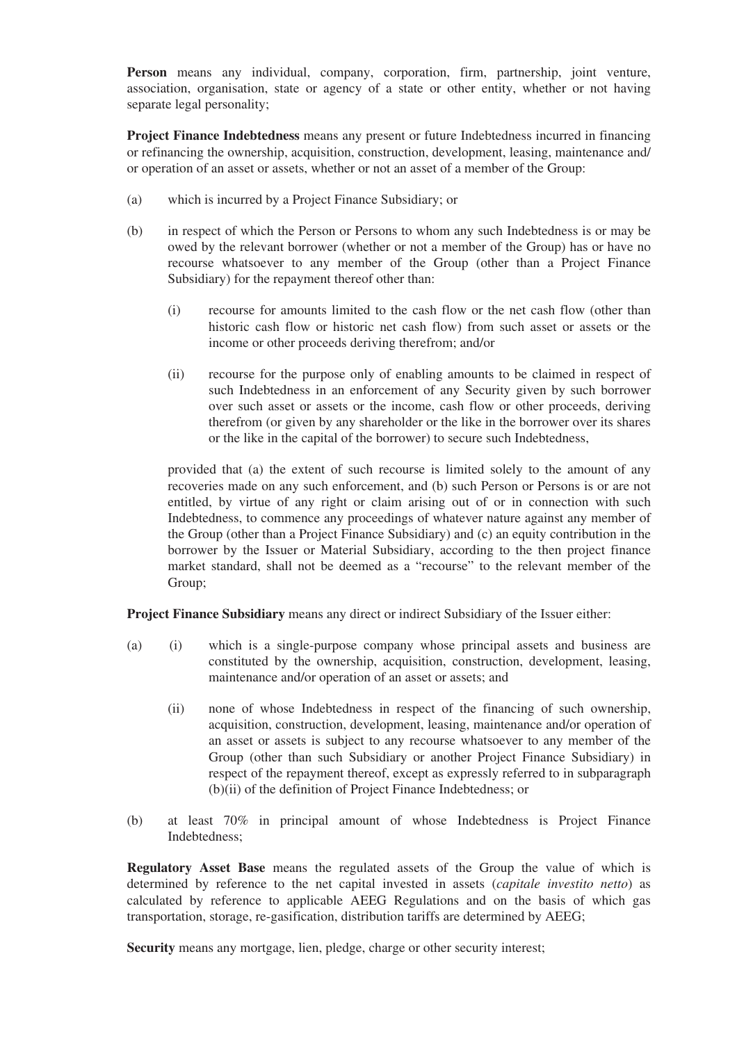**Person** means any individual, company, corporation, firm, partnership, joint venture, association, organisation, state or agency of a state or other entity, whether or not having separate legal personality;

**Project Finance Indebtedness** means any present or future Indebtedness incurred in financing or refinancing the ownership, acquisition, construction, development, leasing, maintenance and/ or operation of an asset or assets, whether or not an asset of a member of the Group:

(a) which is incurred by a Project Finance Subsidiary; or

(b) in respect of which the Person or Persons to whom any such Indebtedness is or may be owed by the relevant borrower (whether or not a member of the Group) has or have no recourse whatsoever to any member of the Group (other than a Project Finance Subsidiary) for the repayment thereof other than:

   (i) recourse for amounts limited to the cash flow or the net cash flow (other than historic cash flow or historic net cash flow) from such asset or assets or the income or other proceeds deriving therefrom; and/or

   (ii) recourse for the purpose only of enabling amounts to be claimed in respect of such Indebtedness in an enforcement of any Security given by such borrower over such asset or assets or the income, cash flow or other proceeds, deriving therefrom (or given by any shareholder or the like in the borrower over its shares or the like in the capital of the borrower) to secure such Indebtedness,

   provided that (a) the extent of such recourse is limited solely to the amount of any recoveries made on any such enforcement, and (b) such Person or Persons is or are not entitled, by virtue of any right or claim arising out of or in connection with such Indebtedness, to commence any proceedings of whatever nature against any member of the Group (other than a Project Finance Subsidiary) and (c) an equity contribution in the borrower by the Issuer or Material Subsidiary, according to the then project finance market standard, shall not be deemed as a "recourse" to the relevant member of the Group;

**Project Finance Subsidiary** means any direct or indirect Subsidiary of the Issuer either:

(a) (i) which is a single-purpose company whose principal assets and business are constituted by the ownership, acquisition, construction, development, leasing, maintenance and/or operation of an asset or assets; and

   (ii) none of whose Indebtedness in respect of the financing of such ownership, acquisition, construction, development, leasing, maintenance and/or operation of an asset or assets is subject to any recourse whatsoever to any member of the Group (other than such Subsidiary or another Project Finance Subsidiary) in respect of the repayment thereof, except as expressly referred to in subparagraph (b)(ii) of the definition of Project Finance Indebtedness; or

(b) at least 70% in principal amount of whose Indebtedness is Project Finance Indebtedness;

**Regulatory Asset Base** means the regulated assets of the Group the value of which is determined by reference to the net capital invested in assets (*capitale investito netto*) as calculated by reference to applicable AEEG Regulations and on the basis of which gas transportation, storage, re-gasification, distribution tariffs are determined by AEEG;

**Security** means any mortgage, lien, pledge, charge or other security interest;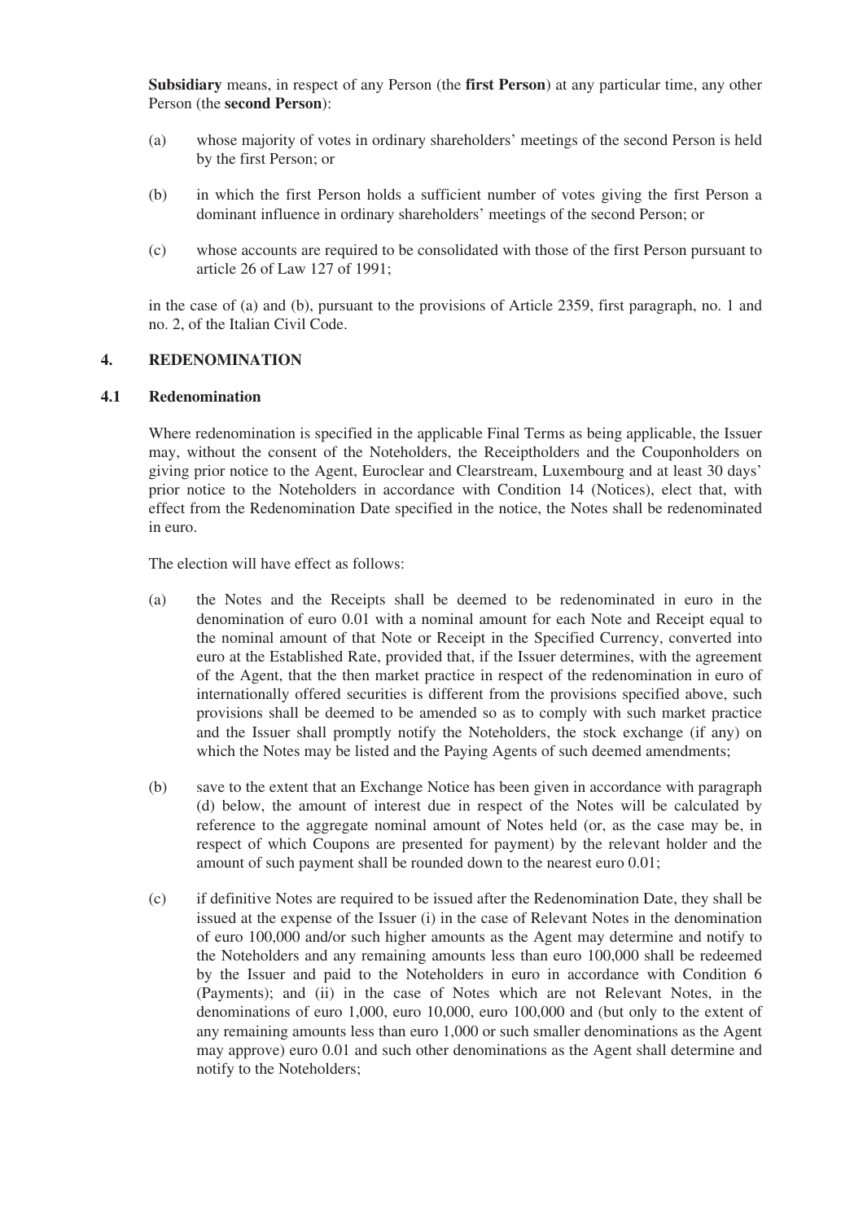**Subsidiary** means, in respect of any Person (the **first Person**) at any particular time, any other Person (the **second Person**):

(a) whose majority of votes in ordinary shareholders' meetings of the second Person is held by the first Person; or

(b) in which the first Person holds a sufficient number of votes giving the first Person a dominant influence in ordinary shareholders' meetings of the second Person; or

(c) whose accounts are required to be consolidated with those of the first Person pursuant to article 26 of Law 127 of 1991;

in the case of (a) and (b), pursuant to the provisions of Article 2359, first paragraph, no. 1 and no. 2, of the Italian Civil Code.

## 4. REDENOMINATION

### 4.1 Redenomination

Where redenomination is specified in the applicable Final Terms as being applicable, the Issuer may, without the consent of the Noteholders, the Receiptholders and the Couponholders on giving prior notice to the Agent, Euroclear and Clearstream, Luxembourg and at least 30 days' prior notice to the Noteholders in accordance with Condition 14 (Notices), elect that, with effect from the Redenomination Date specified in the notice, the Notes shall be redenominated in euro.

The election will have effect as follows:

(a) the Notes and the Receipts shall be deemed to be redenominated in euro in the denomination of euro 0.01 with a nominal amount for each Note and Receipt equal to the nominal amount of that Note or Receipt in the Specified Currency, converted into euro at the Established Rate, provided that, if the Issuer determines, with the agreement of the Agent, that the then market practice in respect of the redenomination in euro of internationally offered securities is different from the provisions specified above, such provisions shall be deemed to be amended so as to comply with such market practice and the Issuer shall promptly notify the Noteholders, the stock exchange (if any) on which the Notes may be listed and the Paying Agents of such deemed amendments;

(b) save to the extent that an Exchange Notice has been given in accordance with paragraph (d) below, the amount of interest due in respect of the Notes will be calculated by reference to the aggregate nominal amount of Notes held (or, as the case may be, in respect of which Coupons are presented for payment) by the relevant holder and the amount of such payment shall be rounded down to the nearest euro 0.01;

(c) if definitive Notes are required to be issued after the Redenomination Date, they shall be issued at the expense of the Issuer (i) in the case of Relevant Notes in the denomination of euro 100,000 and/or such higher amounts as the Agent may determine and notify to the Noteholders and any remaining amounts less than euro 100,000 shall be redeemed by the Issuer and paid to the Noteholders in euro in accordance with Condition 6 (Payments); and (ii) in the case of Notes which are not Relevant Notes, in the denominations of euro 1,000, euro 10,000, euro 100,000 and (but only to the extent of any remaining amounts less than euro 1,000 or such smaller denominations as the Agent may approve) euro 0.01 and such other denominations as the Agent shall determine and notify to the Noteholders;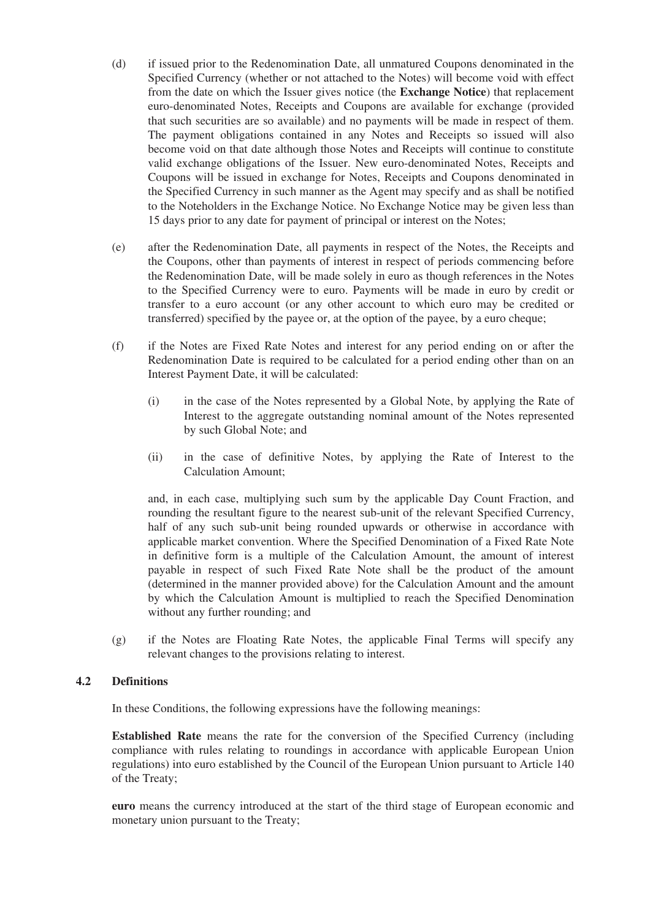(d) if issued prior to the Redenomination Date, all unmatured Coupons denominated in the Specified Currency (whether or not attached to the Notes) will become void with effect from the date on which the Issuer gives notice (the **Exchange Notice**) that replacement euro-denominated Notes, Receipts and Coupons are available for exchange (provided that such securities are so available) and no payments will be made in respect of them. The payment obligations contained in any Notes and Receipts so issued will also become void on that date although those Notes and Receipts will continue to constitute valid exchange obligations of the Issuer. New euro-denominated Notes, Receipts and Coupons will be issued in exchange for Notes, Receipts and Coupons denominated in the Specified Currency in such manner as the Agent may specify and as shall be notified to the Noteholders in the Exchange Notice. No Exchange Notice may be given less than 15 days prior to any date for payment of principal or interest on the Notes;

(e) after the Redenomination Date, all payments in respect of the Notes, the Receipts and the Coupons, other than payments of interest in respect of periods commencing before the Redenomination Date, will be made solely in euro as though references in the Notes to the Specified Currency were to euro. Payments will be made in euro by credit or transfer to a euro account (or any other account to which euro may be credited or transferred) specified by the payee or, at the option of the payee, by a euro cheque;

(f) if the Notes are Fixed Rate Notes and interest for any period ending on or after the Redenomination Date is required to be calculated for a period ending other than on an Interest Payment Date, it will be calculated:

   (i) in the case of the Notes represented by a Global Note, by applying the Rate of Interest to the aggregate outstanding nominal amount of the Notes represented by such Global Note; and

   (ii) in the case of definitive Notes, by applying the Rate of Interest to the Calculation Amount;

   and, in each case, multiplying such sum by the applicable Day Count Fraction, and rounding the resultant figure to the nearest sub-unit of the relevant Specified Currency, half of any such sub-unit being rounded upwards or otherwise in accordance with applicable market convention. Where the Specified Denomination of a Fixed Rate Note in definitive form is a multiple of the Calculation Amount, the amount of interest payable in respect of such Fixed Rate Note shall be the product of the amount (determined in the manner provided above) for the Calculation Amount and the amount by which the Calculation Amount is multiplied to reach the Specified Denomination without any further rounding; and

(g) if the Notes are Floating Rate Notes, the applicable Final Terms will specify any relevant changes to the provisions relating to interest.

### 4.2 Definitions

In these Conditions, the following expressions have the following meanings:

**Established Rate** means the rate for the conversion of the Specified Currency (including compliance with rules relating to roundings in accordance with applicable European Union regulations) into euro established by the Council of the European Union pursuant to Article 140 of the Treaty;

**euro** means the currency introduced at the start of the third stage of European economic and monetary union pursuant to the Treaty;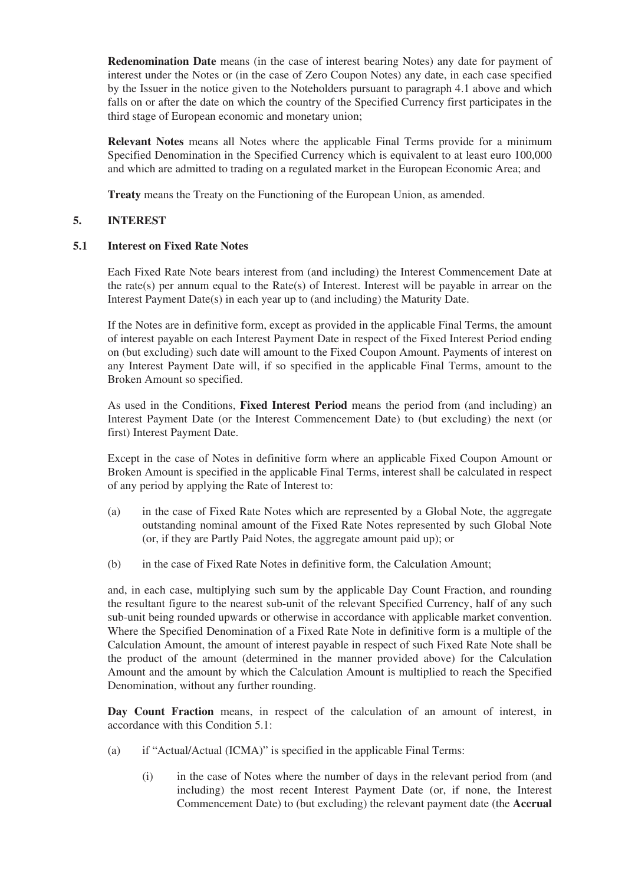**Redenomination Date** means (in the case of interest bearing Notes) any date for payment of interest under the Notes or (in the case of Zero Coupon Notes) any date, in each case specified by the Issuer in the notice given to the Noteholders pursuant to paragraph 4.1 above and which falls on or after the date on which the country of the Specified Currency first participates in the third stage of European economic and monetary union;

**Relevant Notes** means all Notes where the applicable Final Terms provide for a minimum Specified Denomination in the Specified Currency which is equivalent to at least euro 100,000 and which are admitted to trading on a regulated market in the European Economic Area; and

**Treaty** means the Treaty on the Functioning of the European Union, as amended.

## 5. INTEREST

### 5.1 Interest on Fixed Rate Notes

Each Fixed Rate Note bears interest from (and including) the Interest Commencement Date at the rate(s) per annum equal to the Rate(s) of Interest. Interest will be payable in arrear on the Interest Payment Date(s) in each year up to (and including) the Maturity Date.

If the Notes are in definitive form, except as provided in the applicable Final Terms, the amount of interest payable on each Interest Payment Date in respect of the Fixed Interest Period ending on (but excluding) such date will amount to the Fixed Coupon Amount. Payments of interest on any Interest Payment Date will, if so specified in the applicable Final Terms, amount to the Broken Amount so specified.

As used in the Conditions, **Fixed Interest Period** means the period from (and including) an Interest Payment Date (or the Interest Commencement Date) to (but excluding) the next (or first) Interest Payment Date.

Except in the case of Notes in definitive form where an applicable Fixed Coupon Amount or Broken Amount is specified in the applicable Final Terms, interest shall be calculated in respect of any period by applying the Rate of Interest to:

(a) in the case of Fixed Rate Notes which are represented by a Global Note, the aggregate outstanding nominal amount of the Fixed Rate Notes represented by such Global Note (or, if they are Partly Paid Notes, the aggregate amount paid up); or

(b) in the case of Fixed Rate Notes in definitive form, the Calculation Amount;

and, in each case, multiplying such sum by the applicable Day Count Fraction, and rounding the resultant figure to the nearest sub-unit of the relevant Specified Currency, half of any such sub-unit being rounded upwards or otherwise in accordance with applicable market convention. Where the Specified Denomination of a Fixed Rate Note in definitive form is a multiple of the Calculation Amount, the amount of interest payable in respect of such Fixed Rate Note shall be the product of the amount (determined in the manner provided above) for the Calculation Amount and the amount by which the Calculation Amount is multiplied to reach the Specified Denomination, without any further rounding.

**Day Count Fraction** means, in respect of the calculation of an amount of interest, in accordance with this Condition 5.1:

(a) if "Actual/Actual (ICMA)" is specified in the applicable Final Terms:

(i) in the case of Notes where the number of days in the relevant period from (and including) the most recent Interest Payment Date (or, if none, the Interest Commencement Date) to (but excluding) the relevant payment date (the **Accrual**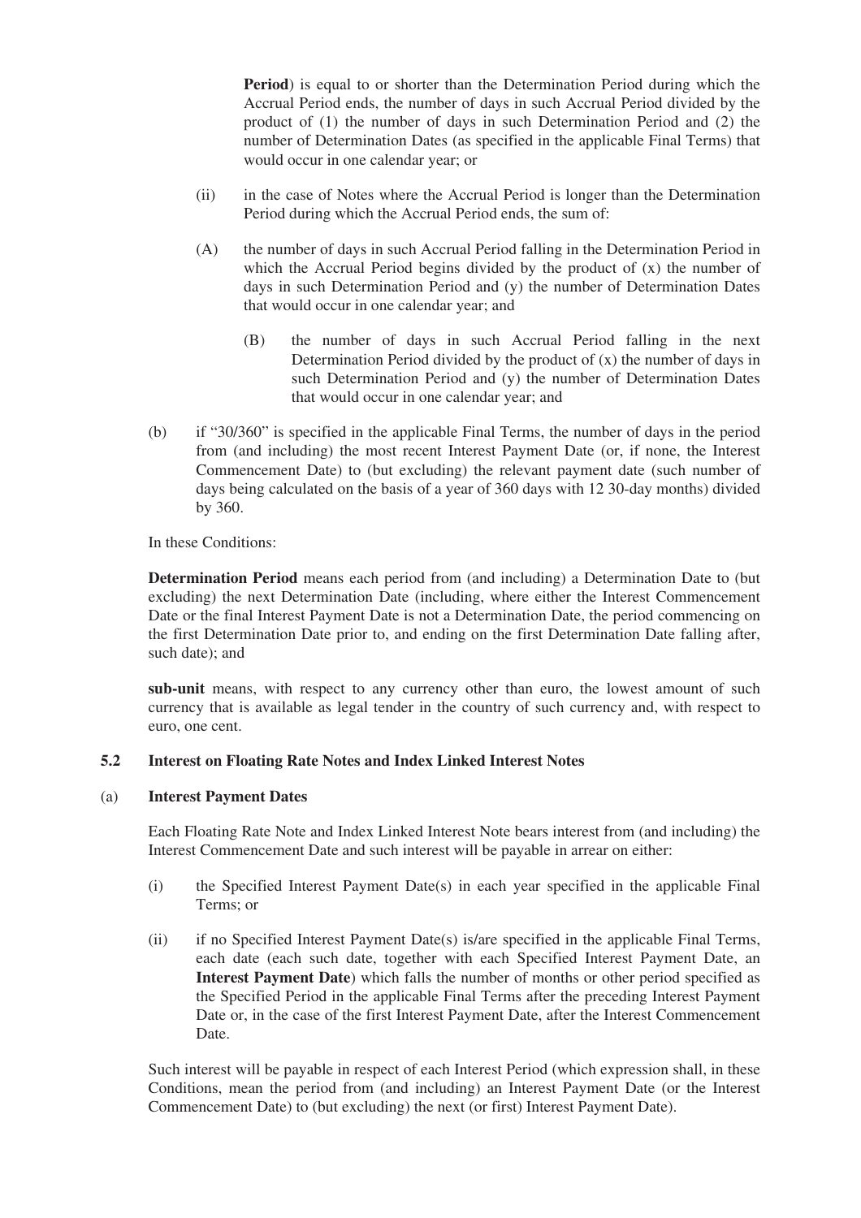**Period**) is equal to or shorter than the Determination Period during which the Accrual Period ends, the number of days in such Accrual Period divided by the product of (1) the number of days in such Determination Period and (2) the number of Determination Dates (as specified in the applicable Final Terms) that would occur in one calendar year; or

(ii) in the case of Notes where the Accrual Period is longer than the Determination Period during which the Accrual Period ends, the sum of:

(A) the number of days in such Accrual Period falling in the Determination Period in which the Accrual Period begins divided by the product of (x) the number of days in such Determination Period and (y) the number of Determination Dates that would occur in one calendar year; and

(B) the number of days in such Accrual Period falling in the next Determination Period divided by the product of (x) the number of days in such Determination Period and (y) the number of Determination Dates that would occur in one calendar year; and

(b) if "30/360" is specified in the applicable Final Terms, the number of days in the period from (and including) the most recent Interest Payment Date (or, if none, the Interest Commencement Date) to (but excluding) the relevant payment date (such number of days being calculated on the basis of a year of 360 days with 12 30-day months) divided by 360.

In these Conditions:

**Determination Period** means each period from (and including) a Determination Date to (but excluding) the next Determination Date (including, where either the Interest Commencement Date or the final Interest Payment Date is not a Determination Date, the period commencing on the first Determination Date prior to, and ending on the first Determination Date falling after, such date); and

**sub-unit** means, with respect to any currency other than euro, the lowest amount of such currency that is available as legal tender in the country of such currency and, with respect to euro, one cent.

### 5.2 Interest on Floating Rate Notes and Index Linked Interest Notes

#### (a) Interest Payment Dates

Each Floating Rate Note and Index Linked Interest Note bears interest from (and including) the Interest Commencement Date and such interest will be payable in arrear on either:

(i) the Specified Interest Payment Date(s) in each year specified in the applicable Final Terms; or

(ii) if no Specified Interest Payment Date(s) is/are specified in the applicable Final Terms, each date (each such date, together with each Specified Interest Payment Date, an **Interest Payment Date**) which falls the number of months or other period specified as the Specified Period in the applicable Final Terms after the preceding Interest Payment Date or, in the case of the first Interest Payment Date, after the Interest Commencement Date.

Such interest will be payable in respect of each Interest Period (which expression shall, in these Conditions, mean the period from (and including) an Interest Payment Date (or the Interest Commencement Date) to (but excluding) the next (or first) Interest Payment Date).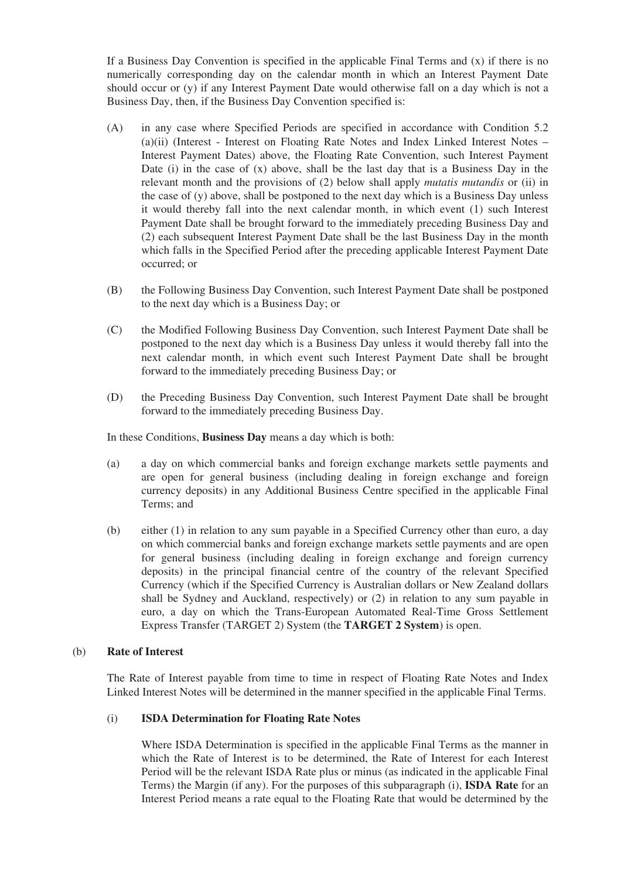If a Business Day Convention is specified in the applicable Final Terms and (x) if there is no numerically corresponding day on the calendar month in which an Interest Payment Date should occur or (y) if any Interest Payment Date would otherwise fall on a day which is not a Business Day, then, if the Business Day Convention specified is:

(A) in any case where Specified Periods are specified in accordance with Condition 5.2 (a)(ii) (Interest - Interest on Floating Rate Notes and Index Linked Interest Notes – Interest Payment Dates) above, the Floating Rate Convention, such Interest Payment Date (i) in the case of (x) above, shall be the last day that is a Business Day in the relevant month and the provisions of (2) below shall apply *mutatis mutandis* or (ii) in the case of (y) above, shall be postponed to the next day which is a Business Day unless it would thereby fall into the next calendar month, in which event (1) such Interest Payment Date shall be brought forward to the immediately preceding Business Day and (2) each subsequent Interest Payment Date shall be the last Business Day in the month which falls in the Specified Period after the preceding applicable Interest Payment Date occurred; or

(B) the Following Business Day Convention, such Interest Payment Date shall be postponed to the next day which is a Business Day; or

(C) the Modified Following Business Day Convention, such Interest Payment Date shall be postponed to the next day which is a Business Day unless it would thereby fall into the next calendar month, in which event such Interest Payment Date shall be brought forward to the immediately preceding Business Day; or

(D) the Preceding Business Day Convention, such Interest Payment Date shall be brought forward to the immediately preceding Business Day.

In these Conditions, **Business Day** means a day which is both:

(a) a day on which commercial banks and foreign exchange markets settle payments and are open for general business (including dealing in foreign exchange and foreign currency deposits) in any Additional Business Centre specified in the applicable Final Terms; and

(b) either (1) in relation to any sum payable in a Specified Currency other than euro, a day on which commercial banks and foreign exchange markets settle payments and are open for general business (including dealing in foreign exchange and foreign currency deposits) in the principal financial centre of the country of the relevant Specified Currency (which if the Specified Currency is Australian dollars or New Zealand dollars shall be Sydney and Auckland, respectively) or (2) in relation to any sum payable in euro, a day on which the Trans-European Automated Real-Time Gross Settlement Express Transfer (TARGET 2) System (the **TARGET 2 System**) is open.

(b) **Rate of Interest**

The Rate of Interest payable from time to time in respect of Floating Rate Notes and Index Linked Interest Notes will be determined in the manner specified in the applicable Final Terms.

(i) **ISDA Determination for Floating Rate Notes**

Where ISDA Determination is specified in the applicable Final Terms as the manner in which the Rate of Interest is to be determined, the Rate of Interest for each Interest Period will be the relevant ISDA Rate plus or minus (as indicated in the applicable Final Terms) the Margin (if any). For the purposes of this subparagraph (i), **ISDA Rate** for an Interest Period means a rate equal to the Floating Rate that would be determined by the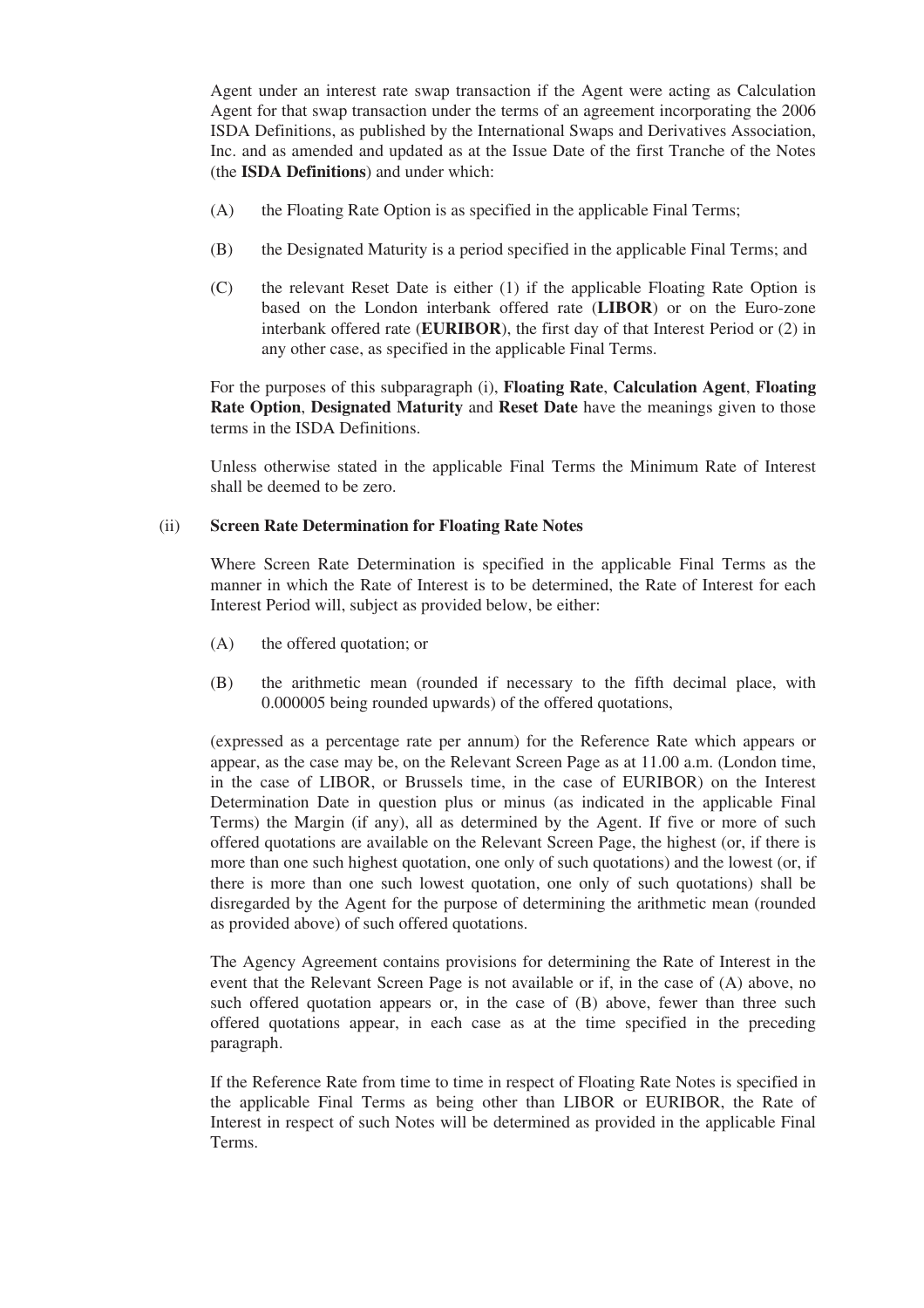Agent under an interest rate swap transaction if the Agent were acting as Calculation Agent for that swap transaction under the terms of an agreement incorporating the 2006 ISDA Definitions, as published by the International Swaps and Derivatives Association, Inc. and as amended and updated as at the Issue Date of the first Tranche of the Notes (the **ISDA Definitions**) and under which:

(A) the Floating Rate Option is as specified in the applicable Final Terms;

(B) the Designated Maturity is a period specified in the applicable Final Terms; and

(C) the relevant Reset Date is either (1) if the applicable Floating Rate Option is based on the London interbank offered rate (**LIBOR**) or on the Euro-zone interbank offered rate (**EURIBOR**), the first day of that Interest Period or (2) in any other case, as specified in the applicable Final Terms.

For the purposes of this subparagraph (i), **Floating Rate**, **Calculation Agent**, **Floating Rate Option**, **Designated Maturity** and **Reset Date** have the meanings given to those terms in the ISDA Definitions.

Unless otherwise stated in the applicable Final Terms the Minimum Rate of Interest shall be deemed to be zero.

(ii) **Screen Rate Determination for Floating Rate Notes**

Where Screen Rate Determination is specified in the applicable Final Terms as the manner in which the Rate of Interest is to be determined, the Rate of Interest for each Interest Period will, subject as provided below, be either:

(A) the offered quotation; or

(B) the arithmetic mean (rounded if necessary to the fifth decimal place, with 0.000005 being rounded upwards) of the offered quotations,

(expressed as a percentage rate per annum) for the Reference Rate which appears or appear, as the case may be, on the Relevant Screen Page as at 11.00 a.m. (London time, in the case of LIBOR, or Brussels time, in the case of EURIBOR) on the Interest Determination Date in question plus or minus (as indicated in the applicable Final Terms) the Margin (if any), all as determined by the Agent. If five or more of such offered quotations are available on the Relevant Screen Page, the highest (or, if there is more than one such highest quotation, one only of such quotations) and the lowest (or, if there is more than one such lowest quotation, one only of such quotations) shall be disregarded by the Agent for the purpose of determining the arithmetic mean (rounded as provided above) of such offered quotations.

The Agency Agreement contains provisions for determining the Rate of Interest in the event that the Relevant Screen Page is not available or if, in the case of (A) above, no such offered quotation appears or, in the case of (B) above, fewer than three such offered quotations appear, in each case as at the time specified in the preceding paragraph.

If the Reference Rate from time to time in respect of Floating Rate Notes is specified in the applicable Final Terms as being other than LIBOR or EURIBOR, the Rate of Interest in respect of such Notes will be determined as provided in the applicable Final Terms.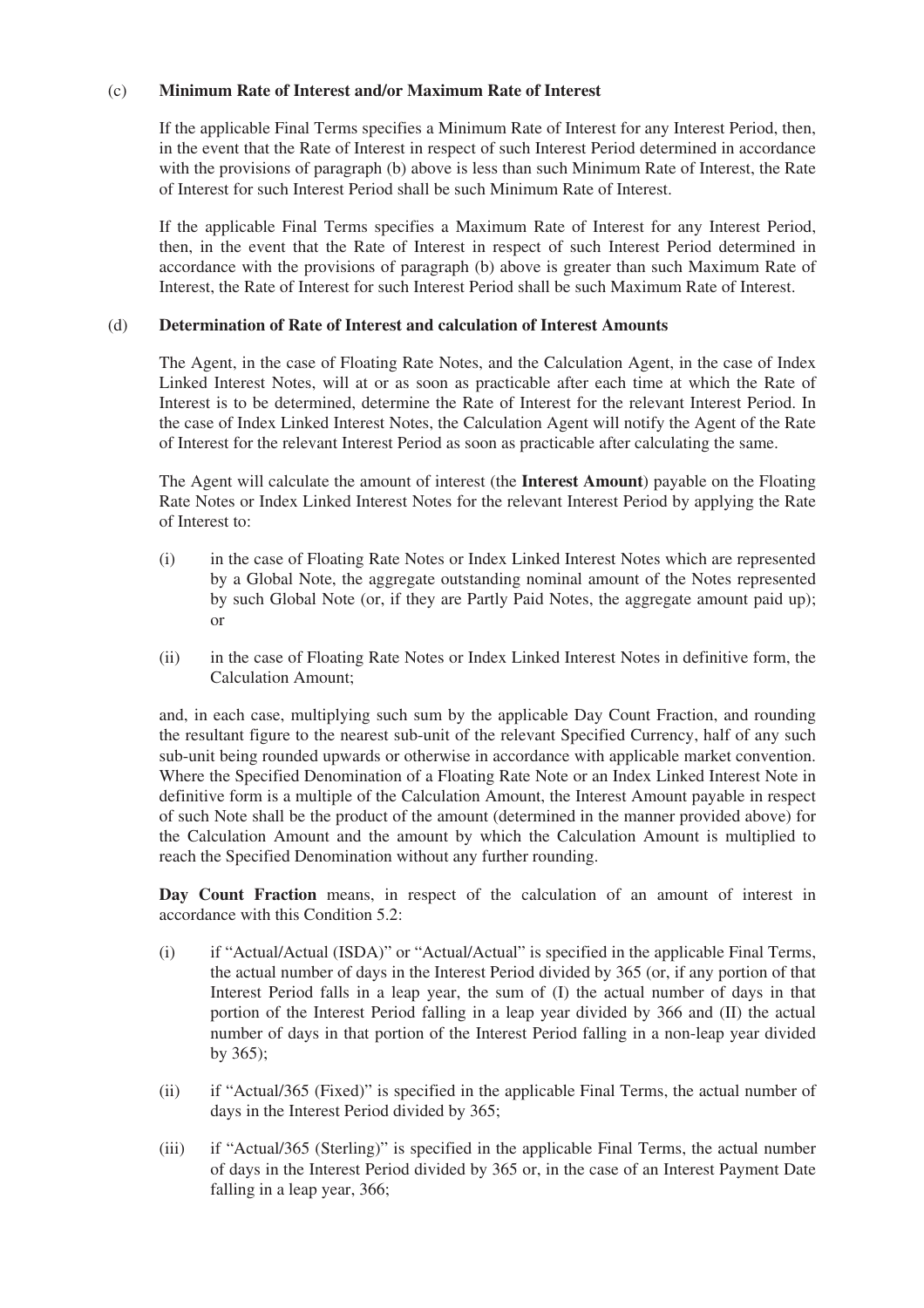### (c) **Minimum Rate of Interest and/or Maximum Rate of Interest**

If the applicable Final Terms specifies a Minimum Rate of Interest for any Interest Period, then, in the event that the Rate of Interest in respect of such Interest Period determined in accordance with the provisions of paragraph (b) above is less than such Minimum Rate of Interest, the Rate of Interest for such Interest Period shall be such Minimum Rate of Interest.

If the applicable Final Terms specifies a Maximum Rate of Interest for any Interest Period, then, in the event that the Rate of Interest in respect of such Interest Period determined in accordance with the provisions of paragraph (b) above is greater than such Maximum Rate of Interest, the Rate of Interest for such Interest Period shall be such Maximum Rate of Interest.

### (d) **Determination of Rate of Interest and calculation of Interest Amounts**

The Agent, in the case of Floating Rate Notes, and the Calculation Agent, in the case of Index Linked Interest Notes, will at or as soon as practicable after each time at which the Rate of Interest is to be determined, determine the Rate of Interest for the relevant Interest Period. In the case of Index Linked Interest Notes, the Calculation Agent will notify the Agent of the Rate of Interest for the relevant Interest Period as soon as practicable after calculating the same.

The Agent will calculate the amount of interest (the **Interest Amount**) payable on the Floating Rate Notes or Index Linked Interest Notes for the relevant Interest Period by applying the Rate of Interest to:

(i) in the case of Floating Rate Notes or Index Linked Interest Notes which are represented by a Global Note, the aggregate outstanding nominal amount of the Notes represented by such Global Note (or, if they are Partly Paid Notes, the aggregate amount paid up); or

(ii) in the case of Floating Rate Notes or Index Linked Interest Notes in definitive form, the Calculation Amount;

and, in each case, multiplying such sum by the applicable Day Count Fraction, and rounding the resultant figure to the nearest sub-unit of the relevant Specified Currency, half of any such sub-unit being rounded upwards or otherwise in accordance with applicable market convention. Where the Specified Denomination of a Floating Rate Note or an Index Linked Interest Note in definitive form is a multiple of the Calculation Amount, the Interest Amount payable in respect of such Note shall be the product of the amount (determined in the manner provided above) for the Calculation Amount and the amount by which the Calculation Amount is multiplied to reach the Specified Denomination without any further rounding.

**Day Count Fraction** means, in respect of the calculation of an amount of interest in accordance with this Condition 5.2:

(i) if "Actual/Actual (ISDA)" or "Actual/Actual" is specified in the applicable Final Terms, the actual number of days in the Interest Period divided by 365 (or, if any portion of that Interest Period falls in a leap year, the sum of (I) the actual number of days in that portion of the Interest Period falling in a leap year divided by 366 and (II) the actual number of days in that portion of the Interest Period falling in a non-leap year divided by 365);

(ii) if "Actual/365 (Fixed)" is specified in the applicable Final Terms, the actual number of days in the Interest Period divided by 365;

(iii) if "Actual/365 (Sterling)" is specified in the applicable Final Terms, the actual number of days in the Interest Period divided by 365 or, in the case of an Interest Payment Date falling in a leap year, 366;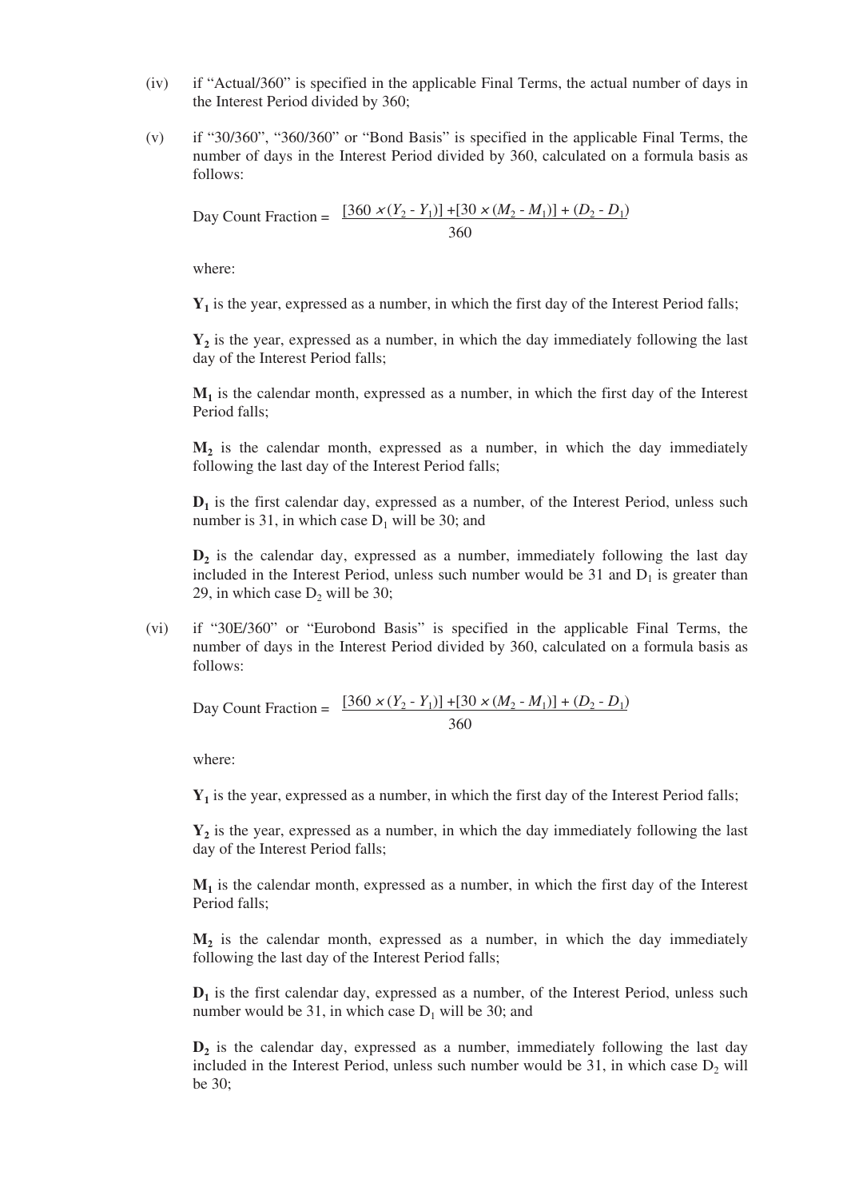(iv) if "Actual/360" is specified in the applicable Final Terms, the actual number of days in the Interest Period divided by 360;

(v) if "30/360", "360/360" or "Bond Basis" is specified in the applicable Final Terms, the number of days in the Interest Period divided by 360, calculated on a formula basis as follows:

$$\text{Day Count Fraction} = \frac{[360 \times (Y_2 - Y_1)] + [30 \times (M_2 - M_1)] + (D_2 - D_1)}{360}$$

where:

**$Y_1$** is the year, expressed as a number, in which the first day of the Interest Period falls;

**$Y_2$** is the year, expressed as a number, in which the day immediately following the last day of the Interest Period falls;

**$M_1$** is the calendar month, expressed as a number, in which the first day of the Interest Period falls;

**$M_2$** is the calendar month, expressed as a number, in which the day immediately following the last day of the Interest Period falls;

**$D_1$** is the first calendar day, expressed as a number, of the Interest Period, unless such number is 31, in which case $D_1$ will be 30; and

**$D_2$** is the calendar day, expressed as a number, immediately following the last day included in the Interest Period, unless such number would be 31 and $D_1$ is greater than 29, in which case $D_2$ will be 30;

(vi) if "30E/360" or "Eurobond Basis" is specified in the applicable Final Terms, the number of days in the Interest Period divided by 360, calculated on a formula basis as follows:

$$\text{Day Count Fraction} = \frac{[360 \times (Y_2 - Y_1)] + [30 \times (M_2 - M_1)] + (D_2 - D_1)}{360}$$

where:

**$Y_1$** is the year, expressed as a number, in which the first day of the Interest Period falls;

**$Y_2$** is the year, expressed as a number, in which the day immediately following the last day of the Interest Period falls;

**$M_1$** is the calendar month, expressed as a number, in which the first day of the Interest Period falls;

**$M_2$** is the calendar month, expressed as a number, in which the day immediately following the last day of the Interest Period falls;

**$D_1$** is the first calendar day, expressed as a number, of the Interest Period, unless such number would be 31, in which case $D_1$ will be 30; and

**$D_2$** is the calendar day, expressed as a number, immediately following the last day included in the Interest Period, unless such number would be 31, in which case $D_2$ will be 30;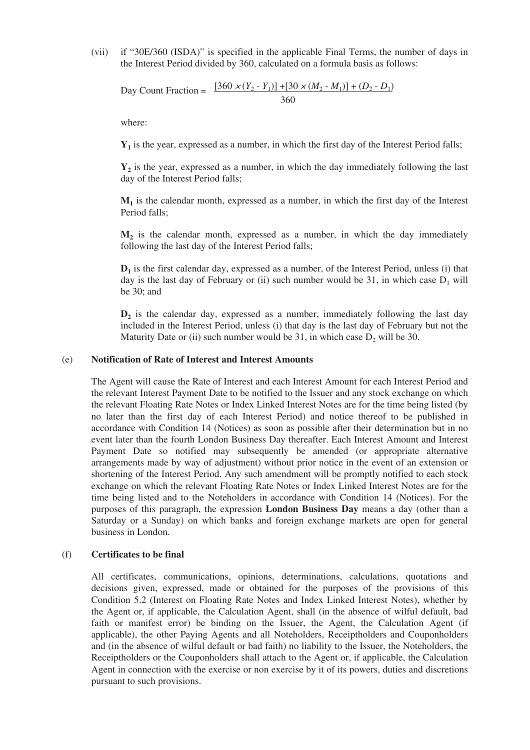(vii) if "30E/360 (ISDA)" is specified in the applicable Final Terms, the number of days in the Interest Period divided by 360, calculated on a formula basis as follows:

$$\text{Day Count Fraction} = \frac{[360 \times (Y_2 - Y_1)] + [30 \times (M_2 - M_1)] + (D_2 - D_1)}{360}$$

where:

**$Y_1$** is the year, expressed as a number, in which the first day of the Interest Period falls;

**$Y_2$** is the year, expressed as a number, in which the day immediately following the last day of the Interest Period falls;

**$M_1$** is the calendar month, expressed as a number, in which the first day of the Interest Period falls;

**$M_2$** is the calendar month, expressed as a number, in which the day immediately following the last day of the Interest Period falls;

**$D_1$** is the first calendar day, expressed as a number, of the Interest Period, unless (i) that day is the last day of February or (ii) such number would be 31, in which case $D_1$ will be 30; and

**$D_2$** is the calendar day, expressed as a number, immediately following the last day included in the Interest Period, unless (i) that day is the last day of February but not the Maturity Date or (ii) such number would be 31, in which case $D_2$ will be 30.

(e) **Notification of Rate of Interest and Interest Amounts**

The Agent will cause the Rate of Interest and each Interest Amount for each Interest Period and the relevant Interest Payment Date to be notified to the Issuer and any stock exchange on which the relevant Floating Rate Notes or Index Linked Interest Notes are for the time being listed (by no later than the first day of each Interest Period) and notice thereof to be published in accordance with Condition 14 (Notices) as soon as possible after their determination but in no event later than the fourth London Business Day thereafter. Each Interest Amount and Interest Payment Date so notified may subsequently be amended (or appropriate alternative arrangements made by way of adjustment) without prior notice in the event of an extension or shortening of the Interest Period. Any such amendment will be promptly notified to each stock exchange on which the relevant Floating Rate Notes or Index Linked Interest Notes are for the time being listed and to the Noteholders in accordance with Condition 14 (Notices). For the purposes of this paragraph, the expression **London Business Day** means a day (other than a Saturday or a Sunday) on which banks and foreign exchange markets are open for general business in London.

(f) **Certificates to be final**

All certificates, communications, opinions, determinations, calculations, quotations and decisions given, expressed, made or obtained for the purposes of the provisions of this Condition 5.2 (Interest on Floating Rate Notes and Index Linked Interest Notes), whether by the Agent or, if applicable, the Calculation Agent, shall (in the absence of wilful default, bad faith or manifest error) be binding on the Issuer, the Agent, the Calculation Agent (if applicable), the other Paying Agents and all Noteholders, Receiptholders and Couponholders and (in the absence of wilful default or bad faith) no liability to the Issuer, the Noteholders, the Receiptholders or the Couponholders shall attach to the Agent or, if applicable, the Calculation Agent in connection with the exercise or non exercise by it of its powers, duties and discretions pursuant to such provisions.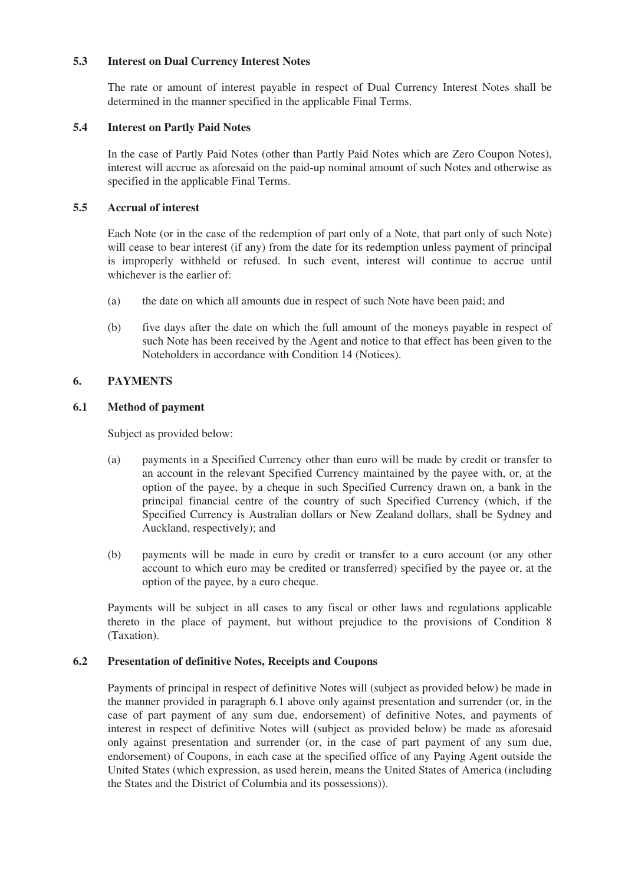### 5.3 Interest on Dual Currency Interest Notes

The rate or amount of interest payable in respect of Dual Currency Interest Notes shall be determined in the manner specified in the applicable Final Terms.

### 5.4 Interest on Partly Paid Notes

In the case of Partly Paid Notes (other than Partly Paid Notes which are Zero Coupon Notes), interest will accrue as aforesaid on the paid-up nominal amount of such Notes and otherwise as specified in the applicable Final Terms.

### 5.5 Accrual of interest

Each Note (or in the case of the redemption of part only of a Note, that part only of such Note) will cease to bear interest (if any) from the date for its redemption unless payment of principal is improperly withheld or refused. In such event, interest will continue to accrue until whichever is the earlier of:

(a) the date on which all amounts due in respect of such Note have been paid; and

(b) five days after the date on which the full amount of the moneys payable in respect of such Note has been received by the Agent and notice to that effect has been given to the Noteholders in accordance with Condition 14 (Notices).

## 6. PAYMENTS

### 6.1 Method of payment

Subject as provided below:

(a) payments in a Specified Currency other than euro will be made by credit or transfer to an account in the relevant Specified Currency maintained by the payee with, or, at the option of the payee, by a cheque in such Specified Currency drawn on, a bank in the principal financial centre of the country of such Specified Currency (which, if the Specified Currency is Australian dollars or New Zealand dollars, shall be Sydney and Auckland, respectively); and

(b) payments will be made in euro by credit or transfer to a euro account (or any other account to which euro may be credited or transferred) specified by the payee or, at the option of the payee, by a euro cheque.

Payments will be subject in all cases to any fiscal or other laws and regulations applicable thereto in the place of payment, but without prejudice to the provisions of Condition 8 (Taxation).

### 6.2 Presentation of definitive Notes, Receipts and Coupons

Payments of principal in respect of definitive Notes will (subject as provided below) be made in the manner provided in paragraph 6.1 above only against presentation and surrender (or, in the case of part payment of any sum due, endorsement) of definitive Notes, and payments of interest in respect of definitive Notes will (subject as provided below) be made as aforesaid only against presentation and surrender (or, in the case of part payment of any sum due, endorsement) of Coupons, in each case at the specified office of any Paying Agent outside the United States (which expression, as used herein, means the United States of America (including the States and the District of Columbia and its possessions)).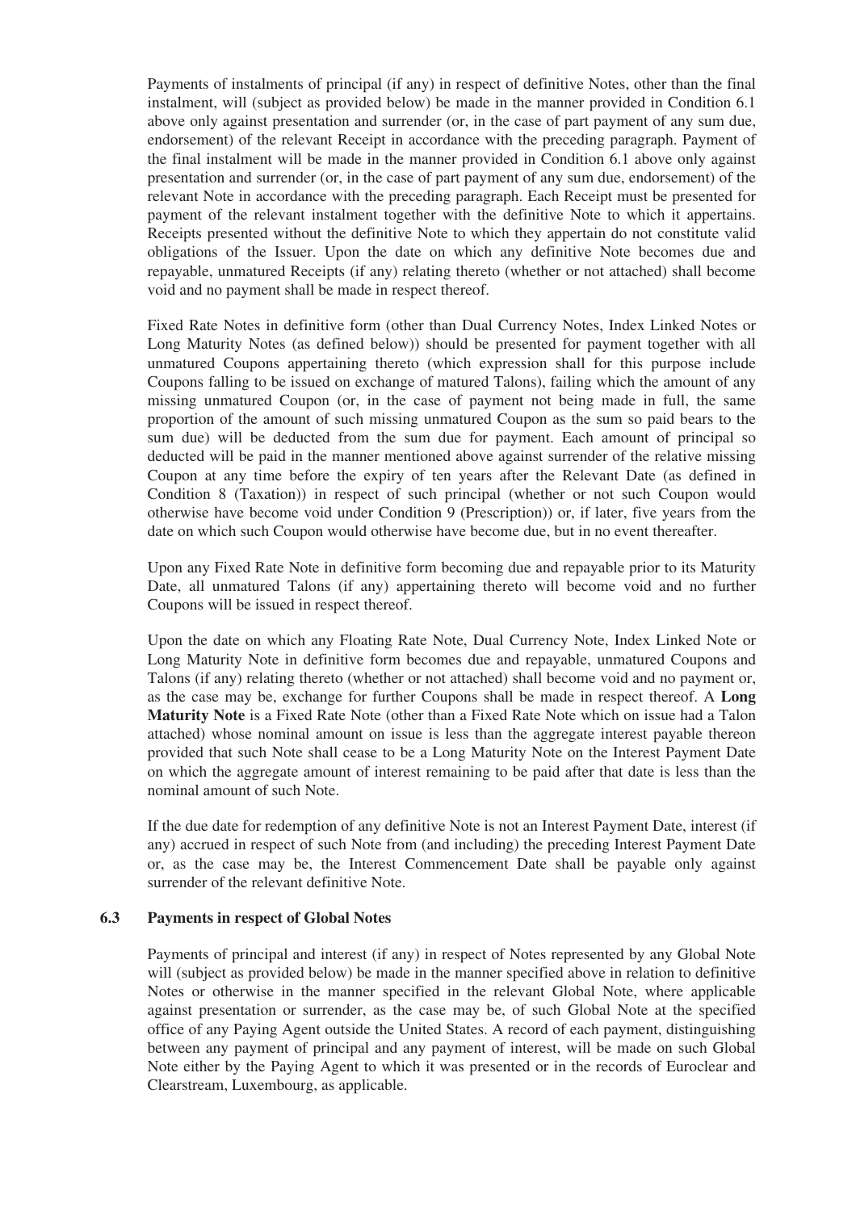Payments of instalments of principal (if any) in respect of definitive Notes, other than the final instalment, will (subject as provided below) be made in the manner provided in Condition 6.1 above only against presentation and surrender (or, in the case of part payment of any sum due, endorsement) of the relevant Receipt in accordance with the preceding paragraph. Payment of the final instalment will be made in the manner provided in Condition 6.1 above only against presentation and surrender (or, in the case of part payment of any sum due, endorsement) of the relevant Note in accordance with the preceding paragraph. Each Receipt must be presented for payment of the relevant instalment together with the definitive Note to which it appertains. Receipts presented without the definitive Note to which they appertain do not constitute valid obligations of the Issuer. Upon the date on which any definitive Note becomes due and repayable, unmatured Receipts (if any) relating thereto (whether or not attached) shall become void and no payment shall be made in respect thereof.

Fixed Rate Notes in definitive form (other than Dual Currency Notes, Index Linked Notes or Long Maturity Notes (as defined below)) should be presented for payment together with all unmatured Coupons appertaining thereto (which expression shall for this purpose include Coupons falling to be issued on exchange of matured Talons), failing which the amount of any missing unmatured Coupon (or, in the case of payment not being made in full, the same proportion of the amount of such missing unmatured Coupon as the sum so paid bears to the sum due) will be deducted from the sum due for payment. Each amount of principal so deducted will be paid in the manner mentioned above against surrender of the relative missing Coupon at any time before the expiry of ten years after the Relevant Date (as defined in Condition 8 (Taxation)) in respect of such principal (whether or not such Coupon would otherwise have become void under Condition 9 (Prescription)) or, if later, five years from the date on which such Coupon would otherwise have become due, but in no event thereafter.

Upon any Fixed Rate Note in definitive form becoming due and repayable prior to its Maturity Date, all unmatured Talons (if any) appertaining thereto will become void and no further Coupons will be issued in respect thereof.

Upon the date on which any Floating Rate Note, Dual Currency Note, Index Linked Note or Long Maturity Note in definitive form becomes due and repayable, unmatured Coupons and Talons (if any) relating thereto (whether or not attached) shall become void and no payment or, as the case may be, exchange for further Coupons shall be made in respect thereof. A **Long Maturity Note** is a Fixed Rate Note (other than a Fixed Rate Note which on issue had a Talon attached) whose nominal amount on issue is less than the aggregate interest payable thereon provided that such Note shall cease to be a Long Maturity Note on the Interest Payment Date on which the aggregate amount of interest remaining to be paid after that date is less than the nominal amount of such Note.

If the due date for redemption of any definitive Note is not an Interest Payment Date, interest (if any) accrued in respect of such Note from (and including) the preceding Interest Payment Date or, as the case may be, the Interest Commencement Date shall be payable only against surrender of the relevant definitive Note.

### 6.3 Payments in respect of Global Notes

Payments of principal and interest (if any) in respect of Notes represented by any Global Note will (subject as provided below) be made in the manner specified above in relation to definitive Notes or otherwise in the manner specified in the relevant Global Note, where applicable against presentation or surrender, as the case may be, of such Global Note at the specified office of any Paying Agent outside the United States. A record of each payment, distinguishing between any payment of principal and any payment of interest, will be made on such Global Note either by the Paying Agent to which it was presented or in the records of Euroclear and Clearstream, Luxembourg, as applicable.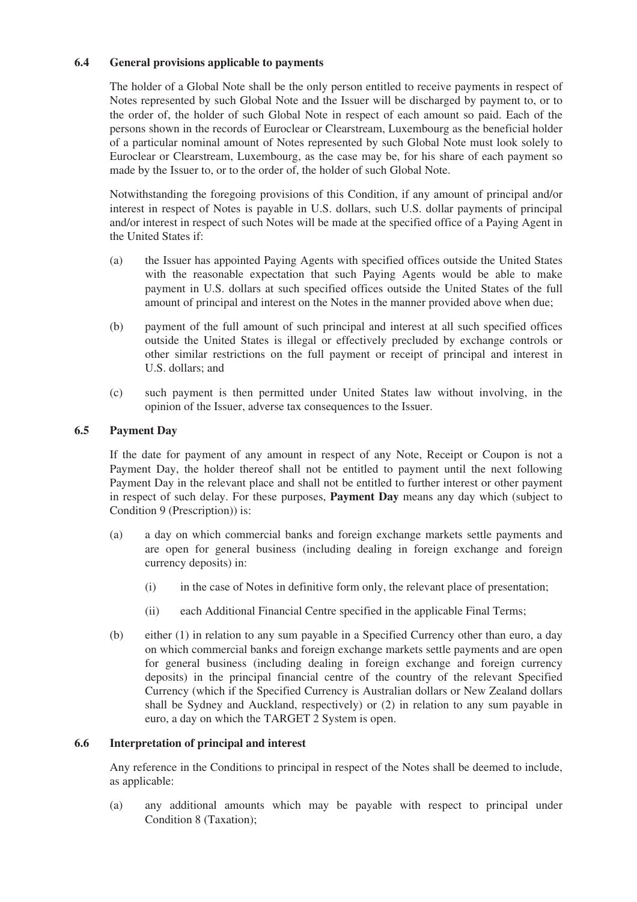### 6.4 General provisions applicable to payments

The holder of a Global Note shall be the only person entitled to receive payments in respect of Notes represented by such Global Note and the Issuer will be discharged by payment to, or to the order of, the holder of such Global Note in respect of each amount so paid. Each of the persons shown in the records of Euroclear or Clearstream, Luxembourg as the beneficial holder of a particular nominal amount of Notes represented by such Global Note must look solely to Euroclear or Clearstream, Luxembourg, as the case may be, for his share of each payment so made by the Issuer to, or to the order of, the holder of such Global Note.

Notwithstanding the foregoing provisions of this Condition, if any amount of principal and/or interest in respect of Notes is payable in U.S. dollars, such U.S. dollar payments of principal and/or interest in respect of such Notes will be made at the specified office of a Paying Agent in the United States if:

(a) the Issuer has appointed Paying Agents with specified offices outside the United States with the reasonable expectation that such Paying Agents would be able to make payment in U.S. dollars at such specified offices outside the United States of the full amount of principal and interest on the Notes in the manner provided above when due;

(b) payment of the full amount of such principal and interest at all such specified offices outside the United States is illegal or effectively precluded by exchange controls or other similar restrictions on the full payment or receipt of principal and interest in U.S. dollars; and

(c) such payment is then permitted under United States law without involving, in the opinion of the Issuer, adverse tax consequences to the Issuer.

### 6.5 Payment Day

If the date for payment of any amount in respect of any Note, Receipt or Coupon is not a Payment Day, the holder thereof shall not be entitled to payment until the next following Payment Day in the relevant place and shall not be entitled to further interest or other payment in respect of such delay. For these purposes, **Payment Day** means any day which (subject to Condition 9 (Prescription)) is:

(a) a day on which commercial banks and foreign exchange markets settle payments and are open for general business (including dealing in foreign exchange and foreign currency deposits) in:

   (i) in the case of Notes in definitive form only, the relevant place of presentation;

   (ii) each Additional Financial Centre specified in the applicable Final Terms;

(b) either (1) in relation to any sum payable in a Specified Currency other than euro, a day on which commercial banks and foreign exchange markets settle payments and are open for general business (including dealing in foreign exchange and foreign currency deposits) in the principal financial centre of the country of the relevant Specified Currency (which if the Specified Currency is Australian dollars or New Zealand dollars shall be Sydney and Auckland, respectively) or (2) in relation to any sum payable in euro, a day on which the TARGET 2 System is open.

### 6.6 Interpretation of principal and interest

Any reference in the Conditions to principal in respect of the Notes shall be deemed to include, as applicable:

(a) any additional amounts which may be payable with respect to principal under Condition 8 (Taxation);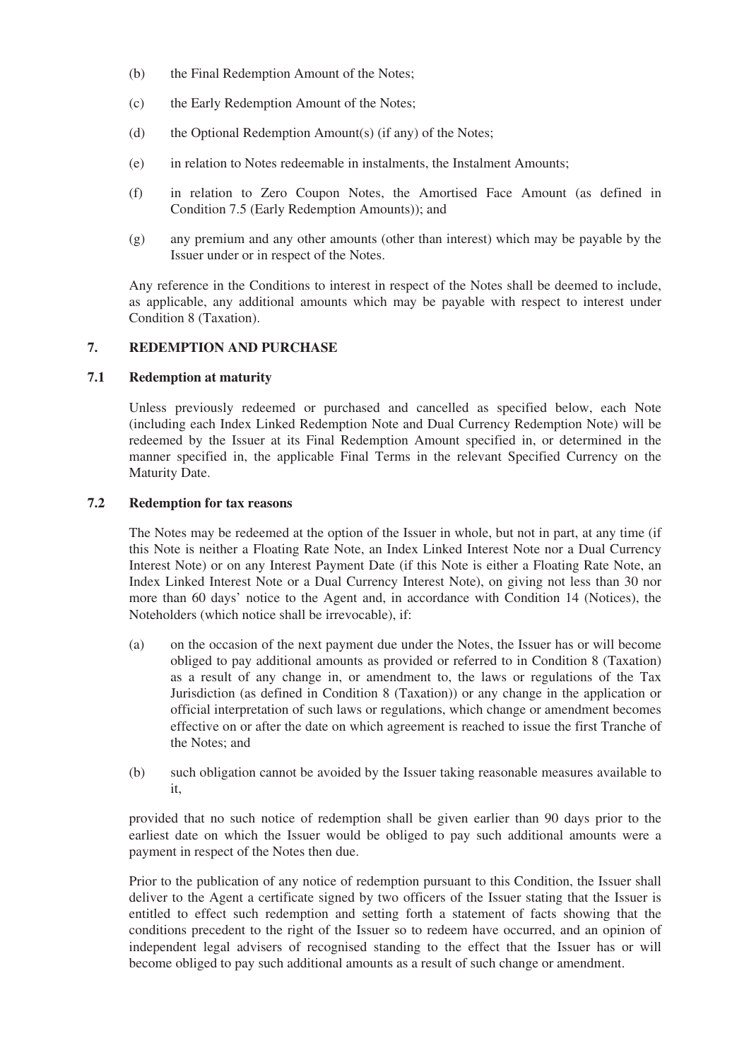(b) the Final Redemption Amount of the Notes;

(c) the Early Redemption Amount of the Notes;

(d) the Optional Redemption Amount(s) (if any) of the Notes;

(e) in relation to Notes redeemable in instalments, the Instalment Amounts;

(f) in relation to Zero Coupon Notes, the Amortised Face Amount (as defined in Condition 7.5 (Early Redemption Amounts)); and

(g) any premium and any other amounts (other than interest) which may be payable by the Issuer under or in respect of the Notes.

Any reference in the Conditions to interest in respect of the Notes shall be deemed to include, as applicable, any additional amounts which may be payable with respect to interest under Condition 8 (Taxation).

## 7. REDEMPTION AND PURCHASE

### 7.1 Redemption at maturity

Unless previously redeemed or purchased and cancelled as specified below, each Note (including each Index Linked Redemption Note and Dual Currency Redemption Note) will be redeemed by the Issuer at its Final Redemption Amount specified in, or determined in the manner specified in, the applicable Final Terms in the relevant Specified Currency on the Maturity Date.

### 7.2 Redemption for tax reasons

The Notes may be redeemed at the option of the Issuer in whole, but not in part, at any time (if this Note is neither a Floating Rate Note, an Index Linked Interest Note nor a Dual Currency Interest Note) or on any Interest Payment Date (if this Note is either a Floating Rate Note, an Index Linked Interest Note or a Dual Currency Interest Note), on giving not less than 30 nor more than 60 days' notice to the Agent and, in accordance with Condition 14 (Notices), the Noteholders (which notice shall be irrevocable), if:

(a) on the occasion of the next payment due under the Notes, the Issuer has or will become obliged to pay additional amounts as provided or referred to in Condition 8 (Taxation) as a result of any change in, or amendment to, the laws or regulations of the Tax Jurisdiction (as defined in Condition 8 (Taxation)) or any change in the application or official interpretation of such laws or regulations, which change or amendment becomes effective on or after the date on which agreement is reached to issue the first Tranche of the Notes; and

(b) such obligation cannot be avoided by the Issuer taking reasonable measures available to it,

provided that no such notice of redemption shall be given earlier than 90 days prior to the earliest date on which the Issuer would be obliged to pay such additional amounts were a payment in respect of the Notes then due.

Prior to the publication of any notice of redemption pursuant to this Condition, the Issuer shall deliver to the Agent a certificate signed by two officers of the Issuer stating that the Issuer is entitled to effect such redemption and setting forth a statement of facts showing that the conditions precedent to the right of the Issuer so to redeem have occurred, and an opinion of independent legal advisers of recognised standing to the effect that the Issuer has or will become obliged to pay such additional amounts as a result of such change or amendment.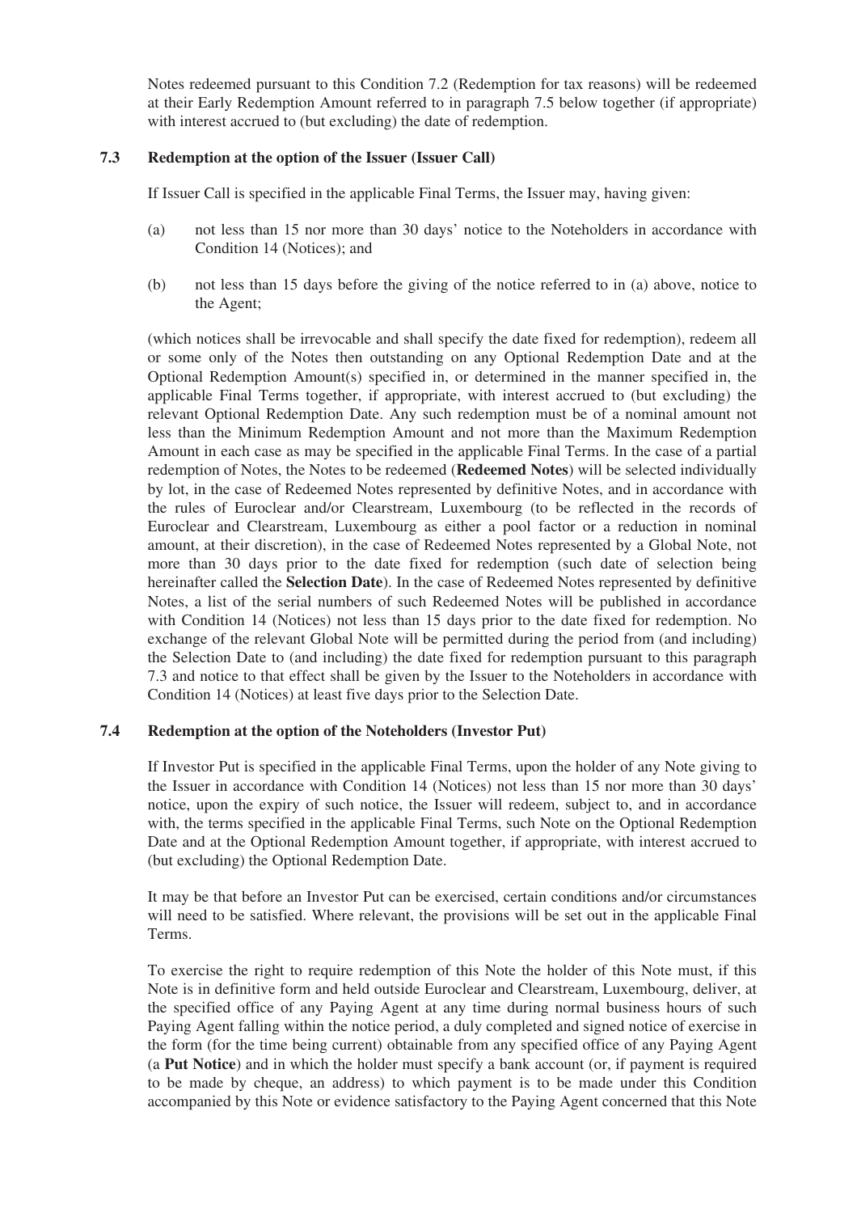Notes redeemed pursuant to this Condition 7.2 (Redemption for tax reasons) will be redeemed at their Early Redemption Amount referred to in paragraph 7.5 below together (if appropriate) with interest accrued to (but excluding) the date of redemption.

### 7.3 Redemption at the option of the Issuer (Issuer Call)

If Issuer Call is specified in the applicable Final Terms, the Issuer may, having given:

(a) not less than 15 nor more than 30 days' notice to the Noteholders in accordance with Condition 14 (Notices); and

(b) not less than 15 days before the giving of the notice referred to in (a) above, notice to the Agent;

(which notices shall be irrevocable and shall specify the date fixed for redemption), redeem all or some only of the Notes then outstanding on any Optional Redemption Date and at the Optional Redemption Amount(s) specified in, or determined in the manner specified in, the applicable Final Terms together, if appropriate, with interest accrued to (but excluding) the relevant Optional Redemption Date. Any such redemption must be of a nominal amount not less than the Minimum Redemption Amount and not more than the Maximum Redemption Amount in each case as may be specified in the applicable Final Terms. In the case of a partial redemption of Notes, the Notes to be redeemed (**Redeemed Notes**) will be selected individually by lot, in the case of Redeemed Notes represented by definitive Notes, and in accordance with the rules of Euroclear and/or Clearstream, Luxembourg (to be reflected in the records of Euroclear and Clearstream, Luxembourg as either a pool factor or a reduction in nominal amount, at their discretion), in the case of Redeemed Notes represented by a Global Note, not more than 30 days prior to the date fixed for redemption (such date of selection being hereinafter called the **Selection Date**). In the case of Redeemed Notes represented by definitive Notes, a list of the serial numbers of such Redeemed Notes will be published in accordance with Condition 14 (Notices) not less than 15 days prior to the date fixed for redemption. No exchange of the relevant Global Note will be permitted during the period from (and including) the Selection Date to (and including) the date fixed for redemption pursuant to this paragraph 7.3 and notice to that effect shall be given by the Issuer to the Noteholders in accordance with Condition 14 (Notices) at least five days prior to the Selection Date.

### 7.4 Redemption at the option of the Noteholders (Investor Put)

If Investor Put is specified in the applicable Final Terms, upon the holder of any Note giving to the Issuer in accordance with Condition 14 (Notices) not less than 15 nor more than 30 days' notice, upon the expiry of such notice, the Issuer will redeem, subject to, and in accordance with, the terms specified in the applicable Final Terms, such Note on the Optional Redemption Date and at the Optional Redemption Amount together, if appropriate, with interest accrued to (but excluding) the Optional Redemption Date.

It may be that before an Investor Put can be exercised, certain conditions and/or circumstances will need to be satisfied. Where relevant, the provisions will be set out in the applicable Final Terms.

To exercise the right to require redemption of this Note the holder of this Note must, if this Note is in definitive form and held outside Euroclear and Clearstream, Luxembourg, deliver, at the specified office of any Paying Agent at any time during normal business hours of such Paying Agent falling within the notice period, a duly completed and signed notice of exercise in the form (for the time being current) obtainable from any specified office of any Paying Agent (a **Put Notice**) and in which the holder must specify a bank account (or, if payment is required to be made by cheque, an address) to which payment is to be made under this Condition accompanied by this Note or evidence satisfactory to the Paying Agent concerned that this Note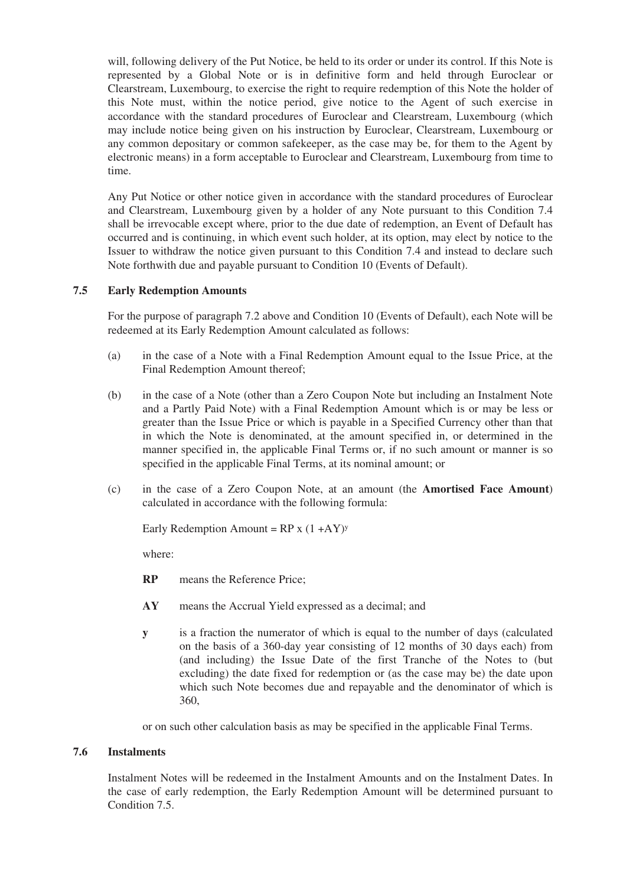will, following delivery of the Put Notice, be held to its order or under its control. If this Note is represented by a Global Note or is in definitive form and held through Euroclear or Clearstream, Luxembourg, to exercise the right to require redemption of this Note the holder of this Note must, within the notice period, give notice to the Agent of such exercise in accordance with the standard procedures of Euroclear and Clearstream, Luxembourg (which may include notice being given on his instruction by Euroclear, Clearstream, Luxembourg or any common depositary or common safekeeper, as the case may be, for them to the Agent by electronic means) in a form acceptable to Euroclear and Clearstream, Luxembourg from time to time.

Any Put Notice or other notice given in accordance with the standard procedures of Euroclear and Clearstream, Luxembourg given by a holder of any Note pursuant to this Condition 7.4 shall be irrevocable except where, prior to the due date of redemption, an Event of Default has occurred and is continuing, in which event such holder, at its option, may elect by notice to the Issuer to withdraw the notice given pursuant to this Condition 7.4 and instead to declare such Note forthwith due and payable pursuant to Condition 10 (Events of Default).

### 7.5 Early Redemption Amounts

For the purpose of paragraph 7.2 above and Condition 10 (Events of Default), each Note will be redeemed at its Early Redemption Amount calculated as follows:

(a) in the case of a Note with a Final Redemption Amount equal to the Issue Price, at the Final Redemption Amount thereof;

(b) in the case of a Note (other than a Zero Coupon Note but including an Instalment Note and a Partly Paid Note) with a Final Redemption Amount which is or may be less or greater than the Issue Price or which is payable in a Specified Currency other than that in which the Note is denominated, at the amount specified in, or determined in the manner specified in, the applicable Final Terms or, if no such amount or manner is so specified in the applicable Final Terms, at its nominal amount; or

(c) in the case of a Zero Coupon Note, at an amount (the **Amortised Face Amount**) calculated in accordance with the following formula:

Early Redemption Amount = $RP \times (1 + AY)^{y}$

where:

**RP** means the Reference Price;

**AY** means the Accrual Yield expressed as a decimal; and

**y** is a fraction the numerator of which is equal to the number of days (calculated on the basis of a 360-day year consisting of 12 months of 30 days each) from (and including) the Issue Date of the first Tranche of the Notes to (but excluding) the date fixed for redemption or (as the case may be) the date upon which such Note becomes due and repayable and the denominator of which is 360,

or on such other calculation basis as may be specified in the applicable Final Terms.

### 7.6 Instalments

Instalment Notes will be redeemed in the Instalment Amounts and on the Instalment Dates. In the case of early redemption, the Early Redemption Amount will be determined pursuant to Condition 7.5.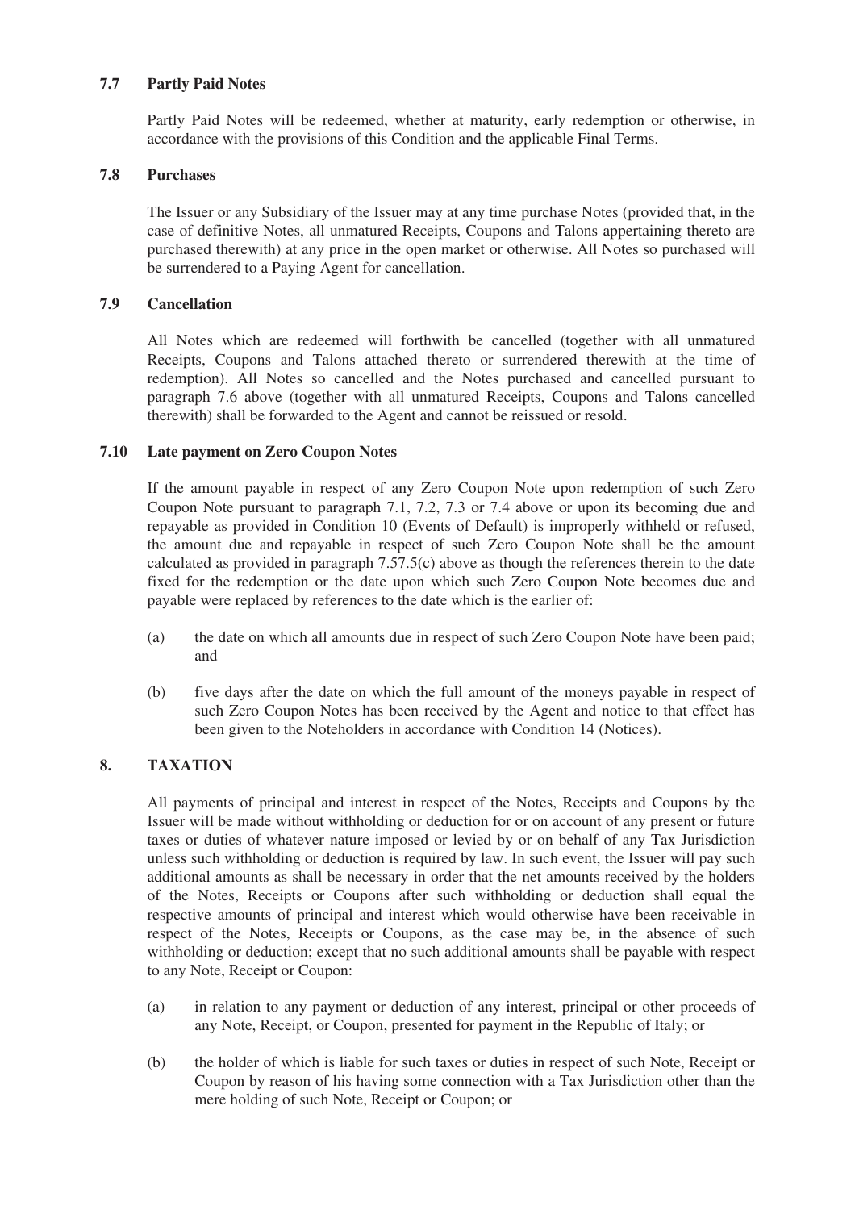### 7.7 Partly Paid Notes

Partly Paid Notes will be redeemed, whether at maturity, early redemption or otherwise, in accordance with the provisions of this Condition and the applicable Final Terms.

### 7.8 Purchases

The Issuer or any Subsidiary of the Issuer may at any time purchase Notes (provided that, in the case of definitive Notes, all unmatured Receipts, Coupons and Talons appertaining thereto are purchased therewith) at any price in the open market or otherwise. All Notes so purchased will be surrendered to a Paying Agent for cancellation.

### 7.9 Cancellation

All Notes which are redeemed will forthwith be cancelled (together with all unmatured Receipts, Coupons and Talons attached thereto or surrendered therewith at the time of redemption). All Notes so cancelled and the Notes purchased and cancelled pursuant to paragraph 7.6 above (together with all unmatured Receipts, Coupons and Talons cancelled therewith) shall be forwarded to the Agent and cannot be reissued or resold.

### 7.10 Late payment on Zero Coupon Notes

If the amount payable in respect of any Zero Coupon Note upon redemption of such Zero Coupon Note pursuant to paragraph 7.1, 7.2, 7.3 or 7.4 above or upon its becoming due and repayable as provided in Condition 10 (Events of Default) is improperly withheld or refused, the amount due and repayable in respect of such Zero Coupon Note shall be the amount calculated as provided in paragraph 7.57.5(c) above as though the references therein to the date fixed for the redemption or the date upon which such Zero Coupon Note becomes due and payable were replaced by references to the date which is the earlier of:

(a) the date on which all amounts due in respect of such Zero Coupon Note have been paid; and

(b) five days after the date on which the full amount of the moneys payable in respect of such Zero Coupon Notes has been received by the Agent and notice to that effect has been given to the Noteholders in accordance with Condition 14 (Notices).

## 8. TAXATION

All payments of principal and interest in respect of the Notes, Receipts and Coupons by the Issuer will be made without withholding or deduction for or on account of any present or future taxes or duties of whatever nature imposed or levied by or on behalf of any Tax Jurisdiction unless such withholding or deduction is required by law. In such event, the Issuer will pay such additional amounts as shall be necessary in order that the net amounts received by the holders of the Notes, Receipts or Coupons after such withholding or deduction shall equal the respective amounts of principal and interest which would otherwise have been receivable in respect of the Notes, Receipts or Coupons, as the case may be, in the absence of such withholding or deduction; except that no such additional amounts shall be payable with respect to any Note, Receipt or Coupon:

(a) in relation to any payment or deduction of any interest, principal or other proceeds of any Note, Receipt, or Coupon, presented for payment in the Republic of Italy; or

(b) the holder of which is liable for such taxes or duties in respect of such Note, Receipt or Coupon by reason of his having some connection with a Tax Jurisdiction other than the mere holding of such Note, Receipt or Coupon; or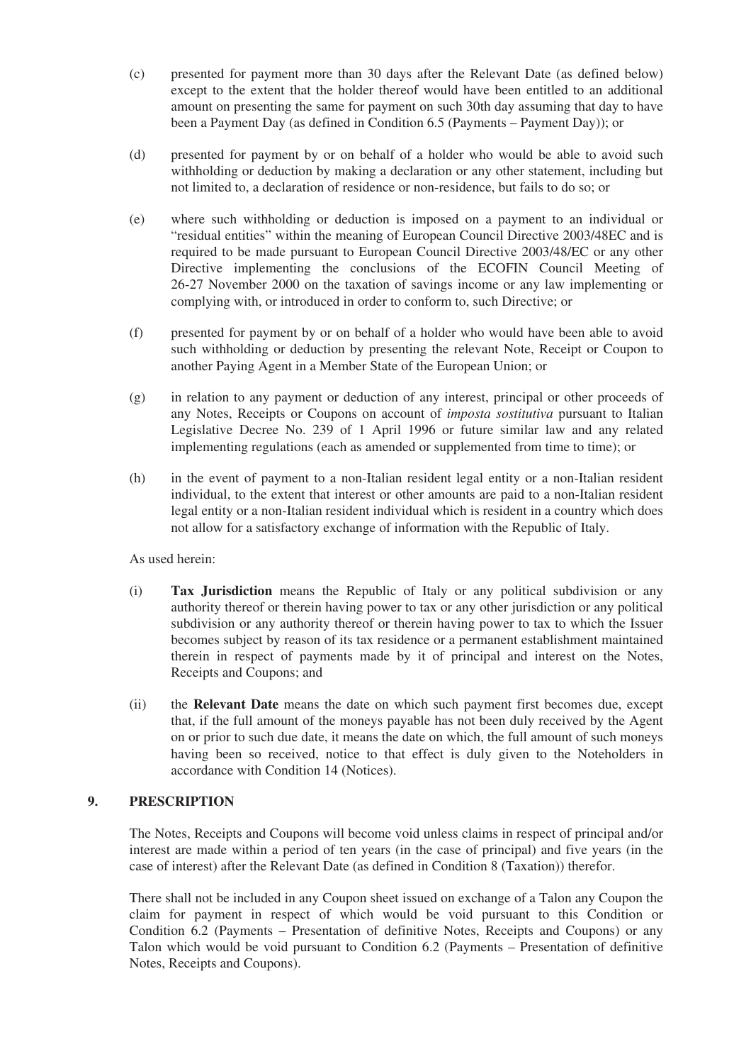(c) presented for payment more than 30 days after the Relevant Date (as defined below) except to the extent that the holder thereof would have been entitled to an additional amount on presenting the same for payment on such 30th day assuming that day to have been a Payment Day (as defined in Condition 6.5 (Payments – Payment Day)); or

(d) presented for payment by or on behalf of a holder who would be able to avoid such withholding or deduction by making a declaration or any other statement, including but not limited to, a declaration of residence or non-residence, but fails to do so; or

(e) where such withholding or deduction is imposed on a payment to an individual or "residual entities" within the meaning of European Council Directive 2003/48EC and is required to be made pursuant to European Council Directive 2003/48/EC or any other Directive implementing the conclusions of the ECOFIN Council Meeting of 26-27 November 2000 on the taxation of savings income or any law implementing or complying with, or introduced in order to conform to, such Directive; or

(f) presented for payment by or on behalf of a holder who would have been able to avoid such withholding or deduction by presenting the relevant Note, Receipt or Coupon to another Paying Agent in a Member State of the European Union; or

(g) in relation to any payment or deduction of any interest, principal or other proceeds of any Notes, Receipts or Coupons on account of *imposta sostitutiva* pursuant to Italian Legislative Decree No. 239 of 1 April 1996 or future similar law and any related implementing regulations (each as amended or supplemented from time to time); or

(h) in the event of payment to a non-Italian resident legal entity or a non-Italian resident individual, to the extent that interest or other amounts are paid to a non-Italian resident legal entity or a non-Italian resident individual which is resident in a country which does not allow for a satisfactory exchange of information with the Republic of Italy.

As used herein:

(i) **Tax Jurisdiction** means the Republic of Italy or any political subdivision or any authority thereof or therein having power to tax or any other jurisdiction or any political subdivision or any authority thereof or therein having power to tax to which the Issuer becomes subject by reason of its tax residence or a permanent establishment maintained therein in respect of payments made by it of principal and interest on the Notes, Receipts and Coupons; and

(ii) the **Relevant Date** means the date on which such payment first becomes due, except that, if the full amount of the moneys payable has not been duly received by the Agent on or prior to such due date, it means the date on which, the full amount of such moneys having been so received, notice to that effect is duly given to the Noteholders in accordance with Condition 14 (Notices).

## 9. PRESCRIPTION

The Notes, Receipts and Coupons will become void unless claims in respect of principal and/or interest are made within a period of ten years (in the case of principal) and five years (in the case of interest) after the Relevant Date (as defined in Condition 8 (Taxation)) therefor.

There shall not be included in any Coupon sheet issued on exchange of a Talon any Coupon the claim for payment in respect of which would be void pursuant to this Condition or Condition 6.2 (Payments – Presentation of definitive Notes, Receipts and Coupons) or any Talon which would be void pursuant to Condition 6.2 (Payments – Presentation of definitive Notes, Receipts and Coupons).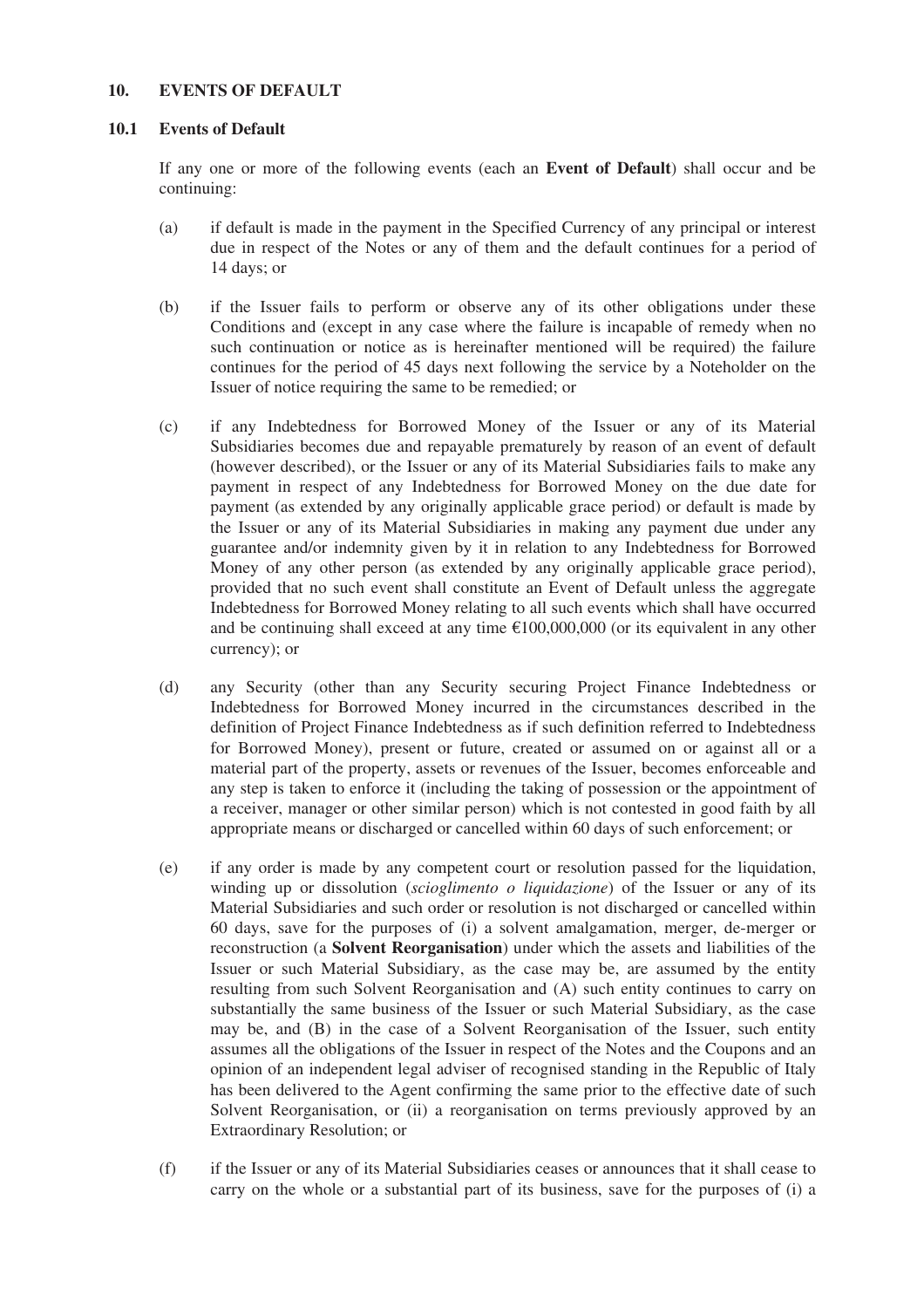## 10. EVENTS OF DEFAULT

### 10.1 Events of Default

If any one or more of the following events (each an **Event of Default**) shall occur and be continuing:

(a) if default is made in the payment in the Specified Currency of any principal or interest due in respect of the Notes or any of them and the default continues for a period of 14 days; or

(b) if the Issuer fails to perform or observe any of its other obligations under these Conditions and (except in any case where the failure is incapable of remedy when no such continuation or notice as is hereinafter mentioned will be required) the failure continues for the period of 45 days next following the service by a Noteholder on the Issuer of notice requiring the same to be remedied; or

(c) if any Indebtedness for Borrowed Money of the Issuer or any of its Material Subsidiaries becomes due and repayable prematurely by reason of an event of default (however described), or the Issuer or any of its Material Subsidiaries fails to make any payment in respect of any Indebtedness for Borrowed Money on the due date for payment (as extended by any originally applicable grace period) or default is made by the Issuer or any of its Material Subsidiaries in making any payment due under any guarantee and/or indemnity given by it in relation to any Indebtedness for Borrowed Money of any other person (as extended by any originally applicable grace period), provided that no such event shall constitute an Event of Default unless the aggregate Indebtedness for Borrowed Money relating to all such events which shall have occurred and be continuing shall exceed at any time €100,000,000 (or its equivalent in any other currency); or

(d) any Security (other than any Security securing Project Finance Indebtedness or Indebtedness for Borrowed Money incurred in the circumstances described in the definition of Project Finance Indebtedness as if such definition referred to Indebtedness for Borrowed Money), present or future, created or assumed on or against all or a material part of the property, assets or revenues of the Issuer, becomes enforceable and any step is taken to enforce it (including the taking of possession or the appointment of a receiver, manager or other similar person) which is not contested in good faith by all appropriate means or discharged or cancelled within 60 days of such enforcement; or

(e) if any order is made by any competent court or resolution passed for the liquidation, winding up or dissolution (*scioglimento o liquidazione*) of the Issuer or any of its Material Subsidiaries and such order or resolution is not discharged or cancelled within 60 days, save for the purposes of (i) a solvent amalgamation, merger, de-merger or reconstruction (a **Solvent Reorganisation**) under which the assets and liabilities of the Issuer or such Material Subsidiary, as the case may be, are assumed by the entity resulting from such Solvent Reorganisation and (A) such entity continues to carry on substantially the same business of the Issuer or such Material Subsidiary, as the case may be, and (B) in the case of a Solvent Reorganisation of the Issuer, such entity assumes all the obligations of the Issuer in respect of the Notes and the Coupons and an opinion of an independent legal adviser of recognised standing in the Republic of Italy has been delivered to the Agent confirming the same prior to the effective date of such Solvent Reorganisation, or (ii) a reorganisation on terms previously approved by an Extraordinary Resolution; or

(f) if the Issuer or any of its Material Subsidiaries ceases or announces that it shall cease to carry on the whole or a substantial part of its business, save for the purposes of (i) a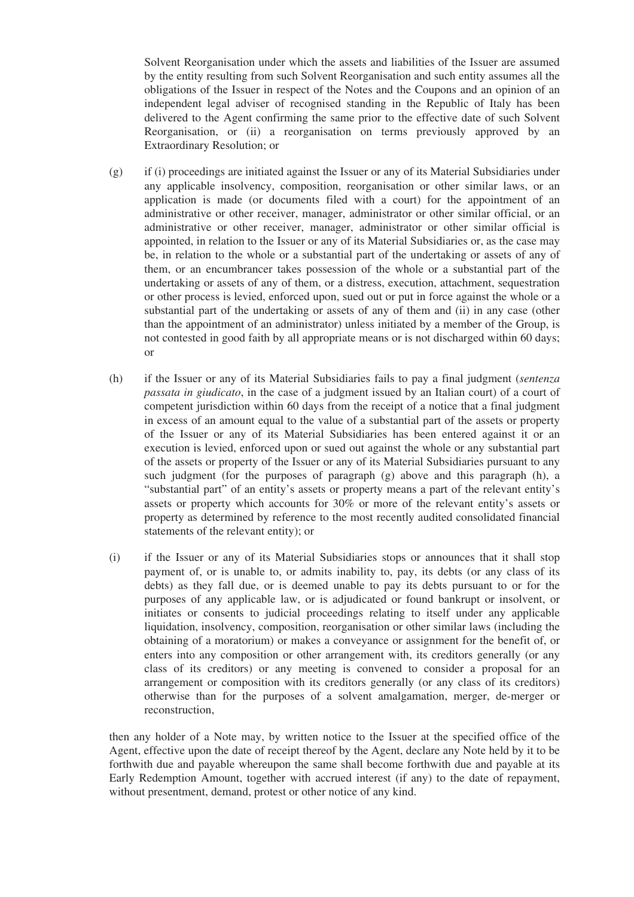Solvent Reorganisation under which the assets and liabilities of the Issuer are assumed by the entity resulting from such Solvent Reorganisation and such entity assumes all the obligations of the Issuer in respect of the Notes and the Coupons and an opinion of an independent legal adviser of recognised standing in the Republic of Italy has been delivered to the Agent confirming the same prior to the effective date of such Solvent Reorganisation, or (ii) a reorganisation on terms previously approved by an Extraordinary Resolution; or

(g) if (i) proceedings are initiated against the Issuer or any of its Material Subsidiaries under any applicable insolvency, composition, reorganisation or other similar laws, or an application is made (or documents filed with a court) for the appointment of an administrative or other receiver, manager, administrator or other similar official, or an administrative or other receiver, manager, administrator or other similar official is appointed, in relation to the Issuer or any of its Material Subsidiaries or, as the case may be, in relation to the whole or a substantial part of the undertaking or assets of any of them, or an encumbrancer takes possession of the whole or a substantial part of the undertaking or assets of any of them, or a distress, execution, attachment, sequestration or other process is levied, enforced upon, sued out or put in force against the whole or a substantial part of the undertaking or assets of any of them and (ii) in any case (other than the appointment of an administrator) unless initiated by a member of the Group, is not contested in good faith by all appropriate means or is not discharged within 60 days; or

(h) if the Issuer or any of its Material Subsidiaries fails to pay a final judgment (*sentenza passata in giudicato*, in the case of a judgment issued by an Italian court) of a court of competent jurisdiction within 60 days from the receipt of a notice that a final judgment in excess of an amount equal to the value of a substantial part of the assets or property of the Issuer or any of its Material Subsidiaries has been entered against it or an execution is levied, enforced upon or sued out against the whole or any substantial part of the assets or property of the Issuer or any of its Material Subsidiaries pursuant to any such judgment (for the purposes of paragraph (g) above and this paragraph (h), a "substantial part" of an entity's assets or property means a part of the relevant entity's assets or property which accounts for 30% or more of the relevant entity's assets or property as determined by reference to the most recently audited consolidated financial statements of the relevant entity); or

(i) if the Issuer or any of its Material Subsidiaries stops or announces that it shall stop payment of, or is unable to, or admits inability to, pay, its debts (or any class of its debts) as they fall due, or is deemed unable to pay its debts pursuant to or for the purposes of any applicable law, or is adjudicated or found bankrupt or insolvent, or initiates or consents to judicial proceedings relating to itself under any applicable liquidation, insolvency, composition, reorganisation or other similar laws (including the obtaining of a moratorium) or makes a conveyance or assignment for the benefit of, or enters into any composition or other arrangement with, its creditors generally (or any class of its creditors) or any meeting is convened to consider a proposal for an arrangement or composition with its creditors generally (or any class of its creditors) otherwise than for the purposes of a solvent amalgamation, merger, de-merger or reconstruction,

then any holder of a Note may, by written notice to the Issuer at the specified office of the Agent, effective upon the date of receipt thereof by the Agent, declare any Note held by it to be forthwith due and payable whereupon the same shall become forthwith due and payable at its Early Redemption Amount, together with accrued interest (if any) to the date of repayment, without presentment, demand, protest or other notice of any kind.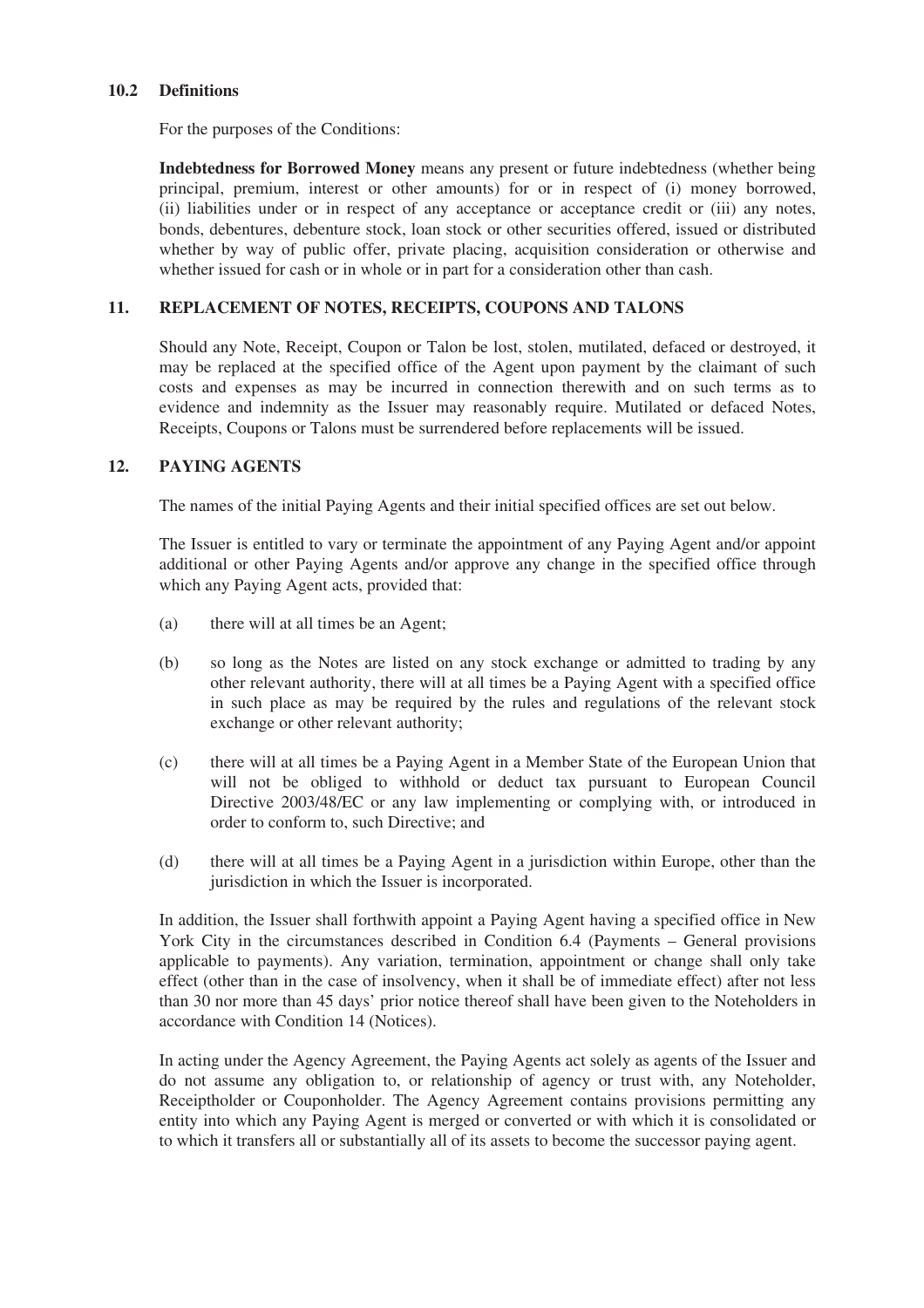### 10.2 Definitions

For the purposes of the Conditions:

**Indebtedness for Borrowed Money** means any present or future indebtedness (whether being principal, premium, interest or other amounts) for or in respect of (i) money borrowed, (ii) liabilities under or in respect of any acceptance or acceptance credit or (iii) any notes, bonds, debentures, debenture stock, loan stock or other securities offered, issued or distributed whether by way of public offer, private placing, acquisition consideration or otherwise and whether issued for cash or in whole or in part for a consideration other than cash.

## 11. REPLACEMENT OF NOTES, RECEIPTS, COUPONS AND TALONS

Should any Note, Receipt, Coupon or Talon be lost, stolen, mutilated, defaced or destroyed, it may be replaced at the specified office of the Agent upon payment by the claimant of such costs and expenses as may be incurred in connection therewith and on such terms as to evidence and indemnity as the Issuer may reasonably require. Mutilated or defaced Notes, Receipts, Coupons or Talons must be surrendered before replacements will be issued.

## 12. PAYING AGENTS

The names of the initial Paying Agents and their initial specified offices are set out below.

The Issuer is entitled to vary or terminate the appointment of any Paying Agent and/or appoint additional or other Paying Agents and/or approve any change in the specified office through which any Paying Agent acts, provided that:

(a) there will at all times be an Agent;

(b) so long as the Notes are listed on any stock exchange or admitted to trading by any other relevant authority, there will at all times be a Paying Agent with a specified office in such place as may be required by the rules and regulations of the relevant stock exchange or other relevant authority;

(c) there will at all times be a Paying Agent in a Member State of the European Union that will not be obliged to withhold or deduct tax pursuant to European Council Directive 2003/48/EC or any law implementing or complying with, or introduced in order to conform to, such Directive; and

(d) there will at all times be a Paying Agent in a jurisdiction within Europe, other than the jurisdiction in which the Issuer is incorporated.

In addition, the Issuer shall forthwith appoint a Paying Agent having a specified office in New York City in the circumstances described in Condition 6.4 (Payments – General provisions applicable to payments). Any variation, termination, appointment or change shall only take effect (other than in the case of insolvency, when it shall be of immediate effect) after not less than 30 nor more than 45 days' prior notice thereof shall have been given to the Noteholders in accordance with Condition 14 (Notices).

In acting under the Agency Agreement, the Paying Agents act solely as agents of the Issuer and do not assume any obligation to, or relationship of agency or trust with, any Noteholder, Receiptholder or Couponholder. The Agency Agreement contains provisions permitting any entity into which any Paying Agent is merged or converted or with which it is consolidated or to which it transfers all or substantially all of its assets to become the successor paying agent.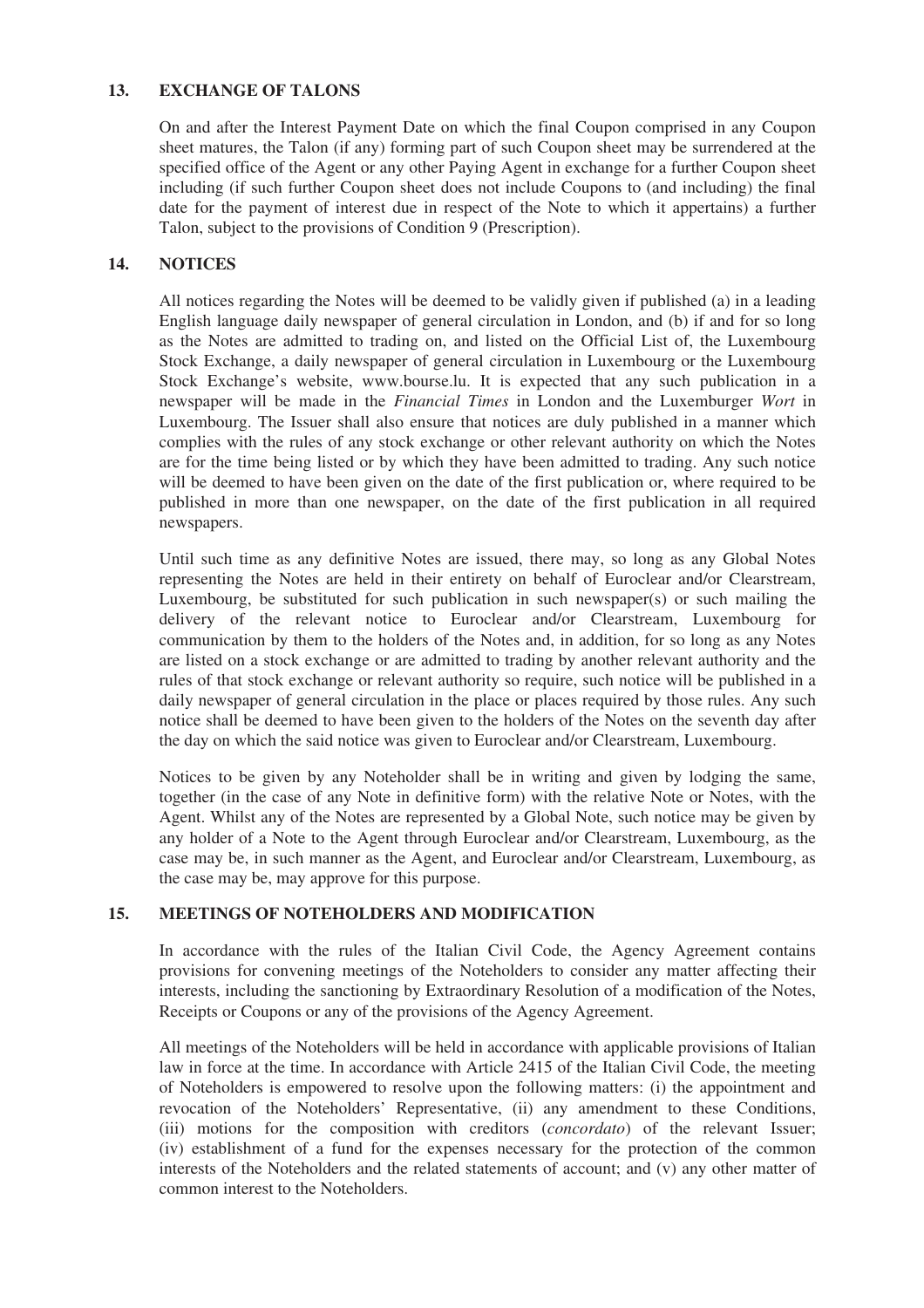## 13. EXCHANGE OF TALONS

On and after the Interest Payment Date on which the final Coupon comprised in any Coupon sheet matures, the Talon (if any) forming part of such Coupon sheet may be surrendered at the specified office of the Agent or any other Paying Agent in exchange for a further Coupon sheet including (if such further Coupon sheet does not include Coupons to (and including) the final date for the payment of interest due in respect of the Note to which it appertains) a further Talon, subject to the provisions of Condition 9 (Prescription).

## 14. NOTICES

All notices regarding the Notes will be deemed to be validly given if published (a) in a leading English language daily newspaper of general circulation in London, and (b) if and for so long as the Notes are admitted to trading on, and listed on the Official List of, the Luxembourg Stock Exchange, a daily newspaper of general circulation in Luxembourg or the Luxembourg Stock Exchange's website, www.bourse.lu. It is expected that any such publication in a newspaper will be made in the *Financial Times* in London and the Luxemburger *Wort* in Luxembourg. The Issuer shall also ensure that notices are duly published in a manner which complies with the rules of any stock exchange or other relevant authority on which the Notes are for the time being listed or by which they have been admitted to trading. Any such notice will be deemed to have been given on the date of the first publication or, where required to be published in more than one newspaper, on the date of the first publication in all required newspapers.

Until such time as any definitive Notes are issued, there may, so long as any Global Notes representing the Notes are held in their entirety on behalf of Euroclear and/or Clearstream, Luxembourg, be substituted for such publication in such newspaper(s) or such mailing the delivery of the relevant notice to Euroclear and/or Clearstream, Luxembourg for communication by them to the holders of the Notes and, in addition, for so long as any Notes are listed on a stock exchange or are admitted to trading by another relevant authority and the rules of that stock exchange or relevant authority so require, such notice will be published in a daily newspaper of general circulation in the place or places required by those rules. Any such notice shall be deemed to have been given to the holders of the Notes on the seventh day after the day on which the said notice was given to Euroclear and/or Clearstream, Luxembourg.

Notices to be given by any Noteholder shall be in writing and given by lodging the same, together (in the case of any Note in definitive form) with the relative Note or Notes, with the Agent. Whilst any of the Notes are represented by a Global Note, such notice may be given by any holder of a Note to the Agent through Euroclear and/or Clearstream, Luxembourg, as the case may be, in such manner as the Agent, and Euroclear and/or Clearstream, Luxembourg, as the case may be, may approve for this purpose.

## 15. MEETINGS OF NOTEHOLDERS AND MODIFICATION

In accordance with the rules of the Italian Civil Code, the Agency Agreement contains provisions for convening meetings of the Noteholders to consider any matter affecting their interests, including the sanctioning by Extraordinary Resolution of a modification of the Notes, Receipts or Coupons or any of the provisions of the Agency Agreement.

All meetings of the Noteholders will be held in accordance with applicable provisions of Italian law in force at the time. In accordance with Article 2415 of the Italian Civil Code, the meeting of Noteholders is empowered to resolve upon the following matters: (i) the appointment and revocation of the Noteholders' Representative, (ii) any amendment to these Conditions, (iii) motions for the composition with creditors (*concordato*) of the relevant Issuer; (iv) establishment of a fund for the expenses necessary for the protection of the common interests of the Noteholders and the related statements of account; and (v) any other matter of common interest to the Noteholders.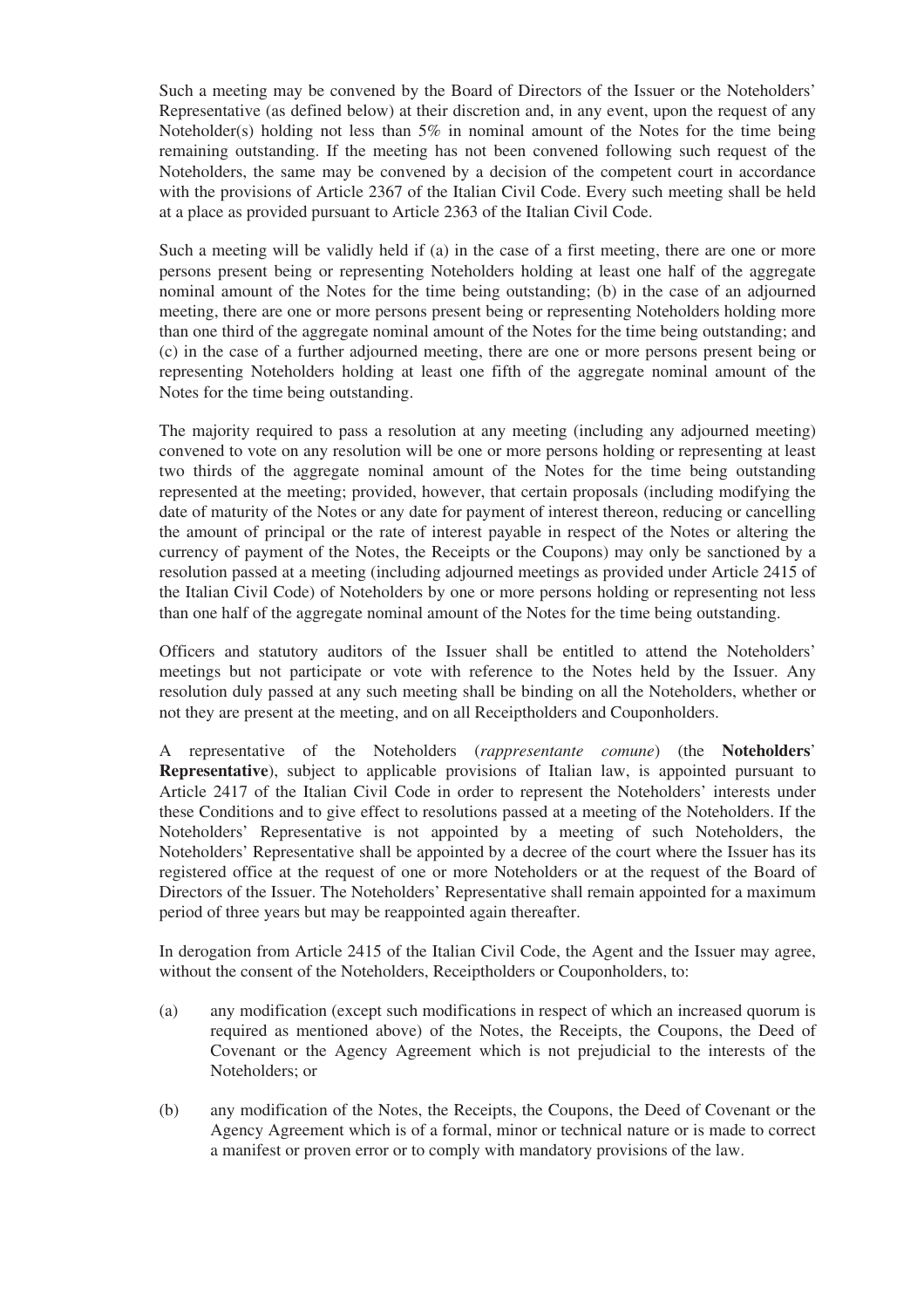Such a meeting may be convened by the Board of Directors of the Issuer or the Noteholders' Representative (as defined below) at their discretion and, in any event, upon the request of any Noteholder(s) holding not less than 5% in nominal amount of the Notes for the time being remaining outstanding. If the meeting has not been convened following such request of the Noteholders, the same may be convened by a decision of the competent court in accordance with the provisions of Article 2367 of the Italian Civil Code. Every such meeting shall be held at a place as provided pursuant to Article 2363 of the Italian Civil Code.

Such a meeting will be validly held if (a) in the case of a first meeting, there are one or more persons present being or representing Noteholders holding at least one half of the aggregate nominal amount of the Notes for the time being outstanding; (b) in the case of an adjourned meeting, there are one or more persons present being or representing Noteholders holding more than one third of the aggregate nominal amount of the Notes for the time being outstanding; and (c) in the case of a further adjourned meeting, there are one or more persons present being or representing Noteholders holding at least one fifth of the aggregate nominal amount of the Notes for the time being outstanding.

The majority required to pass a resolution at any meeting (including any adjourned meeting) convened to vote on any resolution will be one or more persons holding or representing at least two thirds of the aggregate nominal amount of the Notes for the time being outstanding represented at the meeting; provided, however, that certain proposals (including modifying the date of maturity of the Notes or any date for payment of interest thereon, reducing or cancelling the amount of principal or the rate of interest payable in respect of the Notes or altering the currency of payment of the Notes, the Receipts or the Coupons) may only be sanctioned by a resolution passed at a meeting (including adjourned meetings as provided under Article 2415 of the Italian Civil Code) of Noteholders by one or more persons holding or representing not less than one half of the aggregate nominal amount of the Notes for the time being outstanding.

Officers and statutory auditors of the Issuer shall be entitled to attend the Noteholders' meetings but not participate or vote with reference to the Notes held by the Issuer. Any resolution duly passed at any such meeting shall be binding on all the Noteholders, whether or not they are present at the meeting, and on all Receiptholders and Couponholders.

A representative of the Noteholders (*rappresentante comune*) (the **Noteholders' Representative**), subject to applicable provisions of Italian law, is appointed pursuant to Article 2417 of the Italian Civil Code in order to represent the Noteholders' interests under these Conditions and to give effect to resolutions passed at a meeting of the Noteholders. If the Noteholders' Representative is not appointed by a meeting of such Noteholders, the Noteholders' Representative shall be appointed by a decree of the court where the Issuer has its registered office at the request of one or more Noteholders or at the request of the Board of Directors of the Issuer. The Noteholders' Representative shall remain appointed for a maximum period of three years but may be reappointed again thereafter.

In derogation from Article 2415 of the Italian Civil Code, the Agent and the Issuer may agree, without the consent of the Noteholders, Receiptholders or Couponholders, to:

(a) any modification (except such modifications in respect of which an increased quorum is required as mentioned above) of the Notes, the Receipts, the Coupons, the Deed of Covenant or the Agency Agreement which is not prejudicial to the interests of the Noteholders; or

(b) any modification of the Notes, the Receipts, the Coupons, the Deed of Covenant or the Agency Agreement which is of a formal, minor or technical nature or is made to correct a manifest or proven error or to comply with mandatory provisions of the law.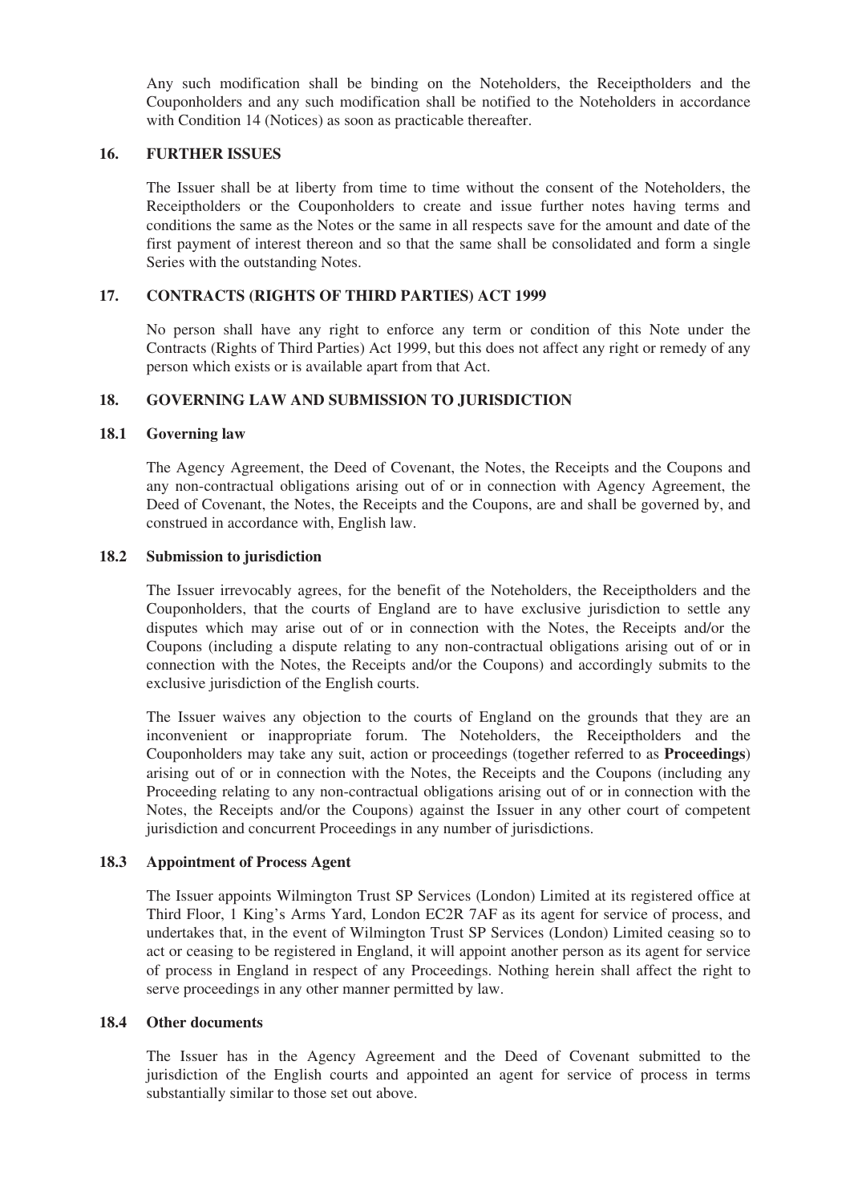Any such modification shall be binding on the Noteholders, the Receiptholders and the Couponholders and any such modification shall be notified to the Noteholders in accordance with Condition 14 (Notices) as soon as practicable thereafter.

## 16. FURTHER ISSUES

The Issuer shall be at liberty from time to time without the consent of the Noteholders, the Receiptholders or the Couponholders to create and issue further notes having terms and conditions the same as the Notes or the same in all respects save for the amount and date of the first payment of interest thereon and so that the same shall be consolidated and form a single Series with the outstanding Notes.

## 17. CONTRACTS (RIGHTS OF THIRD PARTIES) ACT 1999

No person shall have any right to enforce any term or condition of this Note under the Contracts (Rights of Third Parties) Act 1999, but this does not affect any right or remedy of any person which exists or is available apart from that Act.

## 18. GOVERNING LAW AND SUBMISSION TO JURISDICTION

### 18.1 Governing law

The Agency Agreement, the Deed of Covenant, the Notes, the Receipts and the Coupons and any non-contractual obligations arising out of or in connection with Agency Agreement, the Deed of Covenant, the Notes, the Receipts and the Coupons, are and shall be governed by, and construed in accordance with, English law.

### 18.2 Submission to jurisdiction

The Issuer irrevocably agrees, for the benefit of the Noteholders, the Receiptholders and the Couponholders, that the courts of England are to have exclusive jurisdiction to settle any disputes which may arise out of or in connection with the Notes, the Receipts and/or the Coupons (including a dispute relating to any non-contractual obligations arising out of or in connection with the Notes, the Receipts and/or the Coupons) and accordingly submits to the exclusive jurisdiction of the English courts.

The Issuer waives any objection to the courts of England on the grounds that they are an inconvenient or inappropriate forum. The Noteholders, the Receiptholders and the Couponholders may take any suit, action or proceedings (together referred to as **Proceedings**) arising out of or in connection with the Notes, the Receipts and the Coupons (including any Proceeding relating to any non-contractual obligations arising out of or in connection with the Notes, the Receipts and/or the Coupons) against the Issuer in any other court of competent jurisdiction and concurrent Proceedings in any number of jurisdictions.

### 18.3 Appointment of Process Agent

The Issuer appoints Wilmington Trust SP Services (London) Limited at its registered office at Third Floor, 1 King's Arms Yard, London EC2R 7AF as its agent for service of process, and undertakes that, in the event of Wilmington Trust SP Services (London) Limited ceasing so to act or ceasing to be registered in England, it will appoint another person as its agent for service of process in England in respect of any Proceedings. Nothing herein shall affect the right to serve proceedings in any other manner permitted by law.

### 18.4 Other documents

The Issuer has in the Agency Agreement and the Deed of Covenant submitted to the jurisdiction of the English courts and appointed an agent for service of process in terms substantially similar to those set out above.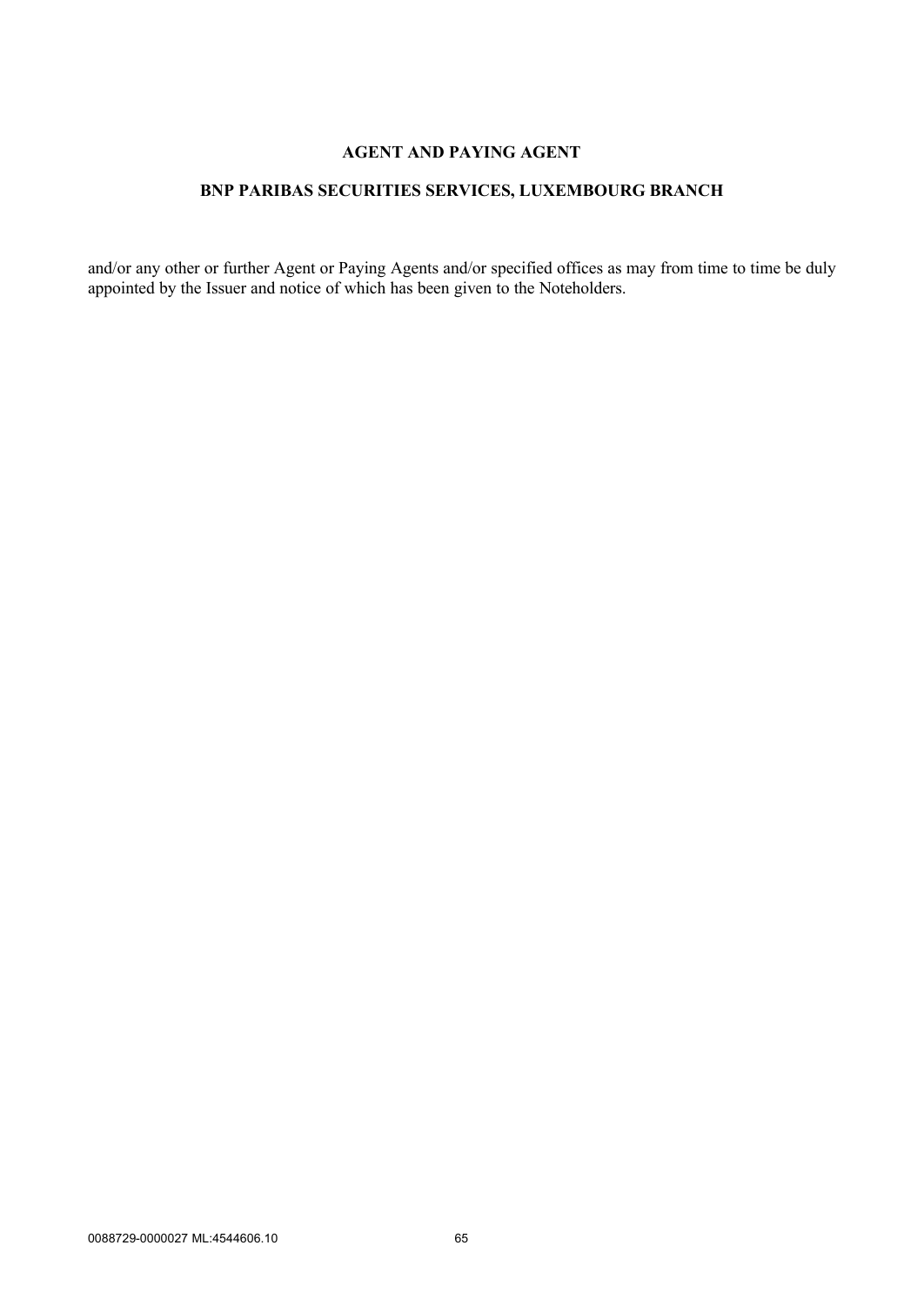**AGENT AND PAYING AGENT**

**BNP PARIBAS SECURITIES SERVICES, LUXEMBOURG BRANCH**

and/or any other or further Agent or Paying Agents and/or specified offices as may from time to time be duly appointed by the Issuer and notice of which has been given to the Noteholders.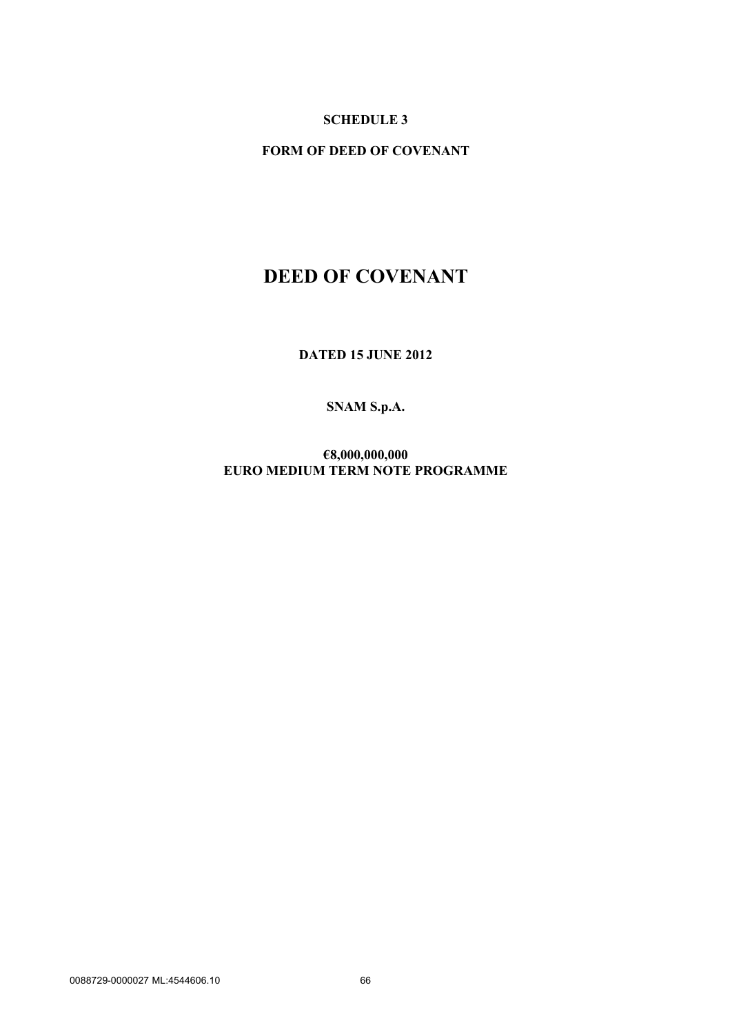**SCHEDULE 3**

**FORM OF DEED OF COVENANT**

# DEED OF COVENANT

**DATED 15 JUNE 2012**

**SNAM S.p.A.**

**€8,000,000,000**
**EURO MEDIUM TERM NOTE PROGRAMME**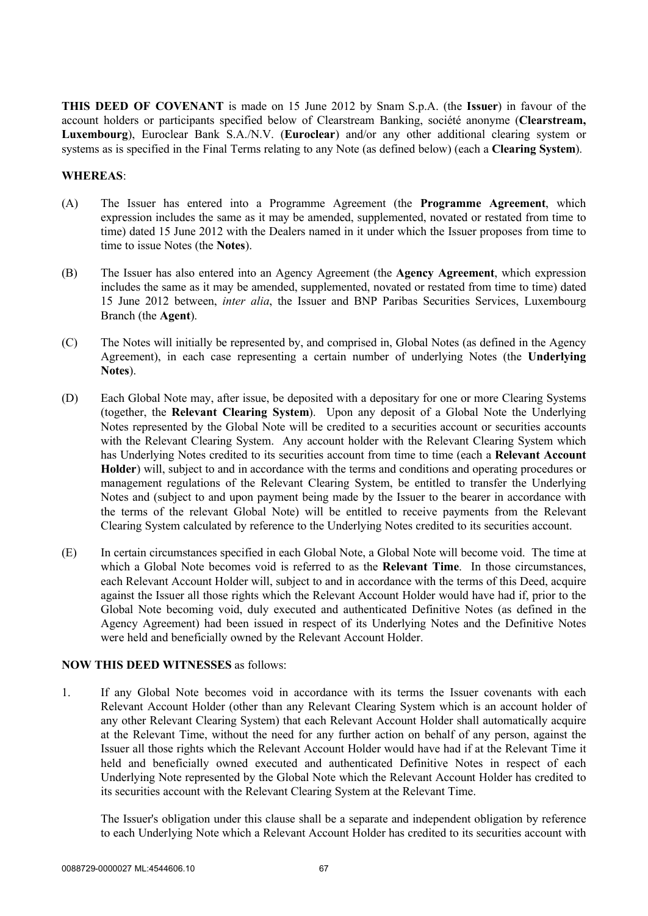**THIS DEED OF COVENANT** is made on 15 June 2012 by Snam S.p.A. (the **Issuer**) in favour of the account holders or participants specified below of Clearstream Banking, société anonyme (**Clearstream, Luxembourg**), Euroclear Bank S.A./N.V. (**Euroclear**) and/or any other additional clearing system or systems as is specified in the Final Terms relating to any Note (as defined below) (each a **Clearing System**).

**WHEREAS**:

(A) The Issuer has entered into a Programme Agreement (the **Programme Agreement**, which expression includes the same as it may be amended, supplemented, novated or restated from time to time) dated 15 June 2012 with the Dealers named in it under which the Issuer proposes from time to time to issue Notes (the **Notes**).

(B) The Issuer has also entered into an Agency Agreement (the **Agency Agreement**, which expression includes the same as it may be amended, supplemented, novated or restated from time to time) dated 15 June 2012 between, *inter alia*, the Issuer and BNP Paribas Securities Services, Luxembourg Branch (the **Agent**).

(C) The Notes will initially be represented by, and comprised in, Global Notes (as defined in the Agency Agreement), in each case representing a certain number of underlying Notes (the **Underlying Notes**).

(D) Each Global Note may, after issue, be deposited with a depositary for one or more Clearing Systems (together, the **Relevant Clearing System**). Upon any deposit of a Global Note the Underlying Notes represented by the Global Note will be credited to a securities account or securities accounts with the Relevant Clearing System. Any account holder with the Relevant Clearing System which has Underlying Notes credited to its securities account from time to time (each a **Relevant Account Holder**) will, subject to and in accordance with the terms and conditions and operating procedures or management regulations of the Relevant Clearing System, be entitled to transfer the Underlying Notes and (subject to and upon payment being made by the Issuer to the bearer in accordance with the terms of the relevant Global Note) will be entitled to receive payments from the Relevant Clearing System calculated by reference to the Underlying Notes credited to its securities account.

(E) In certain circumstances specified in each Global Note, a Global Note will become void. The time at which a Global Note becomes void is referred to as the **Relevant Time**. In those circumstances, each Relevant Account Holder will, subject to and in accordance with the terms of this Deed, acquire against the Issuer all those rights which the Relevant Account Holder would have had if, prior to the Global Note becoming void, duly executed and authenticated Definitive Notes (as defined in the Agency Agreement) had been issued in respect of its Underlying Notes and the Definitive Notes were held and beneficially owned by the Relevant Account Holder.

**NOW THIS DEED WITNESSES** as follows:

1. If any Global Note becomes void in accordance with its terms the Issuer covenants with each Relevant Account Holder (other than any Relevant Clearing System which is an account holder of any other Relevant Clearing System) that each Relevant Account Holder shall automatically acquire at the Relevant Time, without the need for any further action on behalf of any person, against the Issuer all those rights which the Relevant Account Holder would have had if at the Relevant Time it held and beneficially owned executed and authenticated Definitive Notes in respect of each Underlying Note represented by the Global Note which the Relevant Account Holder has credited to its securities account with the Relevant Clearing System at the Relevant Time.

   The Issuer's obligation under this clause shall be a separate and independent obligation by reference to each Underlying Note which a Relevant Account Holder has credited to its securities account with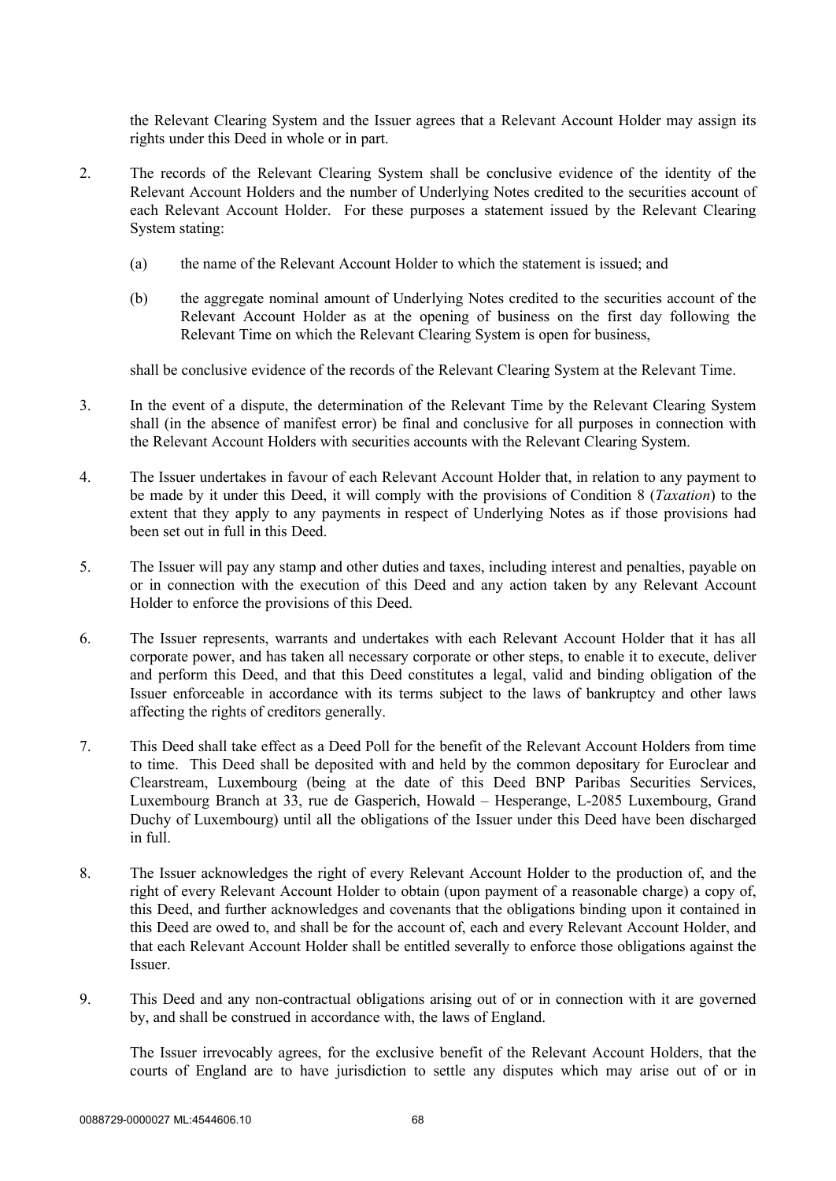the Relevant Clearing System and the Issuer agrees that a Relevant Account Holder may assign its rights under this Deed in whole or in part.

2. The records of the Relevant Clearing System shall be conclusive evidence of the identity of the Relevant Account Holders and the number of Underlying Notes credited to the securities account of each Relevant Account Holder. For these purposes a statement issued by the Relevant Clearing System stating:

   (a) the name of the Relevant Account Holder to which the statement is issued; and

   (b) the aggregate nominal amount of Underlying Notes credited to the securities account of the Relevant Account Holder as at the opening of business on the first day following the Relevant Time on which the Relevant Clearing System is open for business,

   shall be conclusive evidence of the records of the Relevant Clearing System at the Relevant Time.

3. In the event of a dispute, the determination of the Relevant Time by the Relevant Clearing System shall (in the absence of manifest error) be final and conclusive for all purposes in connection with the Relevant Account Holders with securities accounts with the Relevant Clearing System.

4. The Issuer undertakes in favour of each Relevant Account Holder that, in relation to any payment to be made by it under this Deed, it will comply with the provisions of Condition 8 (*Taxation*) to the extent that they apply to any payments in respect of Underlying Notes as if those provisions had been set out in full in this Deed.

5. The Issuer will pay any stamp and other duties and taxes, including interest and penalties, payable on or in connection with the execution of this Deed and any action taken by any Relevant Account Holder to enforce the provisions of this Deed.

6. The Issuer represents, warrants and undertakes with each Relevant Account Holder that it has all corporate power, and has taken all necessary corporate or other steps, to enable it to execute, deliver and perform this Deed, and that this Deed constitutes a legal, valid and binding obligation of the Issuer enforceable in accordance with its terms subject to the laws of bankruptcy and other laws affecting the rights of creditors generally.

7. This Deed shall take effect as a Deed Poll for the benefit of the Relevant Account Holders from time to time. This Deed shall be deposited with and held by the common depositary for Euroclear and Clearstream, Luxembourg (being at the date of this Deed BNP Paribas Securities Services, Luxembourg Branch at 33, rue de Gasperich, Howald – Hesperange, L-2085 Luxembourg, Grand Duchy of Luxembourg) until all the obligations of the Issuer under this Deed have been discharged in full.

8. The Issuer acknowledges the right of every Relevant Account Holder to the production of, and the right of every Relevant Account Holder to obtain (upon payment of a reasonable charge) a copy of, this Deed, and further acknowledges and covenants that the obligations binding upon it contained in this Deed are owed to, and shall be for the account of, each and every Relevant Account Holder, and that each Relevant Account Holder shall be entitled severally to enforce those obligations against the Issuer.

9. This Deed and any non-contractual obligations arising out of or in connection with it are governed by, and shall be construed in accordance with, the laws of England.

   The Issuer irrevocably agrees, for the exclusive benefit of the Relevant Account Holders, that the courts of England are to have jurisdiction to settle any disputes which may arise out of or in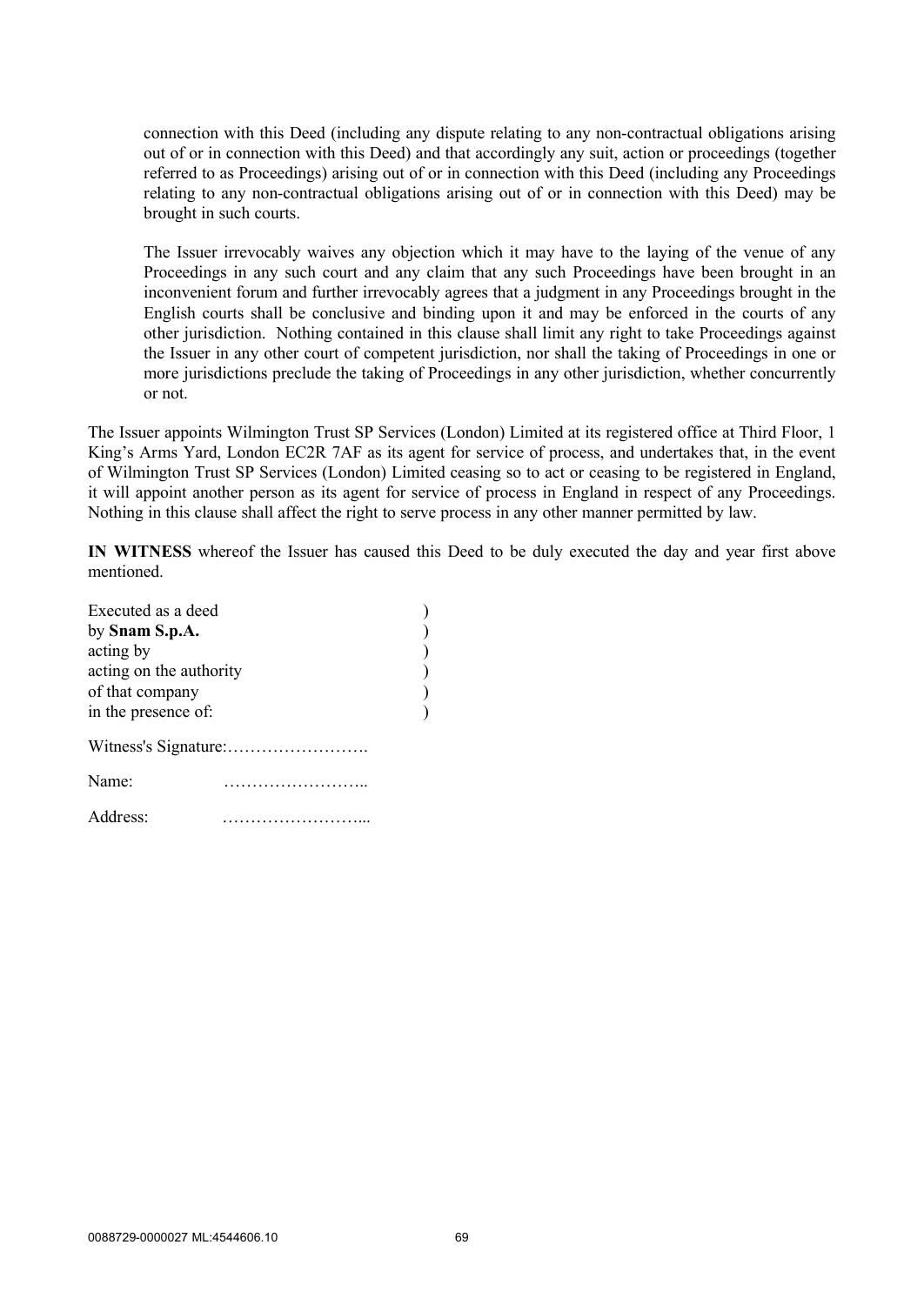connection with this Deed (including any dispute relating to any non-contractual obligations arising out of or in connection with this Deed) and that accordingly any suit, action or proceedings (together referred to as Proceedings) arising out of or in connection with this Deed (including any Proceedings relating to any non-contractual obligations arising out of or in connection with this Deed) may be brought in such courts.

The Issuer irrevocably waives any objection which it may have to the laying of the venue of any Proceedings in any such court and any claim that any such Proceedings have been brought in an inconvenient forum and further irrevocably agrees that a judgment in any Proceedings brought in the English courts shall be conclusive and binding upon it and may be enforced in the courts of any other jurisdiction. Nothing contained in this clause shall limit any right to take Proceedings against the Issuer in any other court of competent jurisdiction, nor shall the taking of Proceedings in one or more jurisdictions preclude the taking of Proceedings in any other jurisdiction, whether concurrently or not.

The Issuer appoints Wilmington Trust SP Services (London) Limited at its registered office at Third Floor, 1 King's Arms Yard, London EC2R 7AF as its agent for service of process, and undertakes that, in the event of Wilmington Trust SP Services (London) Limited ceasing so to act or ceasing to be registered in England, it will appoint another person as its agent for service of process in England in respect of any Proceedings. Nothing in this clause shall affect the right to serve process in any other manner permitted by law.

**IN WITNESS** whereof the Issuer has caused this Deed to be duly executed the day and year first above mentioned.

Executed as a deed )
by **Snam S.p.A.** )
acting by )
acting on the authority )
of that company )
in the presence of: )

Witness's Signature:…………………….

Name: ……………………..

Address: ……………………...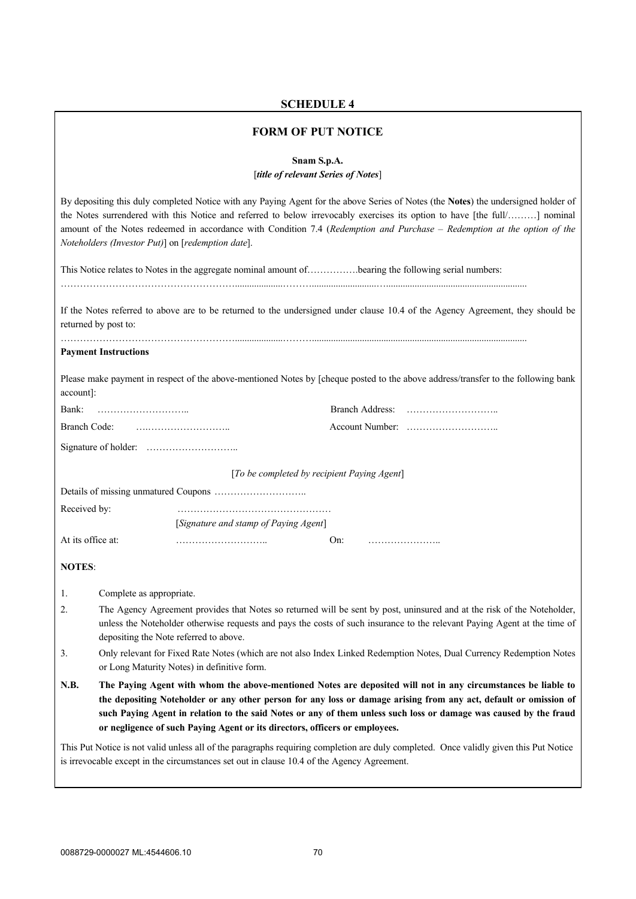## SCHEDULE 4

### FORM OF PUT NOTICE

**Snam S.p.A.**
[***title of relevant Series of Notes***]

By depositing this duly completed Notice with any Paying Agent for the above Series of Notes (the **Notes**) the undersigned holder of the Notes surrendered with this Notice and referred to below irrevocably exercises its option to have [the full/………] nominal amount of the Notes redeemed in accordance with Condition 7.4 (*Redemption and Purchase – Redemption at the option of the Noteholders (Investor Put)*] on [*redemption date*].

This Notice relates to Notes in the aggregate nominal amount of…………….bearing the following serial numbers:

…………………………………………………………………………………………………………………………………

If the Notes referred to above are to be returned to the undersigned under clause 10.4 of the Agency Agreement, they should be returned by post to:

…………………………………………………………………………………………………………………………………

**Payment Instructions**

Please make payment in respect of the above-mentioned Notes by [cheque posted to the above address/transfer to the following bank account]:

Bank: ………………………..   Branch Address: ………………………..

Branch Code: ………………………..   Account Number: ………………………..

Signature of holder: ………………………..

[*To be completed by recipient Paying Agent*]

Details of missing unmatured Coupons ………………………..

Received by: …………………………………………
[*Signature and stamp of Paying Agent*]

At its office at: ……………………….. On: …………………..

**NOTES**:

1. Complete as appropriate.
2. The Agency Agreement provides that Notes so returned will be sent by post, uninsured and at the risk of the Noteholder, unless the Noteholder otherwise requests and pays the costs of such insurance to the relevant Paying Agent at the time of depositing the Note referred to above.
3. Only relevant for Fixed Rate Notes (which are not also Index Linked Redemption Notes, Dual Currency Redemption Notes or Long Maturity Notes) in definitive form.

**N.B. The Paying Agent with whom the above-mentioned Notes are deposited will not in any circumstances be liable to the depositing Noteholder or any other person for any loss or damage arising from any act, default or omission of such Paying Agent in relation to the said Notes or any of them unless such loss or damage was caused by the fraud or negligence of such Paying Agent or its directors, officers or employees.**

This Put Notice is not valid unless all of the paragraphs requiring completion are duly completed. Once validly given this Put Notice is irrevocable except in the circumstances set out in clause 10.4 of the Agency Agreement.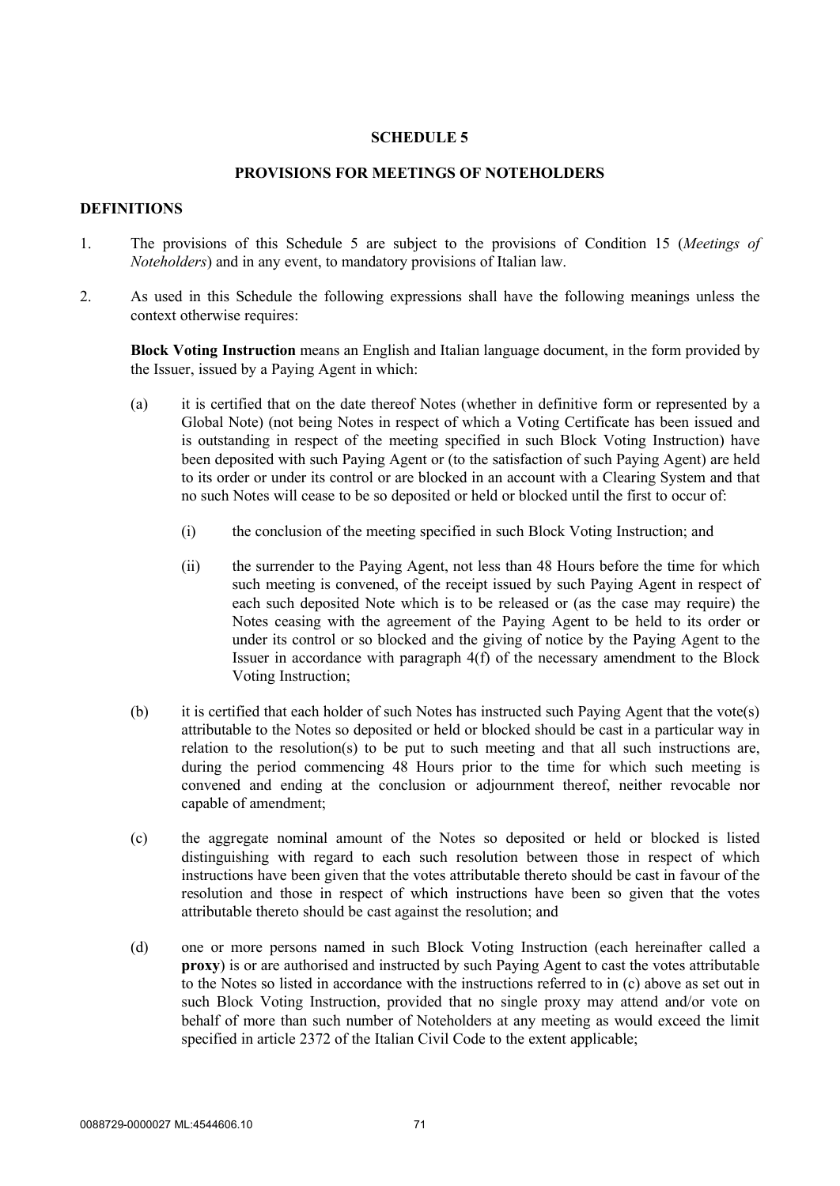# SCHEDULE 5

## PROVISIONS FOR MEETINGS OF NOTEHOLDERS

### DEFINITIONS

1. The provisions of this Schedule 5 are subject to the provisions of Condition 15 (*Meetings of Noteholders*) and in any event, to mandatory provisions of Italian law.

2. As used in this Schedule the following expressions shall have the following meanings unless the context otherwise requires:

   **Block Voting Instruction** means an English and Italian language document, in the form provided by the Issuer, issued by a Paying Agent in which:

   (a) it is certified that on the date thereof Notes (whether in definitive form or represented by a Global Note) (not being Notes in respect of which a Voting Certificate has been issued and is outstanding in respect of the meeting specified in such Block Voting Instruction) have been deposited with such Paying Agent or (to the satisfaction of such Paying Agent) are held to its order or under its control or are blocked in an account with a Clearing System and that no such Notes will cease to be so deposited or held or blocked until the first to occur of:

      (i) the conclusion of the meeting specified in such Block Voting Instruction; and

      (ii) the surrender to the Paying Agent, not less than 48 Hours before the time for which such meeting is convened, of the receipt issued by such Paying Agent in respect of each such deposited Note which is to be released or (as the case may require) the Notes ceasing with the agreement of the Paying Agent to be held to its order or under its control or so blocked and the giving of notice by the Paying Agent to the Issuer in accordance with paragraph 4(f) of the necessary amendment to the Block Voting Instruction;

   (b) it is certified that each holder of such Notes has instructed such Paying Agent that the vote(s) attributable to the Notes so deposited or held or blocked should be cast in a particular way in relation to the resolution(s) to be put to such meeting and that all such instructions are, during the period commencing 48 Hours prior to the time for which such meeting is convened and ending at the conclusion or adjournment thereof, neither revocable nor capable of amendment;

   (c) the aggregate nominal amount of the Notes so deposited or held or blocked is listed distinguishing with regard to each such resolution between those in respect of which instructions have been given that the votes attributable thereto should be cast in favour of the resolution and those in respect of which instructions have been so given that the votes attributable thereto should be cast against the resolution; and

   (d) one or more persons named in such Block Voting Instruction (each hereinafter called a **proxy**) is or are authorised and instructed by such Paying Agent to cast the votes attributable to the Notes so listed in accordance with the instructions referred to in (c) above as set out in such Block Voting Instruction, provided that no single proxy may attend and/or vote on behalf of more than such number of Noteholders at any meeting as would exceed the limit specified in article 2372 of the Italian Civil Code to the extent applicable;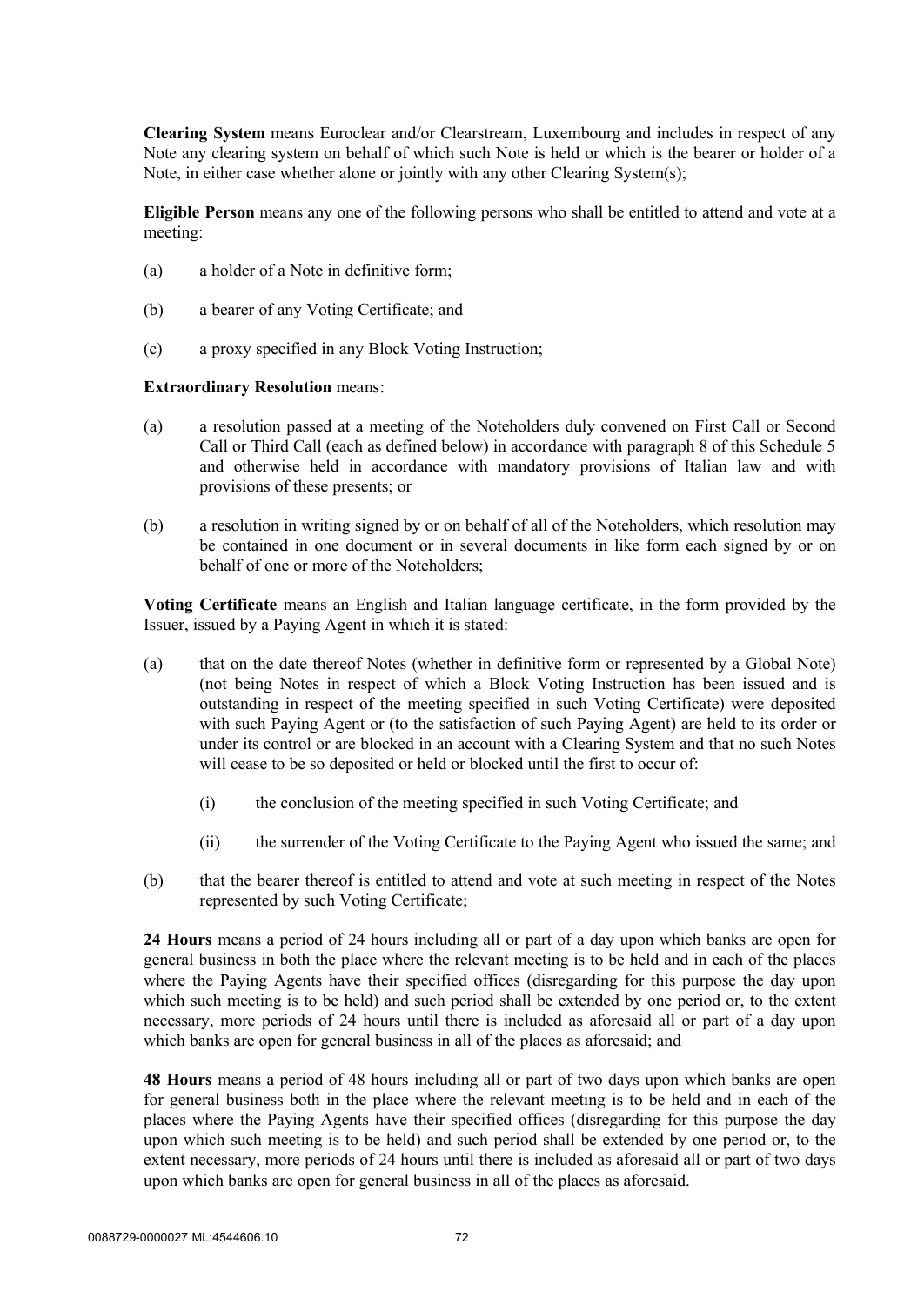**Clearing System** means Euroclear and/or Clearstream, Luxembourg and includes in respect of any Note any clearing system on behalf of which such Note is held or which is the bearer or holder of a Note, in either case whether alone or jointly with any other Clearing System(s);

**Eligible Person** means any one of the following persons who shall be entitled to attend and vote at a meeting:

(a) a holder of a Note in definitive form;

(b) a bearer of any Voting Certificate; and

(c) a proxy specified in any Block Voting Instruction;

**Extraordinary Resolution** means:

(a) a resolution passed at a meeting of the Noteholders duly convened on First Call or Second Call or Third Call (each as defined below) in accordance with paragraph 8 of this Schedule 5 and otherwise held in accordance with mandatory provisions of Italian law and with provisions of these presents; or

(b) a resolution in writing signed by or on behalf of all of the Noteholders, which resolution may be contained in one document or in several documents in like form each signed by or on behalf of one or more of the Noteholders;

**Voting Certificate** means an English and Italian language certificate, in the form provided by the Issuer, issued by a Paying Agent in which it is stated:

(a) that on the date thereof Notes (whether in definitive form or represented by a Global Note) (not being Notes in respect of which a Block Voting Instruction has been issued and is outstanding in respect of the meeting specified in such Voting Certificate) were deposited with such Paying Agent or (to the satisfaction of such Paying Agent) are held to its order or under its control or are blocked in an account with a Clearing System and that no such Notes will cease to be so deposited or held or blocked until the first to occur of:

   (i) the conclusion of the meeting specified in such Voting Certificate; and

   (ii) the surrender of the Voting Certificate to the Paying Agent who issued the same; and

(b) that the bearer thereof is entitled to attend and vote at such meeting in respect of the Notes represented by such Voting Certificate;

**24 Hours** means a period of 24 hours including all or part of a day upon which banks are open for general business in both the place where the relevant meeting is to be held and in each of the places where the Paying Agents have their specified offices (disregarding for this purpose the day upon which such meeting is to be held) and such period shall be extended by one period or, to the extent necessary, more periods of 24 hours until there is included as aforesaid all or part of a day upon which banks are open for general business in all of the places as aforesaid; and

**48 Hours** means a period of 48 hours including all or part of two days upon which banks are open for general business both in the place where the relevant meeting is to be held and in each of the places where the Paying Agents have their specified offices (disregarding for this purpose the day upon which such meeting is to be held) and such period shall be extended by one period or, to the extent necessary, more periods of 24 hours until there is included as aforesaid all or part of two days upon which banks are open for general business in all of the places as aforesaid.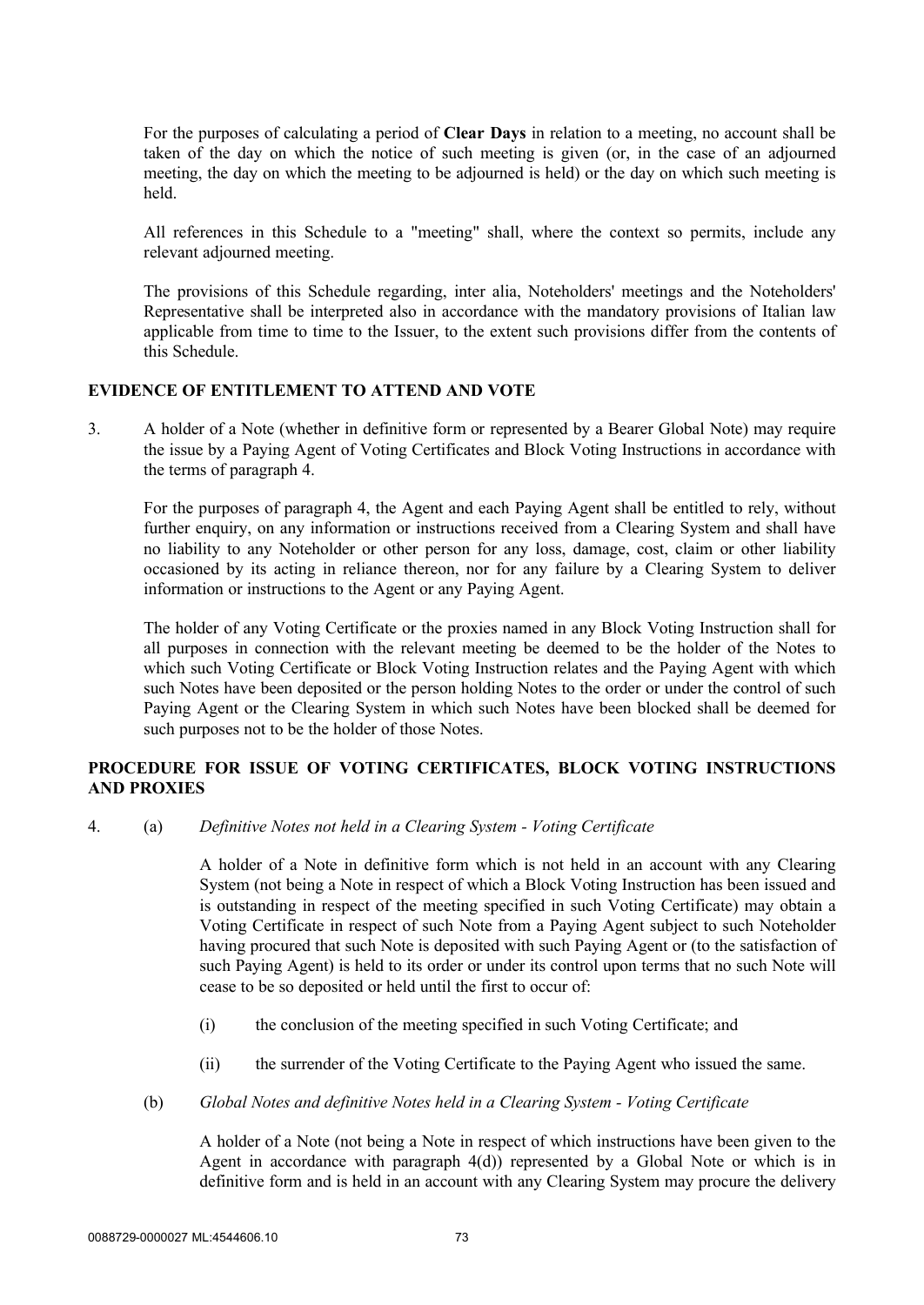For the purposes of calculating a period of **Clear Days** in relation to a meeting, no account shall be taken of the day on which the notice of such meeting is given (or, in the case of an adjourned meeting, the day on which the meeting to be adjourned is held) or the day on which such meeting is held.

All references in this Schedule to a "meeting" shall, where the context so permits, include any relevant adjourned meeting.

The provisions of this Schedule regarding, inter alia, Noteholders' meetings and the Noteholders' Representative shall be interpreted also in accordance with the mandatory provisions of Italian law applicable from time to time to the Issuer, to the extent such provisions differ from the contents of this Schedule.

## EVIDENCE OF ENTITLEMENT TO ATTEND AND VOTE

3. A holder of a Note (whether in definitive form or represented by a Bearer Global Note) may require the issue by a Paying Agent of Voting Certificates and Block Voting Instructions in accordance with the terms of paragraph 4.

   For the purposes of paragraph 4, the Agent and each Paying Agent shall be entitled to rely, without further enquiry, on any information or instructions received from a Clearing System and shall have no liability to any Noteholder or other person for any loss, damage, cost, claim or other liability occasioned by its acting in reliance thereon, nor for any failure by a Clearing System to deliver information or instructions to the Agent or any Paying Agent.

   The holder of any Voting Certificate or the proxies named in any Block Voting Instruction shall for all purposes in connection with the relevant meeting be deemed to be the holder of the Notes to which such Voting Certificate or Block Voting Instruction relates and the Paying Agent with which such Notes have been deposited or the person holding Notes to the order or under the control of such Paying Agent or the Clearing System in which such Notes have been blocked shall be deemed for such purposes not to be the holder of those Notes.

## PROCEDURE FOR ISSUE OF VOTING CERTIFICATES, BLOCK VOTING INSTRUCTIONS AND PROXIES

4. (a) *Definitive Notes not held in a Clearing System - Voting Certificate*

   A holder of a Note in definitive form which is not held in an account with any Clearing System (not being a Note in respect of which a Block Voting Instruction has been issued and is outstanding in respect of the meeting specified in such Voting Certificate) may obtain a Voting Certificate in respect of such Note from a Paying Agent subject to such Noteholder having procured that such Note is deposited with such Paying Agent or (to the satisfaction of such Paying Agent) is held to its order or under its control upon terms that no such Note will cease to be so deposited or held until the first to occur of:

   (i) the conclusion of the meeting specified in such Voting Certificate; and

   (ii) the surrender of the Voting Certificate to the Paying Agent who issued the same.

   (b) *Global Notes and definitive Notes held in a Clearing System - Voting Certificate*

   A holder of a Note (not being a Note in respect of which instructions have been given to the Agent in accordance with paragraph 4(d)) represented by a Global Note or which is in definitive form and is held in an account with any Clearing System may procure the delivery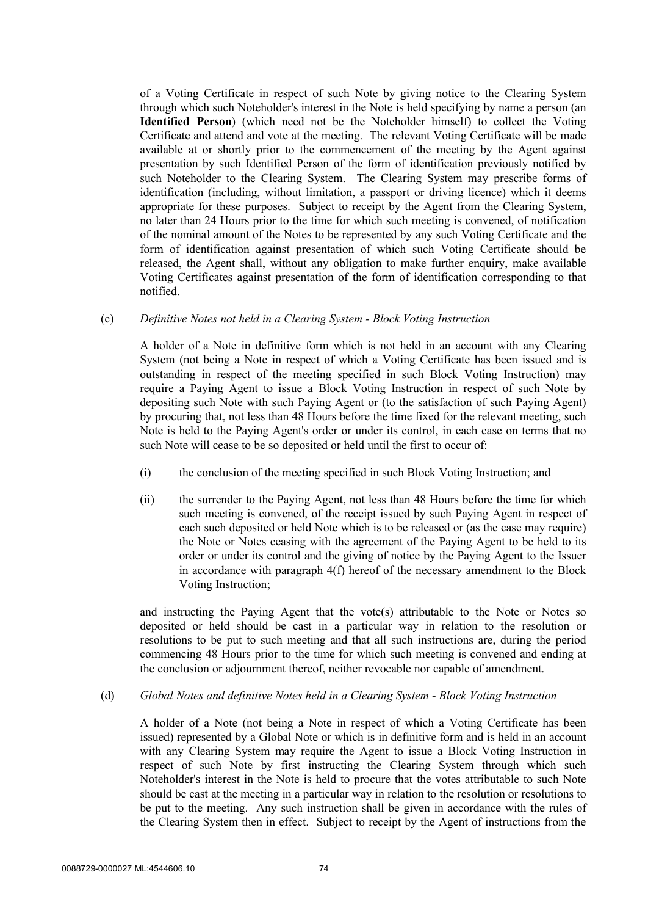of a Voting Certificate in respect of such Note by giving notice to the Clearing System through which such Noteholder's interest in the Note is held specifying by name a person (an **Identified Person**) (which need not be the Noteholder himself) to collect the Voting Certificate and attend and vote at the meeting. The relevant Voting Certificate will be made available at or shortly prior to the commencement of the meeting by the Agent against presentation by such Identified Person of the form of identification previously notified by such Noteholder to the Clearing System. The Clearing System may prescribe forms of identification (including, without limitation, a passport or driving licence) which it deems appropriate for these purposes. Subject to receipt by the Agent from the Clearing System, no later than 24 Hours prior to the time for which such meeting is convened, of notification of the nominal amount of the Notes to be represented by any such Voting Certificate and the form of identification against presentation of which such Voting Certificate should be released, the Agent shall, without any obligation to make further enquiry, make available Voting Certificates against presentation of the form of identification corresponding to that notified.

(c) *Definitive Notes not held in a Clearing System - Block Voting Instruction*

A holder of a Note in definitive form which is not held in an account with any Clearing System (not being a Note in respect of which a Voting Certificate has been issued and is outstanding in respect of the meeting specified in such Block Voting Instruction) may require a Paying Agent to issue a Block Voting Instruction in respect of such Note by depositing such Note with such Paying Agent or (to the satisfaction of such Paying Agent) by procuring that, not less than 48 Hours before the time fixed for the relevant meeting, such Note is held to the Paying Agent's order or under its control, in each case on terms that no such Note will cease to be so deposited or held until the first to occur of:

(i) the conclusion of the meeting specified in such Block Voting Instruction; and

(ii) the surrender to the Paying Agent, not less than 48 Hours before the time for which such meeting is convened, of the receipt issued by such Paying Agent in respect of each such deposited or held Note which is to be released or (as the case may require) the Note or Notes ceasing with the agreement of the Paying Agent to be held to its order or under its control and the giving of notice by the Paying Agent to the Issuer in accordance with paragraph 4(f) hereof of the necessary amendment to the Block Voting Instruction;

and instructing the Paying Agent that the vote(s) attributable to the Note or Notes so deposited or held should be cast in a particular way in relation to the resolution or resolutions to be put to such meeting and that all such instructions are, during the period commencing 48 Hours prior to the time for which such meeting is convened and ending at the conclusion or adjournment thereof, neither revocable nor capable of amendment.

(d) *Global Notes and definitive Notes held in a Clearing System - Block Voting Instruction*

A holder of a Note (not being a Note in respect of which a Voting Certificate has been issued) represented by a Global Note or which is in definitive form and is held in an account with any Clearing System may require the Agent to issue a Block Voting Instruction in respect of such Note by first instructing the Clearing System through which such Noteholder's interest in the Note is held to procure that the votes attributable to such Note should be cast at the meeting in a particular way in relation to the resolution or resolutions to be put to the meeting. Any such instruction shall be given in accordance with the rules of the Clearing System then in effect. Subject to receipt by the Agent of instructions from the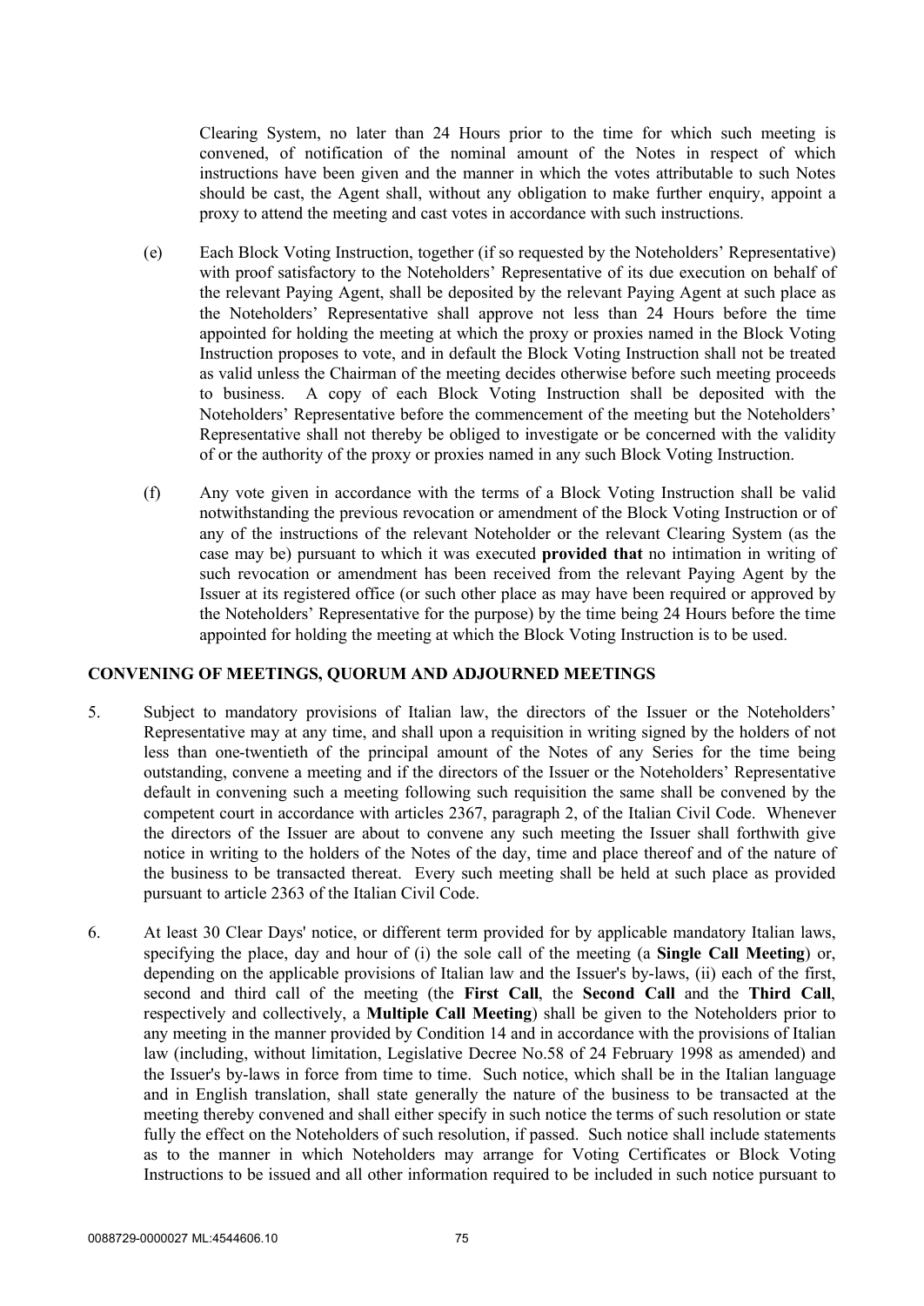Clearing System, no later than 24 Hours prior to the time for which such meeting is convened, of notification of the nominal amount of the Notes in respect of which instructions have been given and the manner in which the votes attributable to such Notes should be cast, the Agent shall, without any obligation to make further enquiry, appoint a proxy to attend the meeting and cast votes in accordance with such instructions.

(e) Each Block Voting Instruction, together (if so requested by the Noteholders' Representative) with proof satisfactory to the Noteholders' Representative of its due execution on behalf of the relevant Paying Agent, shall be deposited by the relevant Paying Agent at such place as the Noteholders' Representative shall approve not less than 24 Hours before the time appointed for holding the meeting at which the proxy or proxies named in the Block Voting Instruction proposes to vote, and in default the Block Voting Instruction shall not be treated as valid unless the Chairman of the meeting decides otherwise before such meeting proceeds to business. A copy of each Block Voting Instruction shall be deposited with the Noteholders' Representative before the commencement of the meeting but the Noteholders' Representative shall not thereby be obliged to investigate or be concerned with the validity of or the authority of the proxy or proxies named in any such Block Voting Instruction.

(f) Any vote given in accordance with the terms of a Block Voting Instruction shall be valid notwithstanding the previous revocation or amendment of the Block Voting Instruction or of any of the instructions of the relevant Noteholder or the relevant Clearing System (as the case may be) pursuant to which it was executed **provided that** no intimation in writing of such revocation or amendment has been received from the relevant Paying Agent by the Issuer at its registered office (or such other place as may have been required or approved by the Noteholders' Representative for the purpose) by the time being 24 Hours before the time appointed for holding the meeting at which the Block Voting Instruction is to be used.

**CONVENING OF MEETINGS, QUORUM AND ADJOURNED MEETINGS**

5. Subject to mandatory provisions of Italian law, the directors of the Issuer or the Noteholders' Representative may at any time, and shall upon a requisition in writing signed by the holders of not less than one-twentieth of the principal amount of the Notes of any Series for the time being outstanding, convene a meeting and if the directors of the Issuer or the Noteholders' Representative default in convening such a meeting following such requisition the same shall be convened by the competent court in accordance with articles 2367, paragraph 2, of the Italian Civil Code. Whenever the directors of the Issuer are about to convene any such meeting the Issuer shall forthwith give notice in writing to the holders of the Notes of the day, time and place thereof and of the nature of the business to be transacted thereat. Every such meeting shall be held at such place as provided pursuant to article 2363 of the Italian Civil Code.

6. At least 30 Clear Days' notice, or different term provided for by applicable mandatory Italian laws, specifying the place, day and hour of (i) the sole call of the meeting (a **Single Call Meeting**) or, depending on the applicable provisions of Italian law and the Issuer's by-laws, (ii) each of the first, second and third call of the meeting (the **First Call**, the **Second Call** and the **Third Call**, respectively and collectively, a **Multiple Call Meeting**) shall be given to the Noteholders prior to any meeting in the manner provided by Condition 14 and in accordance with the provisions of Italian law (including, without limitation, Legislative Decree No.58 of 24 February 1998 as amended) and the Issuer's by-laws in force from time to time. Such notice, which shall be in the Italian language and in English translation, shall state generally the nature of the business to be transacted at the meeting thereby convened and shall either specify in such notice the terms of such resolution or state fully the effect on the Noteholders of such resolution, if passed. Such notice shall include statements as to the manner in which Noteholders may arrange for Voting Certificates or Block Voting Instructions to be issued and all other information required to be included in such notice pursuant to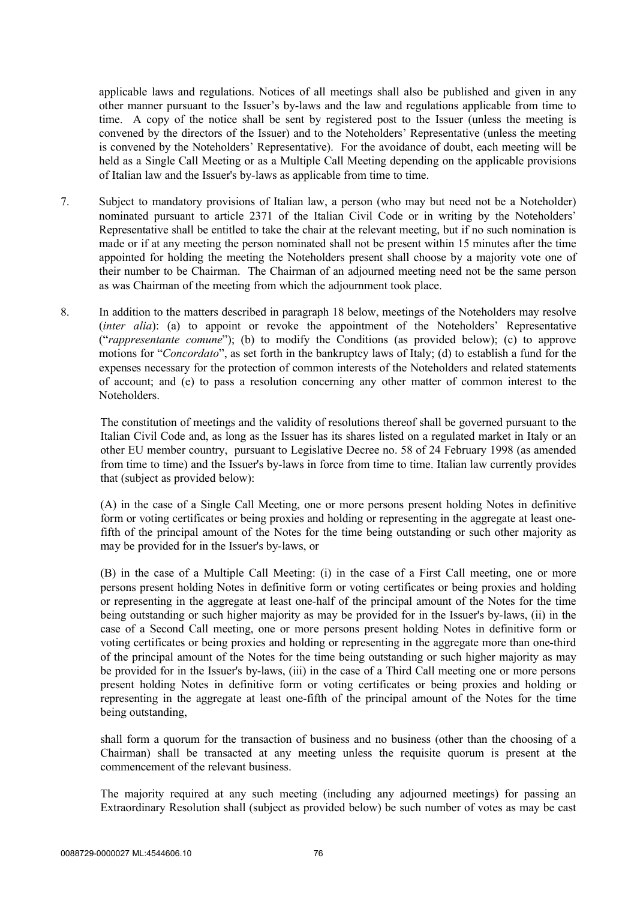applicable laws and regulations. Notices of all meetings shall also be published and given in any other manner pursuant to the Issuer's by-laws and the law and regulations applicable from time to time. A copy of the notice shall be sent by registered post to the Issuer (unless the meeting is convened by the directors of the Issuer) and to the Noteholders' Representative (unless the meeting is convened by the Noteholders' Representative). For the avoidance of doubt, each meeting will be held as a Single Call Meeting or as a Multiple Call Meeting depending on the applicable provisions of Italian law and the Issuer's by-laws as applicable from time to time.

7. Subject to mandatory provisions of Italian law, a person (who may but need not be a Noteholder) nominated pursuant to article 2371 of the Italian Civil Code or in writing by the Noteholders' Representative shall be entitled to take the chair at the relevant meeting, but if no such nomination is made or if at any meeting the person nominated shall not be present within 15 minutes after the time appointed for holding the meeting the Noteholders present shall choose by a majority vote one of their number to be Chairman. The Chairman of an adjourned meeting need not be the same person as was Chairman of the meeting from which the adjournment took place.

8. In addition to the matters described in paragraph 18 below, meetings of the Noteholders may resolve (*inter alia*): (a) to appoint or revoke the appointment of the Noteholders' Representative ("*rappresentante comune*"); (b) to modify the Conditions (as provided below); (c) to approve motions for "*Concordato*", as set forth in the bankruptcy laws of Italy; (d) to establish a fund for the expenses necessary for the protection of common interests of the Noteholders and related statements of account; and (e) to pass a resolution concerning any other matter of common interest to the Noteholders.

   The constitution of meetings and the validity of resolutions thereof shall be governed pursuant to the Italian Civil Code and, as long as the Issuer has its shares listed on a regulated market in Italy or an other EU member country, pursuant to Legislative Decree no. 58 of 24 February 1998 (as amended from time to time) and the Issuer's by-laws in force from time to time. Italian law currently provides that (subject as provided below):

   (A) in the case of a Single Call Meeting, one or more persons present holding Notes in definitive form or voting certificates or being proxies and holding or representing in the aggregate at least one-fifth of the principal amount of the Notes for the time being outstanding or such other majority as may be provided for in the Issuer's by-laws, or

   (B) in the case of a Multiple Call Meeting: (i) in the case of a First Call meeting, one or more persons present holding Notes in definitive form or voting certificates or being proxies and holding or representing in the aggregate at least one-half of the principal amount of the Notes for the time being outstanding or such higher majority as may be provided for in the Issuer's by-laws, (ii) in the case of a Second Call meeting, one or more persons present holding Notes in definitive form or voting certificates or being proxies and holding or representing in the aggregate more than one-third of the principal amount of the Notes for the time being outstanding or such higher majority as may be provided for in the Issuer's by-laws, (iii) in the case of a Third Call meeting one or more persons present holding Notes in definitive form or voting certificates or being proxies and holding or representing in the aggregate at least one-fifth of the principal amount of the Notes for the time being outstanding,

   shall form a quorum for the transaction of business and no business (other than the choosing of a Chairman) shall be transacted at any meeting unless the requisite quorum is present at the commencement of the relevant business.

   The majority required at any such meeting (including any adjourned meetings) for passing an Extraordinary Resolution shall (subject as provided below) be such number of votes as may be cast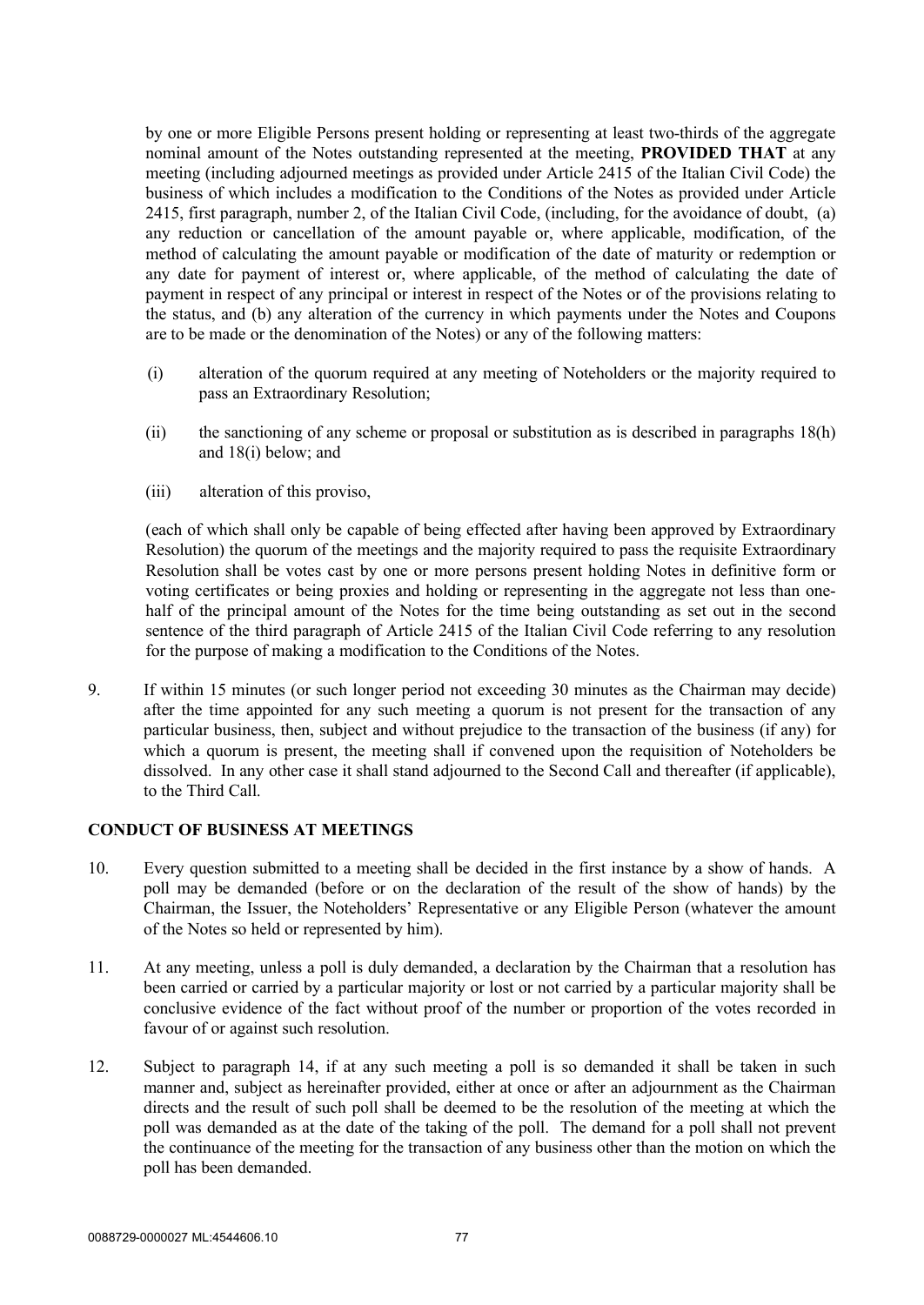by one or more Eligible Persons present holding or representing at least two-thirds of the aggregate nominal amount of the Notes outstanding represented at the meeting, **PROVIDED THAT** at any meeting (including adjourned meetings as provided under Article 2415 of the Italian Civil Code) the business of which includes a modification to the Conditions of the Notes as provided under Article 2415, first paragraph, number 2, of the Italian Civil Code, (including, for the avoidance of doubt, (a) any reduction or cancellation of the amount payable or, where applicable, modification, of the method of calculating the amount payable or modification of the date of maturity or redemption or any date for payment of interest or, where applicable, of the method of calculating the date of payment in respect of any principal or interest in respect of the Notes or of the provisions relating to the status, and (b) any alteration of the currency in which payments under the Notes and Coupons are to be made or the denomination of the Notes) or any of the following matters:

(i) alteration of the quorum required at any meeting of Noteholders or the majority required to pass an Extraordinary Resolution;

(ii) the sanctioning of any scheme or proposal or substitution as is described in paragraphs 18(h) and 18(i) below; and

(iii) alteration of this proviso,

(each of which shall only be capable of being effected after having been approved by Extraordinary Resolution) the quorum of the meetings and the majority required to pass the requisite Extraordinary Resolution shall be votes cast by one or more persons present holding Notes in definitive form or voting certificates or being proxies and holding or representing in the aggregate not less than one-half of the principal amount of the Notes for the time being outstanding as set out in the second sentence of the third paragraph of Article 2415 of the Italian Civil Code referring to any resolution for the purpose of making a modification to the Conditions of the Notes.

9. If within 15 minutes (or such longer period not exceeding 30 minutes as the Chairman may decide) after the time appointed for any such meeting a quorum is not present for the transaction of any particular business, then, subject and without prejudice to the transaction of the business (if any) for which a quorum is present, the meeting shall if convened upon the requisition of Noteholders be dissolved. In any other case it shall stand adjourned to the Second Call and thereafter (if applicable), to the Third Call.

## CONDUCT OF BUSINESS AT MEETINGS

10. Every question submitted to a meeting shall be decided in the first instance by a show of hands. A poll may be demanded (before or on the declaration of the result of the show of hands) by the Chairman, the Issuer, the Noteholders' Representative or any Eligible Person (whatever the amount of the Notes so held or represented by him).

11. At any meeting, unless a poll is duly demanded, a declaration by the Chairman that a resolution has been carried or carried by a particular majority or lost or not carried by a particular majority shall be conclusive evidence of the fact without proof of the number or proportion of the votes recorded in favour of or against such resolution.

12. Subject to paragraph 14, if at any such meeting a poll is so demanded it shall be taken in such manner and, subject as hereinafter provided, either at once or after an adjournment as the Chairman directs and the result of such poll shall be deemed to be the resolution of the meeting at which the poll was demanded as at the date of the taking of the poll. The demand for a poll shall not prevent the continuance of the meeting for the transaction of any business other than the motion on which the poll has been demanded.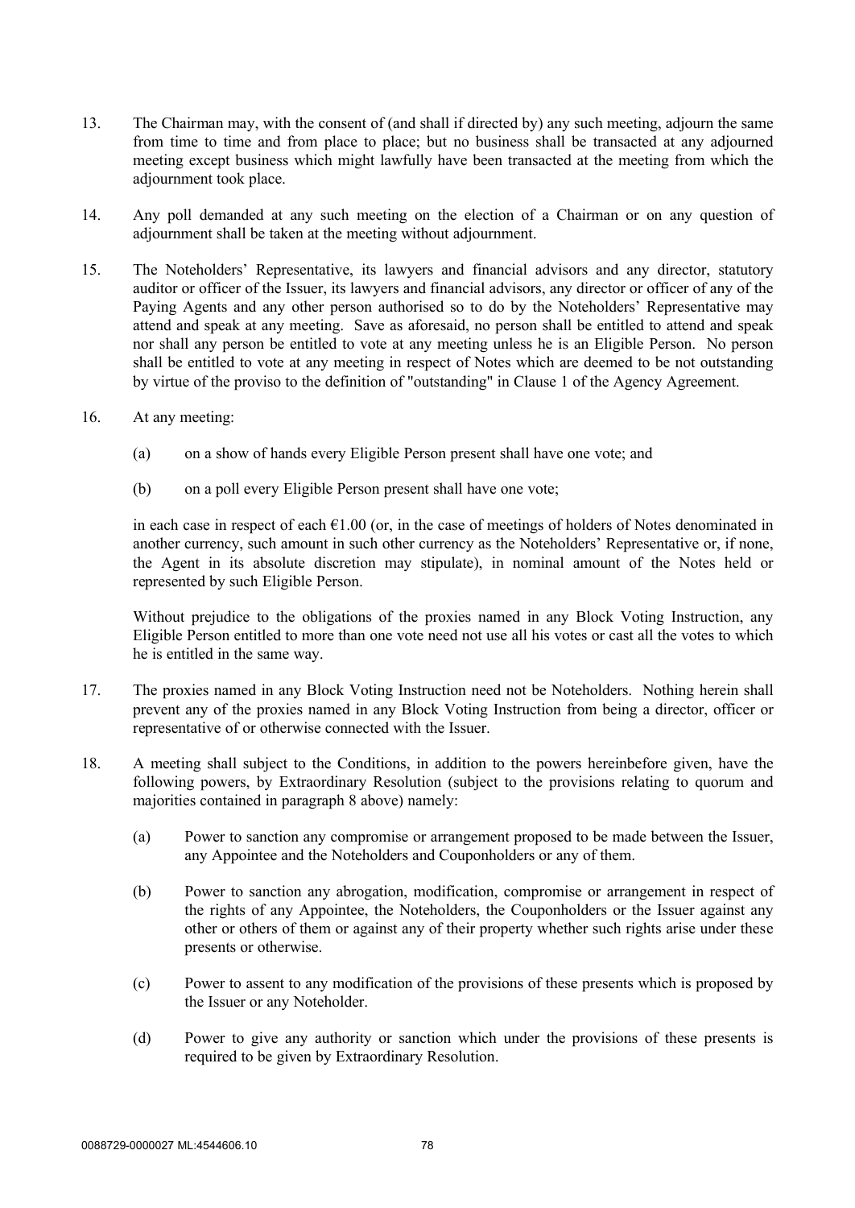13. The Chairman may, with the consent of (and shall if directed by) any such meeting, adjourn the same from time to time and from place to place; but no business shall be transacted at any adjourned meeting except business which might lawfully have been transacted at the meeting from which the adjournment took place.

14. Any poll demanded at any such meeting on the election of a Chairman or on any question of adjournment shall be taken at the meeting without adjournment.

15. The Noteholders' Representative, its lawyers and financial advisors and any director, statutory auditor or officer of the Issuer, its lawyers and financial advisors, any director or officer of any of the Paying Agents and any other person authorised so to do by the Noteholders' Representative may attend and speak at any meeting. Save as aforesaid, no person shall be entitled to attend and speak nor shall any person be entitled to vote at any meeting unless he is an Eligible Person. No person shall be entitled to vote at any meeting in respect of Notes which are deemed to be not outstanding by virtue of the proviso to the definition of "outstanding" in Clause 1 of the Agency Agreement.

16. At any meeting:

    (a) on a show of hands every Eligible Person present shall have one vote; and

    (b) on a poll every Eligible Person present shall have one vote;

    in each case in respect of each €1.00 (or, in the case of meetings of holders of Notes denominated in another currency, such amount in such other currency as the Noteholders' Representative or, if none, the Agent in its absolute discretion may stipulate), in nominal amount of the Notes held or represented by such Eligible Person.

    Without prejudice to the obligations of the proxies named in any Block Voting Instruction, any Eligible Person entitled to more than one vote need not use all his votes or cast all the votes to which he is entitled in the same way.

17. The proxies named in any Block Voting Instruction need not be Noteholders. Nothing herein shall prevent any of the proxies named in any Block Voting Instruction from being a director, officer or representative of or otherwise connected with the Issuer.

18. A meeting shall subject to the Conditions, in addition to the powers hereinbefore given, have the following powers, by Extraordinary Resolution (subject to the provisions relating to quorum and majorities contained in paragraph 8 above) namely:

    (a) Power to sanction any compromise or arrangement proposed to be made between the Issuer, any Appointee and the Noteholders and Couponholders or any of them.

    (b) Power to sanction any abrogation, modification, compromise or arrangement in respect of the rights of any Appointee, the Noteholders, the Couponholders or the Issuer against any other or others of them or against any of their property whether such rights arise under these presents or otherwise.

    (c) Power to assent to any modification of the provisions of these presents which is proposed by the Issuer or any Noteholder.

    (d) Power to give any authority or sanction which under the provisions of these presents is required to be given by Extraordinary Resolution.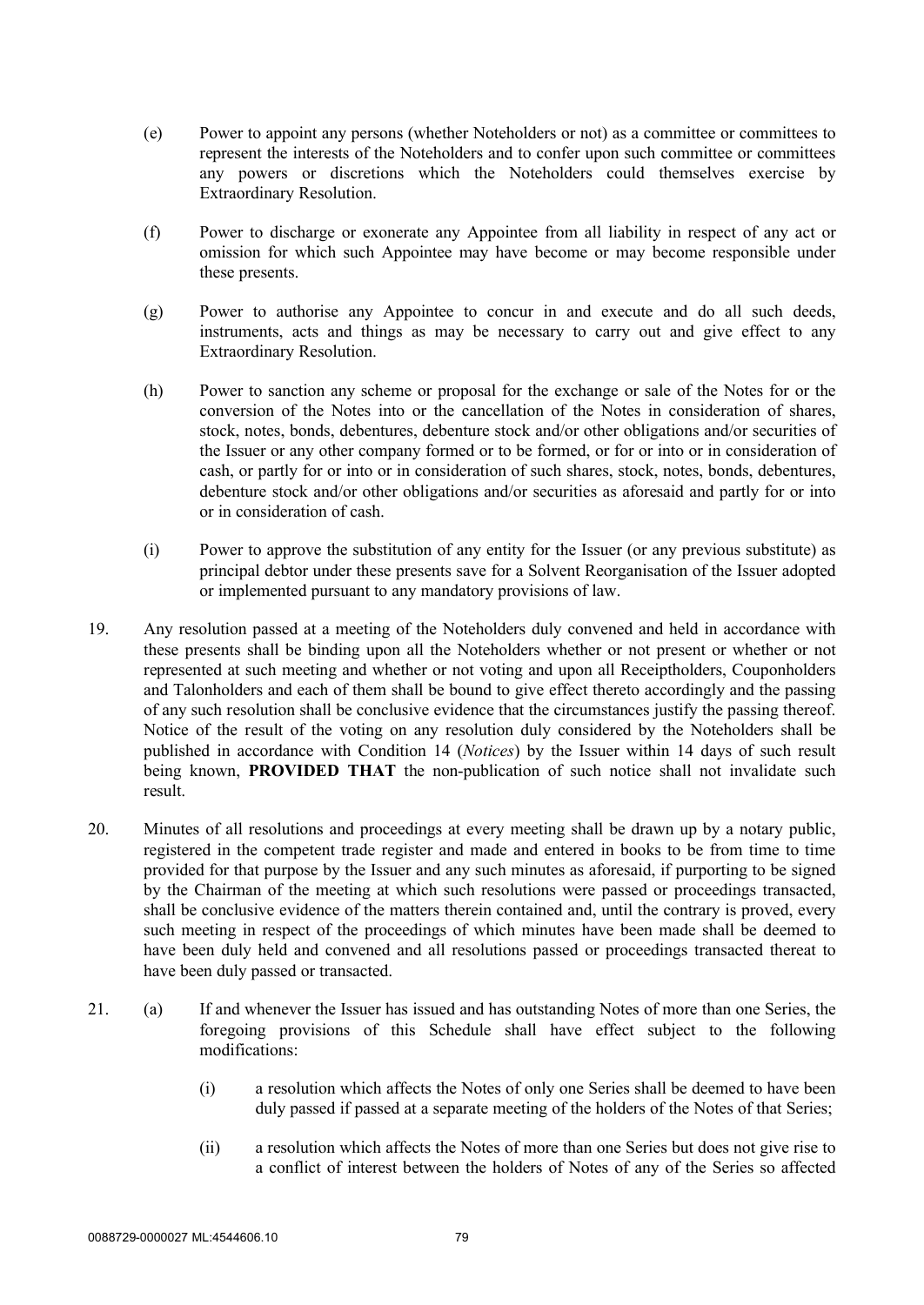(e) Power to appoint any persons (whether Noteholders or not) as a committee or committees to represent the interests of the Noteholders and to confer upon such committee or committees any powers or discretions which the Noteholders could themselves exercise by Extraordinary Resolution.

(f) Power to discharge or exonerate any Appointee from all liability in respect of any act or omission for which such Appointee may have become or may become responsible under these presents.

(g) Power to authorise any Appointee to concur in and execute and do all such deeds, instruments, acts and things as may be necessary to carry out and give effect to any Extraordinary Resolution.

(h) Power to sanction any scheme or proposal for the exchange or sale of the Notes for or the conversion of the Notes into or the cancellation of the Notes in consideration of shares, stock, notes, bonds, debentures, debenture stock and/or other obligations and/or securities of the Issuer or any other company formed or to be formed, or for or into or in consideration of cash, or partly for or into or in consideration of such shares, stock, notes, bonds, debentures, debenture stock and/or other obligations and/or securities as aforesaid and partly for or into or in consideration of cash.

(i) Power to approve the substitution of any entity for the Issuer (or any previous substitute) as principal debtor under these presents save for a Solvent Reorganisation of the Issuer adopted or implemented pursuant to any mandatory provisions of law.

19. Any resolution passed at a meeting of the Noteholders duly convened and held in accordance with these presents shall be binding upon all the Noteholders whether or not present or whether or not represented at such meeting and whether or not voting and upon all Receiptholders, Couponholders and Talonholders and each of them shall be bound to give effect thereto accordingly and the passing of any such resolution shall be conclusive evidence that the circumstances justify the passing thereof. Notice of the result of the voting on any resolution duly considered by the Noteholders shall be published in accordance with Condition 14 (*Notices*) by the Issuer within 14 days of such result being known, **PROVIDED THAT** the non-publication of such notice shall not invalidate such result.

20. Minutes of all resolutions and proceedings at every meeting shall be drawn up by a notary public, registered in the competent trade register and made and entered in books to be from time to time provided for that purpose by the Issuer and any such minutes as aforesaid, if purporting to be signed by the Chairman of the meeting at which such resolutions were passed or proceedings transacted, shall be conclusive evidence of the matters therein contained and, until the contrary is proved, every such meeting in respect of the proceedings of which minutes have been made shall be deemed to have been duly held and convened and all resolutions passed or proceedings transacted thereat to have been duly passed or transacted.

21. (a) If and whenever the Issuer has issued and has outstanding Notes of more than one Series, the foregoing provisions of this Schedule shall have effect subject to the following modifications:

    (i) a resolution which affects the Notes of only one Series shall be deemed to have been duly passed if passed at a separate meeting of the holders of the Notes of that Series;

    (ii) a resolution which affects the Notes of more than one Series but does not give rise to a conflict of interest between the holders of Notes of any of the Series so affected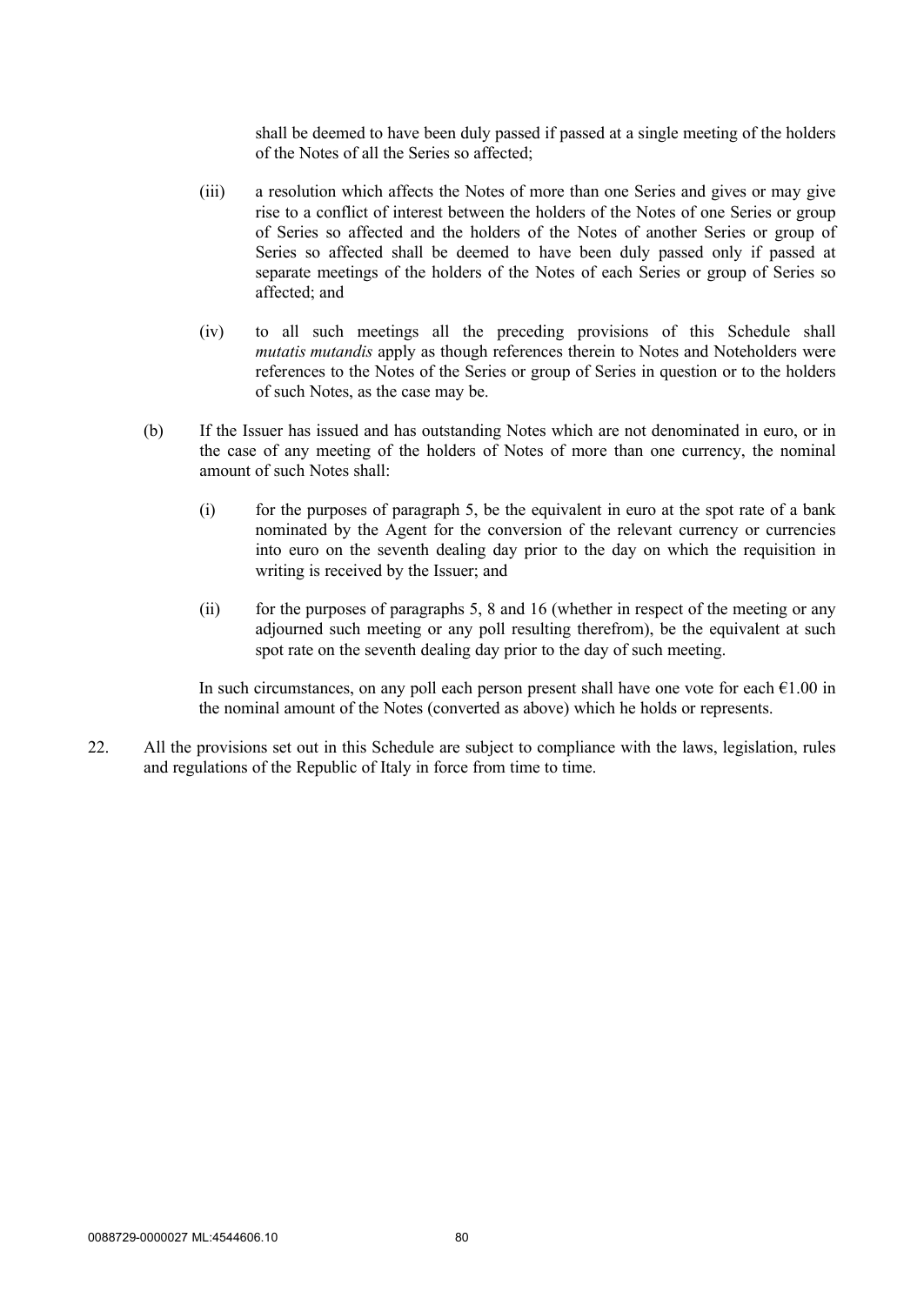shall be deemed to have been duly passed if passed at a single meeting of the holders of the Notes of all the Series so affected;

(iii) a resolution which affects the Notes of more than one Series and gives or may give rise to a conflict of interest between the holders of the Notes of one Series or group of Series so affected and the holders of the Notes of another Series or group of Series so affected shall be deemed to have been duly passed only if passed at separate meetings of the holders of the Notes of each Series or group of Series so affected; and

(iv) to all such meetings all the preceding provisions of this Schedule shall *mutatis mutandis* apply as though references therein to Notes and Noteholders were references to the Notes of the Series or group of Series in question or to the holders of such Notes, as the case may be.

(b) If the Issuer has issued and has outstanding Notes which are not denominated in euro, or in the case of any meeting of the holders of Notes of more than one currency, the nominal amount of such Notes shall:

(i) for the purposes of paragraph 5, be the equivalent in euro at the spot rate of a bank nominated by the Agent for the conversion of the relevant currency or currencies into euro on the seventh dealing day prior to the day on which the requisition in writing is received by the Issuer; and

(ii) for the purposes of paragraphs 5, 8 and 16 (whether in respect of the meeting or any adjourned such meeting or any poll resulting therefrom), be the equivalent at such spot rate on the seventh dealing day prior to the day of such meeting.

In such circumstances, on any poll each person present shall have one vote for each €1.00 in the nominal amount of the Notes (converted as above) which he holds or represents.

22. All the provisions set out in this Schedule are subject to compliance with the laws, legislation, rules and regulations of the Republic of Italy in force from time to time.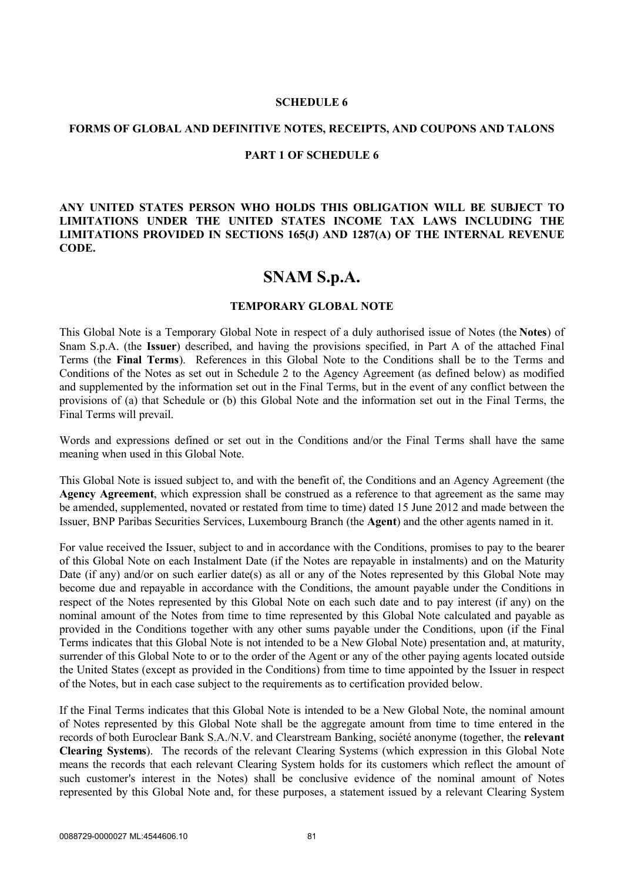**SCHEDULE 6**

**FORMS OF GLOBAL AND DEFINITIVE NOTES, RECEIPTS, AND COUPONS AND TALONS**

**PART 1 OF SCHEDULE 6**

**ANY UNITED STATES PERSON WHO HOLDS THIS OBLIGATION WILL BE SUBJECT TO LIMITATIONS UNDER THE UNITED STATES INCOME TAX LAWS INCLUDING THE LIMITATIONS PROVIDED IN SECTIONS 165(J) AND 1287(A) OF THE INTERNAL REVENUE CODE.**

# SNAM S.p.A.

**TEMPORARY GLOBAL NOTE**

This Global Note is a Temporary Global Note in respect of a duly authorised issue of Notes (the **Notes**) of Snam S.p.A. (the **Issuer**) described, and having the provisions specified, in Part A of the attached Final Terms (the **Final Terms**). References in this Global Note to the Conditions shall be to the Terms and Conditions of the Notes as set out in Schedule 2 to the Agency Agreement (as defined below) as modified and supplemented by the information set out in the Final Terms, but in the event of any conflict between the provisions of (a) that Schedule or (b) this Global Note and the information set out in the Final Terms, the Final Terms will prevail.

Words and expressions defined or set out in the Conditions and/or the Final Terms shall have the same meaning when used in this Global Note.

This Global Note is issued subject to, and with the benefit of, the Conditions and an Agency Agreement (the **Agency Agreement**, which expression shall be construed as a reference to that agreement as the same may be amended, supplemented, novated or restated from time to time) dated 15 June 2012 and made between the Issuer, BNP Paribas Securities Services, Luxembourg Branch (the **Agent**) and the other agents named in it.

For value received the Issuer, subject to and in accordance with the Conditions, promises to pay to the bearer of this Global Note on each Instalment Date (if the Notes are repayable in instalments) and on the Maturity Date (if any) and/or on such earlier date(s) as all or any of the Notes represented by this Global Note may become due and repayable in accordance with the Conditions, the amount payable under the Conditions in respect of the Notes represented by this Global Note on each such date and to pay interest (if any) on the nominal amount of the Notes from time to time represented by this Global Note calculated and payable as provided in the Conditions together with any other sums payable under the Conditions, upon (if the Final Terms indicates that this Global Note is not intended to be a New Global Note) presentation and, at maturity, surrender of this Global Note to or to the order of the Agent or any of the other paying agents located outside the United States (except as provided in the Conditions) from time to time appointed by the Issuer in respect of the Notes, but in each case subject to the requirements as to certification provided below.

If the Final Terms indicates that this Global Note is intended to be a New Global Note, the nominal amount of Notes represented by this Global Note shall be the aggregate amount from time to time entered in the records of both Euroclear Bank S.A./N.V. and Clearstream Banking, société anonyme (together, the **relevant Clearing Systems**). The records of the relevant Clearing Systems (which expression in this Global Note means the records that each relevant Clearing System holds for its customers which reflect the amount of such customer's interest in the Notes) shall be conclusive evidence of the nominal amount of Notes represented by this Global Note and, for these purposes, a statement issued by a relevant Clearing System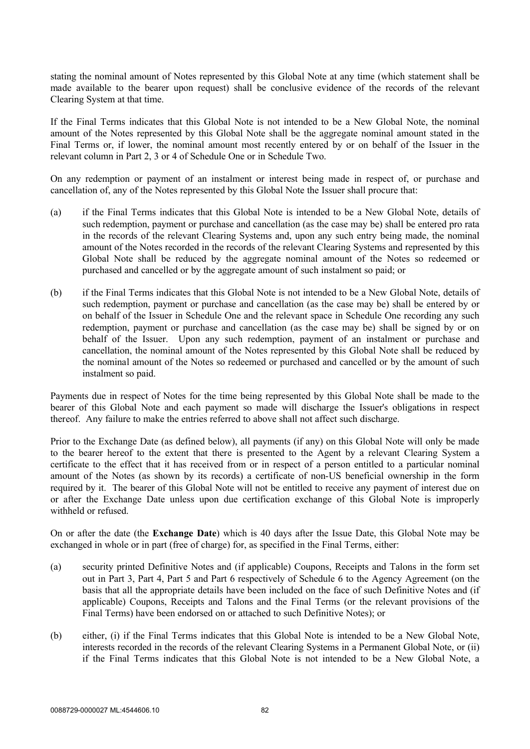stating the nominal amount of Notes represented by this Global Note at any time (which statement shall be made available to the bearer upon request) shall be conclusive evidence of the records of the relevant Clearing System at that time.

If the Final Terms indicates that this Global Note is not intended to be a New Global Note, the nominal amount of the Notes represented by this Global Note shall be the aggregate nominal amount stated in the Final Terms or, if lower, the nominal amount most recently entered by or on behalf of the Issuer in the relevant column in Part 2, 3 or 4 of Schedule One or in Schedule Two.

On any redemption or payment of an instalment or interest being made in respect of, or purchase and cancellation of, any of the Notes represented by this Global Note the Issuer shall procure that:

(a) if the Final Terms indicates that this Global Note is intended to be a New Global Note, details of such redemption, payment or purchase and cancellation (as the case may be) shall be entered pro rata in the records of the relevant Clearing Systems and, upon any such entry being made, the nominal amount of the Notes recorded in the records of the relevant Clearing Systems and represented by this Global Note shall be reduced by the aggregate nominal amount of the Notes so redeemed or purchased and cancelled or by the aggregate amount of such instalment so paid; or

(b) if the Final Terms indicates that this Global Note is not intended to be a New Global Note, details of such redemption, payment or purchase and cancellation (as the case may be) shall be entered by or on behalf of the Issuer in Schedule One and the relevant space in Schedule One recording any such redemption, payment or purchase and cancellation (as the case may be) shall be signed by or on behalf of the Issuer. Upon any such redemption, payment of an instalment or purchase and cancellation, the nominal amount of the Notes represented by this Global Note shall be reduced by the nominal amount of the Notes so redeemed or purchased and cancelled or by the amount of such instalment so paid.

Payments due in respect of Notes for the time being represented by this Global Note shall be made to the bearer of this Global Note and each payment so made will discharge the Issuer's obligations in respect thereof. Any failure to make the entries referred to above shall not affect such discharge.

Prior to the Exchange Date (as defined below), all payments (if any) on this Global Note will only be made to the bearer hereof to the extent that there is presented to the Agent by a relevant Clearing System a certificate to the effect that it has received from or in respect of a person entitled to a particular nominal amount of the Notes (as shown by its records) a certificate of non-US beneficial ownership in the form required by it. The bearer of this Global Note will not be entitled to receive any payment of interest due on or after the Exchange Date unless upon due certification exchange of this Global Note is improperly withheld or refused.

On or after the date (the **Exchange Date**) which is 40 days after the Issue Date, this Global Note may be exchanged in whole or in part (free of charge) for, as specified in the Final Terms, either:

(a) security printed Definitive Notes and (if applicable) Coupons, Receipts and Talons in the form set out in Part 3, Part 4, Part 5 and Part 6 respectively of Schedule 6 to the Agency Agreement (on the basis that all the appropriate details have been included on the face of such Definitive Notes and (if applicable) Coupons, Receipts and Talons and the Final Terms (or the relevant provisions of the Final Terms) have been endorsed on or attached to such Definitive Notes); or

(b) either, (i) if the Final Terms indicates that this Global Note is intended to be a New Global Note, interests recorded in the records of the relevant Clearing Systems in a Permanent Global Note, or (ii) if the Final Terms indicates that this Global Note is not intended to be a New Global Note, a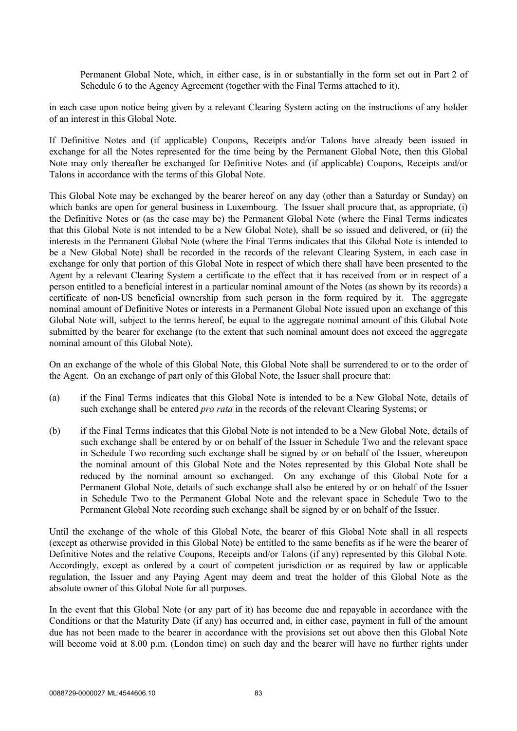Permanent Global Note, which, in either case, is in or substantially in the form set out in Part 2 of Schedule 6 to the Agency Agreement (together with the Final Terms attached to it),

in each case upon notice being given by a relevant Clearing System acting on the instructions of any holder of an interest in this Global Note.

If Definitive Notes and (if applicable) Coupons, Receipts and/or Talons have already been issued in exchange for all the Notes represented for the time being by the Permanent Global Note, then this Global Note may only thereafter be exchanged for Definitive Notes and (if applicable) Coupons, Receipts and/or Talons in accordance with the terms of this Global Note.

This Global Note may be exchanged by the bearer hereof on any day (other than a Saturday or Sunday) on which banks are open for general business in Luxembourg. The Issuer shall procure that, as appropriate, (i) the Definitive Notes or (as the case may be) the Permanent Global Note (where the Final Terms indicates that this Global Note is not intended to be a New Global Note), shall be so issued and delivered, or (ii) the interests in the Permanent Global Note (where the Final Terms indicates that this Global Note is intended to be a New Global Note) shall be recorded in the records of the relevant Clearing System, in each case in exchange for only that portion of this Global Note in respect of which there shall have been presented to the Agent by a relevant Clearing System a certificate to the effect that it has received from or in respect of a person entitled to a beneficial interest in a particular nominal amount of the Notes (as shown by its records) a certificate of non-US beneficial ownership from such person in the form required by it. The aggregate nominal amount of Definitive Notes or interests in a Permanent Global Note issued upon an exchange of this Global Note will, subject to the terms hereof, be equal to the aggregate nominal amount of this Global Note submitted by the bearer for exchange (to the extent that such nominal amount does not exceed the aggregate nominal amount of this Global Note).

On an exchange of the whole of this Global Note, this Global Note shall be surrendered to or to the order of the Agent. On an exchange of part only of this Global Note, the Issuer shall procure that:

(a) if the Final Terms indicates that this Global Note is intended to be a New Global Note, details of such exchange shall be entered *pro rata* in the records of the relevant Clearing Systems; or

(b) if the Final Terms indicates that this Global Note is not intended to be a New Global Note, details of such exchange shall be entered by or on behalf of the Issuer in Schedule Two and the relevant space in Schedule Two recording such exchange shall be signed by or on behalf of the Issuer, whereupon the nominal amount of this Global Note and the Notes represented by this Global Note shall be reduced by the nominal amount so exchanged. On any exchange of this Global Note for a Permanent Global Note, details of such exchange shall also be entered by or on behalf of the Issuer in Schedule Two to the Permanent Global Note and the relevant space in Schedule Two to the Permanent Global Note recording such exchange shall be signed by or on behalf of the Issuer.

Until the exchange of the whole of this Global Note, the bearer of this Global Note shall in all respects (except as otherwise provided in this Global Note) be entitled to the same benefits as if he were the bearer of Definitive Notes and the relative Coupons, Receipts and/or Talons (if any) represented by this Global Note. Accordingly, except as ordered by a court of competent jurisdiction or as required by law or applicable regulation, the Issuer and any Paying Agent may deem and treat the holder of this Global Note as the absolute owner of this Global Note for all purposes.

In the event that this Global Note (or any part of it) has become due and repayable in accordance with the Conditions or that the Maturity Date (if any) has occurred and, in either case, payment in full of the amount due has not been made to the bearer in accordance with the provisions set out above then this Global Note will become void at 8.00 p.m. (London time) on such day and the bearer will have no further rights under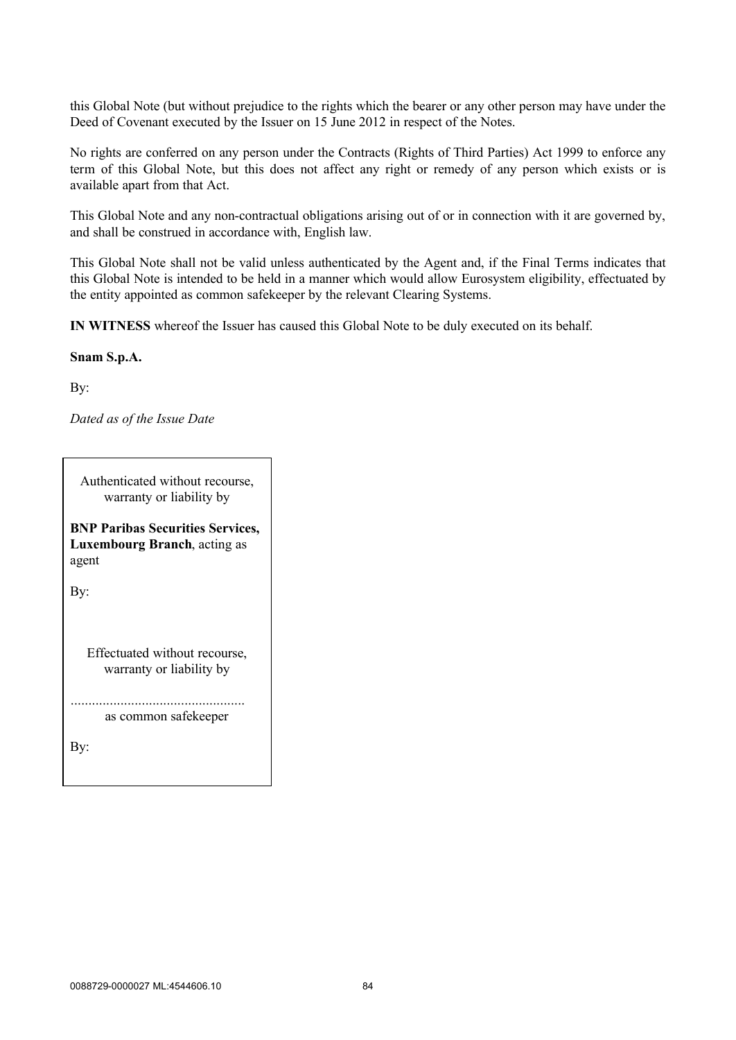this Global Note (but without prejudice to the rights which the bearer or any other person may have under the Deed of Covenant executed by the Issuer on 15 June 2012 in respect of the Notes.

No rights are conferred on any person under the Contracts (Rights of Third Parties) Act 1999 to enforce any term of this Global Note, but this does not affect any right or remedy of any person which exists or is available apart from that Act.

This Global Note and any non-contractual obligations arising out of or in connection with it are governed by, and shall be construed in accordance with, English law.

This Global Note shall not be valid unless authenticated by the Agent and, if the Final Terms indicates that this Global Note is intended to be held in a manner which would allow Eurosystem eligibility, effectuated by the entity appointed as common safekeeper by the relevant Clearing Systems.

**IN WITNESS** whereof the Issuer has caused this Global Note to be duly executed on its behalf.

**Snam S.p.A.**

By:

*Dated as of the Issue Date*

Authenticated without recourse, warranty or liability by

**BNP Paribas Securities Services, Luxembourg Branch**, acting as agent

By:

Effectuated without recourse, warranty or liability by

................................................ as common safekeeper

By: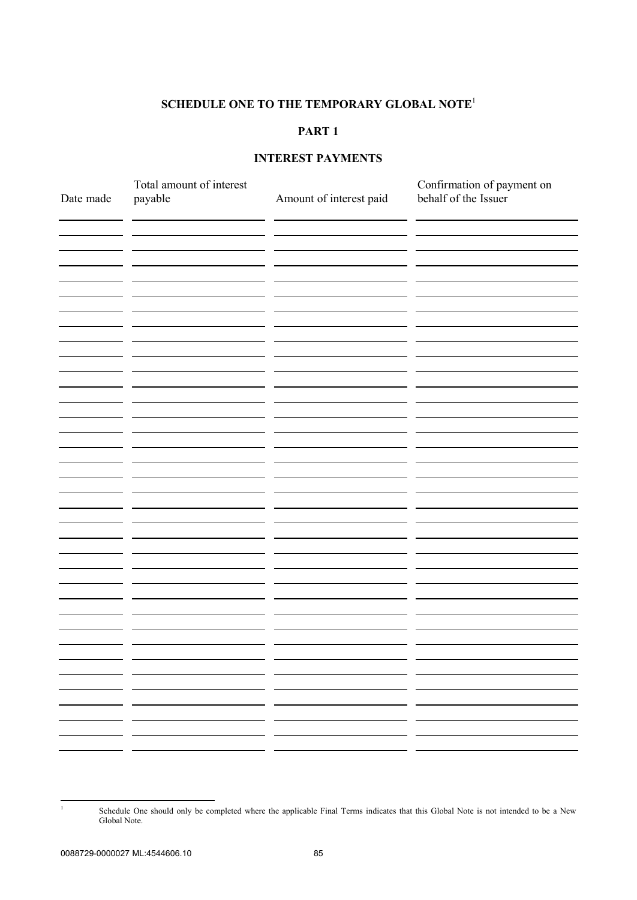**SCHEDULE ONE TO THE TEMPORARY GLOBAL NOTE**[1]

**PART 1**

**INTEREST PAYMENTS**

| Date made | Total amount of interest payable | Amount of interest paid | Confirmation of payment on behalf of the Issuer |
|---|---|---|---|
| | | | |
| | | | |
| | | | |
| | | | |
| | | | |
| | | | |
| | | | |
| | | | |
| | | | |
| | | | |
| | | | |
| | | | |
| | | | |
| | | | |
| | | | |
| | | | |
| | | | |
| | | | |
| | | | |
| | | | |
| | | | |
| | | | |
| | | | |
| | | | |
| | | | |
| | | | |
| | | | |
| | | | |
| | | | |
| | | | |
| | | | |
| | | | |
| | | | |
| | | | |
| | | | |
| | | | |

[1] Schedule One should only be completed where the applicable Final Terms indicates that this Global Note is not intended to be a New Global Note.

0088729-0000027 ML:4544606.10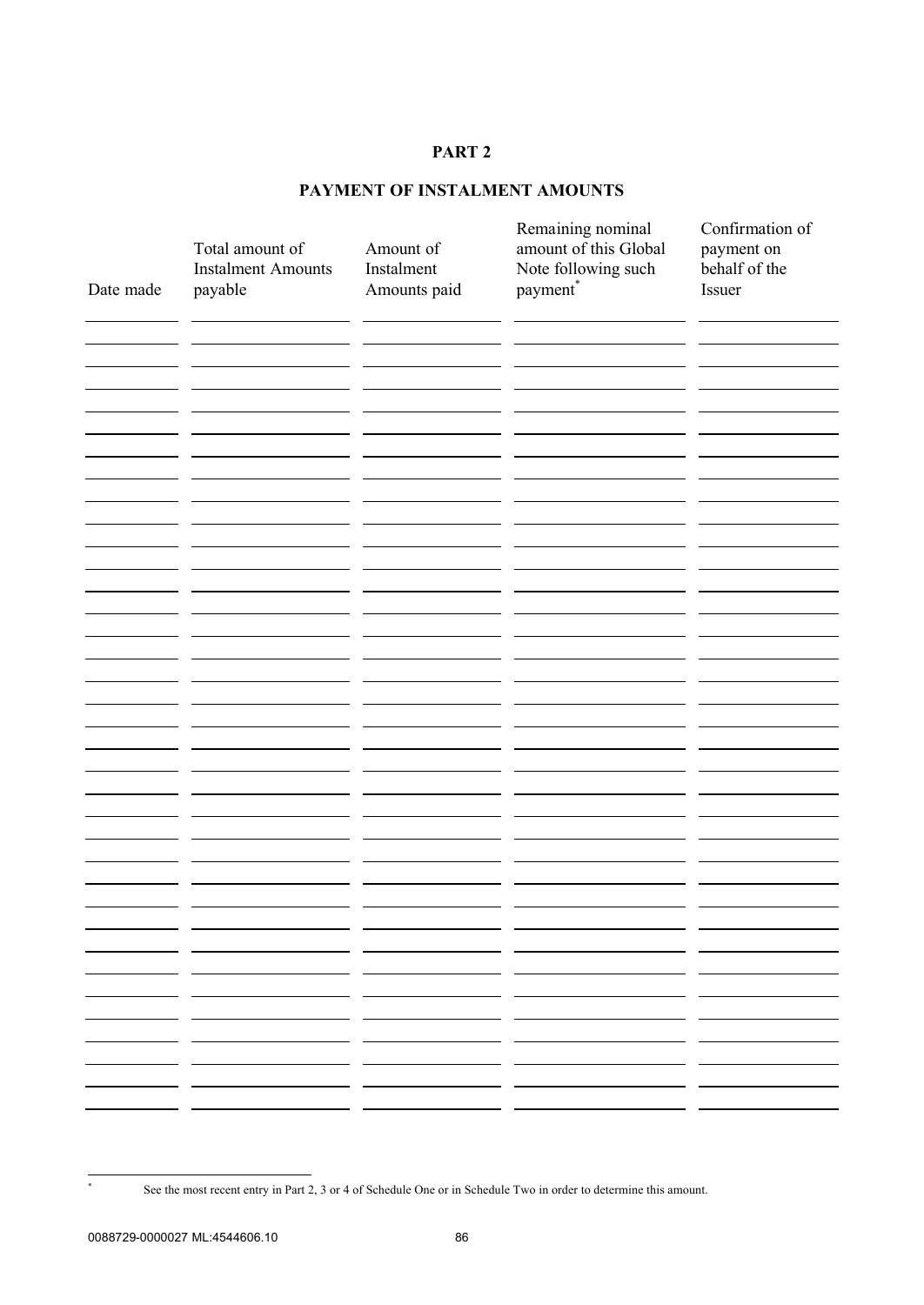**PART 2**

**PAYMENT OF INSTALMENT AMOUNTS**

| Date made | Total amount of Instalment Amounts payable | Amount of Instalment Amounts paid | Remaining nominal amount of this Global Note following such payment* | Confirmation of payment on behalf of the Issuer |
| --- | --- | --- | --- | --- |
| | | | | |
| | | | | |
| | | | | |
| | | | | |
| | | | | |
| | | | | |
| | | | | |
| | | | | |
| | | | | |
| | | | | |
| | | | | |
| | | | | |
| | | | | |
| | | | | |
| | | | | |
| | | | | |
| | | | | |
| | | | | |
| | | | | |
| | | | | |
| | | | | |
| | | | | |
| | | | | |
| | | | | |
| | | | | |
| | | | | |
| | | | | |
| | | | | |
| | | | | |
| | | | | |
| | | | | |
| | | | | |
| | | | | |
| | | | | |
| | | | | |
| | | | | |

\* See the most recent entry in Part 2, 3 or 4 of Schedule One or in Schedule Two in order to determine this amount.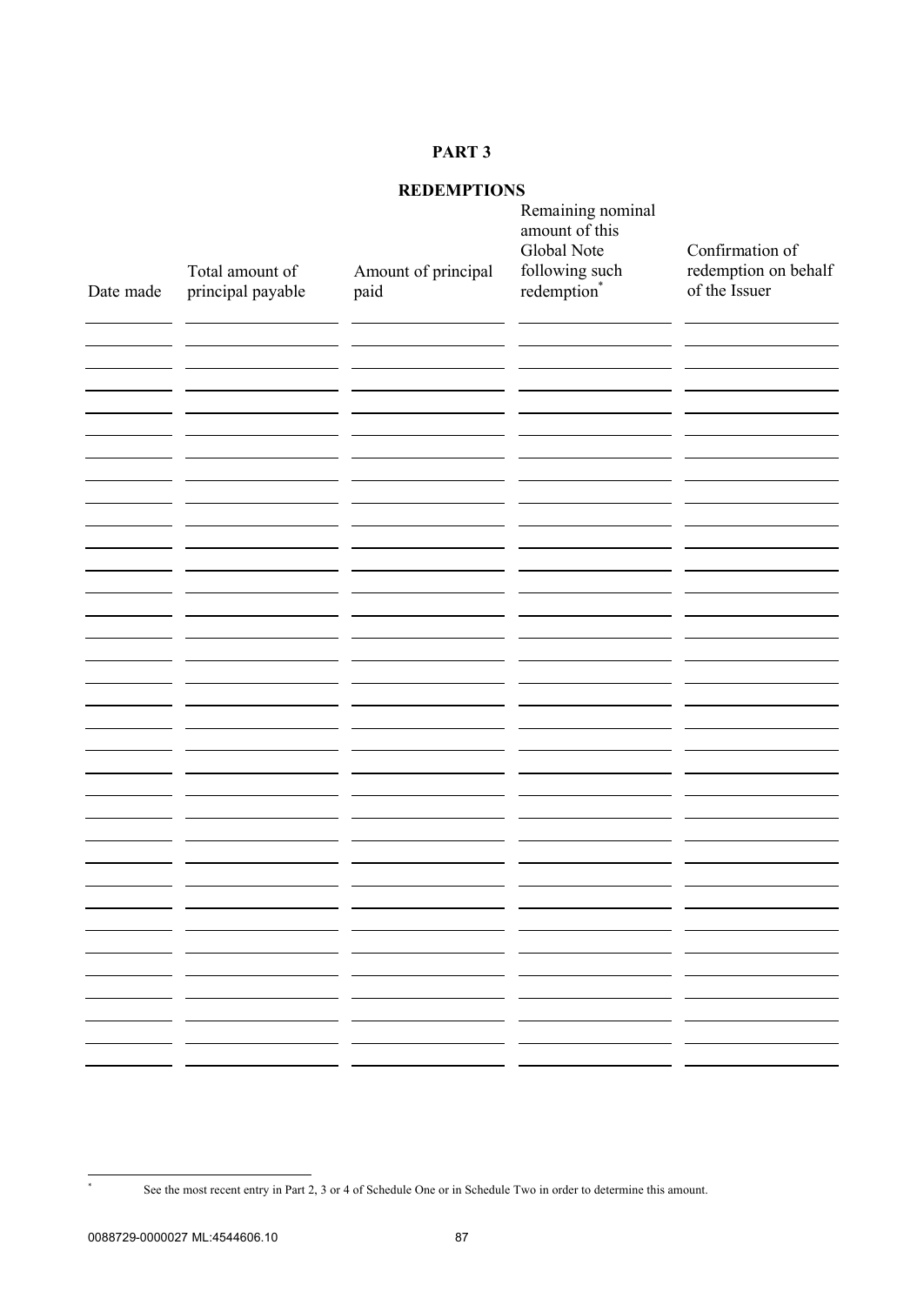**PART 3**

**REDEMPTIONS**

| Date made | Total amount of principal payable | Amount of principal paid | Remaining nominal amount of this Global Note following such redemption* | Confirmation of redemption on behalf of the Issuer |
|---|---|---|---|---|
| | | | | |
| | | | | |
| | | | | |
| | | | | |
| | | | | |
| | | | | |
| | | | | |
| | | | | |
| | | | | |
| | | | | |
| | | | | |
| | | | | |
| | | | | |
| | | | | |
| | | | | |
| | | | | |
| | | | | |
| | | | | |
| | | | | |
| | | | | |
| | | | | |
| | | | | |
| | | | | |
| | | | | |
| | | | | |
| | | | | |
| | | | | |
| | | | | |
| | | | | |
| | | | | |
| | | | | |
| | | | | |
| | | | | |
| | | | | |
| | | | | |

\* See the most recent entry in Part 2, 3 or 4 of Schedule One or in Schedule Two in order to determine this amount.

0088729-0000027 ML:4544606.10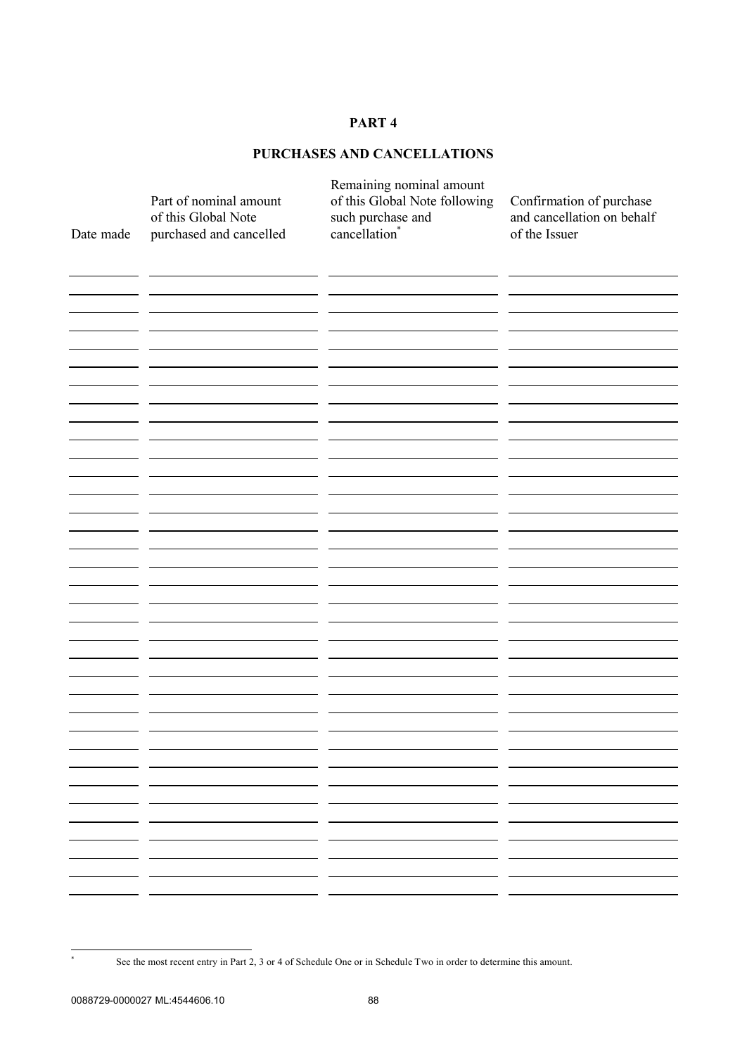**PART 4**

**PURCHASES AND CANCELLATIONS**

| Date made | Part of nominal amount of this Global Note purchased and cancelled | Remaining nominal amount of this Global Note following such purchase and cancellation* | Confirmation of purchase and cancellation on behalf of the Issuer |
|---|---|---|---|
| | | | |
| | | | |
| | | | |
| | | | |
| | | | |
| | | | |
| | | | |
| | | | |
| | | | |
| | | | |
| | | | |
| | | | |
| | | | |
| | | | |
| | | | |
| | | | |
| | | | |
| | | | |
| | | | |
| | | | |
| | | | |
| | | | |
| | | | |
| | | | |
| | | | |
| | | | |
| | | | |
| | | | |
| | | | |
| | | | |
| | | | |
| | | | |
| | | | |
| | | | |
| | | | |

* See the most recent entry in Part 2, 3 or 4 of Schedule One or in Schedule Two in order to determine this amount.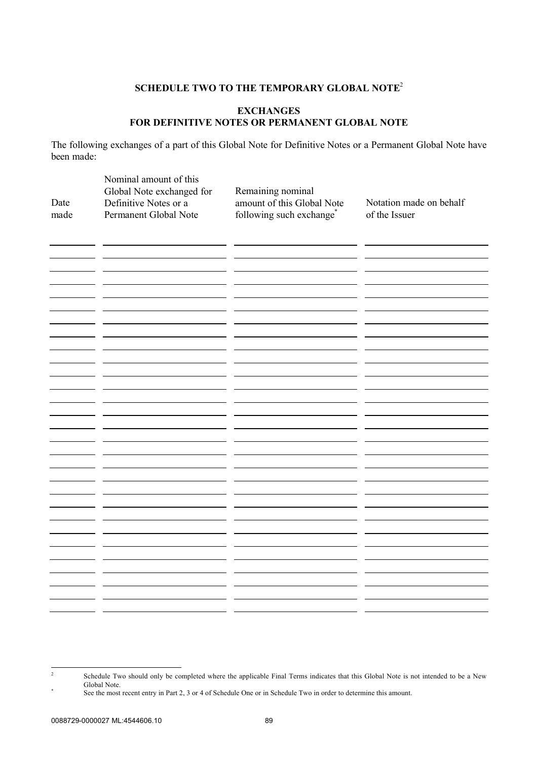## SCHEDULE TWO TO THE TEMPORARY GLOBAL NOTE[2]

### EXCHANGES
### FOR DEFINITIVE NOTES OR PERMANENT GLOBAL NOTE

The following exchanges of a part of this Global Note for Definitive Notes or a Permanent Global Note have been made:

| Date made | Nominal amount of this Global Note exchanged for Definitive Notes or a Permanent Global Note | Remaining nominal amount of this Global Note following such exchange[*] | Notation made on behalf of the Issuer |
|---|---|---|---|
| | | | |
| | | | |
| | | | |
| | | | |
| | | | |
| | | | |
| | | | |
| | | | |
| | | | |
| | | | |
| | | | |
| | | | |
| | | | |
| | | | |
| | | | |
| | | | |
| | | | |
| | | | |
| | | | |
| | | | |
| | | | |
| | | | |
| | | | |
| | | | |
| | | | |
| | | | |
| | | | |
| | | | |
| | | | |

[2] Schedule Two should only be completed where the applicable Final Terms indicates that this Global Note is not intended to be a New Global Note.

[*] See the most recent entry in Part 2, 3 or 4 of Schedule One or in Schedule Two in order to determine this amount.

0088729-0000027 ML:4544606.10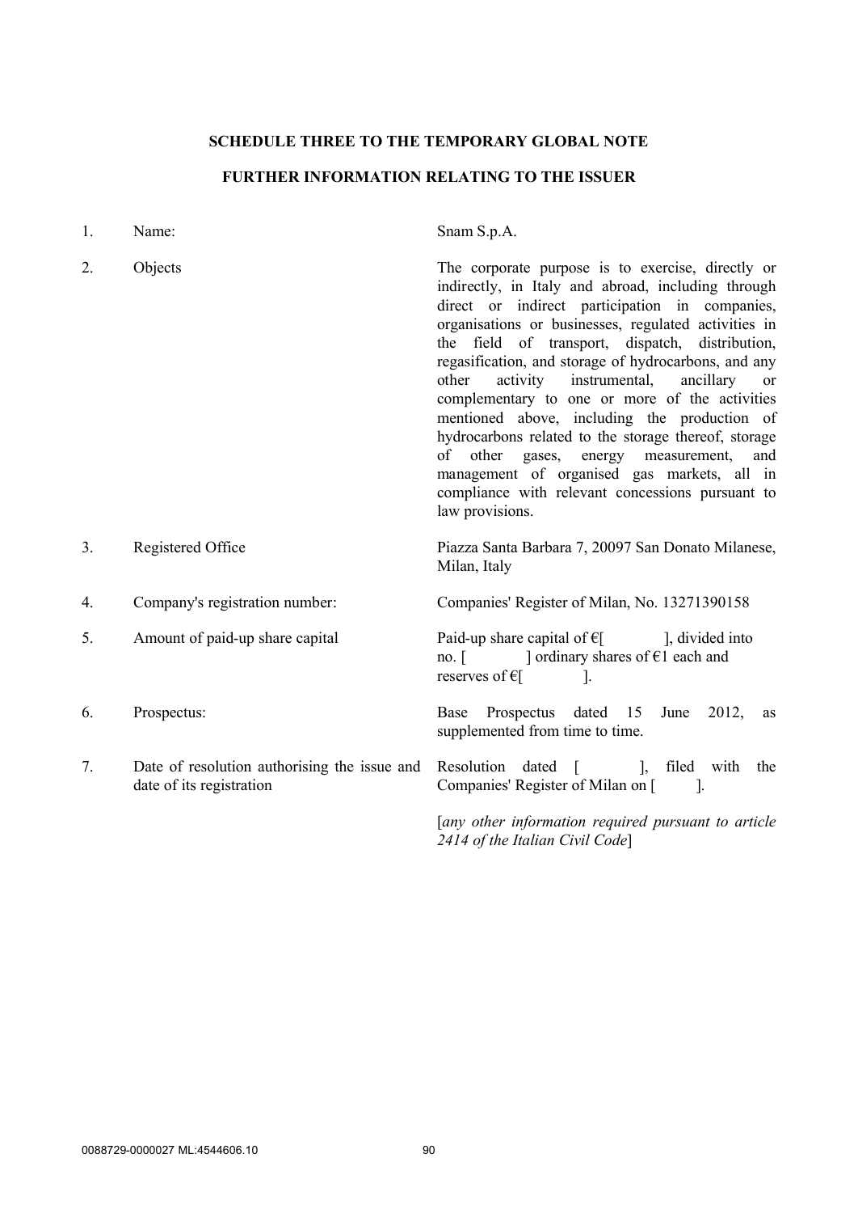**SCHEDULE THREE TO THE TEMPORARY GLOBAL NOTE**

**FURTHER INFORMATION RELATING TO THE ISSUER**

| | | |
|---|---|---|
| 1. | Name: | Snam S.p.A. |
| 2. | Objects | The corporate purpose is to exercise, directly or indirectly, in Italy and abroad, including through direct or indirect participation in companies, organisations or businesses, regulated activities in the field of transport, dispatch, distribution, regasification, and storage of hydrocarbons, and any other activity instrumental, ancillary or complementary to one or more of the activities mentioned above, including the production of hydrocarbons related to the storage thereof, storage of other gases, energy measurement, and management of organised gas markets, all in compliance with relevant concessions pursuant to law provisions. |
| 3. | Registered Office | Piazza Santa Barbara 7, 20097 San Donato Milanese, Milan, Italy |
| 4. | Company's registration number: | Companies' Register of Milan, No. 13271390158 |
| 5. | Amount of paid-up share capital | Paid-up share capital of €[ ], divided into no. [ ] ordinary shares of €1 each and reserves of €[ ]. |
| 6. | Prospectus: | Base Prospectus dated 15 June 2012, as supplemented from time to time. |
| 7. | Date of resolution authorising the issue and date of its registration | Resolution dated [ ], filed with the Companies' Register of Milan on [ ]. |
| | | [*any other information required pursuant to article 2414 of the Italian Civil Code*] |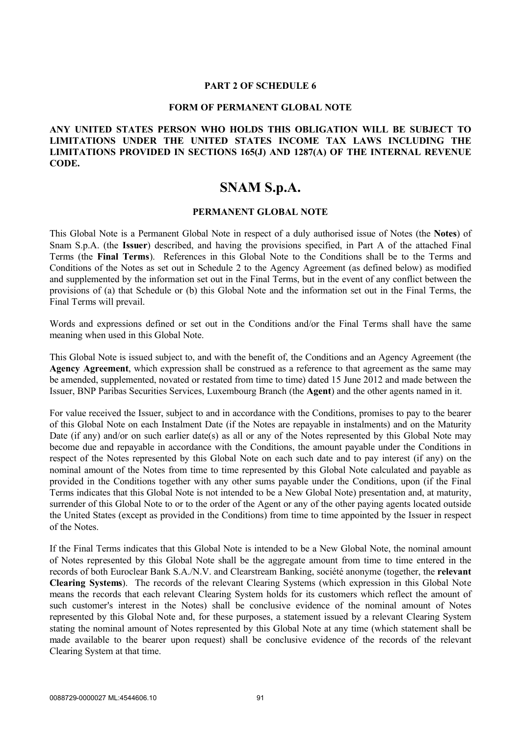**PART 2 OF SCHEDULE 6**

**FORM OF PERMANENT GLOBAL NOTE**

**ANY UNITED STATES PERSON WHO HOLDS THIS OBLIGATION WILL BE SUBJECT TO LIMITATIONS UNDER THE UNITED STATES INCOME TAX LAWS INCLUDING THE LIMITATIONS PROVIDED IN SECTIONS 165(J) AND 1287(A) OF THE INTERNAL REVENUE CODE.**

# SNAM S.p.A.

**PERMANENT GLOBAL NOTE**

This Global Note is a Permanent Global Note in respect of a duly authorised issue of Notes (the **Notes**) of Snam S.p.A. (the **Issuer**) described, and having the provisions specified, in Part A of the attached Final Terms (the **Final Terms**). References in this Global Note to the Conditions shall be to the Terms and Conditions of the Notes as set out in Schedule 2 to the Agency Agreement (as defined below) as modified and supplemented by the information set out in the Final Terms, but in the event of any conflict between the provisions of (a) that Schedule or (b) this Global Note and the information set out in the Final Terms, the Final Terms will prevail.

Words and expressions defined or set out in the Conditions and/or the Final Terms shall have the same meaning when used in this Global Note.

This Global Note is issued subject to, and with the benefit of, the Conditions and an Agency Agreement (the **Agency Agreement**, which expression shall be construed as a reference to that agreement as the same may be amended, supplemented, novated or restated from time to time) dated 15 June 2012 and made between the Issuer, BNP Paribas Securities Services, Luxembourg Branch (the **Agent**) and the other agents named in it.

For value received the Issuer, subject to and in accordance with the Conditions, promises to pay to the bearer of this Global Note on each Instalment Date (if the Notes are repayable in instalments) and on the Maturity Date (if any) and/or on such earlier date(s) as all or any of the Notes represented by this Global Note may become due and repayable in accordance with the Conditions, the amount payable under the Conditions in respect of the Notes represented by this Global Note on each such date and to pay interest (if any) on the nominal amount of the Notes from time to time represented by this Global Note calculated and payable as provided in the Conditions together with any other sums payable under the Conditions, upon (if the Final Terms indicates that this Global Note is not intended to be a New Global Note) presentation and, at maturity, surrender of this Global Note to or to the order of the Agent or any of the other paying agents located outside the United States (except as provided in the Conditions) from time to time appointed by the Issuer in respect of the Notes.

If the Final Terms indicates that this Global Note is intended to be a New Global Note, the nominal amount of Notes represented by this Global Note shall be the aggregate amount from time to time entered in the records of both Euroclear Bank S.A./N.V. and Clearstream Banking, société anonyme (together, the **relevant Clearing Systems**). The records of the relevant Clearing Systems (which expression in this Global Note means the records that each relevant Clearing System holds for its customers which reflect the amount of such customer's interest in the Notes) shall be conclusive evidence of the nominal amount of Notes represented by this Global Note and, for these purposes, a statement issued by a relevant Clearing System stating the nominal amount of Notes represented by this Global Note at any time (which statement shall be made available to the bearer upon request) shall be conclusive evidence of the records of the relevant Clearing System at that time.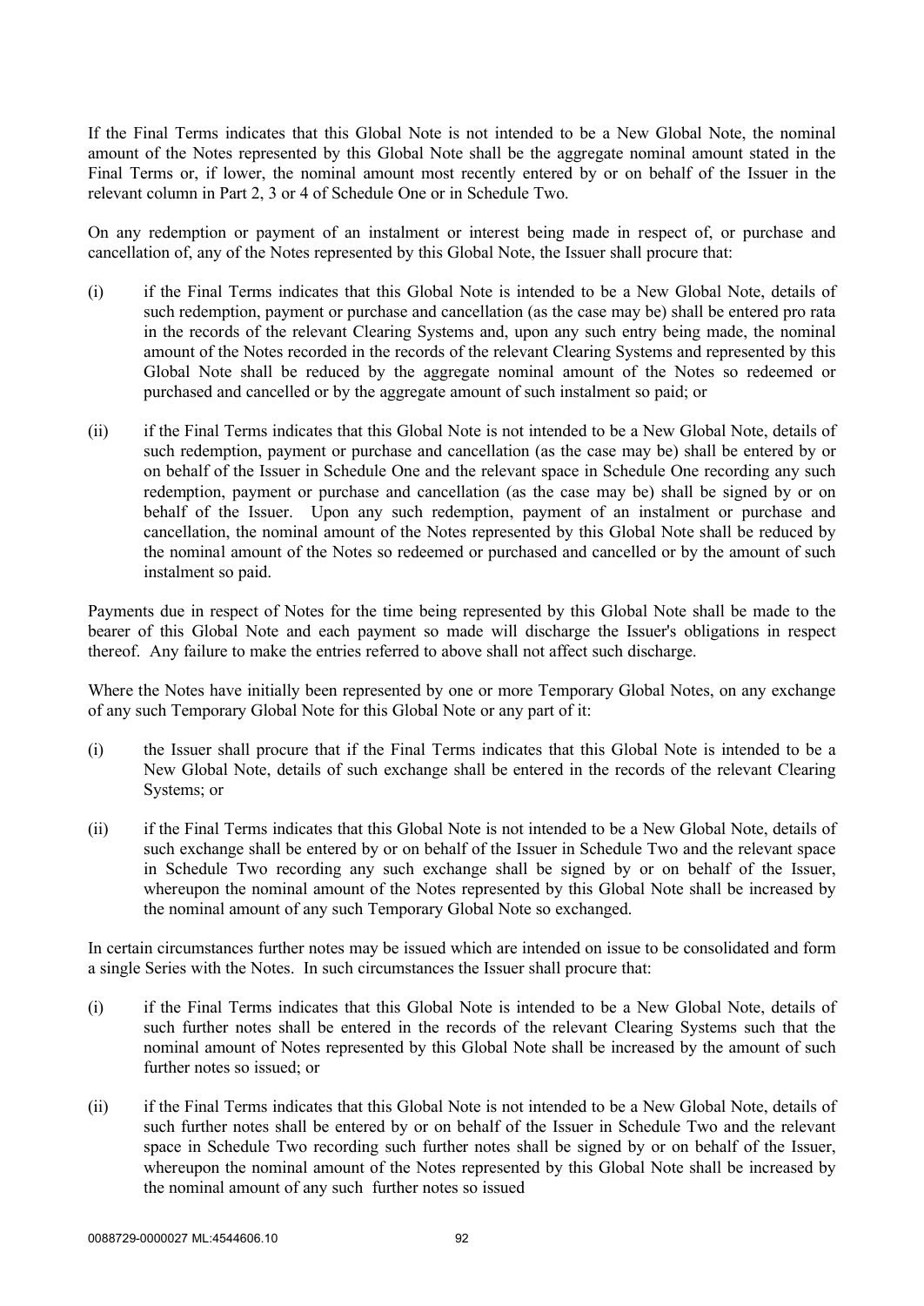If the Final Terms indicates that this Global Note is not intended to be a New Global Note, the nominal amount of the Notes represented by this Global Note shall be the aggregate nominal amount stated in the Final Terms or, if lower, the nominal amount most recently entered by or on behalf of the Issuer in the relevant column in Part 2, 3 or 4 of Schedule One or in Schedule Two.

On any redemption or payment of an instalment or interest being made in respect of, or purchase and cancellation of, any of the Notes represented by this Global Note, the Issuer shall procure that:

(i) if the Final Terms indicates that this Global Note is intended to be a New Global Note, details of such redemption, payment or purchase and cancellation (as the case may be) shall be entered pro rata in the records of the relevant Clearing Systems and, upon any such entry being made, the nominal amount of the Notes recorded in the records of the relevant Clearing Systems and represented by this Global Note shall be reduced by the aggregate nominal amount of the Notes so redeemed or purchased and cancelled or by the aggregate amount of such instalment so paid; or

(ii) if the Final Terms indicates that this Global Note is not intended to be a New Global Note, details of such redemption, payment or purchase and cancellation (as the case may be) shall be entered by or on behalf of the Issuer in Schedule One and the relevant space in Schedule One recording any such redemption, payment or purchase and cancellation (as the case may be) shall be signed by or on behalf of the Issuer. Upon any such redemption, payment of an instalment or purchase and cancellation, the nominal amount of the Notes represented by this Global Note shall be reduced by the nominal amount of the Notes so redeemed or purchased and cancelled or by the amount of such instalment so paid.

Payments due in respect of Notes for the time being represented by this Global Note shall be made to the bearer of this Global Note and each payment so made will discharge the Issuer's obligations in respect thereof. Any failure to make the entries referred to above shall not affect such discharge.

Where the Notes have initially been represented by one or more Temporary Global Notes, on any exchange of any such Temporary Global Note for this Global Note or any part of it:

(i) the Issuer shall procure that if the Final Terms indicates that this Global Note is intended to be a New Global Note, details of such exchange shall be entered in the records of the relevant Clearing Systems; or

(ii) if the Final Terms indicates that this Global Note is not intended to be a New Global Note, details of such exchange shall be entered by or on behalf of the Issuer in Schedule Two and the relevant space in Schedule Two recording any such exchange shall be signed by or on behalf of the Issuer, whereupon the nominal amount of the Notes represented by this Global Note shall be increased by the nominal amount of any such Temporary Global Note so exchanged.

In certain circumstances further notes may be issued which are intended on issue to be consolidated and form a single Series with the Notes. In such circumstances the Issuer shall procure that:

(i) if the Final Terms indicates that this Global Note is intended to be a New Global Note, details of such further notes shall be entered in the records of the relevant Clearing Systems such that the nominal amount of Notes represented by this Global Note shall be increased by the amount of such further notes so issued; or

(ii) if the Final Terms indicates that this Global Note is not intended to be a New Global Note, details of such further notes shall be entered by or on behalf of the Issuer in Schedule Two and the relevant space in Schedule Two recording such further notes shall be signed by or on behalf of the Issuer, whereupon the nominal amount of the Notes represented by this Global Note shall be increased by the nominal amount of any such further notes so issued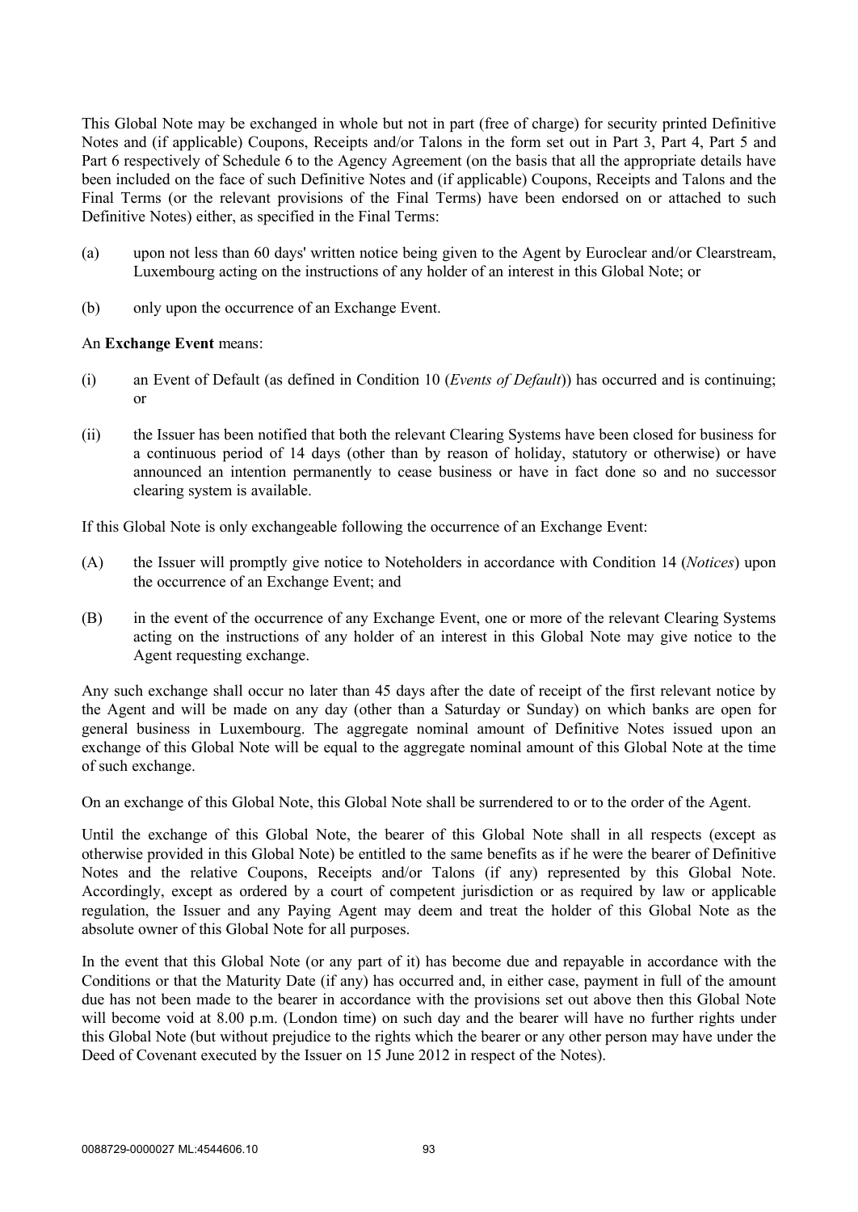This Global Note may be exchanged in whole but not in part (free of charge) for security printed Definitive Notes and (if applicable) Coupons, Receipts and/or Talons in the form set out in Part 3, Part 4, Part 5 and Part 6 respectively of Schedule 6 to the Agency Agreement (on the basis that all the appropriate details have been included on the face of such Definitive Notes and (if applicable) Coupons, Receipts and Talons and the Final Terms (or the relevant provisions of the Final Terms) have been endorsed on or attached to such Definitive Notes) either, as specified in the Final Terms:

(a) upon not less than 60 days' written notice being given to the Agent by Euroclear and/or Clearstream, Luxembourg acting on the instructions of any holder of an interest in this Global Note; or

(b) only upon the occurrence of an Exchange Event.

An **Exchange Event** means:

(i) an Event of Default (as defined in Condition 10 (*Events of Default*)) has occurred and is continuing; or

(ii) the Issuer has been notified that both the relevant Clearing Systems have been closed for business for a continuous period of 14 days (other than by reason of holiday, statutory or otherwise) or have announced an intention permanently to cease business or have in fact done so and no successor clearing system is available.

If this Global Note is only exchangeable following the occurrence of an Exchange Event:

(A) the Issuer will promptly give notice to Noteholders in accordance with Condition 14 (*Notices*) upon the occurrence of an Exchange Event; and

(B) in the event of the occurrence of any Exchange Event, one or more of the relevant Clearing Systems acting on the instructions of any holder of an interest in this Global Note may give notice to the Agent requesting exchange.

Any such exchange shall occur no later than 45 days after the date of receipt of the first relevant notice by the Agent and will be made on any day (other than a Saturday or Sunday) on which banks are open for general business in Luxembourg. The aggregate nominal amount of Definitive Notes issued upon an exchange of this Global Note will be equal to the aggregate nominal amount of this Global Note at the time of such exchange.

On an exchange of this Global Note, this Global Note shall be surrendered to or to the order of the Agent.

Until the exchange of this Global Note, the bearer of this Global Note shall in all respects (except as otherwise provided in this Global Note) be entitled to the same benefits as if he were the bearer of Definitive Notes and the relative Coupons, Receipts and/or Talons (if any) represented by this Global Note. Accordingly, except as ordered by a court of competent jurisdiction or as required by law or applicable regulation, the Issuer and any Paying Agent may deem and treat the holder of this Global Note as the absolute owner of this Global Note for all purposes.

In the event that this Global Note (or any part of it) has become due and repayable in accordance with the Conditions or that the Maturity Date (if any) has occurred and, in either case, payment in full of the amount due has not been made to the bearer in accordance with the provisions set out above then this Global Note will become void at 8.00 p.m. (London time) on such day and the bearer will have no further rights under this Global Note (but without prejudice to the rights which the bearer or any other person may have under the Deed of Covenant executed by the Issuer on 15 June 2012 in respect of the Notes).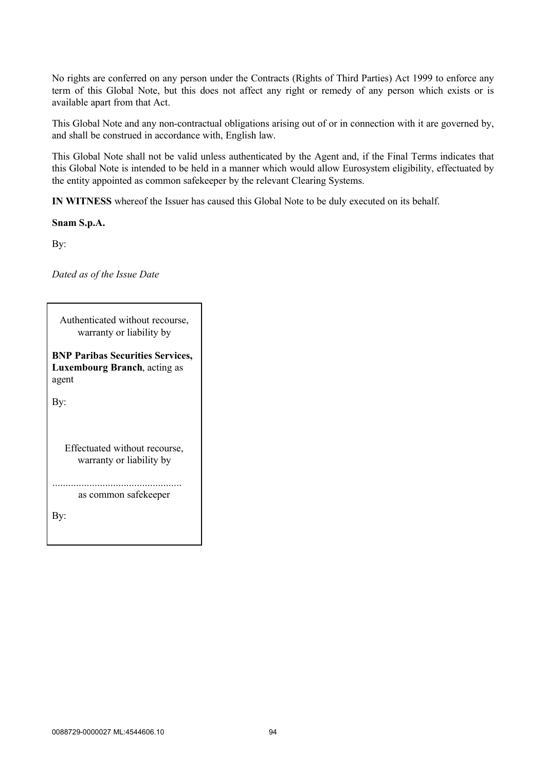No rights are conferred on any person under the Contracts (Rights of Third Parties) Act 1999 to enforce any term of this Global Note, but this does not affect any right or remedy of any person which exists or is available apart from that Act.

This Global Note and any non-contractual obligations arising out of or in connection with it are governed by, and shall be construed in accordance with, English law.

This Global Note shall not be valid unless authenticated by the Agent and, if the Final Terms indicates that this Global Note is intended to be held in a manner which would allow Eurosystem eligibility, effectuated by the entity appointed as common safekeeper by the relevant Clearing Systems.

**IN WITNESS** whereof the Issuer has caused this Global Note to be duly executed on its behalf.

**Snam S.p.A.**

By:

*Dated as of the Issue Date*

Authenticated without recourse, warranty or liability by

**BNP Paribas Securities Services, Luxembourg Branch**, acting as agent

By:

Effectuated without recourse, warranty or liability by

................................................
as common safekeeper

By: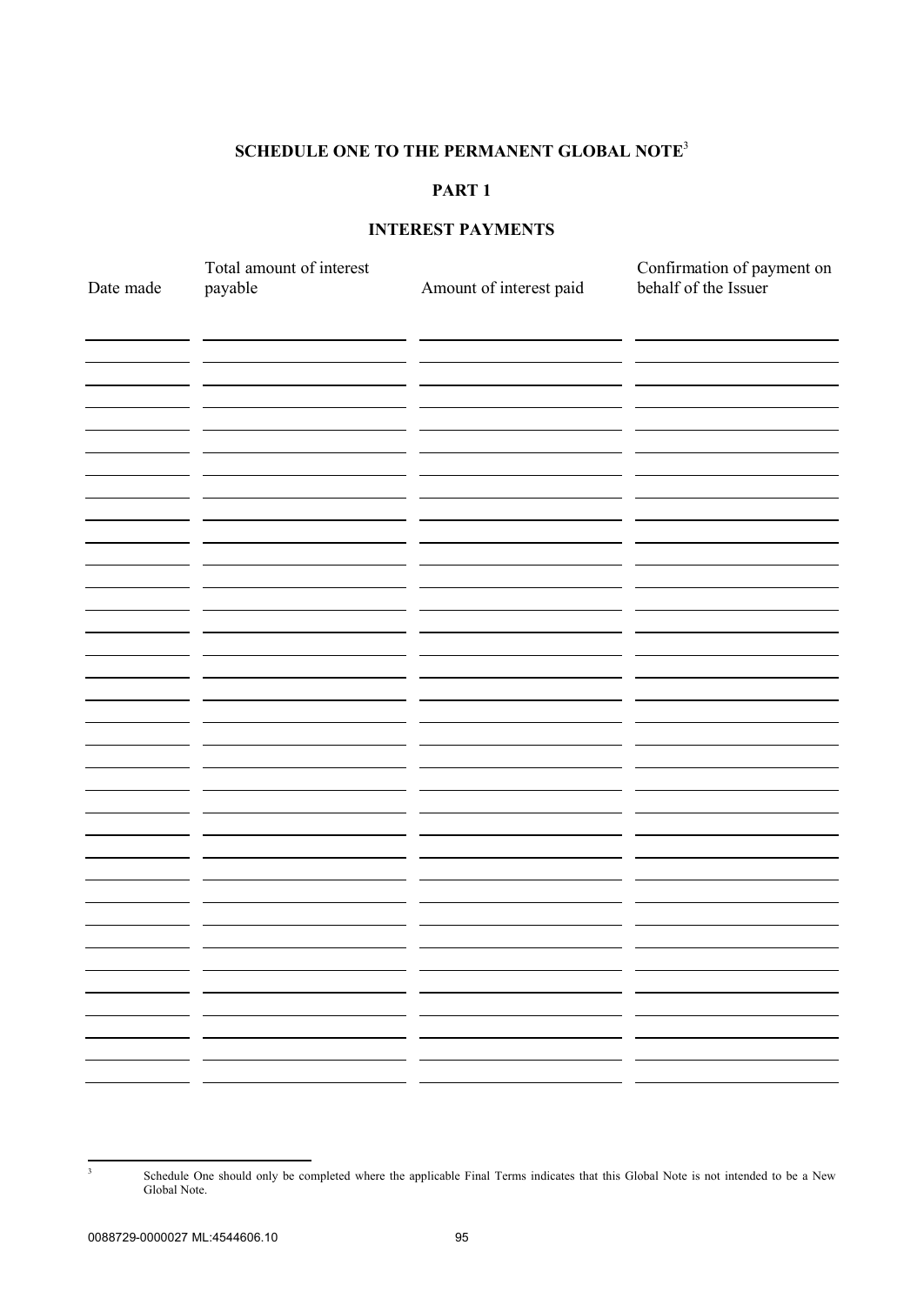# SCHEDULE ONE TO THE PERMANENT GLOBAL NOTE[3]

## PART 1

## INTEREST PAYMENTS

| Date made | Total amount of interest payable | Amount of interest paid | Confirmation of payment on behalf of the Issuer |
|---|---|---|---|
| | | | |
| | | | |
| | | | |
| | | | |
| | | | |
| | | | |
| | | | |
| | | | |
| | | | |
| | | | |
| | | | |
| | | | |
| | | | |
| | | | |
| | | | |
| | | | |
| | | | |
| | | | |
| | | | |
| | | | |
| | | | |
| | | | |
| | | | |
| | | | |
| | | | |
| | | | |
| | | | |
| | | | |
| | | | |
| | | | |
| | | | |
| | | | |
| | | | |
| | | | |

[3] Schedule One should only be completed where the applicable Final Terms indicates that this Global Note is not intended to be a New Global Note.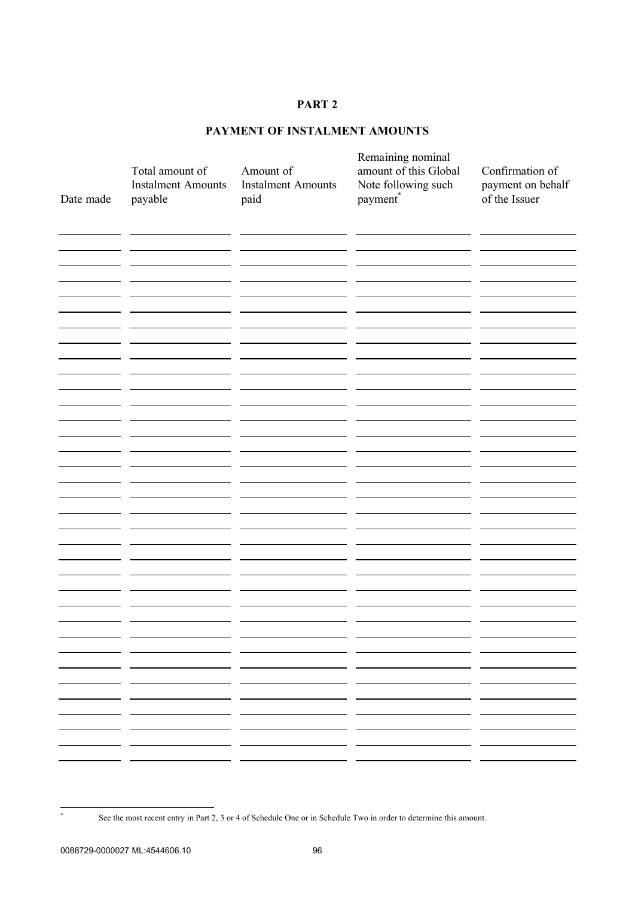**PART 2**

**PAYMENT OF INSTALMENT AMOUNTS**

| Date made | Total amount of Instalment Amounts payable | Amount of Instalment Amounts paid | Remaining nominal amount of this Global Note following such payment* | Confirmation of payment on behalf of the Issuer |
| --- | --- | --- | --- | --- |
| | | | | |
| | | | | |
| | | | | |
| | | | | |
| | | | | |
| | | | | |
| | | | | |
| | | | | |
| | | | | |
| | | | | |
| | | | | |
| | | | | |
| | | | | |
| | | | | |
| | | | | |
| | | | | |
| | | | | |
| | | | | |
| | | | | |
| | | | | |
| | | | | |
| | | | | |
| | | | | |
| | | | | |
| | | | | |
| | | | | |
| | | | | |
| | | | | |
| | | | | |
| | | | | |
| | | | | |
| | | | | |
| | | | | |
| | | | | |
| | | | | |

* See the most recent entry in Part 2, 3 or 4 of Schedule One or in Schedule Two in order to determine this amount.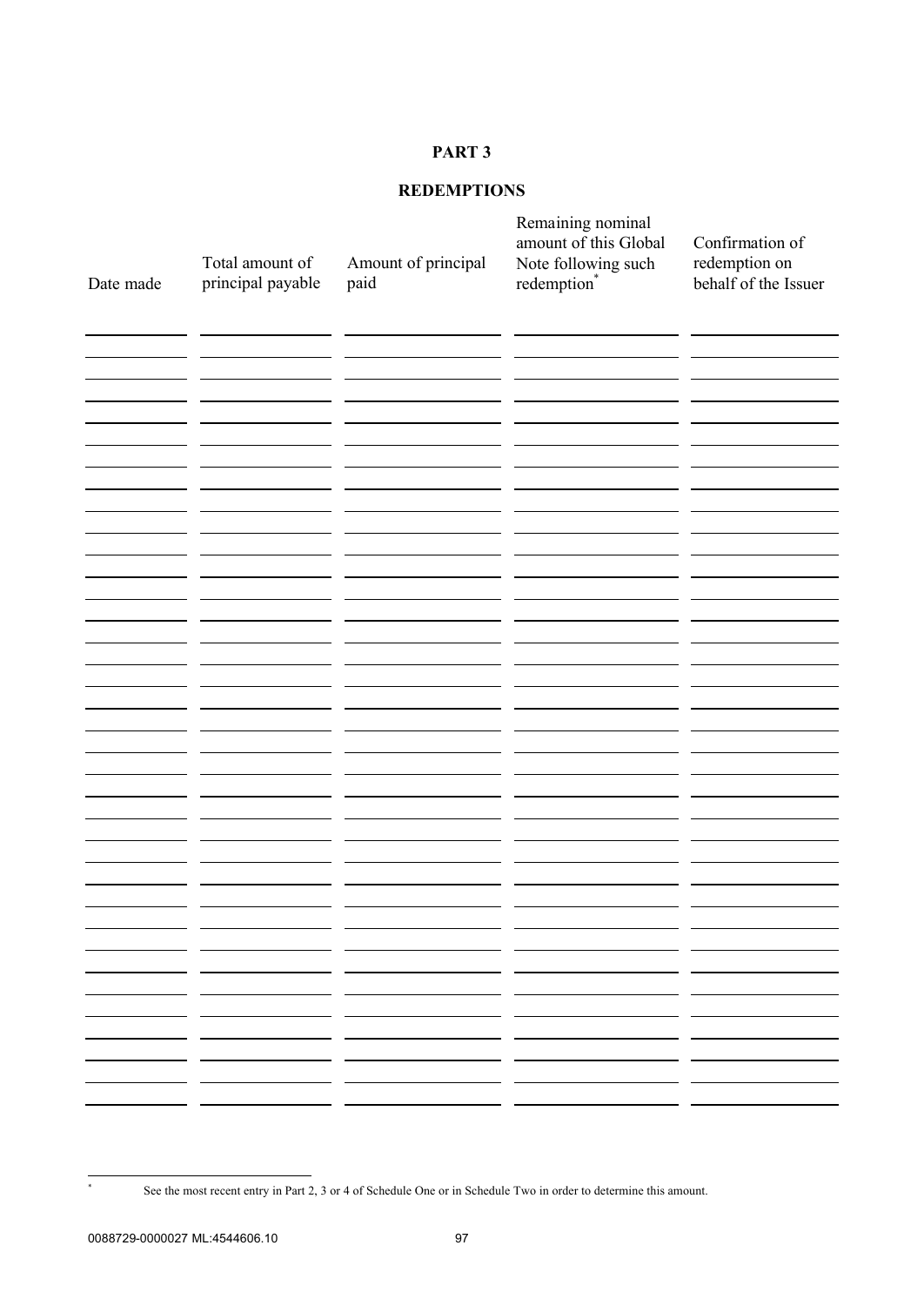**PART 3**

**REDEMPTIONS**

| Date made | Total amount of principal payable | Amount of principal paid | Remaining nominal amount of this Global Note following such redemption* | Confirmation of redemption on behalf of the Issuer |
|---|---|---|---|---|
| | | | | |
| | | | | |
| | | | | |
| | | | | |
| | | | | |
| | | | | |
| | | | | |
| | | | | |
| | | | | |
| | | | | |
| | | | | |
| | | | | |
| | | | | |
| | | | | |
| | | | | |
| | | | | |
| | | | | |
| | | | | |
| | | | | |
| | | | | |
| | | | | |
| | | | | |
| | | | | |
| | | | | |
| | | | | |
| | | | | |
| | | | | |
| | | | | |
| | | | | |
| | | | | |
| | | | | |
| | | | | |
| | | | | |
| | | | | |
| | | | | |
| | | | | |

* See the most recent entry in Part 2, 3 or 4 of Schedule One or in Schedule Two in order to determine this amount.

0088729-0000027 ML:4544606.10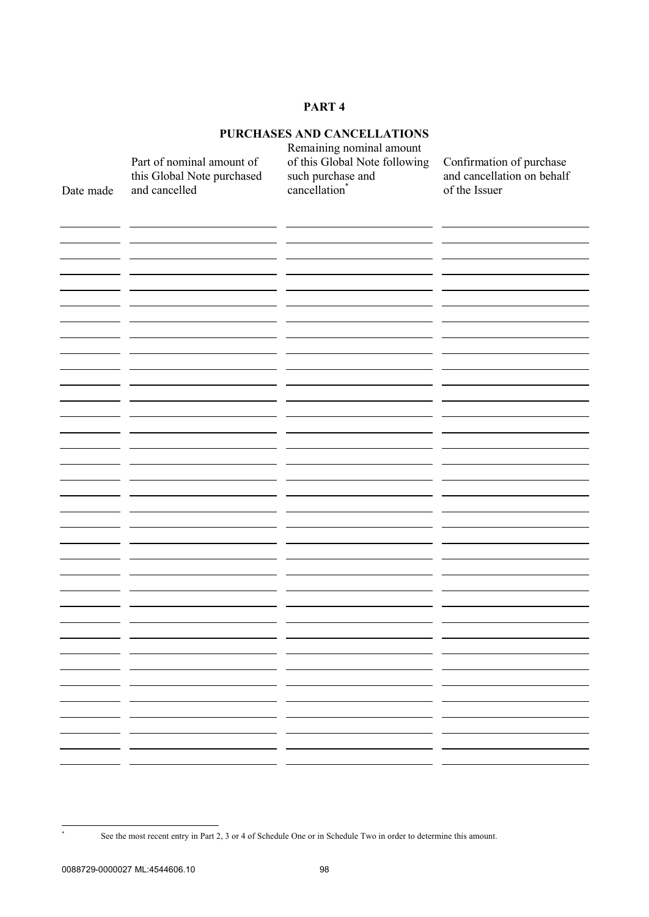# PART 4

## PURCHASES AND CANCELLATIONS

| Date made | Part of nominal amount of this Global Note purchased and cancelled | Remaining nominal amount of this Global Note following such purchase and cancellation* | Confirmation of purchase and cancellation on behalf of the Issuer |
|---|---|---|---|
| | | | |
| | | | |
| | | | |
| | | | |
| | | | |
| | | | |
| | | | |
| | | | |
| | | | |
| | | | |
| | | | |
| | | | |
| | | | |
| | | | |
| | | | |
| | | | |
| | | | |
| | | | |
| | | | |
| | | | |
| | | | |
| | | | |
| | | | |
| | | | |
| | | | |
| | | | |
| | | | |
| | | | |
| | | | |
| | | | |
| | | | |
| | | | |
| | | | |
| | | | |
| | | | |

* See the most recent entry in Part 2, 3 or 4 of Schedule One or in Schedule Two in order to determine this amount.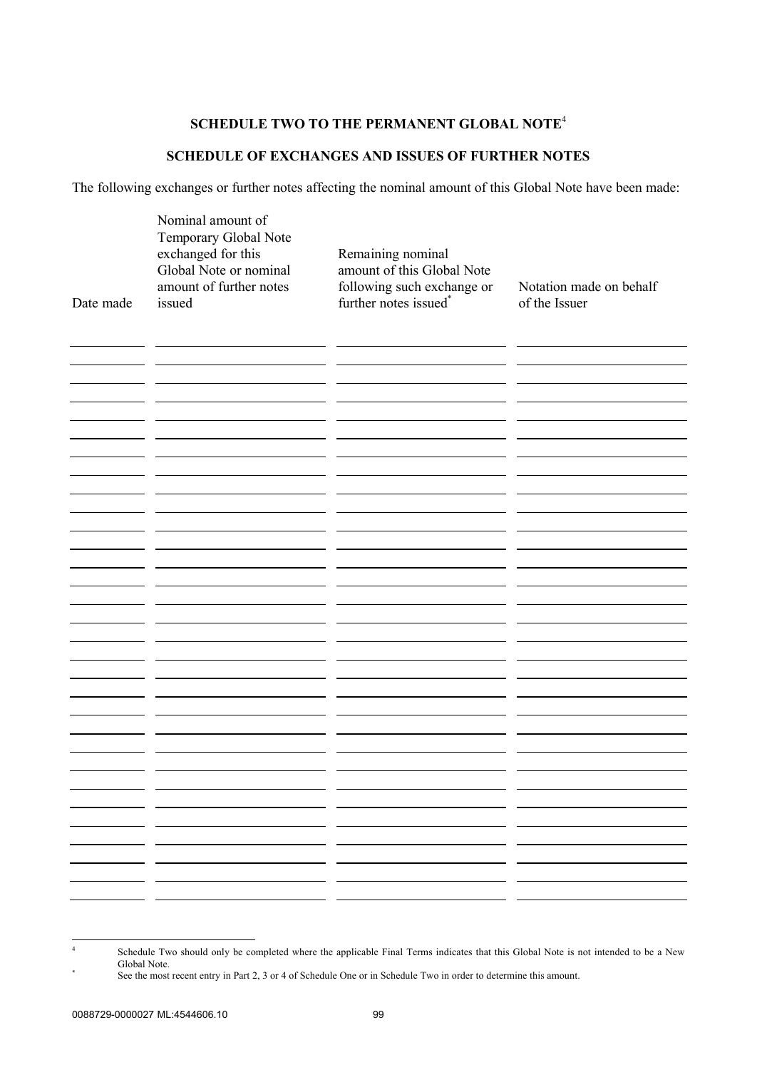**SCHEDULE TWO TO THE PERMANENT GLOBAL NOTE**[4]

**SCHEDULE OF EXCHANGES AND ISSUES OF FURTHER NOTES**

The following exchanges or further notes affecting the nominal amount of this Global Note have been made:

| Date made | Nominal amount of Temporary Global Note exchanged for this Global Note or nominal amount of further notes issued | Remaining nominal amount of this Global Note following such exchange or further notes issued[*] | Notation made on behalf of the Issuer |
|---|---|---|---|
| | | | |
| | | | |
| | | | |
| | | | |
| | | | |
| | | | |
| | | | |
| | | | |
| | | | |
| | | | |
| | | | |
| | | | |
| | | | |
| | | | |
| | | | |
| | | | |
| | | | |
| | | | |
| | | | |
| | | | |
| | | | |
| | | | |
| | | | |
| | | | |
| | | | |
| | | | |
| | | | |
| | | | |
| | | | |
| | | | |
| | | | |

[4] Schedule Two should only be completed where the applicable Final Terms indicates that this Global Note is not intended to be a New Global Note.

[*] See the most recent entry in Part 2, 3 or 4 of Schedule One or in Schedule Two in order to determine this amount.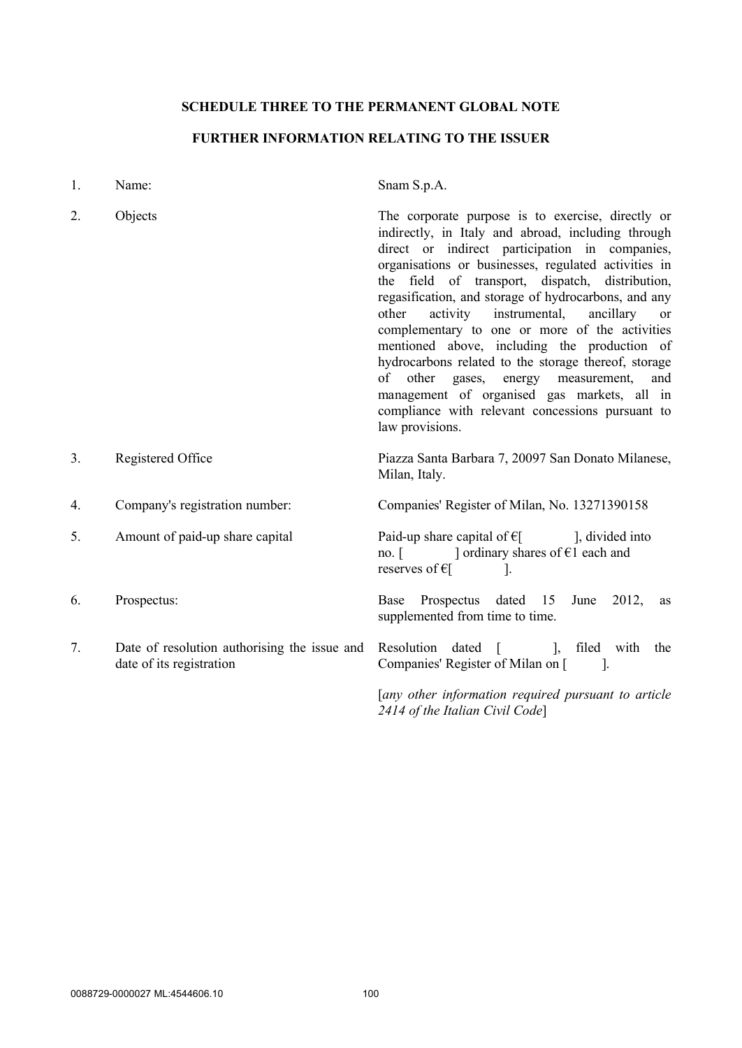**SCHEDULE THREE TO THE PERMANENT GLOBAL NOTE**

**FURTHER INFORMATION RELATING TO THE ISSUER**

| | | |
|---|---|---|
| 1. | Name: | Snam S.p.A. |
| 2. | Objects | The corporate purpose is to exercise, directly or indirectly, in Italy and abroad, including through direct or indirect participation in companies, organisations or businesses, regulated activities in the field of transport, dispatch, distribution, regasification, and storage of hydrocarbons, and any other activity instrumental, ancillary or complementary to one or more of the activities mentioned above, including the production of hydrocarbons related to the storage thereof, storage of other gases, energy measurement, and management of organised gas markets, all in compliance with relevant concessions pursuant to law provisions. |
| 3. | Registered Office | Piazza Santa Barbara 7, 20097 San Donato Milanese, Milan, Italy. |
| 4. | Company's registration number: | Companies' Register of Milan, No. 13271390158 |
| 5. | Amount of paid-up share capital | Paid-up share capital of €[ ], divided into no. [ ] ordinary shares of €1 each and reserves of €[ ]. |
| 6. | Prospectus: | Base Prospectus dated 15 June 2012, as supplemented from time to time. |
| 7. | Date of resolution authorising the issue and date of its registration | Resolution dated [ ], filed with the Companies' Register of Milan on [ ].<br><br>[*any other information required pursuant to article 2414 of the Italian Civil Code*] |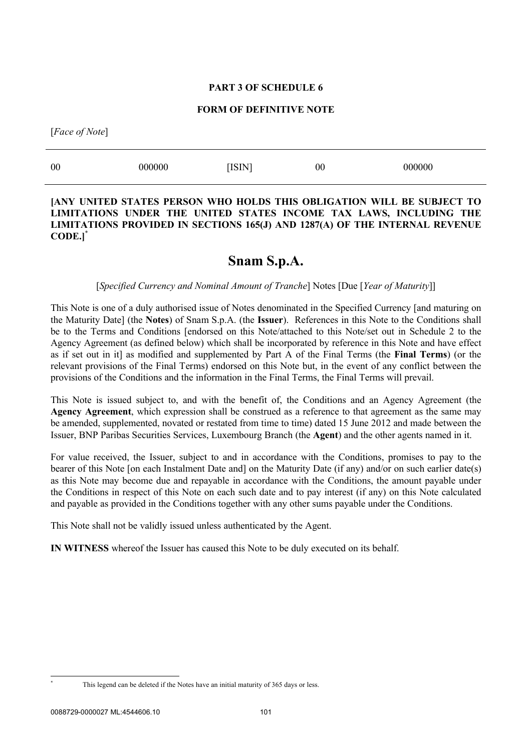**PART 3 OF SCHEDULE 6**

**FORM OF DEFINITIVE NOTE**

[*Face of Note*]

| 00 | 000000 | [ISIN] | 00 | 000000 |
|---|---|---|---|---|

**[ANY UNITED STATES PERSON WHO HOLDS THIS OBLIGATION WILL BE SUBJECT TO LIMITATIONS UNDER THE UNITED STATES INCOME TAX LAWS, INCLUDING THE LIMITATIONS PROVIDED IN SECTIONS 165(J) AND 1287(A) OF THE INTERNAL REVENUE CODE.]**[*]

# Snam S.p.A.

[*Specified Currency and Nominal Amount of Tranche*] Notes [Due [*Year of Maturity*]]

This Note is one of a duly authorised issue of Notes denominated in the Specified Currency [and maturing on the Maturity Date] (the **Notes**) of Snam S.p.A. (the **Issuer**). References in this Note to the Conditions shall be to the Terms and Conditions [endorsed on this Note/attached to this Note/set out in Schedule 2 to the Agency Agreement (as defined below) which shall be incorporated by reference in this Note and have effect as if set out in it] as modified and supplemented by Part A of the Final Terms (the **Final Terms**) (or the relevant provisions of the Final Terms) endorsed on this Note but, in the event of any conflict between the provisions of the Conditions and the information in the Final Terms, the Final Terms will prevail.

This Note is issued subject to, and with the benefit of, the Conditions and an Agency Agreement (the **Agency Agreement**, which expression shall be construed as a reference to that agreement as the same may be amended, supplemented, novated or restated from time to time) dated 15 June 2012 and made between the Issuer, BNP Paribas Securities Services, Luxembourg Branch (the **Agent**) and the other agents named in it.

For value received, the Issuer, subject to and in accordance with the Conditions, promises to pay to the bearer of this Note [on each Instalment Date and] on the Maturity Date (if any) and/or on such earlier date(s) as this Note may become due and repayable in accordance with the Conditions, the amount payable under the Conditions in respect of this Note on each such date and to pay interest (if any) on this Note calculated and payable as provided in the Conditions together with any other sums payable under the Conditions.

This Note shall not be validly issued unless authenticated by the Agent.

**IN WITNESS** whereof the Issuer has caused this Note to be duly executed on its behalf.

[*] This legend can be deleted if the Notes have an initial maturity of 365 days or less.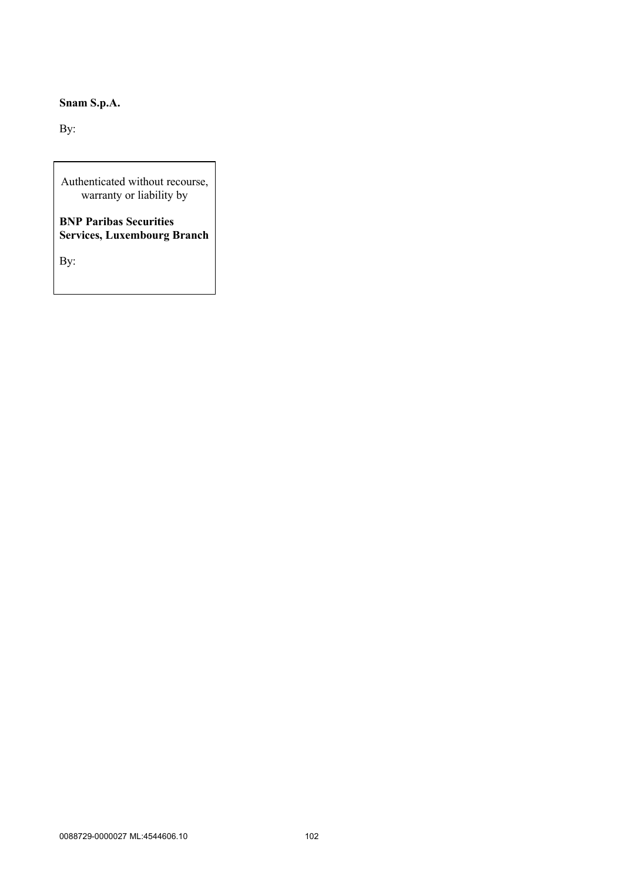**Snam S.p.A.**

By:

Authenticated without recourse, warranty or liability by

**BNP Paribas Securities Services, Luxembourg Branch**

By: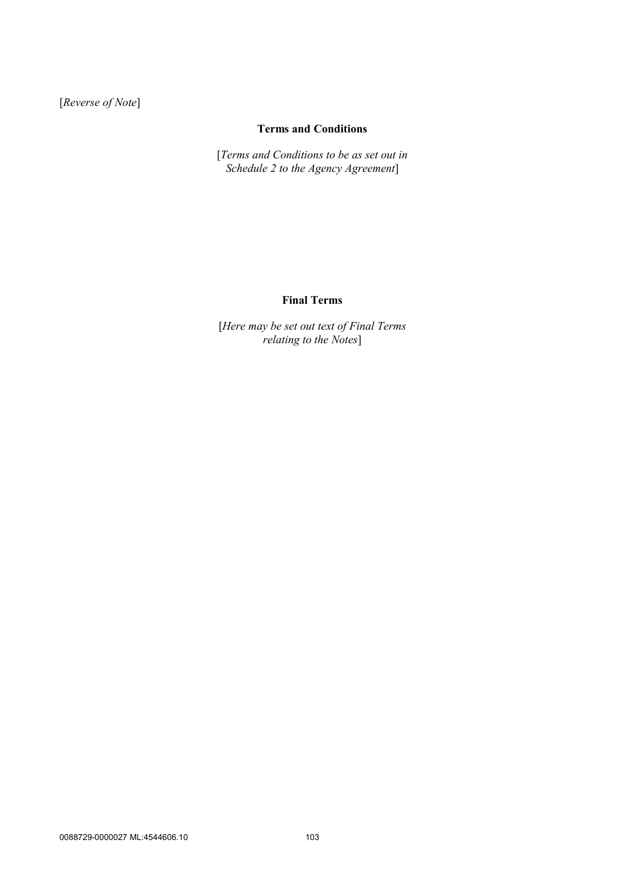[*Reverse of Note*]

## Terms and Conditions

[*Terms and Conditions to be as set out in Schedule 2 to the Agency Agreement*]

## Final Terms

[*Here may be set out text of Final Terms relating to the Notes*]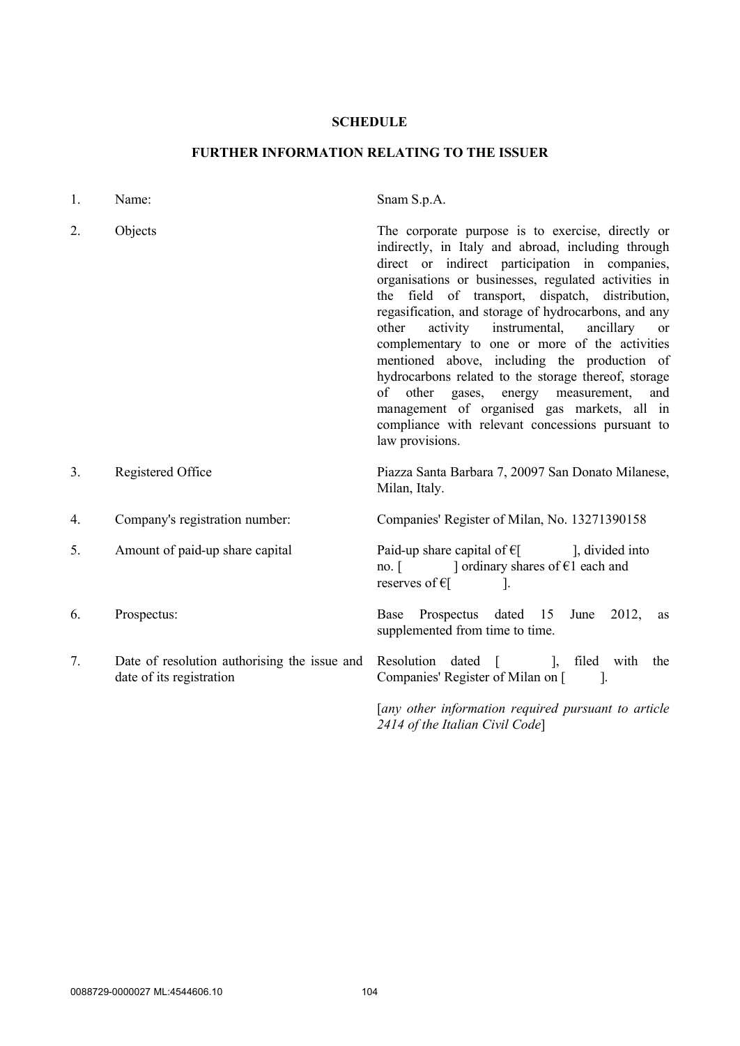**SCHEDULE**

**FURTHER INFORMATION RELATING TO THE ISSUER**

| | | |
|---|---|---|
| 1. | Name: | Snam S.p.A. |
| 2. | Objects | The corporate purpose is to exercise, directly or indirectly, in Italy and abroad, including through direct or indirect participation in companies, organisations or businesses, regulated activities in the field of transport, dispatch, distribution, regasification, and storage of hydrocarbons, and any other activity instrumental, ancillary or complementary to one or more of the activities mentioned above, including the production of hydrocarbons related to the storage thereof, storage of other gases, energy measurement, and management of organised gas markets, all in compliance with relevant concessions pursuant to law provisions. |
| 3. | Registered Office | Piazza Santa Barbara 7, 20097 San Donato Milanese, Milan, Italy. |
| 4. | Company's registration number: | Companies' Register of Milan, No. 13271390158 |
| 5. | Amount of paid-up share capital | Paid-up share capital of €[ ], divided into no. [ ] ordinary shares of €1 each and reserves of €[ ]. |
| 6. | Prospectus: | Base Prospectus dated 15 June 2012, as supplemented from time to time. |
| 7. | Date of resolution authorising the issue and date of its registration | Resolution dated [ ], filed with the Companies' Register of Milan on [ ].<br><br>[*any other information required pursuant to article 2414 of the Italian Civil Code*] |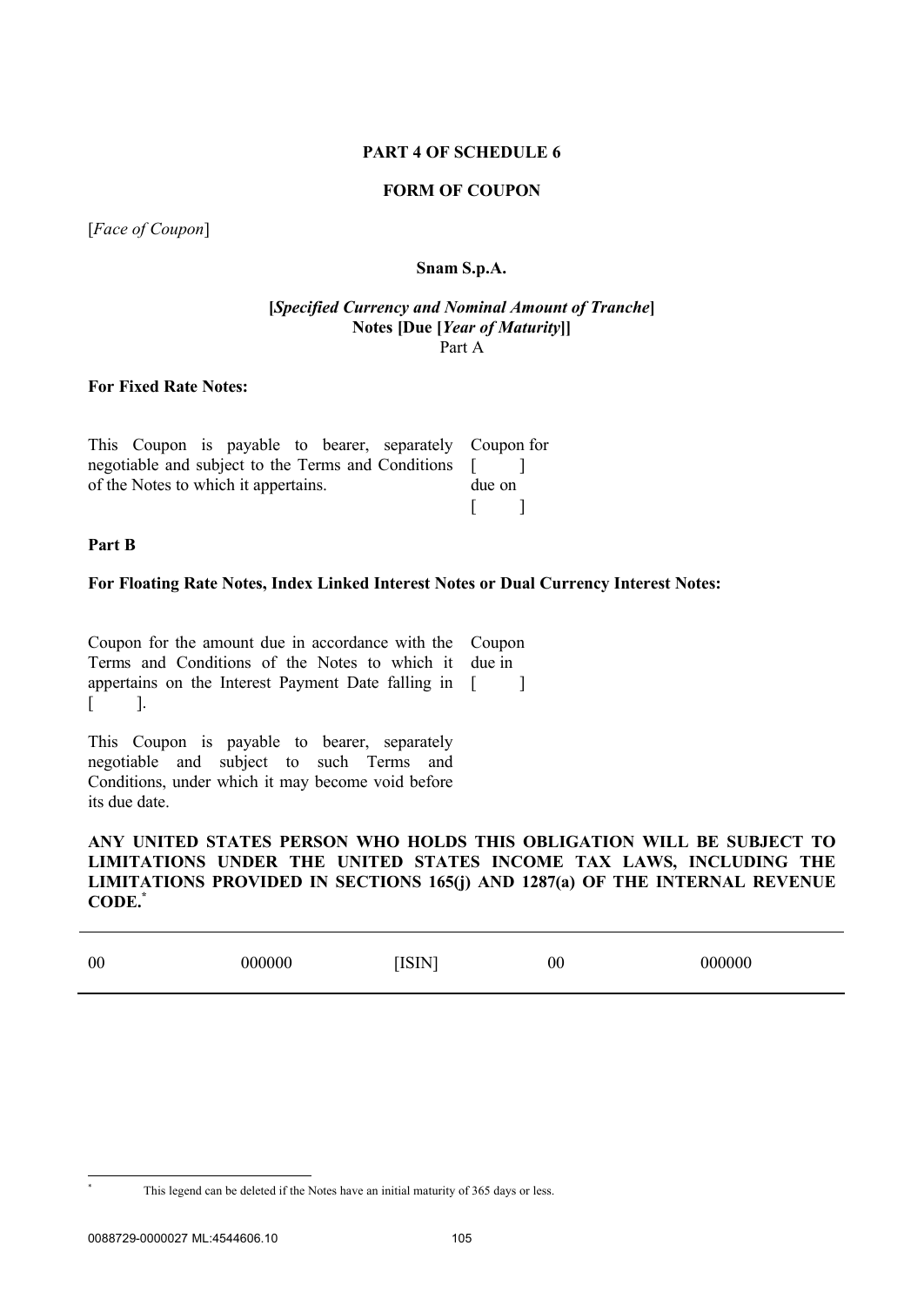**PART 4 OF SCHEDULE 6**

**FORM OF COUPON**

[*Face of Coupon*]

**Snam S.p.A.**

**[*Specified Currency and Nominal Amount of Tranche*]**
**Notes [Due [*Year of Maturity*]]**
Part A

**For Fixed Rate Notes:**

| This Coupon is payable to bearer, separately negotiable and subject to the Terms and Conditions of the Notes to which it appertains. | Coupon for [ ] due on [ ] |
|---|---|

**Part B**

**For Floating Rate Notes, Index Linked Interest Notes or Dual Currency Interest Notes:**

| Coupon for the amount due in accordance with the Terms and Conditions of the Notes to which it appertains on the Interest Payment Date falling in [ ]. | Coupon due in [ ] |
|---|---|
| This Coupon is payable to bearer, separately negotiable and subject to such Terms and Conditions, under which it may become void before its due date. | |

**ANY UNITED STATES PERSON WHO HOLDS THIS OBLIGATION WILL BE SUBJECT TO LIMITATIONS UNDER THE UNITED STATES INCOME TAX LAWS, INCLUDING THE LIMITATIONS PROVIDED IN SECTIONS 165(j) AND 1287(a) OF THE INTERNAL REVENUE CODE.***

| 00 | 000000 | [ISIN] | 00 | 000000 |
|---|---|---|---|---|

\* This legend can be deleted if the Notes have an initial maturity of 365 days or less.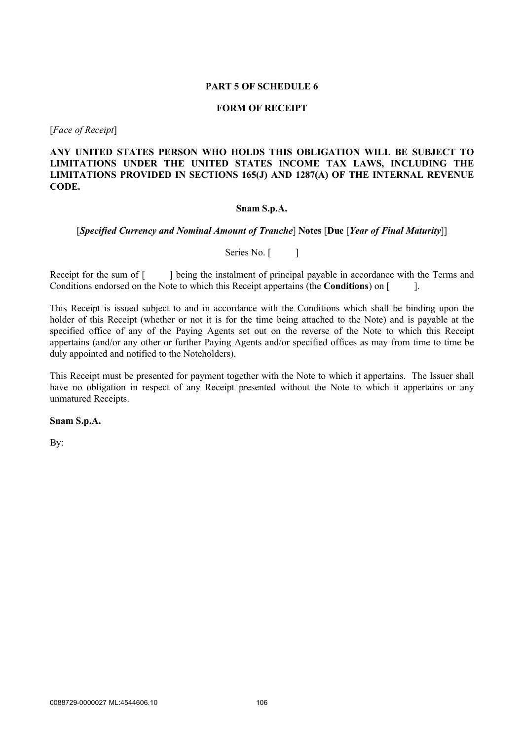**PART 5 OF SCHEDULE 6**

**FORM OF RECEIPT**

[*Face of Receipt*]

**ANY UNITED STATES PERSON WHO HOLDS THIS OBLIGATION WILL BE SUBJECT TO LIMITATIONS UNDER THE UNITED STATES INCOME TAX LAWS, INCLUDING THE LIMITATIONS PROVIDED IN SECTIONS 165(J) AND 1287(A) OF THE INTERNAL REVENUE CODE.**

**Snam S.p.A.**

[***Specified Currency and Nominal Amount of Tranche***] **Notes** [**Due** [***Year of Final Maturity***]]

Series No. [ ]

Receipt for the sum of [ ] being the instalment of principal payable in accordance with the Terms and Conditions endorsed on the Note to which this Receipt appertains (the **Conditions**) on [ ].

This Receipt is issued subject to and in accordance with the Conditions which shall be binding upon the holder of this Receipt (whether or not it is for the time being attached to the Note) and is payable at the specified office of any of the Paying Agents set out on the reverse of the Note to which this Receipt appertains (and/or any other or further Paying Agents and/or specified offices as may from time to time be duly appointed and notified to the Noteholders).

This Receipt must be presented for payment together with the Note to which it appertains. The Issuer shall have no obligation in respect of any Receipt presented without the Note to which it appertains or any unmatured Receipts.

**Snam S.p.A.**

By: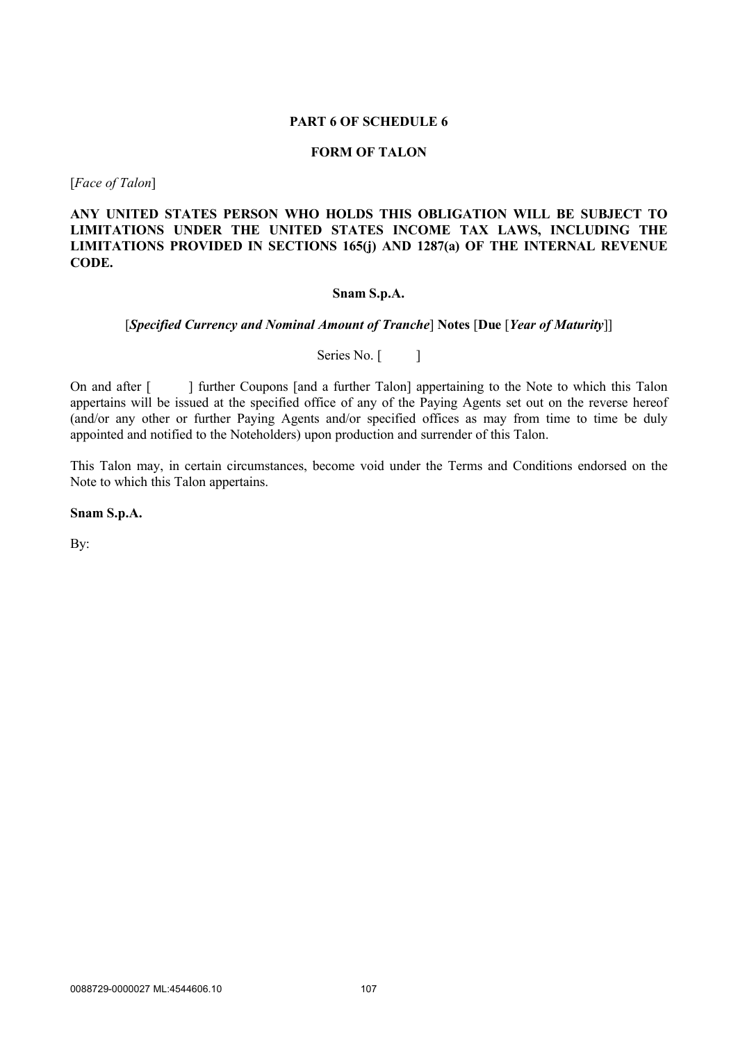**PART 6 OF SCHEDULE 6**

**FORM OF TALON**

[*Face of Talon*]

**ANY UNITED STATES PERSON WHO HOLDS THIS OBLIGATION WILL BE SUBJECT TO LIMITATIONS UNDER THE UNITED STATES INCOME TAX LAWS, INCLUDING THE LIMITATIONS PROVIDED IN SECTIONS 165(j) AND 1287(a) OF THE INTERNAL REVENUE CODE.**

**Snam S.p.A.**

[***Specified Currency and Nominal Amount of Tranche***] **Notes** [**Due** [***Year of Maturity***]]

Series No. [ ]

On and after [ ] further Coupons [and a further Talon] appertaining to the Note to which this Talon appertains will be issued at the specified office of any of the Paying Agents set out on the reverse hereof (and/or any other or further Paying Agents and/or specified offices as may from time to time be duly appointed and notified to the Noteholders) upon production and surrender of this Talon.

This Talon may, in certain circumstances, become void under the Terms and Conditions endorsed on the Note to which this Talon appertains.

**Snam S.p.A.**

By: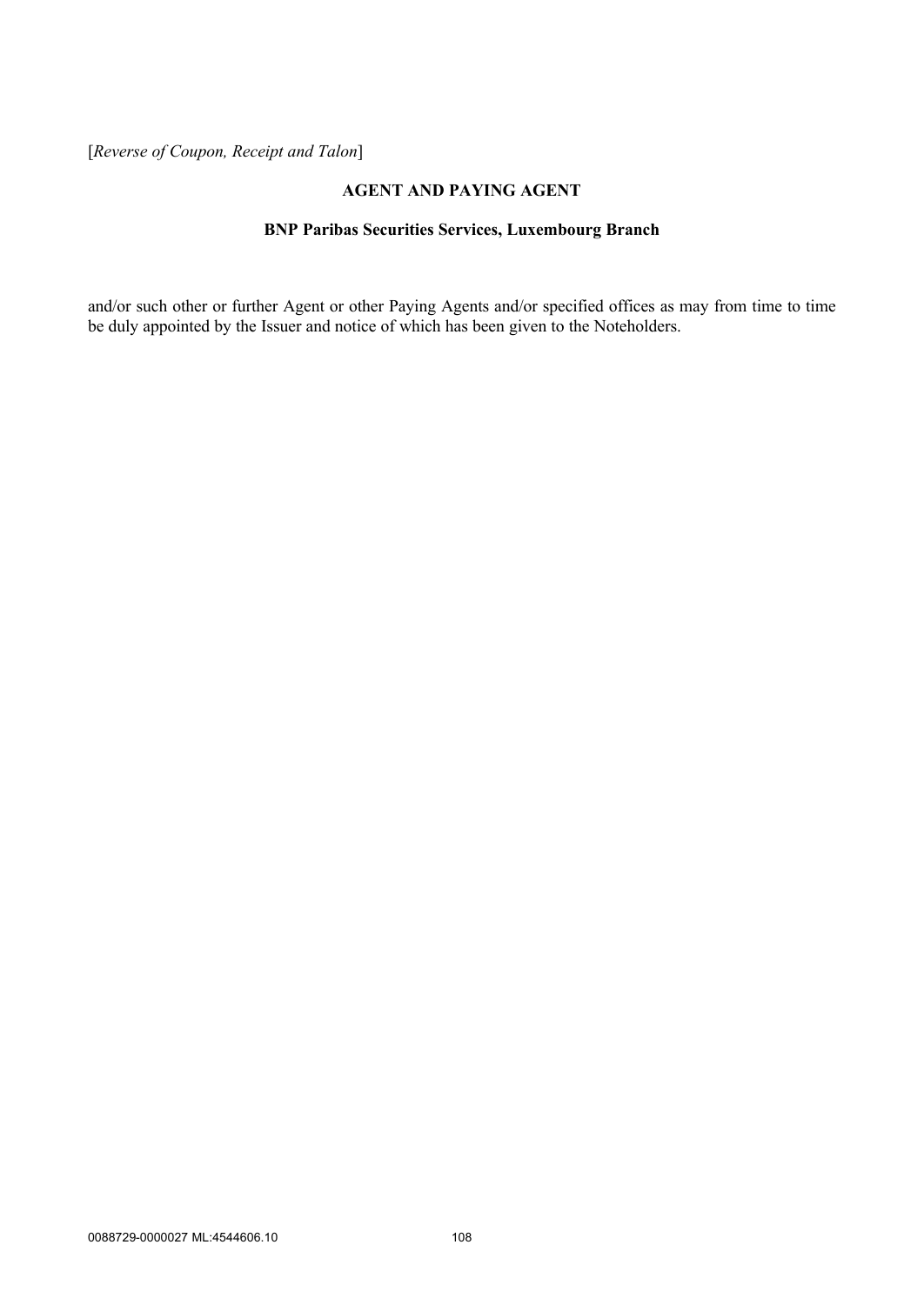[*Reverse of Coupon, Receipt and Talon*]

**AGENT AND PAYING AGENT**

**BNP Paribas Securities Services, Luxembourg Branch**

and/or such other or further Agent or other Paying Agents and/or specified offices as may from time to time be duly appointed by the Issuer and notice of which has been given to the Noteholders.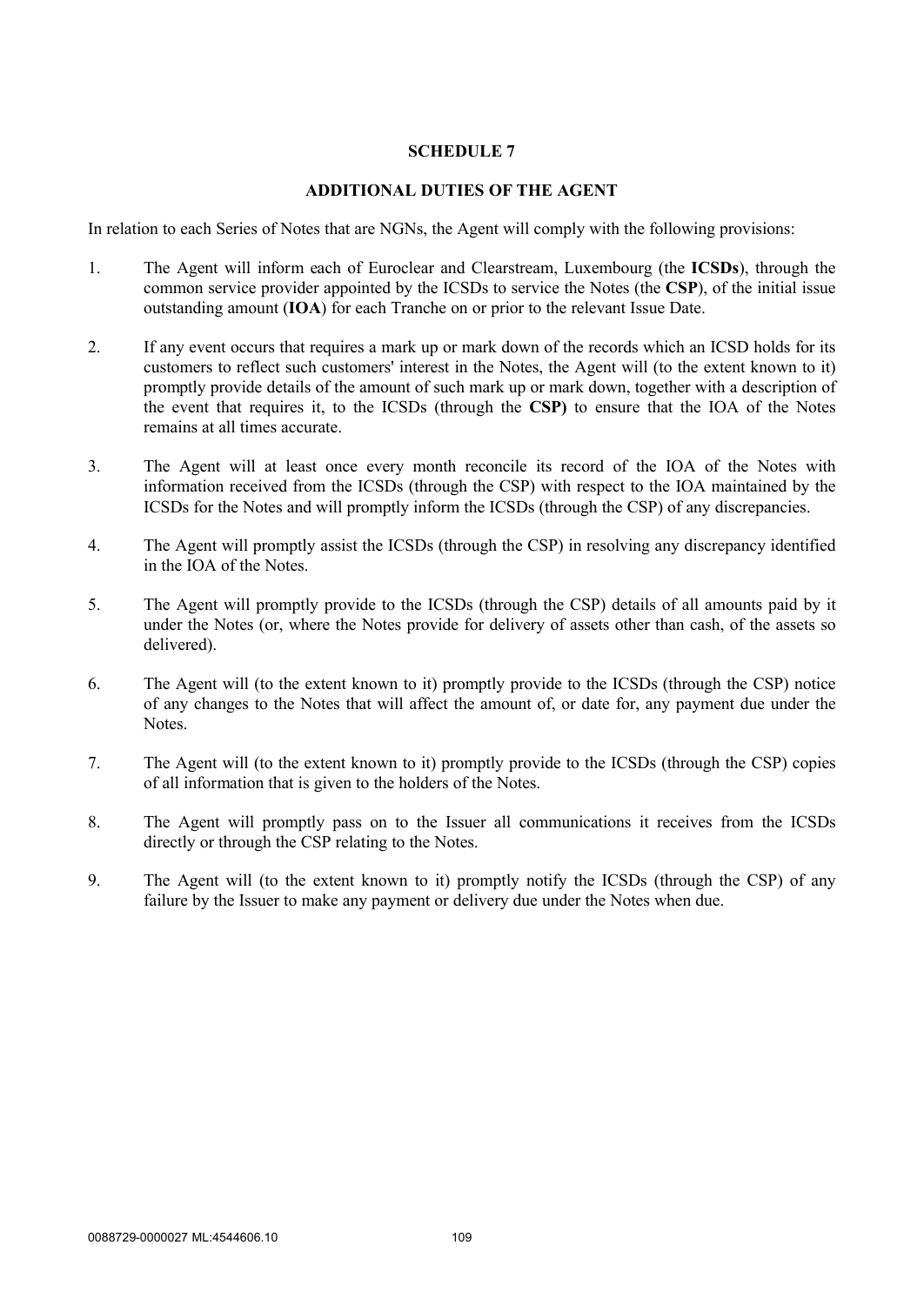# SCHEDULE 7

## ADDITIONAL DUTIES OF THE AGENT

In relation to each Series of Notes that are NGNs, the Agent will comply with the following provisions:

1. The Agent will inform each of Euroclear and Clearstream, Luxembourg (the **ICSDs**), through the common service provider appointed by the ICSDs to service the Notes (the **CSP**), of the initial issue outstanding amount (**IOA**) for each Tranche on or prior to the relevant Issue Date.

2. If any event occurs that requires a mark up or mark down of the records which an ICSD holds for its customers to reflect such customers' interest in the Notes, the Agent will (to the extent known to it) promptly provide details of the amount of such mark up or mark down, together with a description of the event that requires it, to the ICSDs (through the **CSP)** to ensure that the IOA of the Notes remains at all times accurate.

3. The Agent will at least once every month reconcile its record of the IOA of the Notes with information received from the ICSDs (through the CSP) with respect to the IOA maintained by the ICSDs for the Notes and will promptly inform the ICSDs (through the CSP) of any discrepancies.

4. The Agent will promptly assist the ICSDs (through the CSP) in resolving any discrepancy identified in the IOA of the Notes.

5. The Agent will promptly provide to the ICSDs (through the CSP) details of all amounts paid by it under the Notes (or, where the Notes provide for delivery of assets other than cash, of the assets so delivered).

6. The Agent will (to the extent known to it) promptly provide to the ICSDs (through the CSP) notice of any changes to the Notes that will affect the amount of, or date for, any payment due under the Notes.

7. The Agent will (to the extent known to it) promptly provide to the ICSDs (through the CSP) copies of all information that is given to the holders of the Notes.

8. The Agent will promptly pass on to the Issuer all communications it receives from the ICSDs directly or through the CSP relating to the Notes.

9. The Agent will (to the extent known to it) promptly notify the ICSDs (through the CSP) of any failure by the Issuer to make any payment or delivery due under the Notes when due.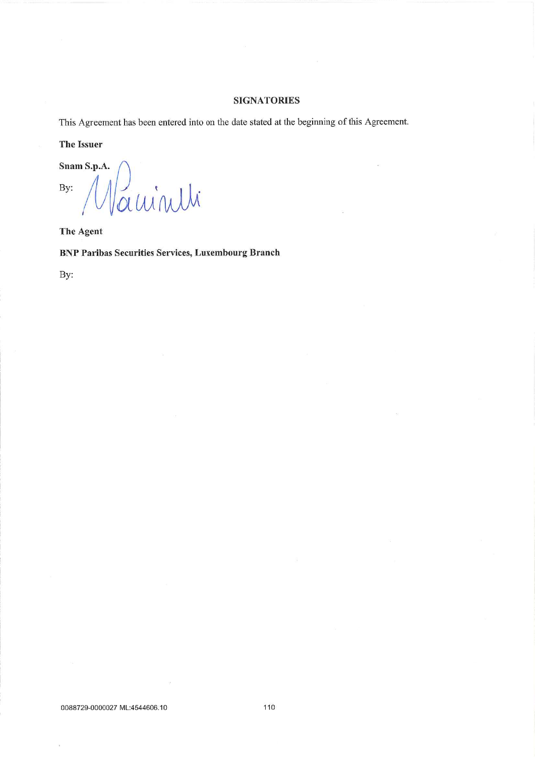## SIGNATORIES

This Agreement has been entered into on the date stated at the beginning of this Agreement.

**The Issuer**

**Snam S.p.A.**

By:

**The Agent**

**BNP Paribas Securities Services, Luxembourg Branch**

By:

0088729-0000027 ML:4544606.10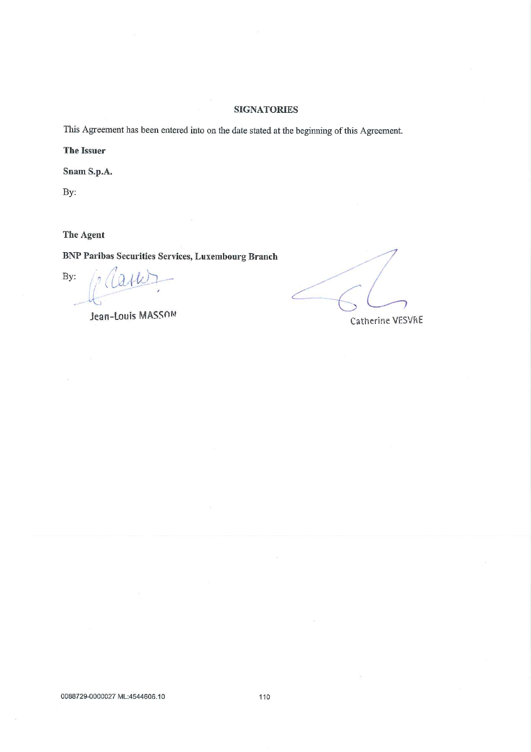## SIGNATORIES

This Agreement has been entered into on the date stated at the beginning of this Agreement.

**The Issuer**

**Snam S.p.A.**

By:

**The Agent**

**BNP Paribas Securities Services, Luxembourg Branch**

By:

Jean-Louis MASSON

Catherine VESVRE

0088729-0000027 ML:4544606.10